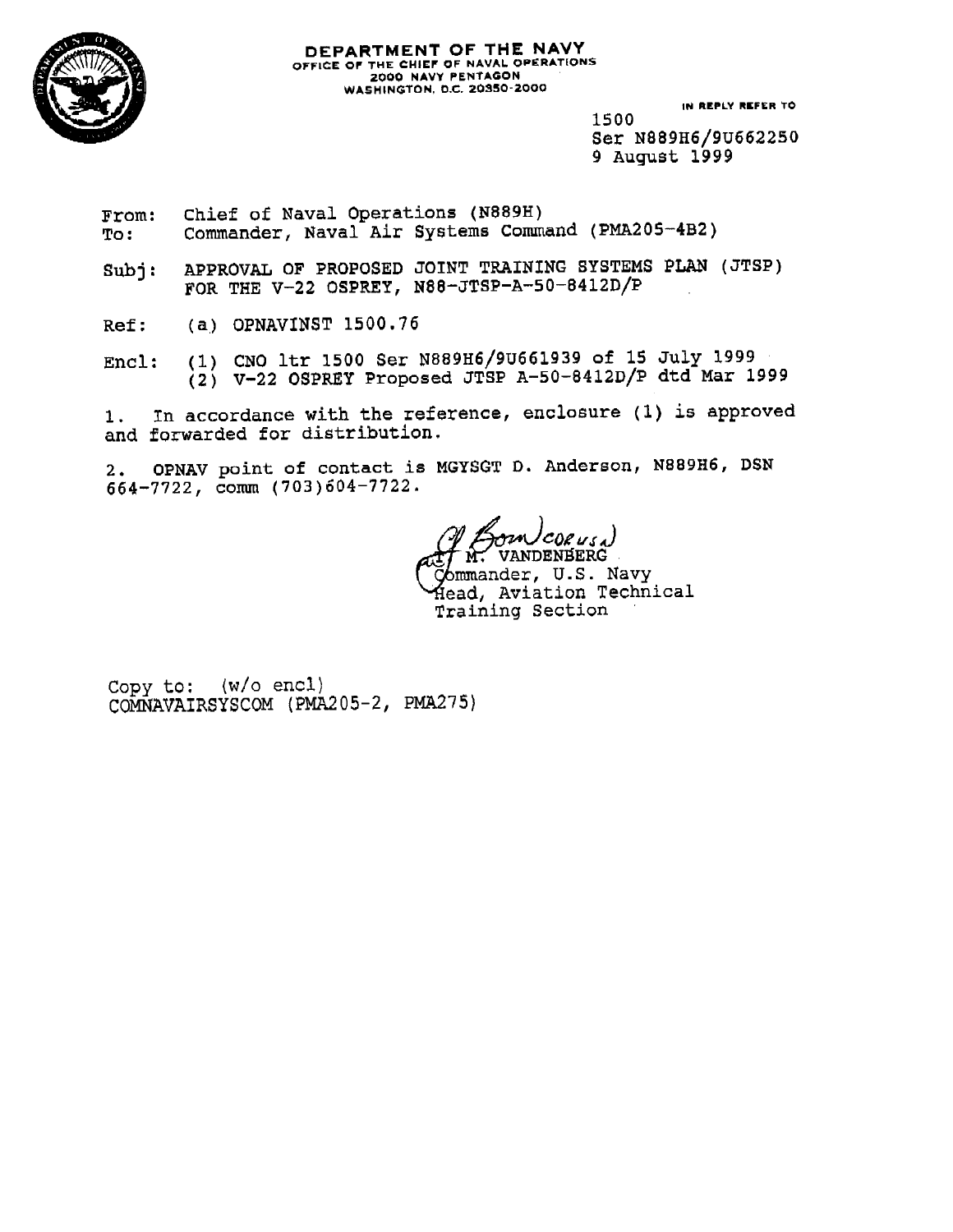**DEPARTMENT OF THE NAVY**
OFFICE OF THE CHIEF OF NAVAL OPERATIONS
2000 NAVY PENTAGON
WASHINGTON, D.C. 20350-2000

IN REPLY REFER TO
1500
Ser N889H6/9U662250
9 August 1999

From: Chief of Naval Operations (N889H)
To: Commander, Naval Air Systems Command (PMA205-4B2)

Subj: APPROVAL OF PROPOSED JOINT TRAINING SYSTEMS PLAN (JTSP) FOR THE V-22 OSPREY, N88-JTSP-A-50-8412D/P

Ref: (a) OPNAVINST 1500.76

Encl: (1) CNO ltr 1500 Ser N889H6/9U661939 of 15 July 1999
(2) V-22 OSPREY Proposed JTSP A-50-8412D/P dtd Mar 1999

1. In accordance with the reference, enclosure (1) is approved and forwarded for distribution.

2. OPNAV point of contact is MGYSGT D. Anderson, N889H6, DSN 664-7722, comm (703)604-7722.

M. VANDENBERG
Commander, U.S. Navy
Head, Aviation Technical Training Section

Copy to: (w/o encl)
COMNAVAIRSYSCOM (PMA205-2, PMA275)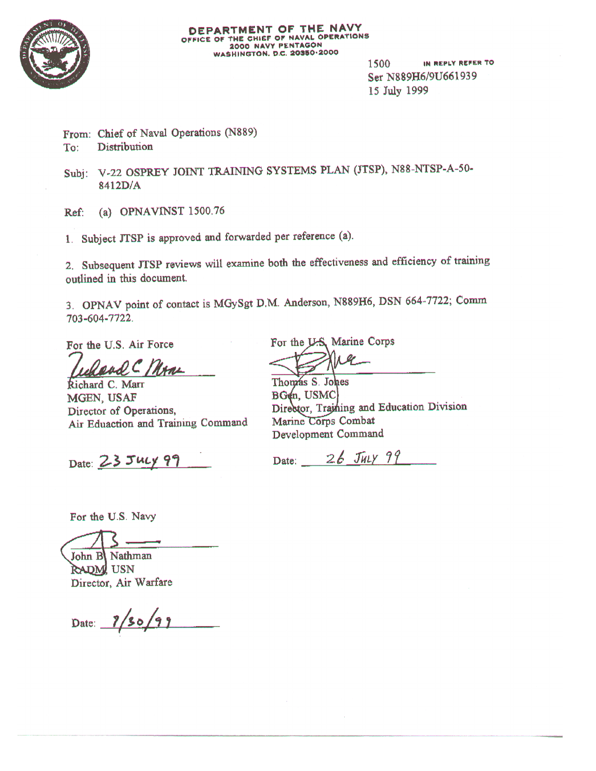**DEPARTMENT OF THE NAVY**
OFFICE OF THE CHIEF OF NAVAL OPERATIONS
2000 NAVY PENTAGON
WASHINGTON, D.C. 20350-2000

1500 IN REPLY REFER TO
Ser N889H6/9U661939
15 July 1999

From: Chief of Naval Operations (N889)
To: Distribution

Subj: V-22 OSPREY JOINT TRAINING SYSTEMS PLAN (JTSP), N88-NTSP-A-50-8412D/A

Ref: (a) OPNAVINST 1500.76

1. Subject JTSP is approved and forwarded per reference (a).

2. Subsequent JTSP reviews will examine both the effectiveness and efficiency of training outlined in this document.

3. OPNAV point of contact is MGySgt D.M. Anderson, N889H6, DSN 664-7722; Comm 703-604-7722.

For the U.S. Air Force

Richard C. Marr
MGEN, USAF
Director of Operations,
Air Eduaction and Training Command

Date: 23 JULY 99

For the U.S. Marine Corps

Thomas S. Jones
BGen, USMC
Director, Training and Education Division
Marine Corps Combat
Development Command

Date: 26 JULY 99

For the U.S. Navy

John B. Nathman
RADM, USN
Director, Air Warfare

Date: 7/30/99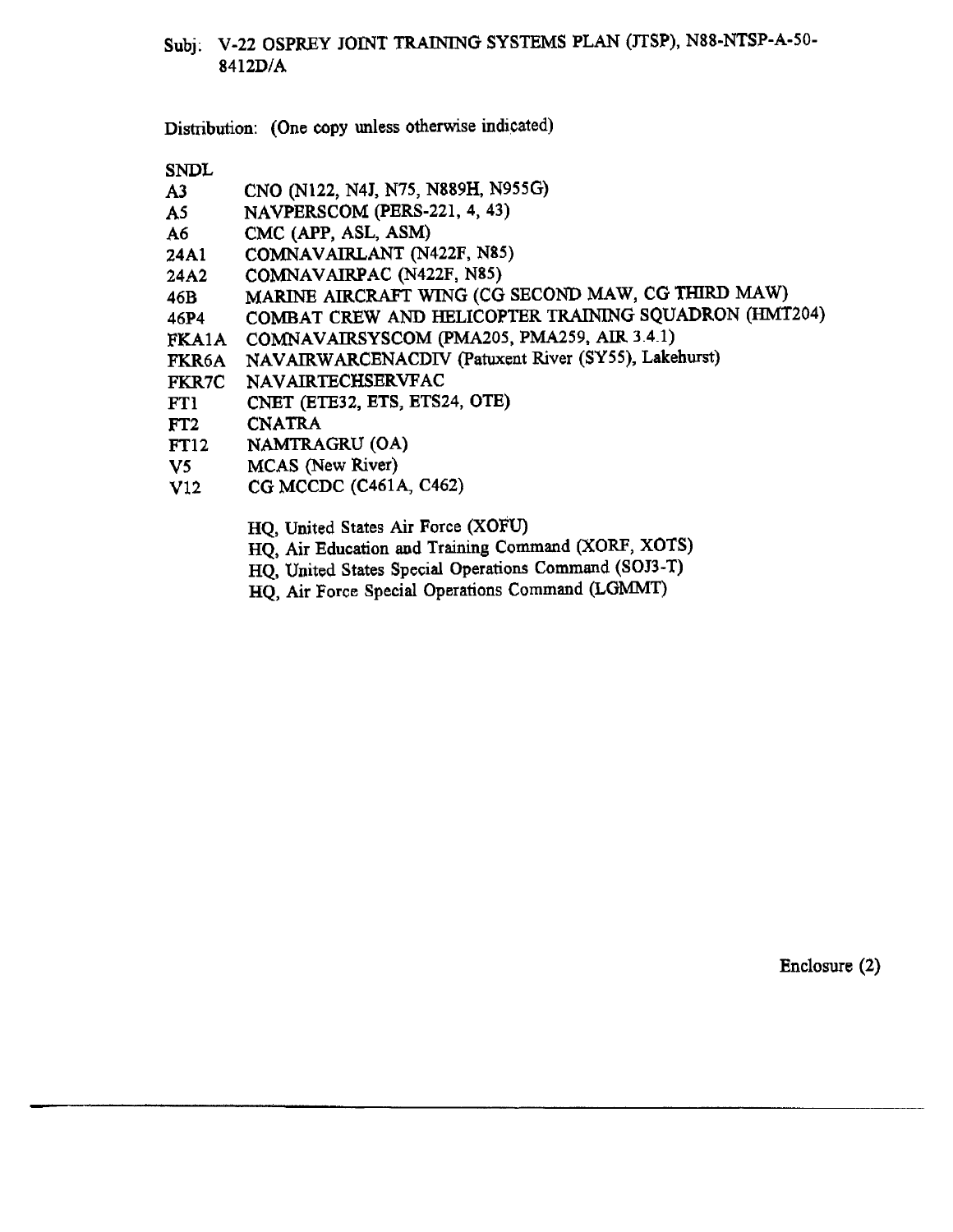Subj: V-22 OSPREY JOINT TRAINING SYSTEMS PLAN (JTSP), N88-NTSP-A-50-8412D/A

Distribution: (One copy unless otherwise indicated)

SNDL

| | |
|---|---|
| A3 | CNO (N122, N4J, N75, N889H, N955G) |
| A5 | NAVPERSCOM (PERS-221, 4, 43) |
| A6 | CMC (APP, ASL, ASM) |
| 24A1 | COMNAVAIRLANT (N422F, N85) |
| 24A2 | COMNAVAIRPAC (N422F, N85) |
| 46B | MARINE AIRCRAFT WING (CG SECOND MAW, CG THIRD MAW) |
| 46P4 | COMBAT CREW AND HELICOPTER TRAINING SQUADRON (HMT204) |
| FKA1A | COMNAVAIRSYSCOM (PMA205, PMA259, AIR 3.4.1) |
| FKR6A | NAVAIRWARCENACDIV (Patuxent River (SY55), Lakehurst) |
| FKR7C | NAVAIRTECHSERVFAC |
| FT1 | CNET (ETE32, ETS, ETS24, OTE) |
| FT2 | CNATRA |
| FT12 | NAMTRAGRU (OA) |
| V5 | MCAS (New River) |
| V12 | CG MCCDC (C461A, C462) |

HQ, United States Air Force (XOFU)
HQ, Air Education and Training Command (XORF, XOTS)
HQ, United States Special Operations Command (SOJ3-T)
HQ, Air Force Special Operations Command (LGMMT)

Enclosure (2)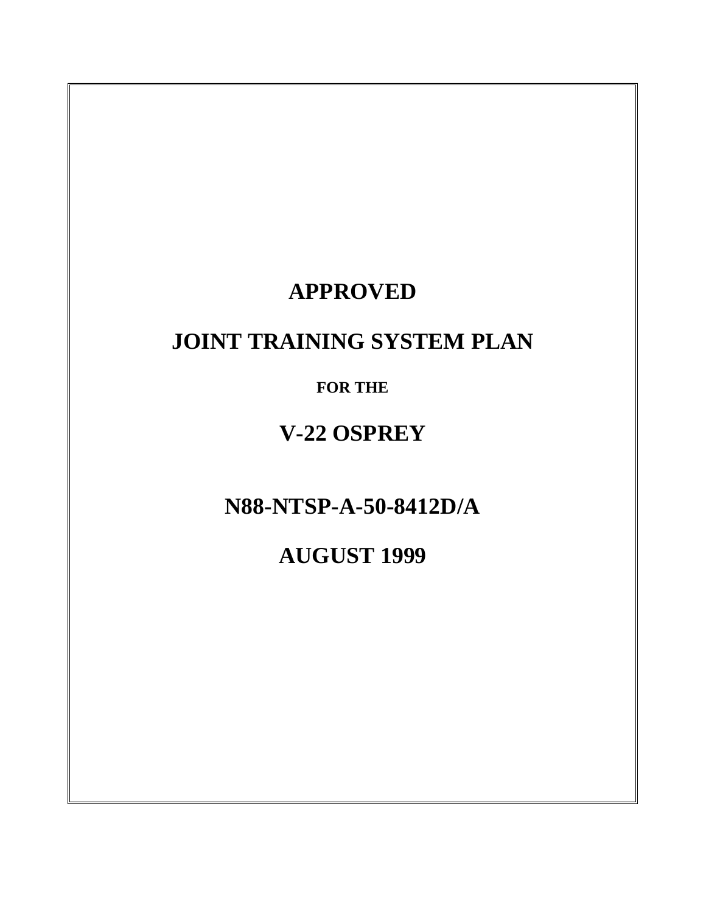# APPROVED

# JOINT TRAINING SYSTEM PLAN

**FOR THE**

# V-22 OSPREY

# N88-NTSP-A-50-8412D/A

# AUGUST 1999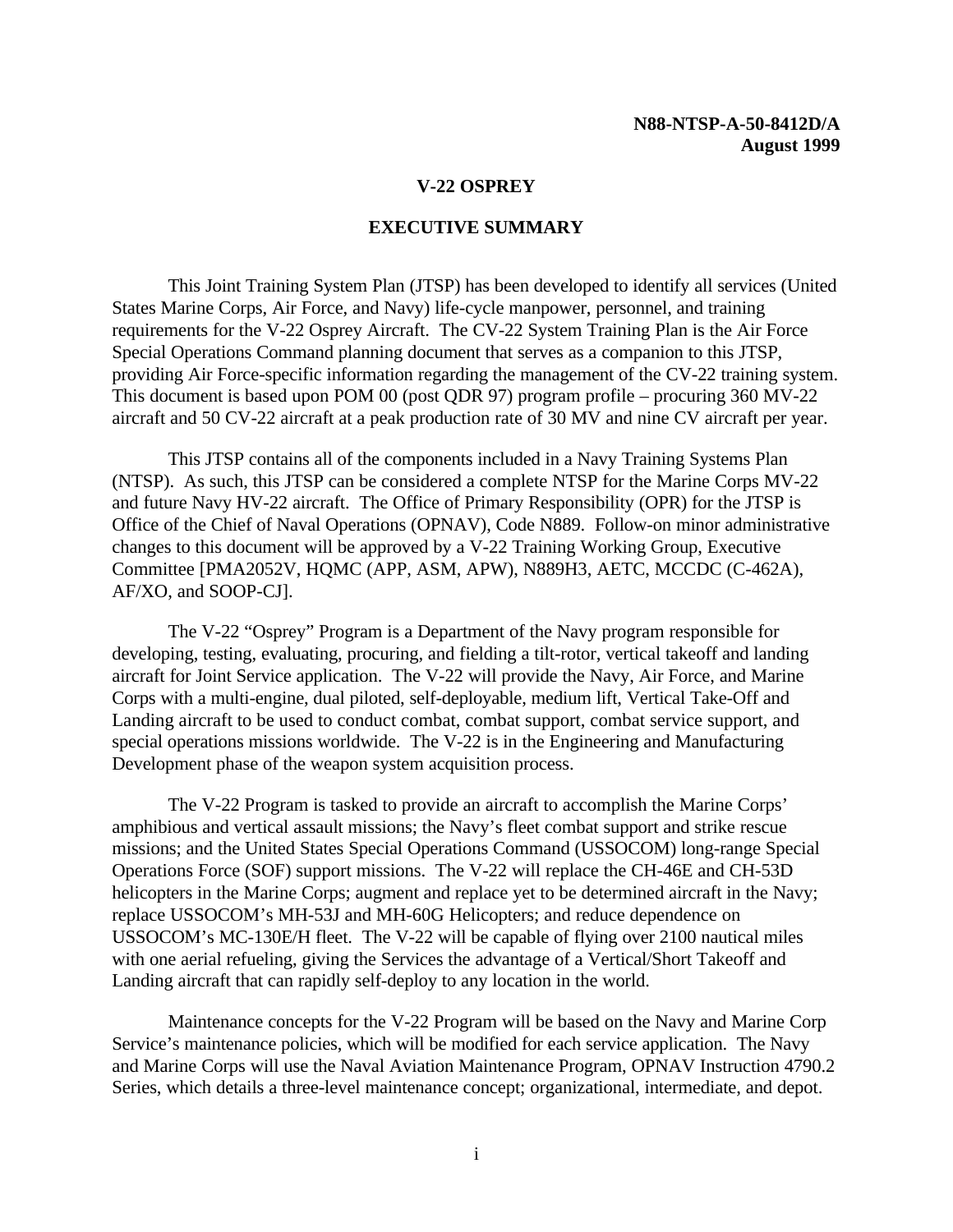**N88-NTSP-A-50-8412D/A**
**August 1999**

# V-22 OSPREY

## EXECUTIVE SUMMARY

This Joint Training System Plan (JTSP) has been developed to identify all services (United States Marine Corps, Air Force, and Navy) life-cycle manpower, personnel, and training requirements for the V-22 Osprey Aircraft. The CV-22 System Training Plan is the Air Force Special Operations Command planning document that serves as a companion to this JTSP, providing Air Force-specific information regarding the management of the CV-22 training system. This document is based upon POM 00 (post QDR 97) program profile – procuring 360 MV-22 aircraft and 50 CV-22 aircraft at a peak production rate of 30 MV and nine CV aircraft per year.

This JTSP contains all of the components included in a Navy Training Systems Plan (NTSP). As such, this JTSP can be considered a complete NTSP for the Marine Corps MV-22 and future Navy HV-22 aircraft. The Office of Primary Responsibility (OPR) for the JTSP is Office of the Chief of Naval Operations (OPNAV), Code N889. Follow-on minor administrative changes to this document will be approved by a V-22 Training Working Group, Executive Committee [PMA2052V, HQMC (APP, ASM, APW), N889H3, AETC, MCCDC (C-462A), AF/XO, and SOOP-CJ].

The V-22 "Osprey" Program is a Department of the Navy program responsible for developing, testing, evaluating, procuring, and fielding a tilt-rotor, vertical takeoff and landing aircraft for Joint Service application. The V-22 will provide the Navy, Air Force, and Marine Corps with a multi-engine, dual piloted, self-deployable, medium lift, Vertical Take-Off and Landing aircraft to be used to conduct combat, combat support, combat service support, and special operations missions worldwide. The V-22 is in the Engineering and Manufacturing Development phase of the weapon system acquisition process.

The V-22 Program is tasked to provide an aircraft to accomplish the Marine Corps' amphibious and vertical assault missions; the Navy's fleet combat support and strike rescue missions; and the United States Special Operations Command (USSOCOM) long-range Special Operations Force (SOF) support missions. The V-22 will replace the CH-46E and CH-53D helicopters in the Marine Corps; augment and replace yet to be determined aircraft in the Navy; replace USSOCOM's MH-53J and MH-60G Helicopters; and reduce dependence on USSOCOM's MC-130E/H fleet. The V-22 will be capable of flying over 2100 nautical miles with one aerial refueling, giving the Services the advantage of a Vertical/Short Takeoff and Landing aircraft that can rapidly self-deploy to any location in the world.

Maintenance concepts for the V-22 Program will be based on the Navy and Marine Corp Service's maintenance policies, which will be modified for each service application. The Navy and Marine Corps will use the Naval Aviation Maintenance Program, OPNAV Instruction 4790.2 Series, which details a three-level maintenance concept; organizational, intermediate, and depot.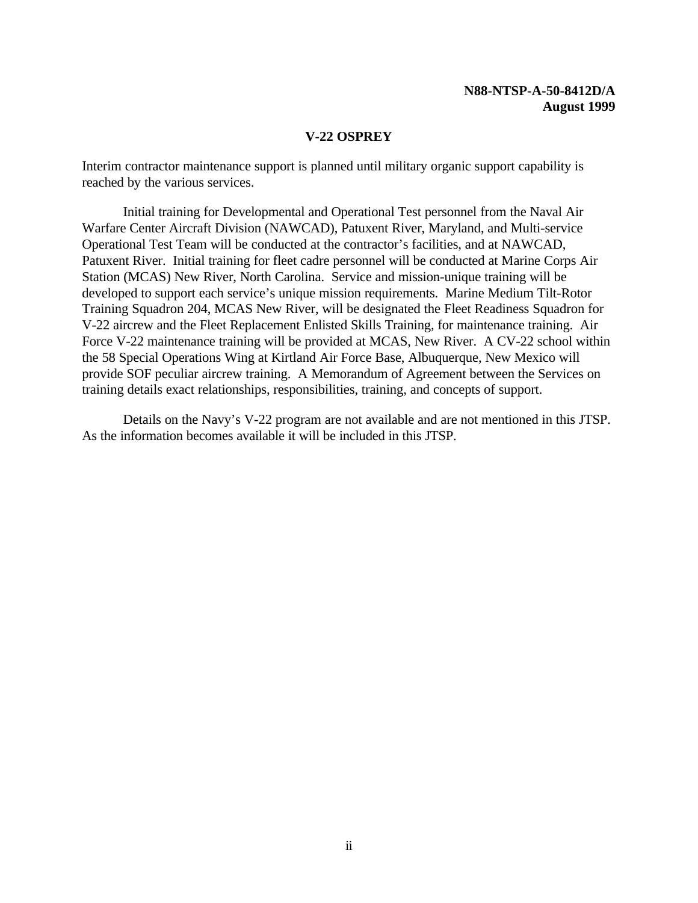**N88-NTSP-A-50-8412D/A**
**August 1999**

## V-22 OSPREY

Interim contractor maintenance support is planned until military organic support capability is reached by the various services.

Initial training for Developmental and Operational Test personnel from the Naval Air Warfare Center Aircraft Division (NAWCAD), Patuxent River, Maryland, and Multi-service Operational Test Team will be conducted at the contractor's facilities, and at NAWCAD, Patuxent River. Initial training for fleet cadre personnel will be conducted at Marine Corps Air Station (MCAS) New River, North Carolina. Service and mission-unique training will be developed to support each service's unique mission requirements. Marine Medium Tilt-Rotor Training Squadron 204, MCAS New River, will be designated the Fleet Readiness Squadron for V-22 aircrew and the Fleet Replacement Enlisted Skills Training, for maintenance training. Air Force V-22 maintenance training will be provided at MCAS, New River. A CV-22 school within the 58 Special Operations Wing at Kirtland Air Force Base, Albuquerque, New Mexico will provide SOF peculiar aircrew training. A Memorandum of Agreement between the Services on training details exact relationships, responsibilities, training, and concepts of support.

Details on the Navy's V-22 program are not available and are not mentioned in this JTSP. As the information becomes available it will be included in this JTSP.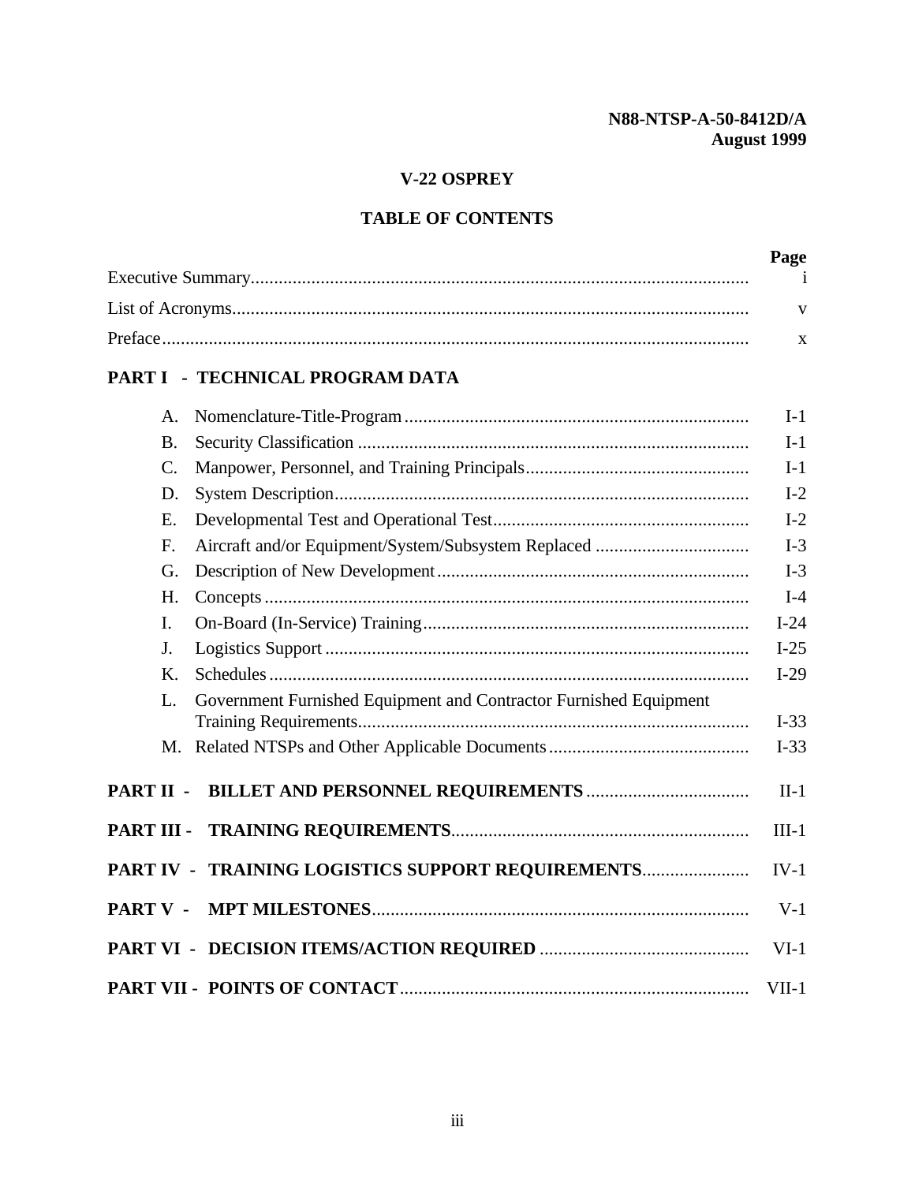N88-NTSP-A-50-8412D/A
August 1999

# V-22 OSPREY

## TABLE OF CONTENTS

| | Page |
|---|---|
| Executive Summary | i |
| List of Acronyms | v |
| Preface | x |
| **PART I - TECHNICAL PROGRAM DATA** | |
| A. Nomenclature-Title-Program | I-1 |
| B. Security Classification | I-1 |
| C. Manpower, Personnel, and Training Principals | I-1 |
| D. System Description | I-2 |
| E. Developmental Test and Operational Test | I-2 |
| F. Aircraft and/or Equipment/System/Subsystem Replaced | I-3 |
| G. Description of New Development | I-3 |
| H. Concepts | I-4 |
| I. On-Board (In-Service) Training | I-24 |
| J. Logistics Support | I-25 |
| K. Schedules | I-29 |
| L. Government Furnished Equipment and Contractor Furnished Equipment Training Requirements | I-33 |
| M. Related NTSPs and Other Applicable Documents | I-33 |
| **PART II - BILLET AND PERSONNEL REQUIREMENTS** | II-1 |
| **PART III - TRAINING REQUIREMENTS** | III-1 |
| **PART IV - TRAINING LOGISTICS SUPPORT REQUIREMENTS** | IV-1 |
| **PART V - MPT MILESTONES** | V-1 |
| **PART VI - DECISION ITEMS/ACTION REQUIRED** | VI-1 |
| **PART VII - POINTS OF CONTACT** | VII-1 |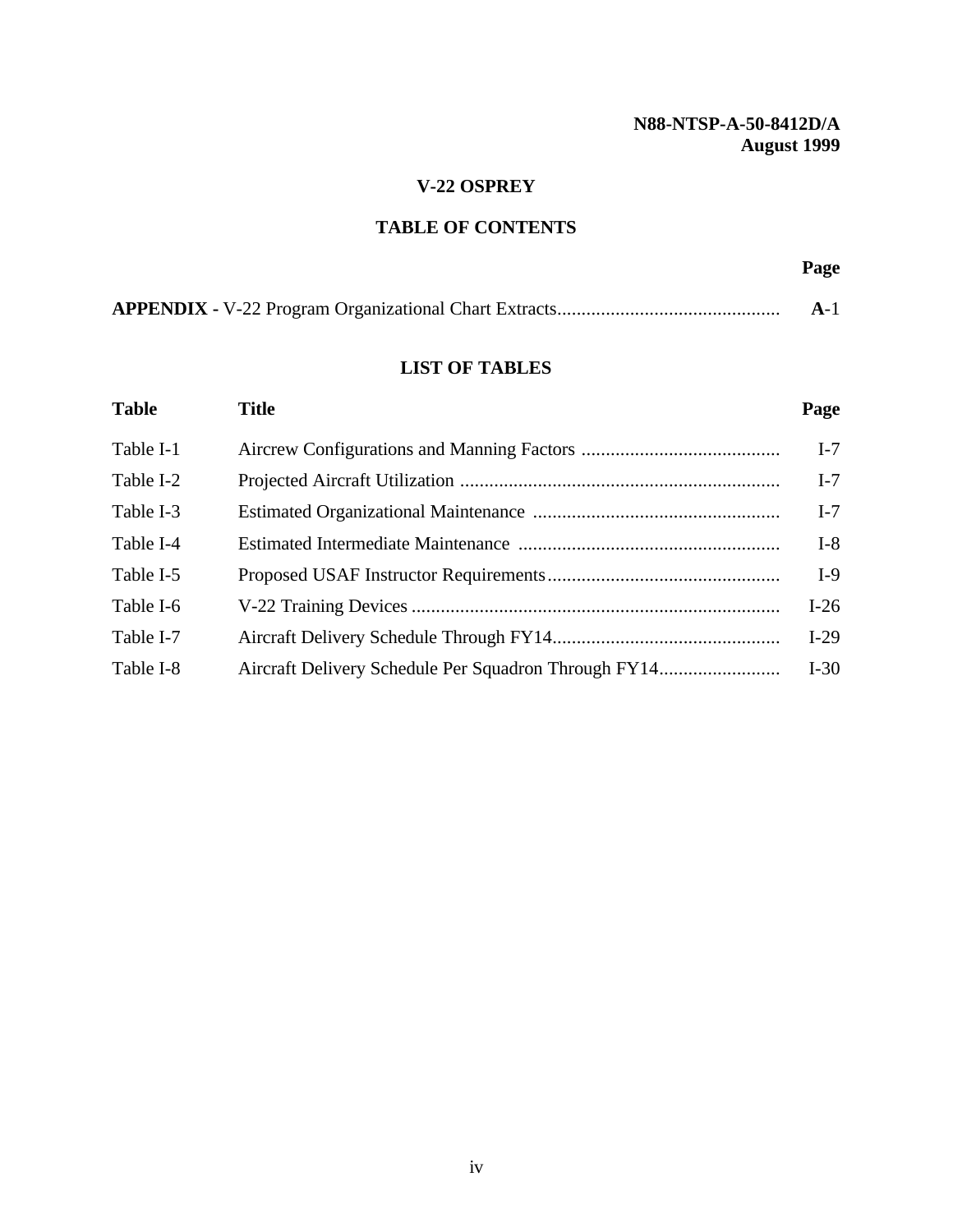**N88-NTSP-A-50-8412D/A**
**August 1999**

# V-22 OSPREY

## TABLE OF CONTENTS

| | Page |
|---|---|
| **APPENDIX -** V-22 Program Organizational Chart Extracts | **A**-1 |

## LIST OF TABLES

| Table | Title | Page |
|---|---|---|
| Table I-1 | Aircrew Configurations and Manning Factors | I-7 |
| Table I-2 | Projected Aircraft Utilization | I-7 |
| Table I-3 | Estimated Organizational Maintenance | I-7 |
| Table I-4 | Estimated Intermediate Maintenance | I-8 |
| Table I-5 | Proposed USAF Instructor Requirements | I-9 |
| Table I-6 | V-22 Training Devices | I-26 |
| Table I-7 | Aircraft Delivery Schedule Through FY14 | I-29 |
| Table I-8 | Aircraft Delivery Schedule Per Squadron Through FY14 | I-30 |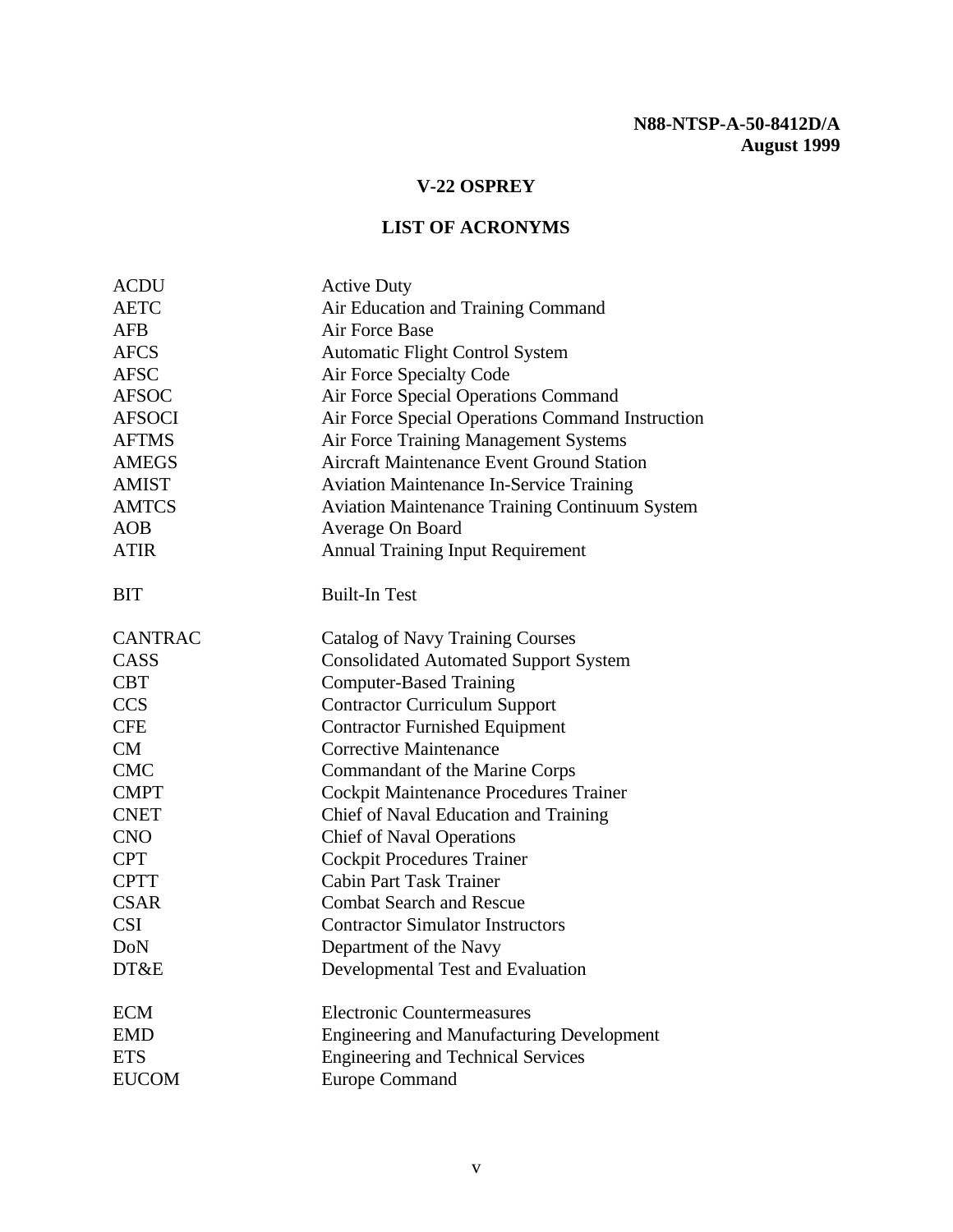N88-NTSP-A-50-8412D/A
August 1999

# V-22 OSPREY

## LIST OF ACRONYMS

| | |
|---|---|
| ACDU | Active Duty |
| AETC | Air Education and Training Command |
| AFB | Air Force Base |
| AFCS | Automatic Flight Control System |
| AFSC | Air Force Specialty Code |
| AFSOC | Air Force Special Operations Command |
| AFSOCI | Air Force Special Operations Command Instruction |
| AFTMS | Air Force Training Management Systems |
| AMEGS | Aircraft Maintenance Event Ground Station |
| AMIST | Aviation Maintenance In-Service Training |
| AMTCS | Aviation Maintenance Training Continuum System |
| AOB | Average On Board |
| ATIR | Annual Training Input Requirement |
| | |
| BIT | Built-In Test |
| | |
| CANTRAC | Catalog of Navy Training Courses |
| CASS | Consolidated Automated Support System |
| CBT | Computer-Based Training |
| CCS | Contractor Curriculum Support |
| CFE | Contractor Furnished Equipment |
| CM | Corrective Maintenance |
| CMC | Commandant of the Marine Corps |
| CMPT | Cockpit Maintenance Procedures Trainer |
| CNET | Chief of Naval Education and Training |
| CNO | Chief of Naval Operations |
| CPT | Cockpit Procedures Trainer |
| CPTT | Cabin Part Task Trainer |
| CSAR | Combat Search and Rescue |
| CSI | Contractor Simulator Instructors |
| DoN | Department of the Navy |
| DT&E | Developmental Test and Evaluation |
| | |
| ECM | Electronic Countermeasures |
| EMD | Engineering and Manufacturing Development |
| ETS | Engineering and Technical Services |
| EUCOM | Europe Command |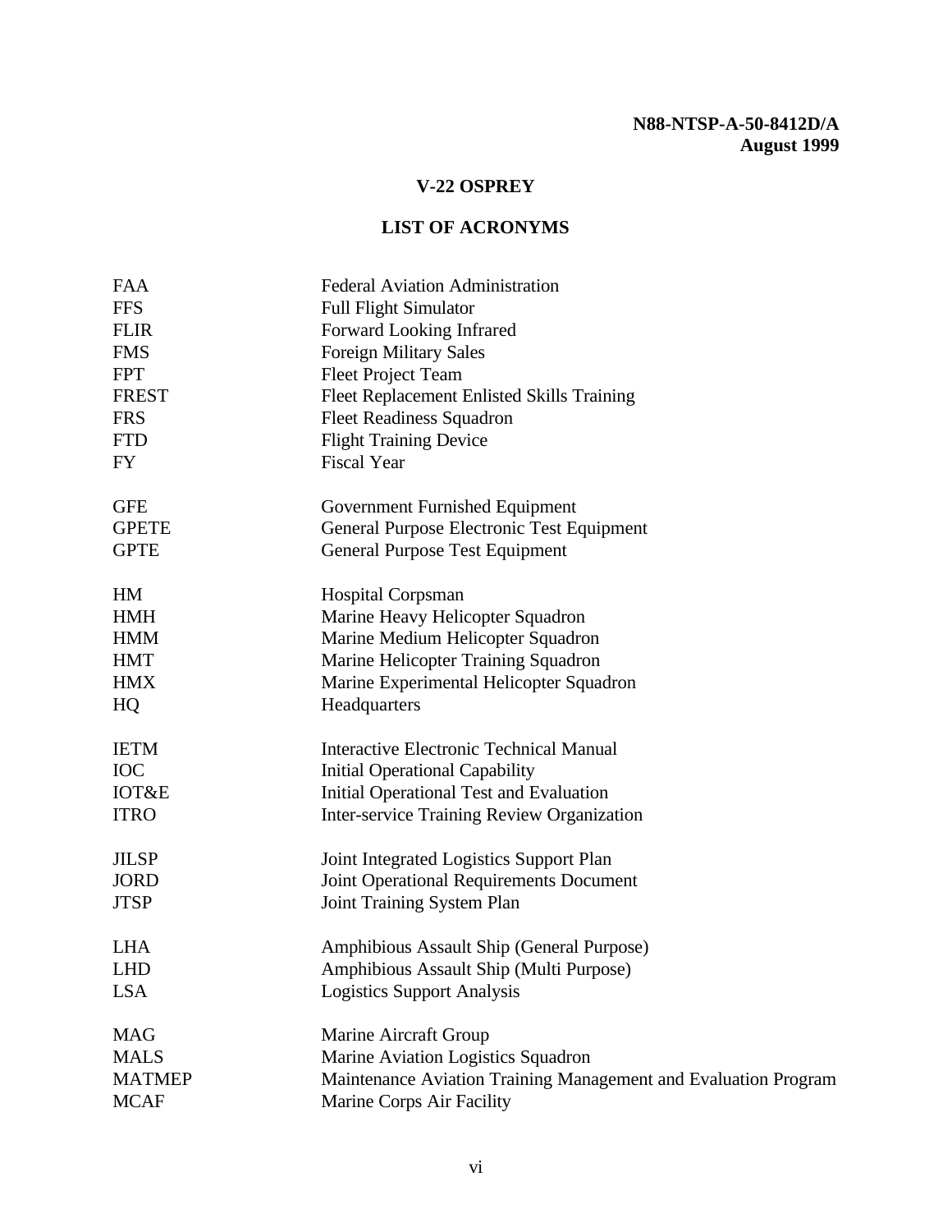N88-NTSP-A-50-8412D/A
August 1999

## V-22 OSPREY

## LIST OF ACRONYMS

| | |
|---|---|
| FAA | Federal Aviation Administration |
| FFS | Full Flight Simulator |
| FLIR | Forward Looking Infrared |
| FMS | Foreign Military Sales |
| FPT | Fleet Project Team |
| FREST | Fleet Replacement Enlisted Skills Training |
| FRS | Fleet Readiness Squadron |
| FTD | Flight Training Device |
| FY | Fiscal Year |
| | |
| GFE | Government Furnished Equipment |
| GPETE | General Purpose Electronic Test Equipment |
| GPTE | General Purpose Test Equipment |
| | |
| HM | Hospital Corpsman |
| HMH | Marine Heavy Helicopter Squadron |
| HMM | Marine Medium Helicopter Squadron |
| HMT | Marine Helicopter Training Squadron |
| HMX | Marine Experimental Helicopter Squadron |
| HQ | Headquarters |
| | |
| IETM | Interactive Electronic Technical Manual |
| IOC | Initial Operational Capability |
| IOT&E | Initial Operational Test and Evaluation |
| ITRO | Inter-service Training Review Organization |
| | |
| JILSP | Joint Integrated Logistics Support Plan |
| JORD | Joint Operational Requirements Document |
| JTSP | Joint Training System Plan |
| | |
| LHA | Amphibious Assault Ship (General Purpose) |
| LHD | Amphibious Assault Ship (Multi Purpose) |
| LSA | Logistics Support Analysis |
| | |
| MAG | Marine Aircraft Group |
| MALS | Marine Aviation Logistics Squadron |
| MATMEP | Maintenance Aviation Training Management and Evaluation Program |
| MCAF | Marine Corps Air Facility |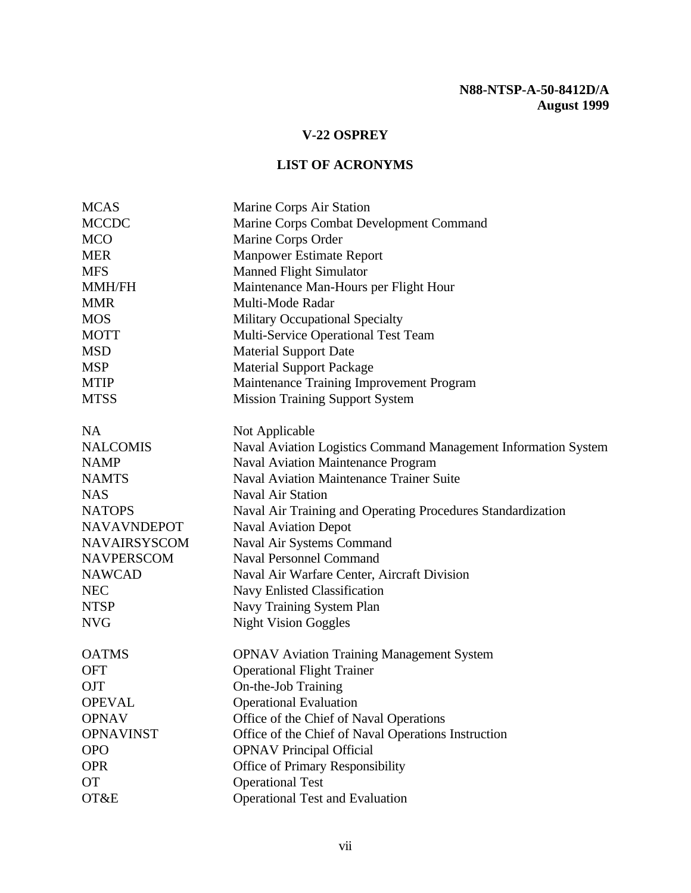N88-NTSP-A-50-8412D/A
August 1999

## V-22 OSPREY

## LIST OF ACRONYMS

| | |
|---|---|
| MCAS | Marine Corps Air Station |
| MCCDC | Marine Corps Combat Development Command |
| MCO | Marine Corps Order |
| MER | Manpower Estimate Report |
| MFS | Manned Flight Simulator |
| MMH/FH | Maintenance Man-Hours per Flight Hour |
| MMR | Multi-Mode Radar |
| MOS | Military Occupational Specialty |
| MOTT | Multi-Service Operational Test Team |
| MSD | Material Support Date |
| MSP | Material Support Package |
| MTIP | Maintenance Training Improvement Program |
| MTSS | Mission Training Support System |
| | |
| NA | Not Applicable |
| NALCOMIS | Naval Aviation Logistics Command Management Information System |
| NAMP | Naval Aviation Maintenance Program |
| NAMTS | Naval Aviation Maintenance Trainer Suite |
| NAS | Naval Air Station |
| NATOPS | Naval Air Training and Operating Procedures Standardization |
| NAVAVNDEPOT | Naval Aviation Depot |
| NAVAIRSYSCOM | Naval Air Systems Command |
| NAVPERSCOM | Naval Personnel Command |
| NAWCAD | Naval Air Warfare Center, Aircraft Division |
| NEC | Navy Enlisted Classification |
| NTSP | Navy Training System Plan |
| NVG | Night Vision Goggles |
| | |
| OATMS | OPNAV Aviation Training Management System |
| OFT | Operational Flight Trainer |
| OJT | On-the-Job Training |
| OPEVAL | Operational Evaluation |
| OPNAV | Office of the Chief of Naval Operations |
| OPNAVINST | Office of the Chief of Naval Operations Instruction |
| OPO | OPNAV Principal Official |
| OPR | Office of Primary Responsibility |
| OT | Operational Test |
| OT&E | Operational Test and Evaluation |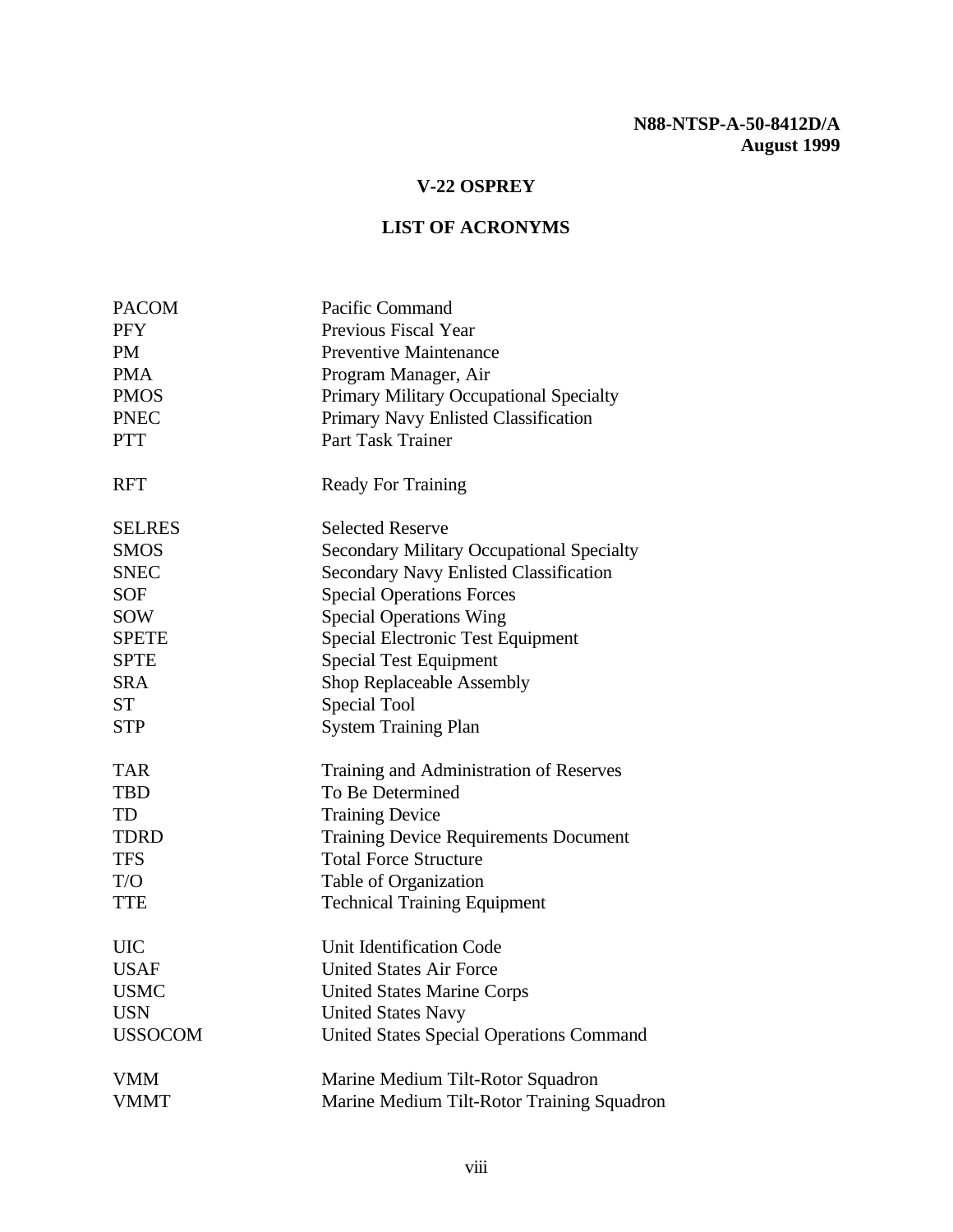**N88-NTSP-A-50-8412D/A**
**August 1999**

# V-22 OSPREY

## LIST OF ACRONYMS

| | |
|---|---|
| PACOM | Pacific Command |
| PFY | Previous Fiscal Year |
| PM | Preventive Maintenance |
| PMA | Program Manager, Air |
| PMOS | Primary Military Occupational Specialty |
| PNEC | Primary Navy Enlisted Classification |
| PTT | Part Task Trainer |
| | |
| RFT | Ready For Training |
| | |
| SELRES | Selected Reserve |
| SMOS | Secondary Military Occupational Specialty |
| SNEC | Secondary Navy Enlisted Classification |
| SOF | Special Operations Forces |
| SOW | Special Operations Wing |
| SPETE | Special Electronic Test Equipment |
| SPTE | Special Test Equipment |
| SRA | Shop Replaceable Assembly |
| ST | Special Tool |
| STP | System Training Plan |
| | |
| TAR | Training and Administration of Reserves |
| TBD | To Be Determined |
| TD | Training Device |
| TDRD | Training Device Requirements Document |
| TFS | Total Force Structure |
| T/O | Table of Organization |
| TTE | Technical Training Equipment |
| | |
| UIC | Unit Identification Code |
| USAF | United States Air Force |
| USMC | United States Marine Corps |
| USN | United States Navy |
| USSOCOM | United States Special Operations Command |
| | |
| VMM | Marine Medium Tilt-Rotor Squadron |
| VMMT | Marine Medium Tilt-Rotor Training Squadron |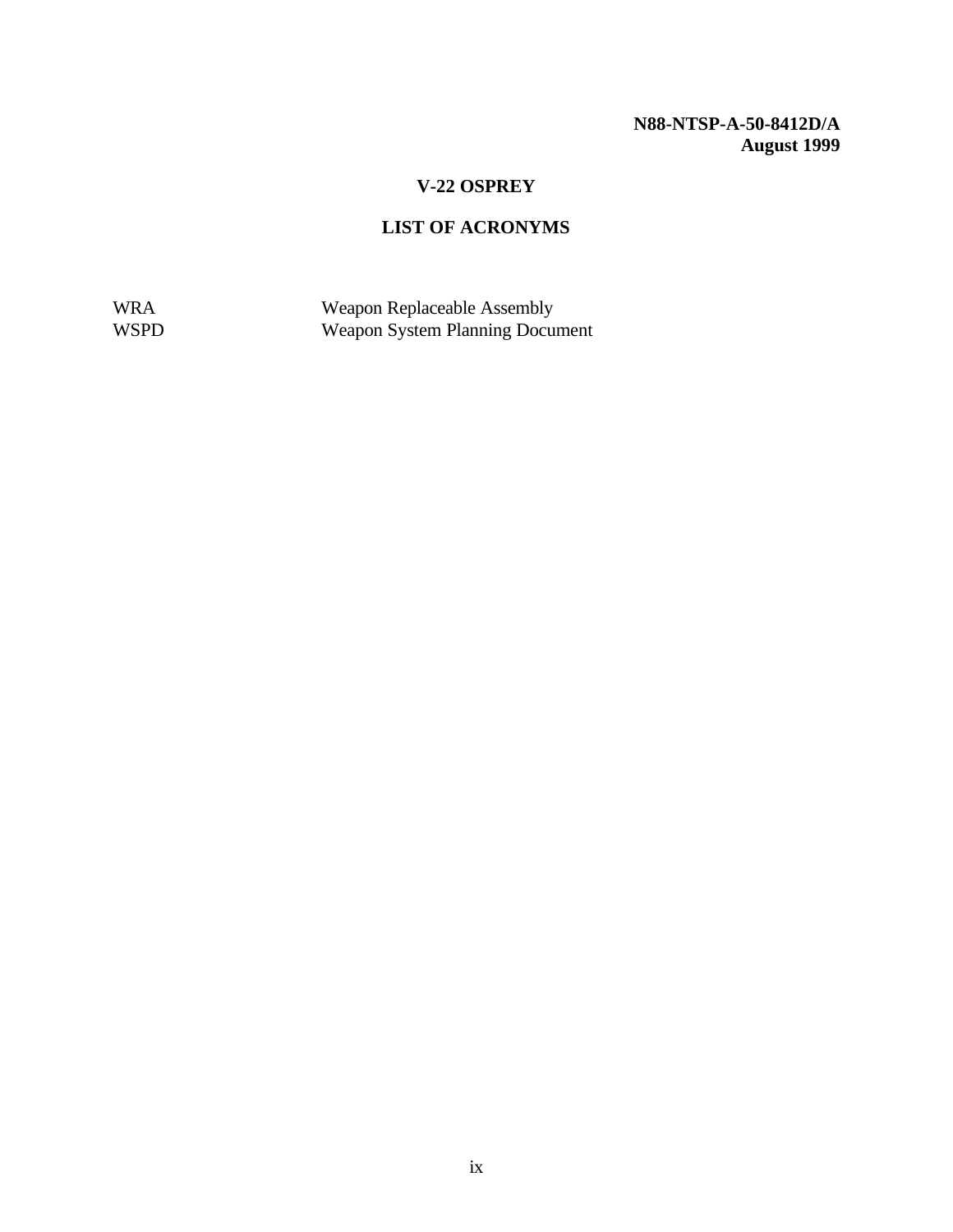## V-22 OSPREY

## LIST OF ACRONYMS

| | |
|---|---|
| WRA | Weapon Replaceable Assembly |
| WSPD | Weapon System Planning Document |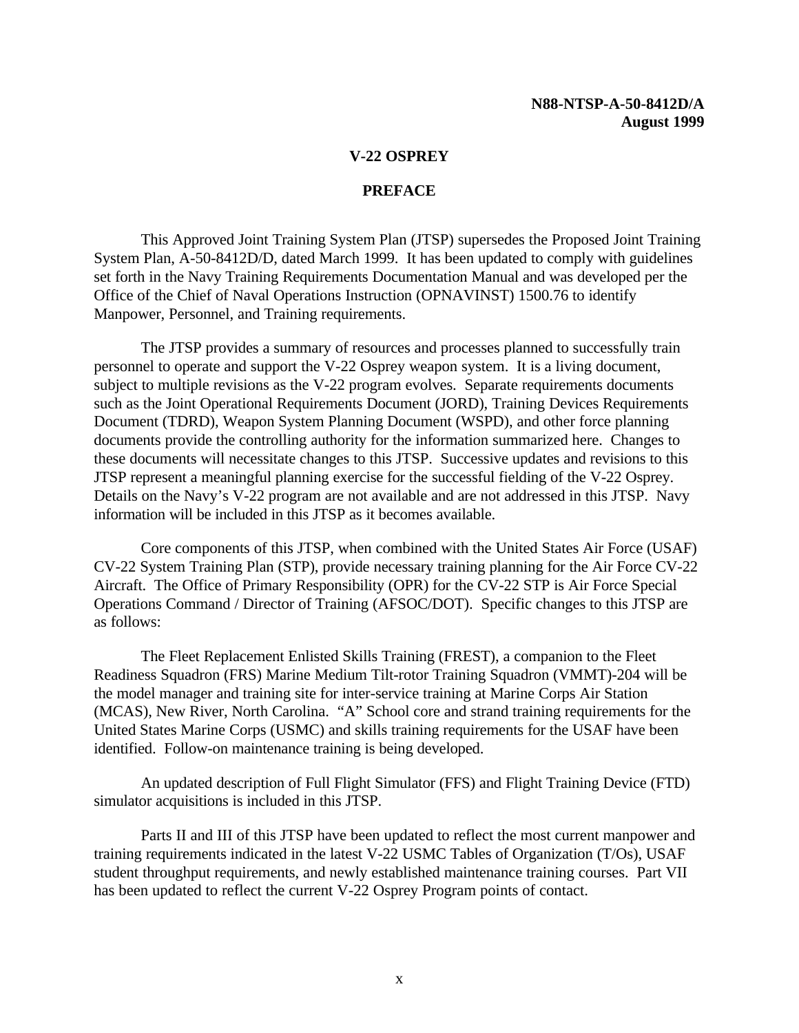N88-NTSP-A-50-8412D/A
August 1999

# V-22 OSPREY

## PREFACE

This Approved Joint Training System Plan (JTSP) supersedes the Proposed Joint Training System Plan, A-50-8412D/D, dated March 1999. It has been updated to comply with guidelines set forth in the Navy Training Requirements Documentation Manual and was developed per the Office of the Chief of Naval Operations Instruction (OPNAVINST) 1500.76 to identify Manpower, Personnel, and Training requirements.

The JTSP provides a summary of resources and processes planned to successfully train personnel to operate and support the V-22 Osprey weapon system. It is a living document, subject to multiple revisions as the V-22 program evolves. Separate requirements documents such as the Joint Operational Requirements Document (JORD), Training Devices Requirements Document (TDRD), Weapon System Planning Document (WSPD), and other force planning documents provide the controlling authority for the information summarized here. Changes to these documents will necessitate changes to this JTSP. Successive updates and revisions to this JTSP represent a meaningful planning exercise for the successful fielding of the V-22 Osprey. Details on the Navy's V-22 program are not available and are not addressed in this JTSP. Navy information will be included in this JTSP as it becomes available.

Core components of this JTSP, when combined with the United States Air Force (USAF) CV-22 System Training Plan (STP), provide necessary training planning for the Air Force CV-22 Aircraft. The Office of Primary Responsibility (OPR) for the CV-22 STP is Air Force Special Operations Command / Director of Training (AFSOC/DOT). Specific changes to this JTSP are as follows:

The Fleet Replacement Enlisted Skills Training (FREST), a companion to the Fleet Readiness Squadron (FRS) Marine Medium Tilt-rotor Training Squadron (VMMT)-204 will be the model manager and training site for inter-service training at Marine Corps Air Station (MCAS), New River, North Carolina. "A" School core and strand training requirements for the United States Marine Corps (USMC) and skills training requirements for the USAF have been identified. Follow-on maintenance training is being developed.

An updated description of Full Flight Simulator (FFS) and Flight Training Device (FTD) simulator acquisitions is included in this JTSP.

Parts II and III of this JTSP have been updated to reflect the most current manpower and training requirements indicated in the latest V-22 USMC Tables of Organization (T/Os), USAF student throughput requirements, and newly established maintenance training courses. Part VII has been updated to reflect the current V-22 Osprey Program points of contact.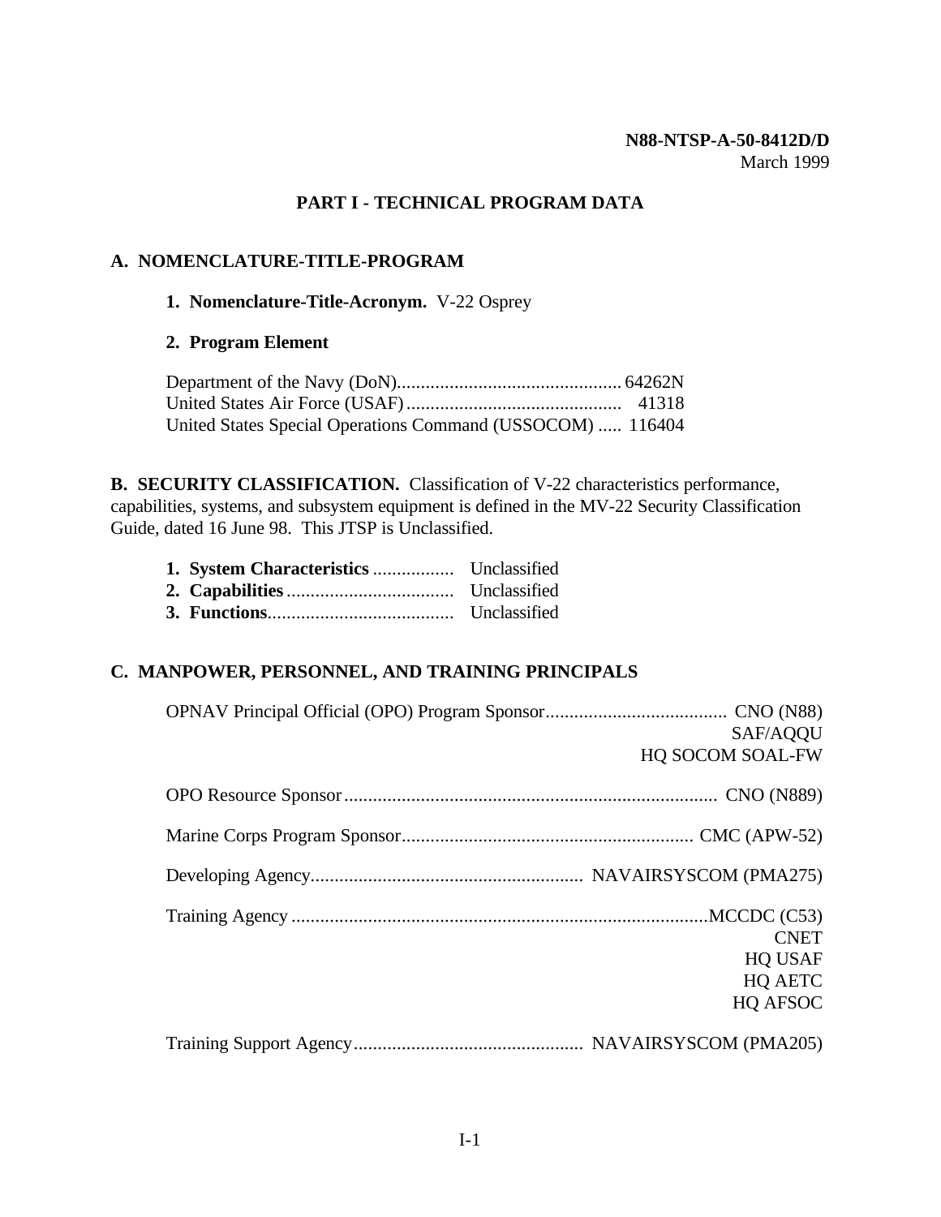N88-NTSP-A-50-8412D/D
March 1999

# PART I - TECHNICAL PROGRAM DATA

## A. NOMENCLATURE-TITLE-PROGRAM

**1. Nomenclature-Title-Acronym.** V-22 Osprey

**2. Program Element**

| | |
|---|---|
| Department of the Navy (DoN) | 64262N |
| United States Air Force (USAF) | 41318 |
| United States Special Operations Command (USSOCOM) | 116404 |

## B. SECURITY CLASSIFICATION.

**B. SECURITY CLASSIFICATION.** Classification of V-22 characteristics performance, capabilities, systems, and subsystem equipment is defined in the MV-22 Security Classification Guide, dated 16 June 98. This JTSP is Unclassified.

| | |
|---|---|
| **1. System Characteristics** | Unclassified |
| **2. Capabilities** | Unclassified |
| **3. Functions** | Unclassified |

## C. MANPOWER, PERSONNEL, AND TRAINING PRINCIPALS

| | |
|---|---|
| OPNAV Principal Official (OPO) Program Sponsor | CNO (N88)<br>SAF/AQQU<br>HQ SOCOM SOAL-FW |
| OPO Resource Sponsor | CNO (N889) |
| Marine Corps Program Sponsor | CMC (APW-52) |
| Developing Agency | NAVAIRSYSCOM (PMA275) |
| Training Agency | MCCDC (C53)<br>CNET<br>HQ USAF<br>HQ AETC<br>HQ AFSOC |
| Training Support Agency | NAVAIRSYSCOM (PMA205) |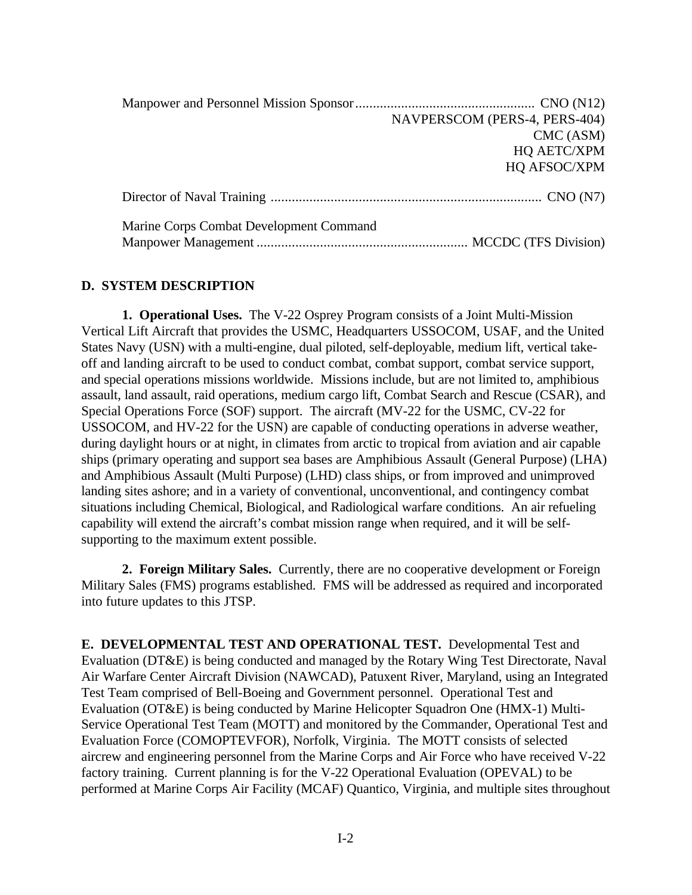Manpower and Personnel Mission Sponsor .................................................... CNO (N12)
NAVPERSCOM (PERS-4, PERS-404)
CMC (ASM)
HQ AETC/XPM
HQ AFSOC/XPM

Director of Naval Training ............................................................................ CNO (N7)

Marine Corps Combat Development Command
Manpower Management ........................................................... MCCDC (TFS Division)

## D. SYSTEM DESCRIPTION

**1. Operational Uses.** The V-22 Osprey Program consists of a Joint Multi-Mission Vertical Lift Aircraft that provides the USMC, Headquarters USSOCOM, USAF, and the United States Navy (USN) with a multi-engine, dual piloted, self-deployable, medium lift, vertical take-off and landing aircraft to be used to conduct combat, combat support, combat service support, and special operations missions worldwide. Missions include, but are not limited to, amphibious assault, land assault, raid operations, medium cargo lift, Combat Search and Rescue (CSAR), and Special Operations Force (SOF) support. The aircraft (MV-22 for the USMC, CV-22 for USSOCOM, and HV-22 for the USN) are capable of conducting operations in adverse weather, during daylight hours or at night, in climates from arctic to tropical from aviation and air capable ships (primary operating and support sea bases are Amphibious Assault (General Purpose) (LHA) and Amphibious Assault (Multi Purpose) (LHD) class ships, or from improved and unimproved landing sites ashore; and in a variety of conventional, unconventional, and contingency combat situations including Chemical, Biological, and Radiological warfare conditions. An air refueling capability will extend the aircraft's combat mission range when required, and it will be self-supporting to the maximum extent possible.

**2. Foreign Military Sales.** Currently, there are no cooperative development or Foreign Military Sales (FMS) programs established. FMS will be addressed as required and incorporated into future updates to this JTSP.

**E. DEVELOPMENTAL TEST AND OPERATIONAL TEST.** Developmental Test and Evaluation (DT&E) is being conducted and managed by the Rotary Wing Test Directorate, Naval Air Warfare Center Aircraft Division (NAWCAD), Patuxent River, Maryland, using an Integrated Test Team comprised of Bell-Boeing and Government personnel. Operational Test and Evaluation (OT&E) is being conducted by Marine Helicopter Squadron One (HMX-1) Multi-Service Operational Test Team (MOTT) and monitored by the Commander, Operational Test and Evaluation Force (COMOPTEVFOR), Norfolk, Virginia. The MOTT consists of selected aircrew and engineering personnel from the Marine Corps and Air Force who have received V-22 factory training. Current planning is for the V-22 Operational Evaluation (OPEVAL) to be performed at Marine Corps Air Facility (MCAF) Quantico, Virginia, and multiple sites throughout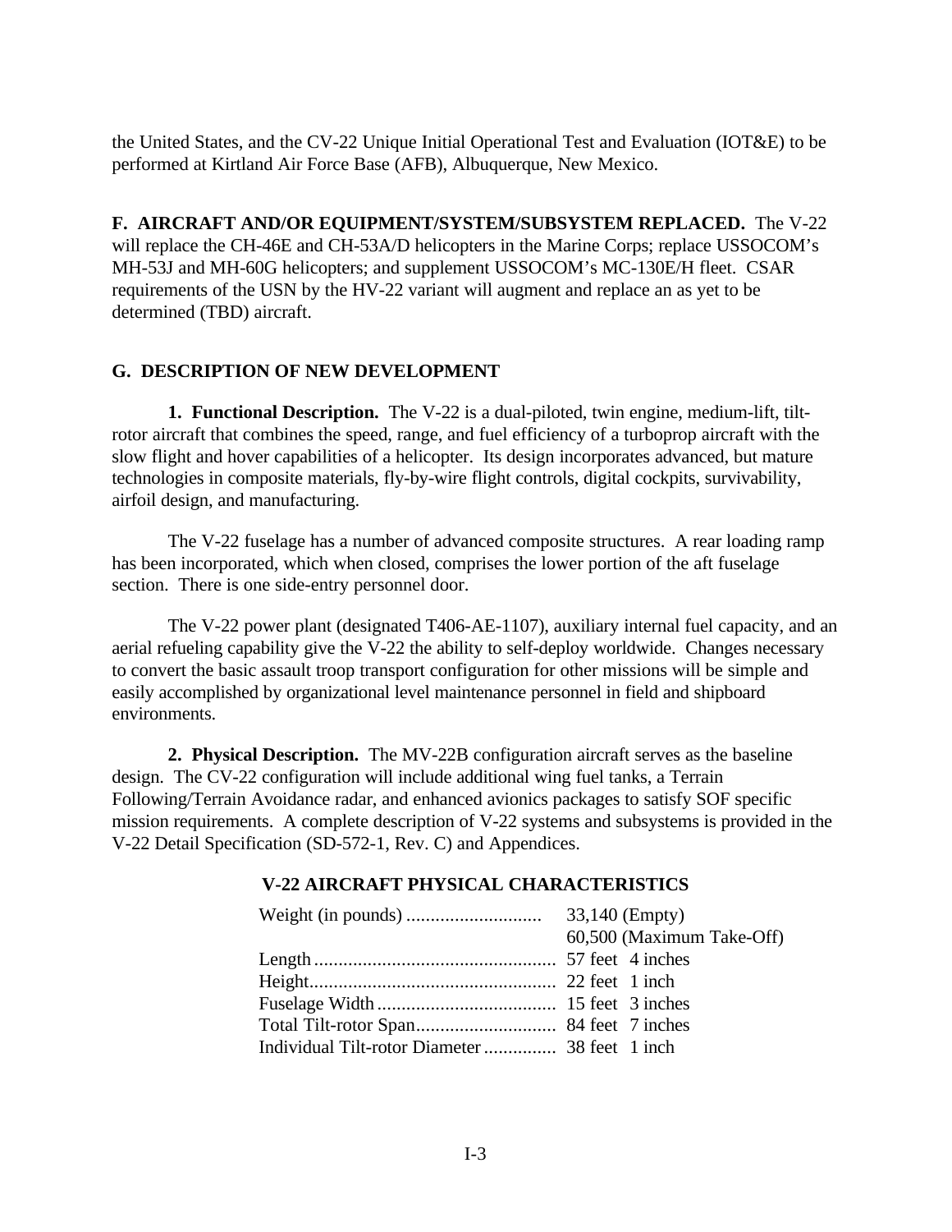the United States, and the CV-22 Unique Initial Operational Test and Evaluation (IOT&E) to be performed at Kirtland Air Force Base (AFB), Albuquerque, New Mexico.

**F. AIRCRAFT AND/OR EQUIPMENT/SYSTEM/SUBSYSTEM REPLACED.** The V-22 will replace the CH-46E and CH-53A/D helicopters in the Marine Corps; replace USSOCOM's MH-53J and MH-60G helicopters; and supplement USSOCOM's MC-130E/H fleet. CSAR requirements of the USN by the HV-22 variant will augment and replace an as yet to be determined (TBD) aircraft.

## G. DESCRIPTION OF NEW DEVELOPMENT

**1. Functional Description.** The V-22 is a dual-piloted, twin engine, medium-lift, tilt-rotor aircraft that combines the speed, range, and fuel efficiency of a turboprop aircraft with the slow flight and hover capabilities of a helicopter. Its design incorporates advanced, but mature technologies in composite materials, fly-by-wire flight controls, digital cockpits, survivability, airfoil design, and manufacturing.

The V-22 fuselage has a number of advanced composite structures. A rear loading ramp has been incorporated, which when closed, comprises the lower portion of the aft fuselage section. There is one side-entry personnel door.

The V-22 power plant (designated T406-AE-1107), auxiliary internal fuel capacity, and an aerial refueling capability give the V-22 the ability to self-deploy worldwide. Changes necessary to convert the basic assault troop transport configuration for other missions will be simple and easily accomplished by organizational level maintenance personnel in field and shipboard environments.

**2. Physical Description.** The MV-22B configuration aircraft serves as the baseline design. The CV-22 configuration will include additional wing fuel tanks, a Terrain Following/Terrain Avoidance radar, and enhanced avionics packages to satisfy SOF specific mission requirements. A complete description of V-22 systems and subsystems is provided in the V-22 Detail Specification (SD-572-1, Rev. C) and Appendices.

**V-22 AIRCRAFT PHYSICAL CHARACTERISTICS**

| Characteristic | Value |
|---|---|
| Weight (in pounds) | 33,140 (Empty)<br>60,500 (Maximum Take-Off) |
| Length | 57 feet 4 inches |
| Height | 22 feet 1 inch |
| Fuselage Width | 15 feet 3 inches |
| Total Tilt-rotor Span | 84 feet 7 inches |
| Individual Tilt-rotor Diameter | 38 feet 1 inch |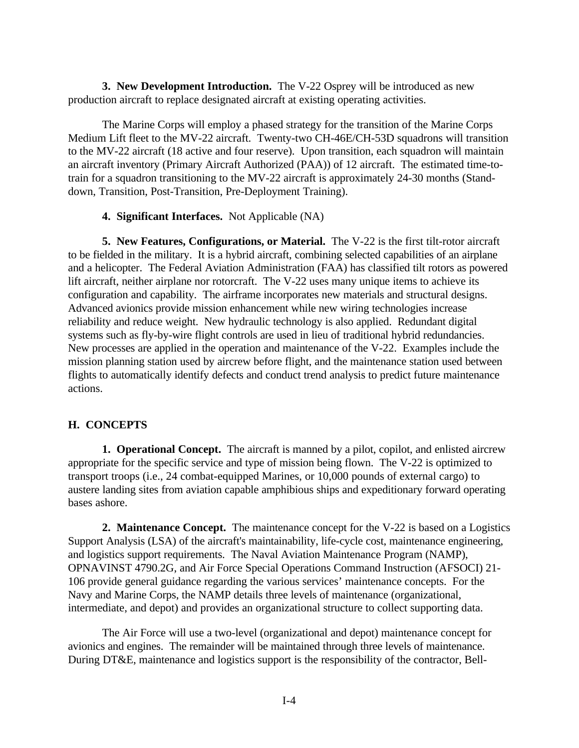**3. New Development Introduction.** The V-22 Osprey will be introduced as new production aircraft to replace designated aircraft at existing operating activities.

The Marine Corps will employ a phased strategy for the transition of the Marine Corps Medium Lift fleet to the MV-22 aircraft. Twenty-two CH-46E/CH-53D squadrons will transition to the MV-22 aircraft (18 active and four reserve). Upon transition, each squadron will maintain an aircraft inventory (Primary Aircraft Authorized (PAA)) of 12 aircraft. The estimated time-to-train for a squadron transitioning to the MV-22 aircraft is approximately 24-30 months (Stand-down, Transition, Post-Transition, Pre-Deployment Training).

**4. Significant Interfaces.** Not Applicable (NA)

**5. New Features, Configurations, or Material.** The V-22 is the first tilt-rotor aircraft to be fielded in the military. It is a hybrid aircraft, combining selected capabilities of an airplane and a helicopter. The Federal Aviation Administration (FAA) has classified tilt rotors as powered lift aircraft, neither airplane nor rotorcraft. The V-22 uses many unique items to achieve its configuration and capability. The airframe incorporates new materials and structural designs. Advanced avionics provide mission enhancement while new wiring technologies increase reliability and reduce weight. New hydraulic technology is also applied. Redundant digital systems such as fly-by-wire flight controls are used in lieu of traditional hybrid redundancies. New processes are applied in the operation and maintenance of the V-22. Examples include the mission planning station used by aircrew before flight, and the maintenance station used between flights to automatically identify defects and conduct trend analysis to predict future maintenance actions.

## H. CONCEPTS

**1. Operational Concept.** The aircraft is manned by a pilot, copilot, and enlisted aircrew appropriate for the specific service and type of mission being flown. The V-22 is optimized to transport troops (i.e., 24 combat-equipped Marines, or 10,000 pounds of external cargo) to austere landing sites from aviation capable amphibious ships and expeditionary forward operating bases ashore.

**2. Maintenance Concept.** The maintenance concept for the V-22 is based on a Logistics Support Analysis (LSA) of the aircraft's maintainability, life-cycle cost, maintenance engineering, and logistics support requirements. The Naval Aviation Maintenance Program (NAMP), OPNAVINST 4790.2G, and Air Force Special Operations Command Instruction (AFSOCI) 21-106 provide general guidance regarding the various services' maintenance concepts. For the Navy and Marine Corps, the NAMP details three levels of maintenance (organizational, intermediate, and depot) and provides an organizational structure to collect supporting data.

The Air Force will use a two-level (organizational and depot) maintenance concept for avionics and engines. The remainder will be maintained through three levels of maintenance. During DT&E, maintenance and logistics support is the responsibility of the contractor, Bell-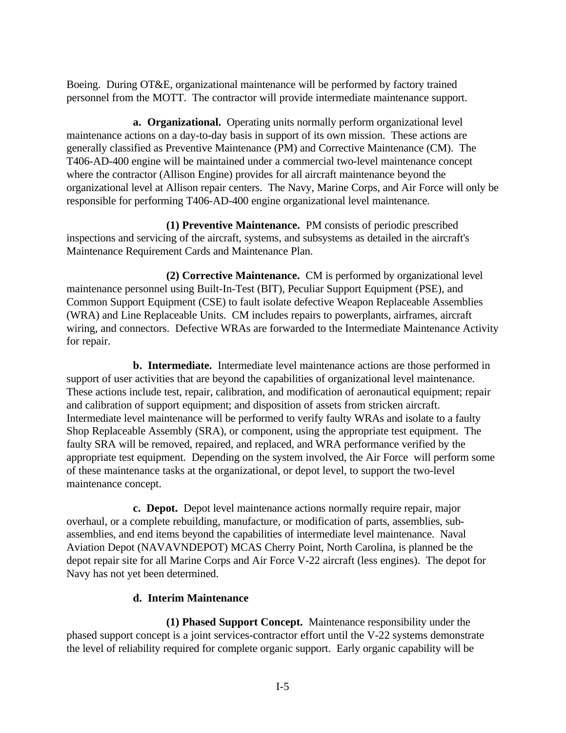Boeing. During OT&E, organizational maintenance will be performed by factory trained personnel from the MOTT. The contractor will provide intermediate maintenance support.

**a. Organizational.** Operating units normally perform organizational level maintenance actions on a day-to-day basis in support of its own mission. These actions are generally classified as Preventive Maintenance (PM) and Corrective Maintenance (CM). The T406-AD-400 engine will be maintained under a commercial two-level maintenance concept where the contractor (Allison Engine) provides for all aircraft maintenance beyond the organizational level at Allison repair centers. The Navy, Marine Corps, and Air Force will only be responsible for performing T406-AD-400 engine organizational level maintenance.

**(1) Preventive Maintenance.** PM consists of periodic prescribed inspections and servicing of the aircraft, systems, and subsystems as detailed in the aircraft's Maintenance Requirement Cards and Maintenance Plan.

**(2) Corrective Maintenance.** CM is performed by organizational level maintenance personnel using Built-In-Test (BIT), Peculiar Support Equipment (PSE), and Common Support Equipment (CSE) to fault isolate defective Weapon Replaceable Assemblies (WRA) and Line Replaceable Units. CM includes repairs to powerplants, airframes, aircraft wiring, and connectors. Defective WRAs are forwarded to the Intermediate Maintenance Activity for repair.

**b. Intermediate.** Intermediate level maintenance actions are those performed in support of user activities that are beyond the capabilities of organizational level maintenance. These actions include test, repair, calibration, and modification of aeronautical equipment; repair and calibration of support equipment; and disposition of assets from stricken aircraft. Intermediate level maintenance will be performed to verify faulty WRAs and isolate to a faulty Shop Replaceable Assembly (SRA), or component, using the appropriate test equipment. The faulty SRA will be removed, repaired, and replaced, and WRA performance verified by the appropriate test equipment. Depending on the system involved, the Air Force will perform some of these maintenance tasks at the organizational, or depot level, to support the two-level maintenance concept.

**c. Depot.** Depot level maintenance actions normally require repair, major overhaul, or a complete rebuilding, manufacture, or modification of parts, assemblies, sub-assemblies, and end items beyond the capabilities of intermediate level maintenance. Naval Aviation Depot (NAVAVNDEPOT) MCAS Cherry Point, North Carolina, is planned be the depot repair site for all Marine Corps and Air Force V-22 aircraft (less engines). The depot for Navy has not yet been determined.

**d. Interim Maintenance**

**(1) Phased Support Concept.** Maintenance responsibility under the phased support concept is a joint services-contractor effort until the V-22 systems demonstrate the level of reliability required for complete organic support. Early organic capability will be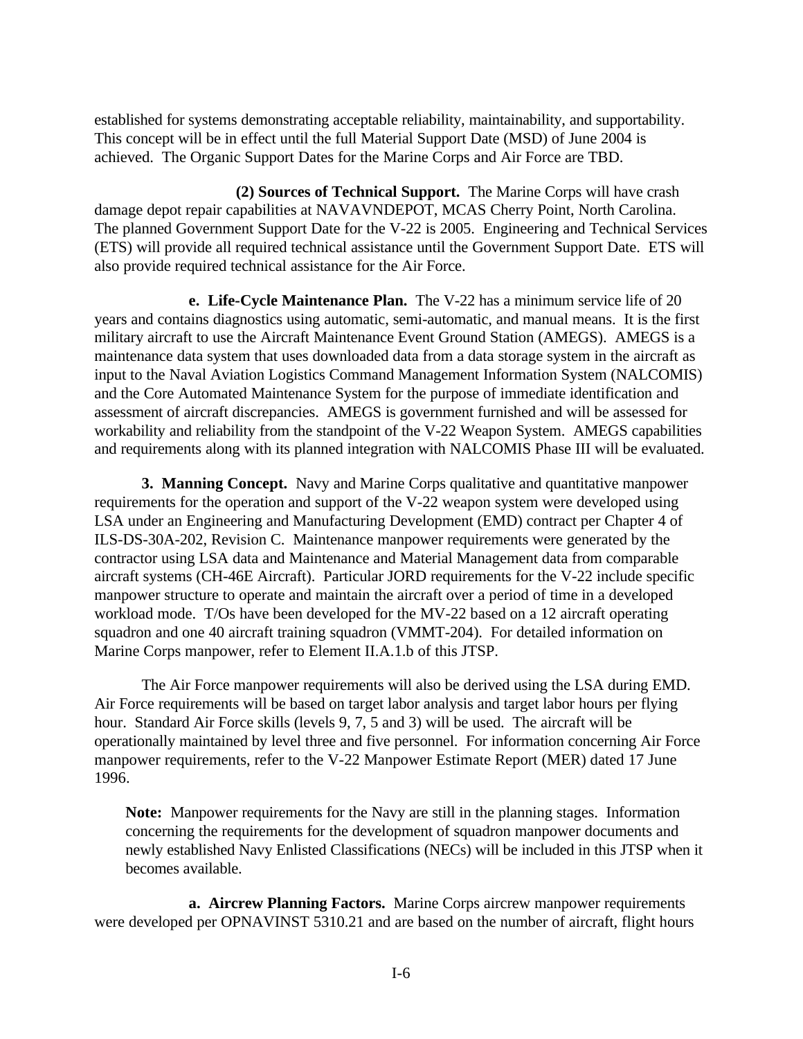established for systems demonstrating acceptable reliability, maintainability, and supportability. This concept will be in effect until the full Material Support Date (MSD) of June 2004 is achieved. The Organic Support Dates for the Marine Corps and Air Force are TBD.

**(2) Sources of Technical Support.** The Marine Corps will have crash damage depot repair capabilities at NAVAVNDEPOT, MCAS Cherry Point, North Carolina. The planned Government Support Date for the V-22 is 2005. Engineering and Technical Services (ETS) will provide all required technical assistance until the Government Support Date. ETS will also provide required technical assistance for the Air Force.

**e. Life-Cycle Maintenance Plan.** The V-22 has a minimum service life of 20 years and contains diagnostics using automatic, semi-automatic, and manual means. It is the first military aircraft to use the Aircraft Maintenance Event Ground Station (AMEGS). AMEGS is a maintenance data system that uses downloaded data from a data storage system in the aircraft as input to the Naval Aviation Logistics Command Management Information System (NALCOMIS) and the Core Automated Maintenance System for the purpose of immediate identification and assessment of aircraft discrepancies. AMEGS is government furnished and will be assessed for workability and reliability from the standpoint of the V-22 Weapon System. AMEGS capabilities and requirements along with its planned integration with NALCOMIS Phase III will be evaluated.

**3. Manning Concept.** Navy and Marine Corps qualitative and quantitative manpower requirements for the operation and support of the V-22 weapon system were developed using LSA under an Engineering and Manufacturing Development (EMD) contract per Chapter 4 of ILS-DS-30A-202, Revision C. Maintenance manpower requirements were generated by the contractor using LSA data and Maintenance and Material Management data from comparable aircraft systems (CH-46E Aircraft). Particular JORD requirements for the V-22 include specific manpower structure to operate and maintain the aircraft over a period of time in a developed workload mode. T/Os have been developed for the MV-22 based on a 12 aircraft operating squadron and one 40 aircraft training squadron (VMMT-204). For detailed information on Marine Corps manpower, refer to Element II.A.1.b of this JTSP.

The Air Force manpower requirements will also be derived using the LSA during EMD. Air Force requirements will be based on target labor analysis and target labor hours per flying hour. Standard Air Force skills (levels 9, 7, 5 and 3) will be used. The aircraft will be operationally maintained by level three and five personnel. For information concerning Air Force manpower requirements, refer to the V-22 Manpower Estimate Report (MER) dated 17 June 1996.

**Note:** Manpower requirements for the Navy are still in the planning stages. Information concerning the requirements for the development of squadron manpower documents and newly established Navy Enlisted Classifications (NECs) will be included in this JTSP when it becomes available.

**a. Aircrew Planning Factors.** Marine Corps aircrew manpower requirements were developed per OPNAVINST 5310.21 and are based on the number of aircraft, flight hours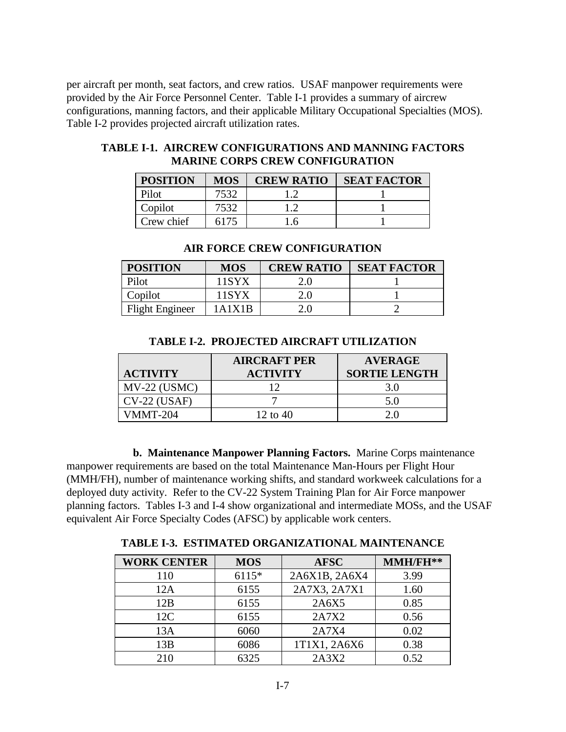per aircraft per month, seat factors, and crew ratios. USAF manpower requirements were provided by the Air Force Personnel Center. Table I-1 provides a summary of aircrew configurations, manning factors, and their applicable Military Occupational Specialties (MOS). Table I-2 provides projected aircraft utilization rates.

**TABLE I-1. AIRCREW CONFIGURATIONS AND MANNING FACTORS MARINE CORPS CREW CONFIGURATION**

| POSITION | MOS | CREW RATIO | SEAT FACTOR |
|---|---|---|---|
| Pilot | 7532 | 1.2 | 1 |
| Copilot | 7532 | 1.2 | 1 |
| Crew chief | 6175 | 1.6 | 1 |

**AIR FORCE CREW CONFIGURATION**

| POSITION | MOS | CREW RATIO | SEAT FACTOR |
|---|---|---|---|
| Pilot | 11SYX | 2.0 | 1 |
| Copilot | 11SYX | 2.0 | 1 |
| Flight Engineer | 1A1X1B | 2.0 | 2 |

**TABLE I-2. PROJECTED AIRCRAFT UTILIZATION**

| ACTIVITY | AIRCRAFT PER ACTIVITY | AVERAGE SORTIE LENGTH |
|---|---|---|
| MV-22 (USMC) | 12 | 3.0 |
| CV-22 (USAF) | 7 | 5.0 |
| VMMT-204 | 12 to 40 | 2.0 |

**b. Maintenance Manpower Planning Factors.** Marine Corps maintenance manpower requirements are based on the total Maintenance Man-Hours per Flight Hour (MMH/FH), number of maintenance working shifts, and standard workweek calculations for a deployed duty activity. Refer to the CV-22 System Training Plan for Air Force manpower planning factors. Tables I-3 and I-4 show organizational and intermediate MOSs, and the USAF equivalent Air Force Specialty Codes (AFSC) by applicable work centers.

**TABLE I-3. ESTIMATED ORGANIZATIONAL MAINTENANCE**

| WORK CENTER | MOS | AFSC | MMH/FH** |
|---|---|---|---|
| 110 | 6115* | 2A6X1B, 2A6X4 | 3.99 |
| 12A | 6155 | 2A7X3, 2A7X1 | 1.60 |
| 12B | 6155 | 2A6X5 | 0.85 |
| 12C | 6155 | 2A7X2 | 0.56 |
| 13A | 6060 | 2A7X4 | 0.02 |
| 13B | 6086 | 1T1X1, 2A6X6 | 0.38 |
| 210 | 6325 | 2A3X2 | 0.52 |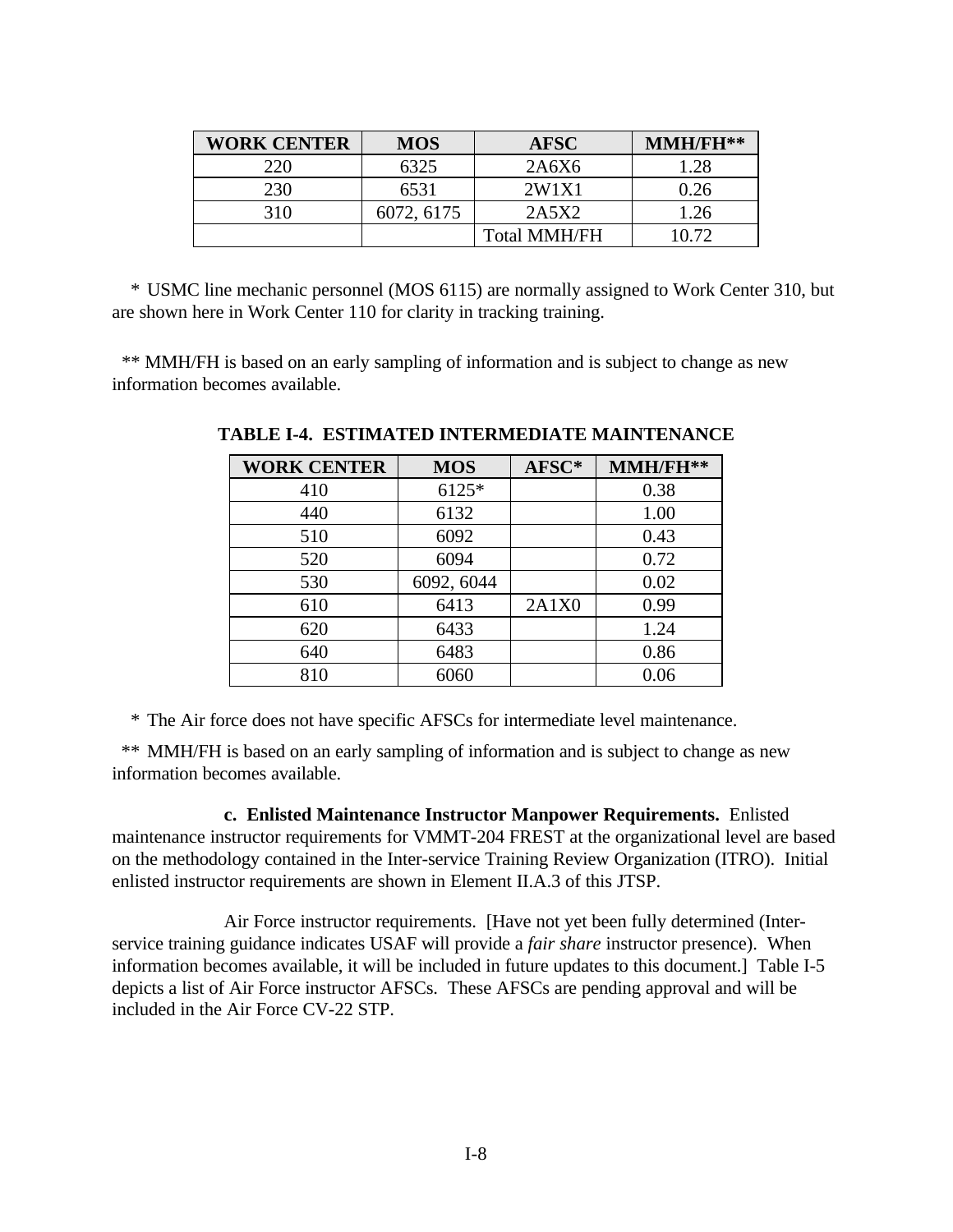| WORK CENTER | MOS | AFSC | MMH/FH** |
|---|---|---|---|
| 220 | 6325 | 2A6X6 | 1.28 |
| 230 | 6531 | 2W1X1 | 0.26 |
| 310 | 6072, 6175 | 2A5X2 | 1.26 |
| | | Total MMH/FH | 10.72 |

\* USMC line mechanic personnel (MOS 6115) are normally assigned to Work Center 310, but are shown here in Work Center 110 for clarity in tracking training.

\** MMH/FH is based on an early sampling of information and is subject to change as new information becomes available.

**TABLE I-4. ESTIMATED INTERMEDIATE MAINTENANCE**

| WORK CENTER | MOS | AFSC* | MMH/FH** |
|---|---|---|---|
| 410 | 6125* | | 0.38 |
| 440 | 6132 | | 1.00 |
| 510 | 6092 | | 0.43 |
| 520 | 6094 | | 0.72 |
| 530 | 6092, 6044 | | 0.02 |
| 610 | 6413 | 2A1X0 | 0.99 |
| 620 | 6433 | | 1.24 |
| 640 | 6483 | | 0.86 |
| 810 | 6060 | | 0.06 |

\* The Air force does not have specific AFSCs for intermediate level maintenance.

\** MMH/FH is based on an early sampling of information and is subject to change as new information becomes available.

**c. Enlisted Maintenance Instructor Manpower Requirements.** Enlisted maintenance instructor requirements for VMMT-204 FREST at the organizational level are based on the methodology contained in the Inter-service Training Review Organization (ITRO). Initial enlisted instructor requirements are shown in Element II.A.3 of this JTSP.

Air Force instructor requirements. [Have not yet been fully determined (Inter-service training guidance indicates USAF will provide a *fair share* instructor presence). When information becomes available, it will be included in future updates to this document.] Table I-5 depicts a list of Air Force instructor AFSCs. These AFSCs are pending approval and will be included in the Air Force CV-22 STP.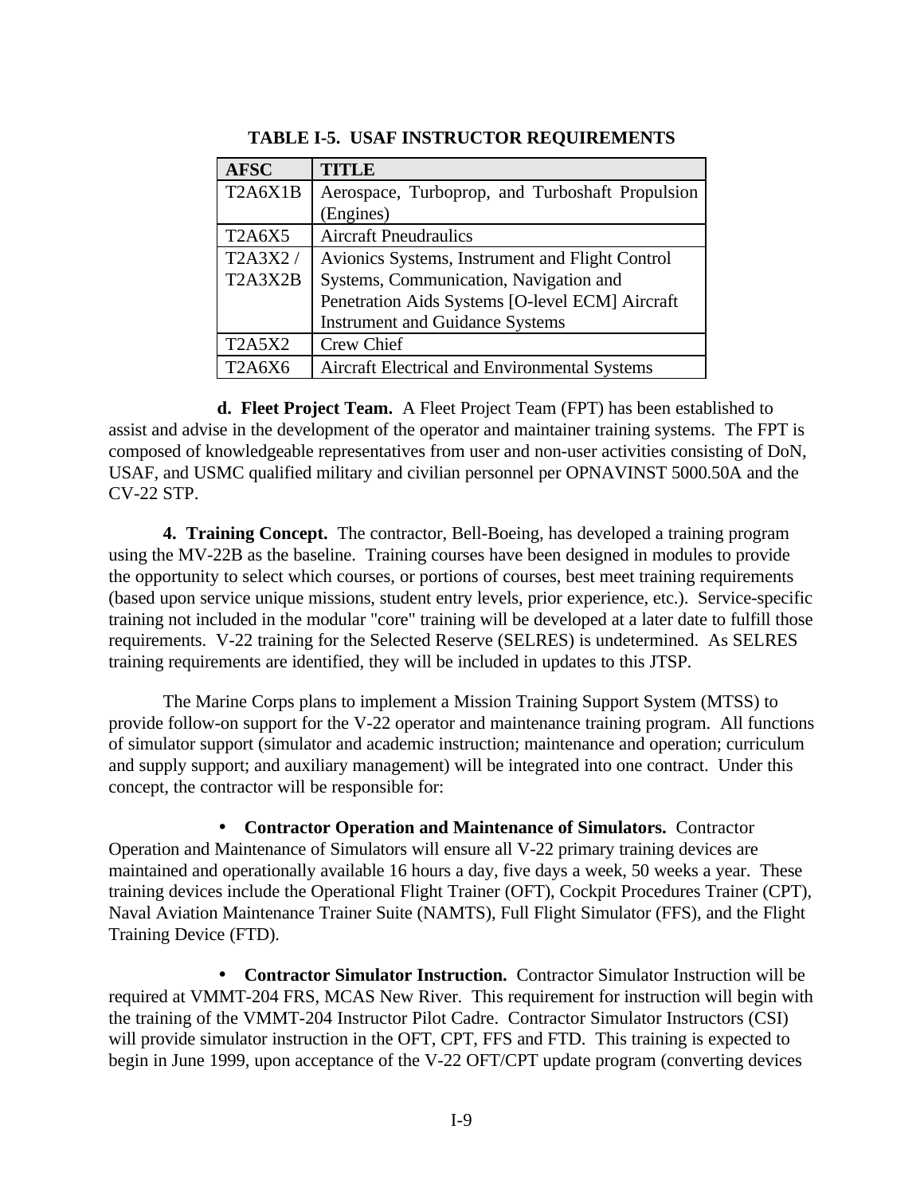**TABLE I-5. USAF INSTRUCTOR REQUIREMENTS**

| AFSC | TITLE |
|---|---|
| T2A6X1B | Aerospace, Turboprop, and Turboshaft Propulsion (Engines) |
| T2A6X5 | Aircraft Pneudraulics |
| T2A3X2 / T2A3X2B | Avionics Systems, Instrument and Flight Control Systems, Communication, Navigation and Penetration Aids Systems [O-level ECM] Aircraft Instrument and Guidance Systems |
| T2A5X2 | Crew Chief |
| T2A6X6 | Aircraft Electrical and Environmental Systems |

**d. Fleet Project Team.** A Fleet Project Team (FPT) has been established to assist and advise in the development of the operator and maintainer training systems. The FPT is composed of knowledgeable representatives from user and non-user activities consisting of DoN, USAF, and USMC qualified military and civilian personnel per OPNAVINST 5000.50A and the CV-22 STP.

**4. Training Concept.** The contractor, Bell-Boeing, has developed a training program using the MV-22B as the baseline. Training courses have been designed in modules to provide the opportunity to select which courses, or portions of courses, best meet training requirements (based upon service unique missions, student entry levels, prior experience, etc.). Service-specific training not included in the modular "core" training will be developed at a later date to fulfill those requirements. V-22 training for the Selected Reserve (SELRES) is undetermined. As SELRES training requirements are identified, they will be included in updates to this JTSP.

The Marine Corps plans to implement a Mission Training Support System (MTSS) to provide follow-on support for the V-22 operator and maintenance training program. All functions of simulator support (simulator and academic instruction; maintenance and operation; curriculum and supply support; and auxiliary management) will be integrated into one contract. Under this concept, the contractor will be responsible for:

- **Contractor Operation and Maintenance of Simulators.** Contractor Operation and Maintenance of Simulators will ensure all V-22 primary training devices are maintained and operationally available 16 hours a day, five days a week, 50 weeks a year. These training devices include the Operational Flight Trainer (OFT), Cockpit Procedures Trainer (CPT), Naval Aviation Maintenance Trainer Suite (NAMTS), Full Flight Simulator (FFS), and the Flight Training Device (FTD).

- **Contractor Simulator Instruction.** Contractor Simulator Instruction will be required at VMMT-204 FRS, MCAS New River. This requirement for instruction will begin with the training of the VMMT-204 Instructor Pilot Cadre. Contractor Simulator Instructors (CSI) will provide simulator instruction in the OFT, CPT, FFS and FTD. This training is expected to begin in June 1999, upon acceptance of the V-22 OFT/CPT update program (converting devices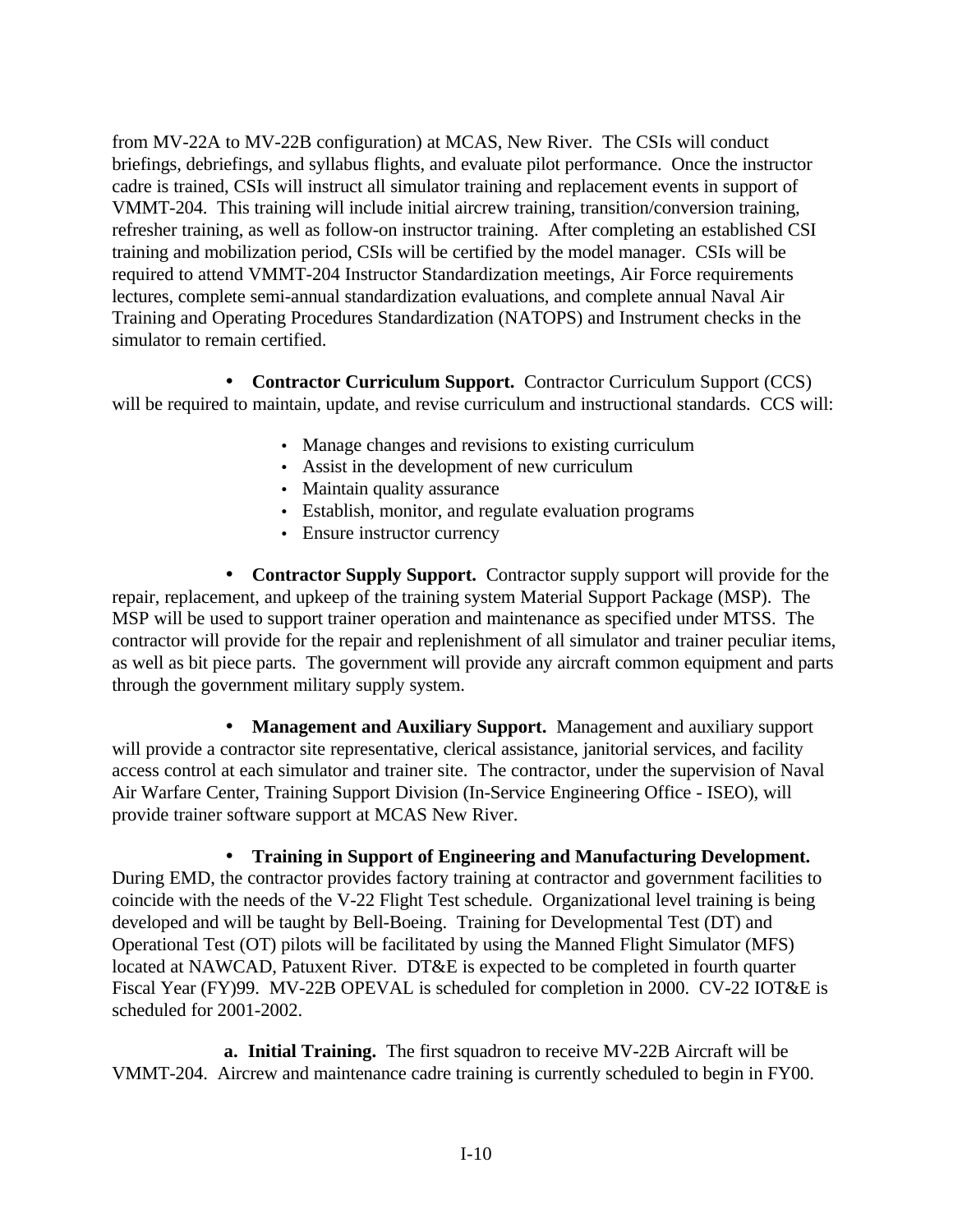from MV-22A to MV-22B configuration) at MCAS, New River. The CSIs will conduct briefings, debriefings, and syllabus flights, and evaluate pilot performance. Once the instructor cadre is trained, CSIs will instruct all simulator training and replacement events in support of VMMT-204. This training will include initial aircrew training, transition/conversion training, refresher training, as well as follow-on instructor training. After completing an established CSI training and mobilization period, CSIs will be certified by the model manager. CSIs will be required to attend VMMT-204 Instructor Standardization meetings, Air Force requirements lectures, complete semi-annual standardization evaluations, and complete annual Naval Air Training and Operating Procedures Standardization (NATOPS) and Instrument checks in the simulator to remain certified.

- **Contractor Curriculum Support.** Contractor Curriculum Support (CCS) will be required to maintain, update, and revise curriculum and instructional standards. CCS will:

  - Manage changes and revisions to existing curriculum
  - Assist in the development of new curriculum
  - Maintain quality assurance
  - Establish, monitor, and regulate evaluation programs
  - Ensure instructor currency

- **Contractor Supply Support.** Contractor supply support will provide for the repair, replacement, and upkeep of the training system Material Support Package (MSP). The MSP will be used to support trainer operation and maintenance as specified under MTSS. The contractor will provide for the repair and replenishment of all simulator and trainer peculiar items, as well as bit piece parts. The government will provide any aircraft common equipment and parts through the government military supply system.

- **Management and Auxiliary Support.** Management and auxiliary support will provide a contractor site representative, clerical assistance, janitorial services, and facility access control at each simulator and trainer site. The contractor, under the supervision of Naval Air Warfare Center, Training Support Division (In-Service Engineering Office - ISEO), will provide trainer software support at MCAS New River.

- **Training in Support of Engineering and Manufacturing Development.** During EMD, the contractor provides factory training at contractor and government facilities to coincide with the needs of the V-22 Flight Test schedule. Organizational level training is being developed and will be taught by Bell-Boeing. Training for Developmental Test (DT) and Operational Test (OT) pilots will be facilitated by using the Manned Flight Simulator (MFS) located at NAWCAD, Patuxent River. DT&E is expected to be completed in fourth quarter Fiscal Year (FY)99. MV-22B OPEVAL is scheduled for completion in 2000. CV-22 IOT&E is scheduled for 2001-2002.

**a. Initial Training.** The first squadron to receive MV-22B Aircraft will be VMMT-204. Aircrew and maintenance cadre training is currently scheduled to begin in FY00.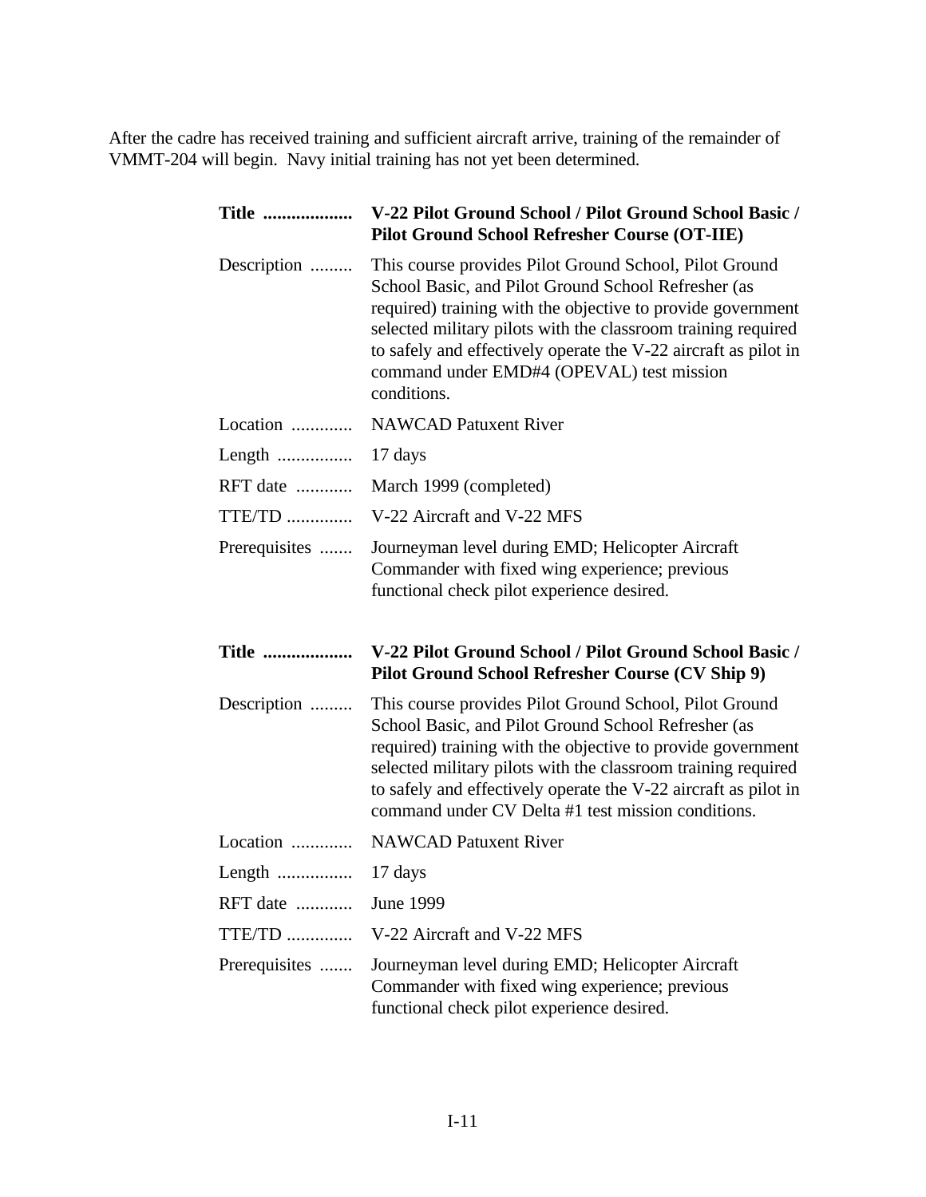After the cadre has received training and sufficient aircraft arrive, training of the remainder of VMMT-204 will begin. Navy initial training has not yet been determined.

| | |
|---|---|
| **Title ...................** | **V-22 Pilot Ground School / Pilot Ground School Basic / Pilot Ground School Refresher Course (OT-IIE)** |
| Description ......... | This course provides Pilot Ground School, Pilot Ground School Basic, and Pilot Ground School Refresher (as required) training with the objective to provide government selected military pilots with the classroom training required to safely and effectively operate the V-22 aircraft as pilot in command under EMD#4 (OPEVAL) test mission conditions. |
| Location ............. | NAWCAD Patuxent River |
| Length ................ | 17 days |
| RFT date ............ | March 1999 (completed) |
| TTE/TD .............. | V-22 Aircraft and V-22 MFS |
| Prerequisites ....... | Journeyman level during EMD; Helicopter Aircraft Commander with fixed wing experience; previous functional check pilot experience desired. |

| | |
|---|---|
| **Title ...................** | **V-22 Pilot Ground School / Pilot Ground School Basic / Pilot Ground School Refresher Course (CV Ship 9)** |
| Description ......... | This course provides Pilot Ground School, Pilot Ground School Basic, and Pilot Ground School Refresher (as required) training with the objective to provide government selected military pilots with the classroom training required to safely and effectively operate the V-22 aircraft as pilot in command under CV Delta #1 test mission conditions. |
| Location ............. | NAWCAD Patuxent River |
| Length ................ | 17 days |
| RFT date ............ | June 1999 |
| TTE/TD .............. | V-22 Aircraft and V-22 MFS |
| Prerequisites ....... | Journeyman level during EMD; Helicopter Aircraft Commander with fixed wing experience; previous functional check pilot experience desired. |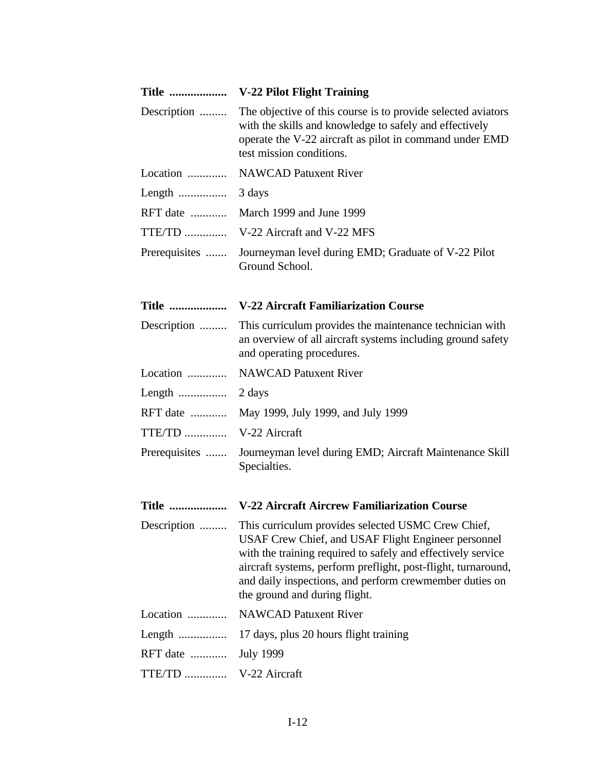| | |
|---|---|
| **Title** | **V-22 Pilot Flight Training** |
| Description | The objective of this course is to provide selected aviators with the skills and knowledge to safely and effectively operate the V-22 aircraft as pilot in command under EMD test mission conditions. |
| Location | NAWCAD Patuxent River |
| Length | 3 days |
| RFT date | March 1999 and June 1999 |
| TTE/TD | V-22 Aircraft and V-22 MFS |
| Prerequisites | Journeyman level during EMD; Graduate of V-22 Pilot Ground School. |

| | |
|---|---|
| **Title** | **V-22 Aircraft Familiarization Course** |
| Description | This curriculum provides the maintenance technician with an overview of all aircraft systems including ground safety and operating procedures. |
| Location | NAWCAD Patuxent River |
| Length | 2 days |
| RFT date | May 1999, July 1999, and July 1999 |
| TTE/TD | V-22 Aircraft |
| Prerequisites | Journeyman level during EMD; Aircraft Maintenance Skill Specialties. |

| | |
|---|---|
| **Title** | **V-22 Aircraft Aircrew Familiarization Course** |
| Description | This curriculum provides selected USMC Crew Chief, USAF Crew Chief, and USAF Flight Engineer personnel with the training required to safely and effectively service aircraft systems, perform preflight, post-flight, turnaround, and daily inspections, and perform crewmember duties on the ground and during flight. |
| Location | NAWCAD Patuxent River |
| Length | 17 days, plus 20 hours flight training |
| RFT date | July 1999 |
| TTE/TD | V-22 Aircraft |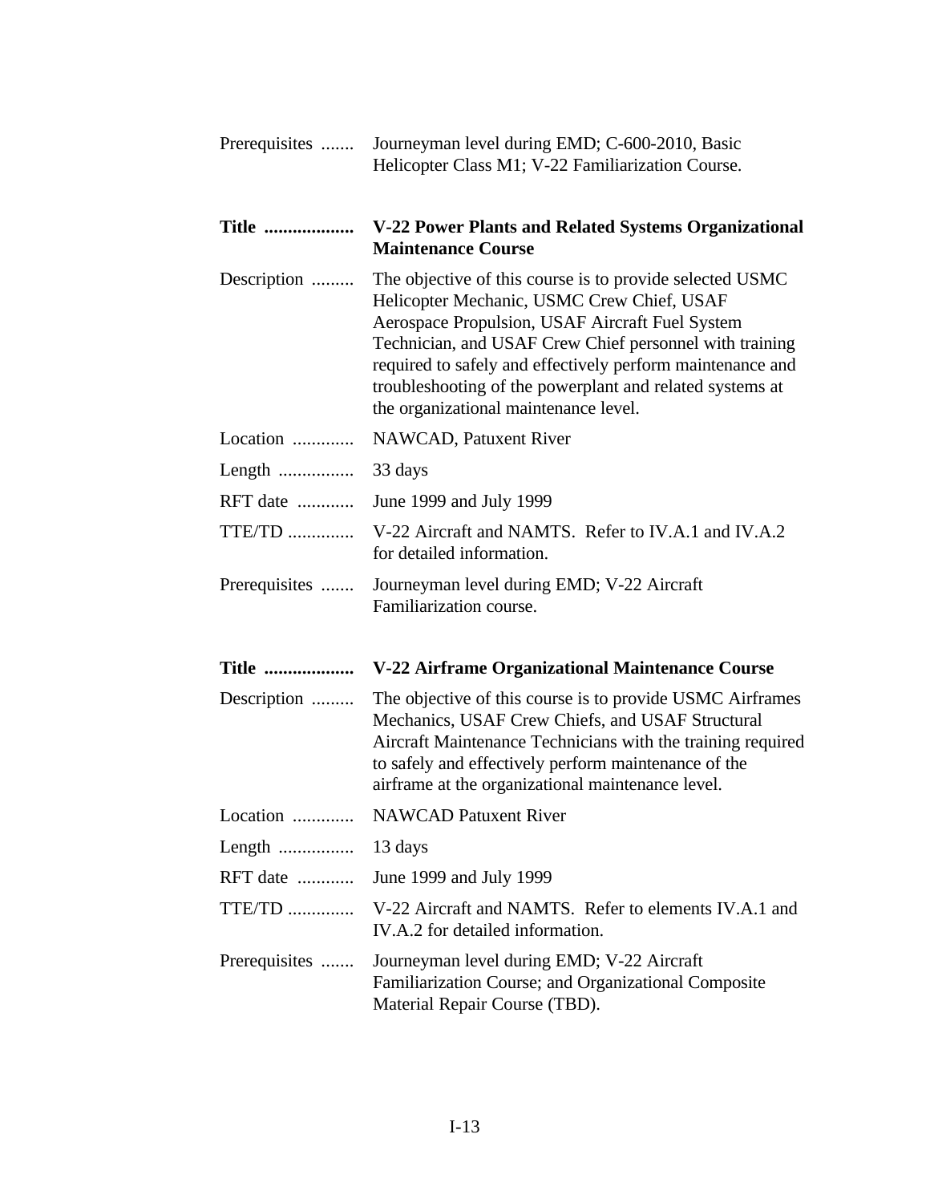Prerequisites ....... Journeyman level during EMD; C-600-2010, Basic Helicopter Class M1; V-22 Familiarization Course.

**Title ................... V-22 Power Plants and Related Systems Organizational Maintenance Course**

Description ......... The objective of this course is to provide selected USMC Helicopter Mechanic, USMC Crew Chief, USAF Aerospace Propulsion, USAF Aircraft Fuel System Technician, and USAF Crew Chief personnel with training required to safely and effectively perform maintenance and troubleshooting of the powerplant and related systems at the organizational maintenance level.

Location ............. NAWCAD, Patuxent River

Length ................ 33 days

RFT date ............ June 1999 and July 1999

TTE/TD .............. V-22 Aircraft and NAMTS. Refer to IV.A.1 and IV.A.2 for detailed information.

Prerequisites ....... Journeyman level during EMD; V-22 Aircraft Familiarization course.

**Title ................... V-22 Airframe Organizational Maintenance Course**

Description ......... The objective of this course is to provide USMC Airframes Mechanics, USAF Crew Chiefs, and USAF Structural Aircraft Maintenance Technicians with the training required to safely and effectively perform maintenance of the airframe at the organizational maintenance level.

Location ............. NAWCAD Patuxent River

Length ................ 13 days

RFT date ............ June 1999 and July 1999

TTE/TD .............. V-22 Aircraft and NAMTS. Refer to elements IV.A.1 and IV.A.2 for detailed information.

Prerequisites ....... Journeyman level during EMD; V-22 Aircraft Familiarization Course; and Organizational Composite Material Repair Course (TBD).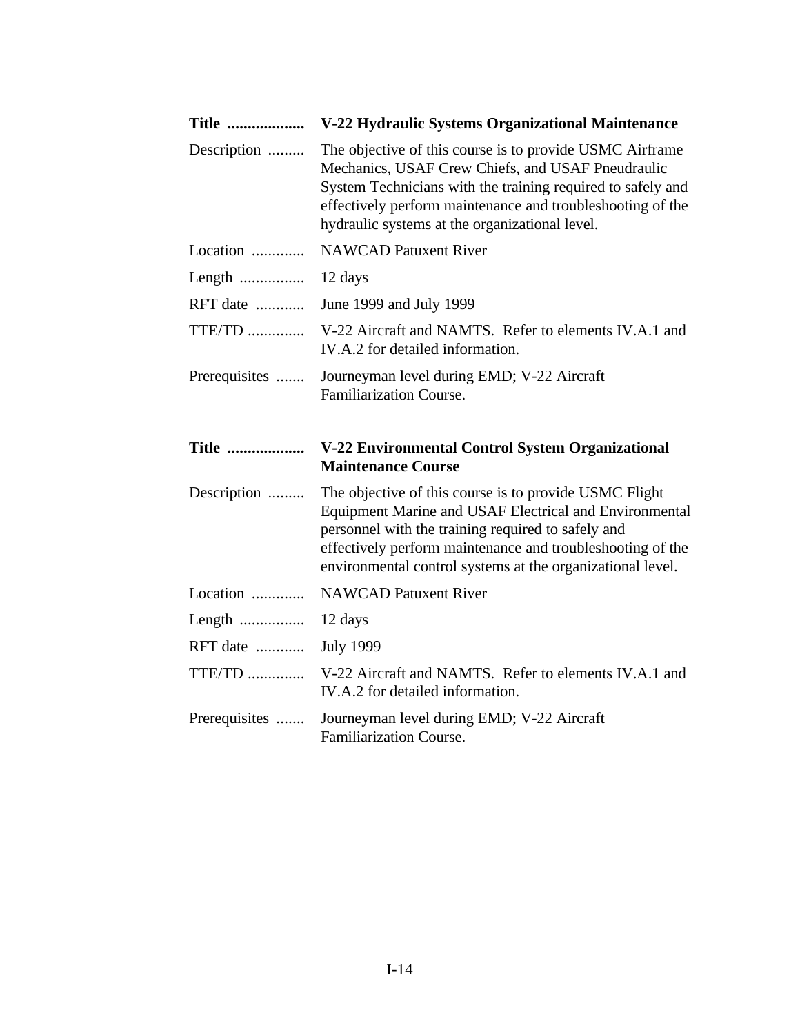| | |
|---|---|
| **Title ...................** | **V-22 Hydraulic Systems Organizational Maintenance** |
| Description ......... | The objective of this course is to provide USMC Airframe Mechanics, USAF Crew Chiefs, and USAF Pneudraulic System Technicians with the training required to safely and effectively perform maintenance and troubleshooting of the hydraulic systems at the organizational level. |
| Location ............. | NAWCAD Patuxent River |
| Length ................ | 12 days |
| RFT date ............ | June 1999 and July 1999 |
| TTE/TD .............. | V-22 Aircraft and NAMTS. Refer to elements IV.A.1 and IV.A.2 for detailed information. |
| Prerequisites ....... | Journeyman level during EMD; V-22 Aircraft Familiarization Course. |

| | |
|---|---|
| **Title ...................** | **V-22 Environmental Control System Organizational Maintenance Course** |
| Description ......... | The objective of this course is to provide USMC Flight Equipment Marine and USAF Electrical and Environmental personnel with the training required to safely and effectively perform maintenance and troubleshooting of the environmental control systems at the organizational level. |
| Location ............. | NAWCAD Patuxent River |
| Length ................ | 12 days |
| RFT date ............ | July 1999 |
| TTE/TD .............. | V-22 Aircraft and NAMTS. Refer to elements IV.A.1 and IV.A.2 for detailed information. |
| Prerequisites ....... | Journeyman level during EMD; V-22 Aircraft Familiarization Course. |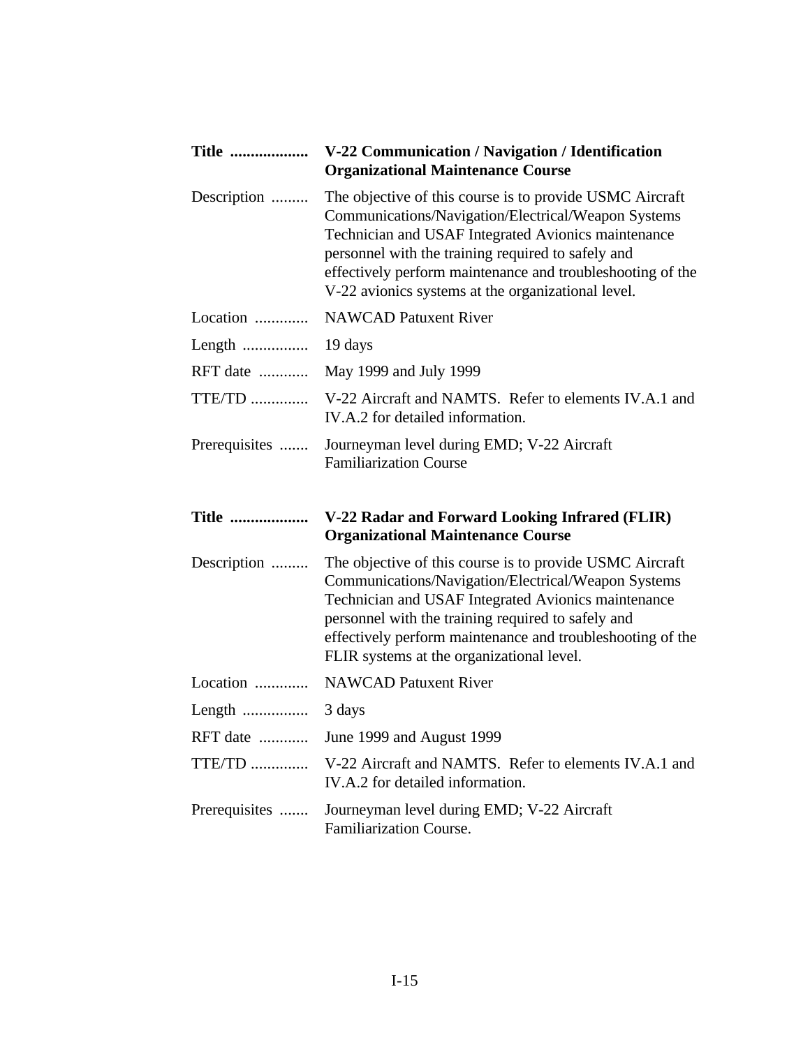| | |
|---|---|
| **Title** .................. | **V-22 Communication / Navigation / Identification Organizational Maintenance Course** |
| Description ......... | The objective of this course is to provide USMC Aircraft Communications/Navigation/Electrical/Weapon Systems Technician and USAF Integrated Avionics maintenance personnel with the training required to safely and effectively perform maintenance and troubleshooting of the V-22 avionics systems at the organizational level. |
| Location ............. | NAWCAD Patuxent River |
| Length ................ | 19 days |
| RFT date ............ | May 1999 and July 1999 |
| TTE/TD .............. | V-22 Aircraft and NAMTS. Refer to elements IV.A.1 and IV.A.2 for detailed information. |
| Prerequisites ....... | Journeyman level during EMD; V-22 Aircraft Familiarization Course |

| | |
|---|---|
| **Title** .................. | **V-22 Radar and Forward Looking Infrared (FLIR) Organizational Maintenance Course** |
| Description ......... | The objective of this course is to provide USMC Aircraft Communications/Navigation/Electrical/Weapon Systems Technician and USAF Integrated Avionics maintenance personnel with the training required to safely and effectively perform maintenance and troubleshooting of the FLIR systems at the organizational level. |
| Location ............. | NAWCAD Patuxent River |
| Length ................ | 3 days |
| RFT date ............ | June 1999 and August 1999 |
| TTE/TD .............. | V-22 Aircraft and NAMTS. Refer to elements IV.A.1 and IV.A.2 for detailed information. |
| Prerequisites ....... | Journeyman level during EMD; V-22 Aircraft Familiarization Course. |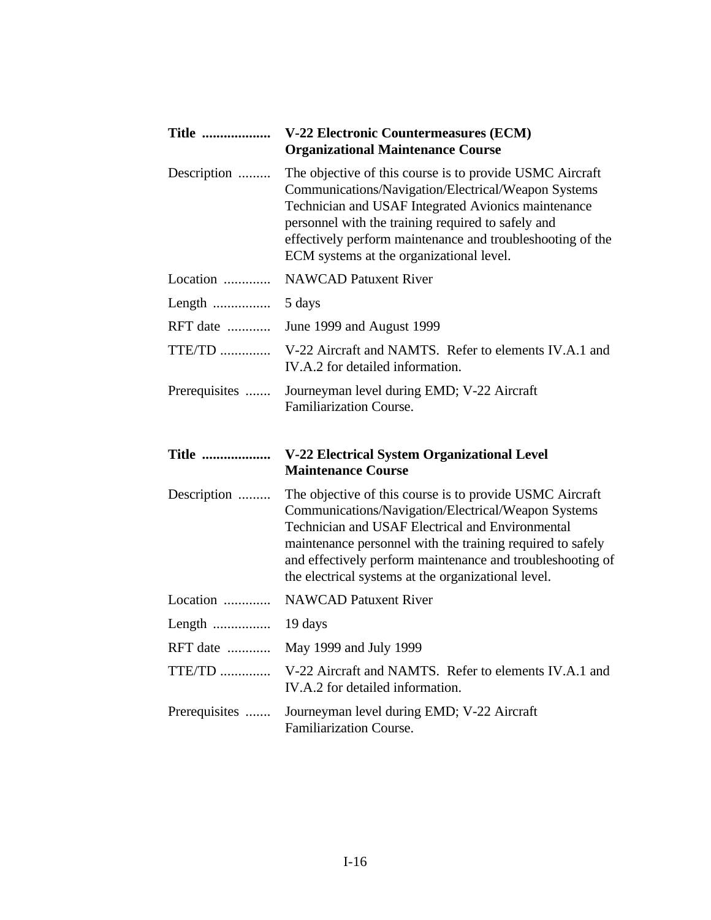| | |
|---|---|
| **Title ...................** | **V-22 Electronic Countermeasures (ECM) Organizational Maintenance Course** |
| Description ......... | The objective of this course is to provide USMC Aircraft Communications/Navigation/Electrical/Weapon Systems Technician and USAF Integrated Avionics maintenance personnel with the training required to safely and effectively perform maintenance and troubleshooting of the ECM systems at the organizational level. |
| Location ............. | NAWCAD Patuxent River |
| Length ................ | 5 days |
| RFT date ............ | June 1999 and August 1999 |
| TTE/TD .............. | V-22 Aircraft and NAMTS. Refer to elements IV.A.1 and IV.A.2 for detailed information. |
| Prerequisites ....... | Journeyman level during EMD; V-22 Aircraft Familiarization Course. |

| | |
|---|---|
| **Title ...................** | **V-22 Electrical System Organizational Level Maintenance Course** |
| Description ......... | The objective of this course is to provide USMC Aircraft Communications/Navigation/Electrical/Weapon Systems Technician and USAF Electrical and Environmental maintenance personnel with the training required to safely and effectively perform maintenance and troubleshooting of the electrical systems at the organizational level. |
| Location ............. | NAWCAD Patuxent River |
| Length ................ | 19 days |
| RFT date ............ | May 1999 and July 1999 |
| TTE/TD .............. | V-22 Aircraft and NAMTS. Refer to elements IV.A.1 and IV.A.2 for detailed information. |
| Prerequisites ....... | Journeyman level during EMD; V-22 Aircraft Familiarization Course. |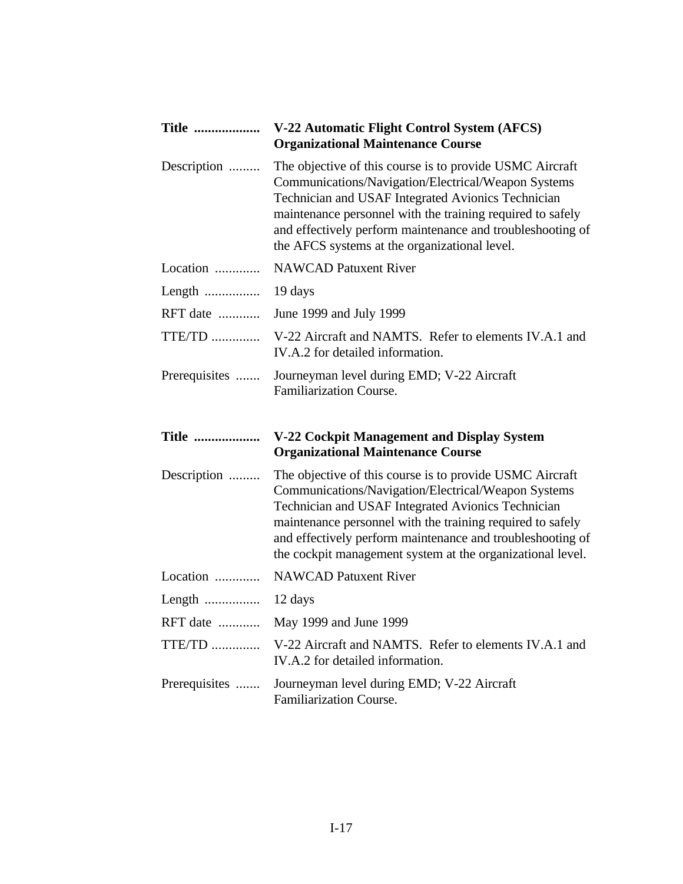| | |
|---|---|
| **Title** | **V-22 Automatic Flight Control System (AFCS) Organizational Maintenance Course** |
| Description | The objective of this course is to provide USMC Aircraft Communications/Navigation/Electrical/Weapon Systems Technician and USAF Integrated Avionics Technician maintenance personnel with the training required to safely and effectively perform maintenance and troubleshooting of the AFCS systems at the organizational level. |
| Location | NAWCAD Patuxent River |
| Length | 19 days |
| RFT date | June 1999 and July 1999 |
| TTE/TD | V-22 Aircraft and NAMTS. Refer to elements IV.A.1 and IV.A.2 for detailed information. |
| Prerequisites | Journeyman level during EMD; V-22 Aircraft Familiarization Course. |

| | |
|---|---|
| **Title** | **V-22 Cockpit Management and Display System Organizational Maintenance Course** |
| Description | The objective of this course is to provide USMC Aircraft Communications/Navigation/Electrical/Weapon Systems Technician and USAF Integrated Avionics Technician maintenance personnel with the training required to safely and effectively perform maintenance and troubleshooting of the cockpit management system at the organizational level. |
| Location | NAWCAD Patuxent River |
| Length | 12 days |
| RFT date | May 1999 and June 1999 |
| TTE/TD | V-22 Aircraft and NAMTS. Refer to elements IV.A.1 and IV.A.2 for detailed information. |
| Prerequisites | Journeyman level during EMD; V-22 Aircraft Familiarization Course. |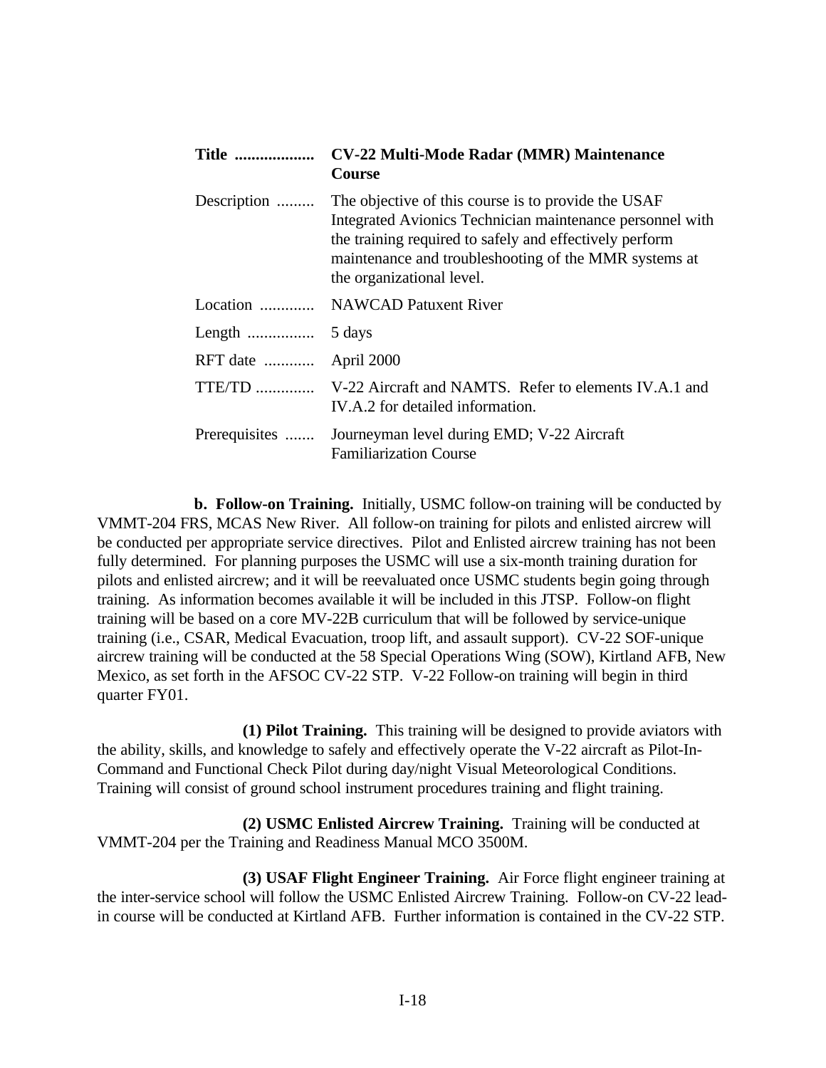| | |
|---|---|
| **Title ...................** | **CV-22 Multi-Mode Radar (MMR) Maintenance Course** |
| Description ......... | The objective of this course is to provide the USAF Integrated Avionics Technician maintenance personnel with the training required to safely and effectively perform maintenance and troubleshooting of the MMR systems at the organizational level. |
| Location ............. | NAWCAD Patuxent River |
| Length ................ | 5 days |
| RFT date ............ | April 2000 |
| TTE/TD .............. | V-22 Aircraft and NAMTS. Refer to elements IV.A.1 and IV.A.2 for detailed information. |
| Prerequisites ....... | Journeyman level during EMD; V-22 Aircraft Familiarization Course |

**b. Follow-on Training.** Initially, USMC follow-on training will be conducted by VMMT-204 FRS, MCAS New River. All follow-on training for pilots and enlisted aircrew will be conducted per appropriate service directives. Pilot and Enlisted aircrew training has not been fully determined. For planning purposes the USMC will use a six-month training duration for pilots and enlisted aircrew; and it will be reevaluated once USMC students begin going through training. As information becomes available it will be included in this JTSP. Follow-on flight training will be based on a core MV-22B curriculum that will be followed by service-unique training (i.e., CSAR, Medical Evacuation, troop lift, and assault support). CV-22 SOF-unique aircrew training will be conducted at the 58 Special Operations Wing (SOW), Kirtland AFB, New Mexico, as set forth in the AFSOC CV-22 STP. V-22 Follow-on training will begin in third quarter FY01.

**(1) Pilot Training.** This training will be designed to provide aviators with the ability, skills, and knowledge to safely and effectively operate the V-22 aircraft as Pilot-In-Command and Functional Check Pilot during day/night Visual Meteorological Conditions. Training will consist of ground school instrument procedures training and flight training.

**(2) USMC Enlisted Aircrew Training.** Training will be conducted at VMMT-204 per the Training and Readiness Manual MCO 3500M.

**(3) USAF Flight Engineer Training.** Air Force flight engineer training at the inter-service school will follow the USMC Enlisted Aircrew Training. Follow-on CV-22 lead-in course will be conducted at Kirtland AFB. Further information is contained in the CV-22 STP.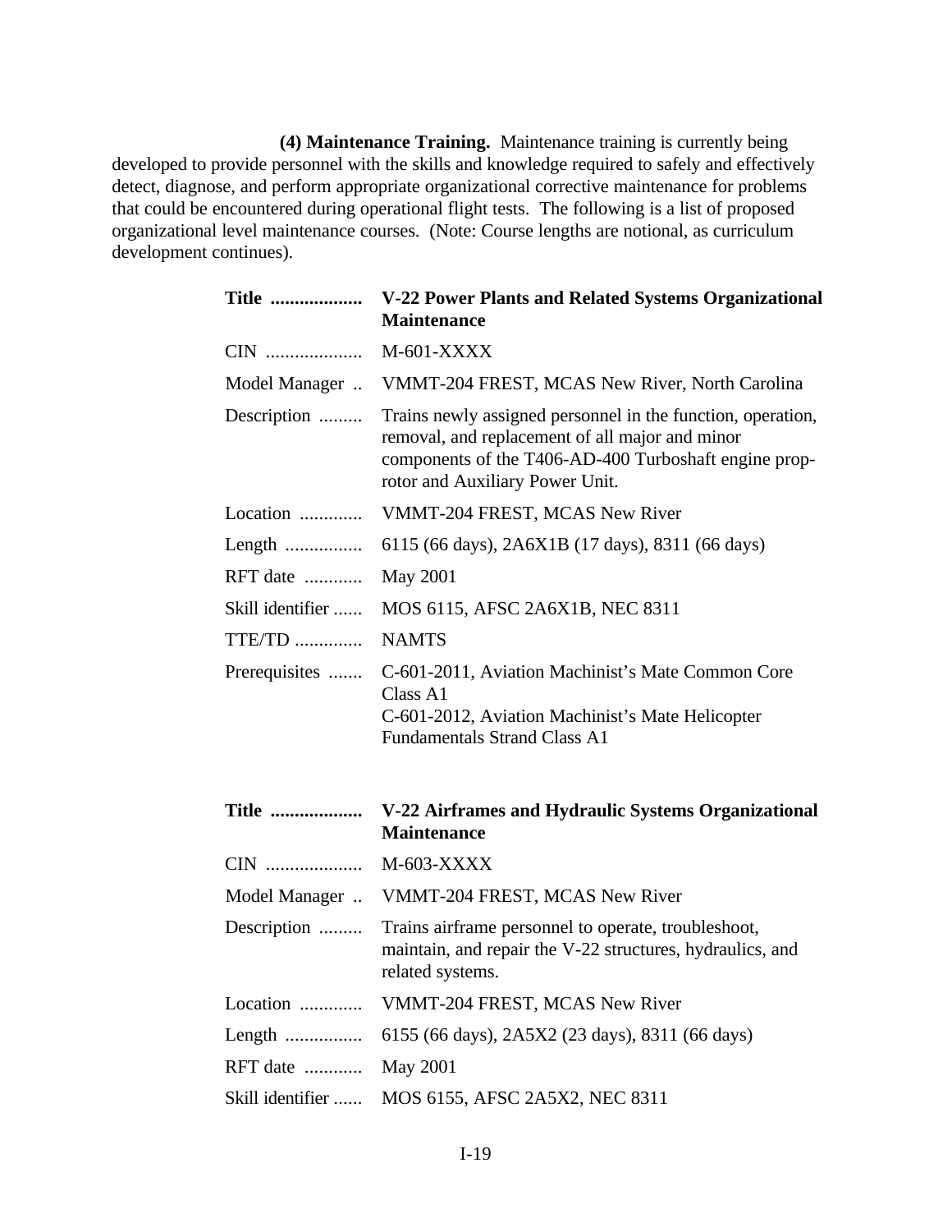**(4) Maintenance Training.** Maintenance training is currently being developed to provide personnel with the skills and knowledge required to safely and effectively detect, diagnose, and perform appropriate organizational corrective maintenance for problems that could be encountered during operational flight tests. The following is a list of proposed organizational level maintenance courses. (Note: Course lengths are notional, as curriculum development continues).

| | |
|---|---|
| **Title ..................** | **V-22 Power Plants and Related Systems Organizational Maintenance** |
| CIN .................... | M-601-XXXX |
| Model Manager .. | VMMT-204 FREST, MCAS New River, North Carolina |
| Description ......... | Trains newly assigned personnel in the function, operation, removal, and replacement of all major and minor components of the T406-AD-400 Turboshaft engine prop-rotor and Auxiliary Power Unit. |
| Location ............. | VMMT-204 FREST, MCAS New River |
| Length ................ | 6115 (66 days), 2A6X1B (17 days), 8311 (66 days) |
| RFT date ............ | May 2001 |
| Skill identifier ...... | MOS 6115, AFSC 2A6X1B, NEC 8311 |
| TTE/TD .............. | NAMTS |
| Prerequisites ....... | C-601-2011, Aviation Machinist's Mate Common Core Class A1<br>C-601-2012, Aviation Machinist's Mate Helicopter Fundamentals Strand Class A1 |

| | |
|---|---|
| **Title ..................** | **V-22 Airframes and Hydraulic Systems Organizational Maintenance** |
| CIN .................... | M-603-XXXX |
| Model Manager .. | VMMT-204 FREST, MCAS New River |
| Description ......... | Trains airframe personnel to operate, troubleshoot, maintain, and repair the V-22 structures, hydraulics, and related systems. |
| Location ............. | VMMT-204 FREST, MCAS New River |
| Length ................ | 6155 (66 days), 2A5X2 (23 days), 8311 (66 days) |
| RFT date ............ | May 2001 |
| Skill identifier ...... | MOS 6155, AFSC 2A5X2, NEC 8311 |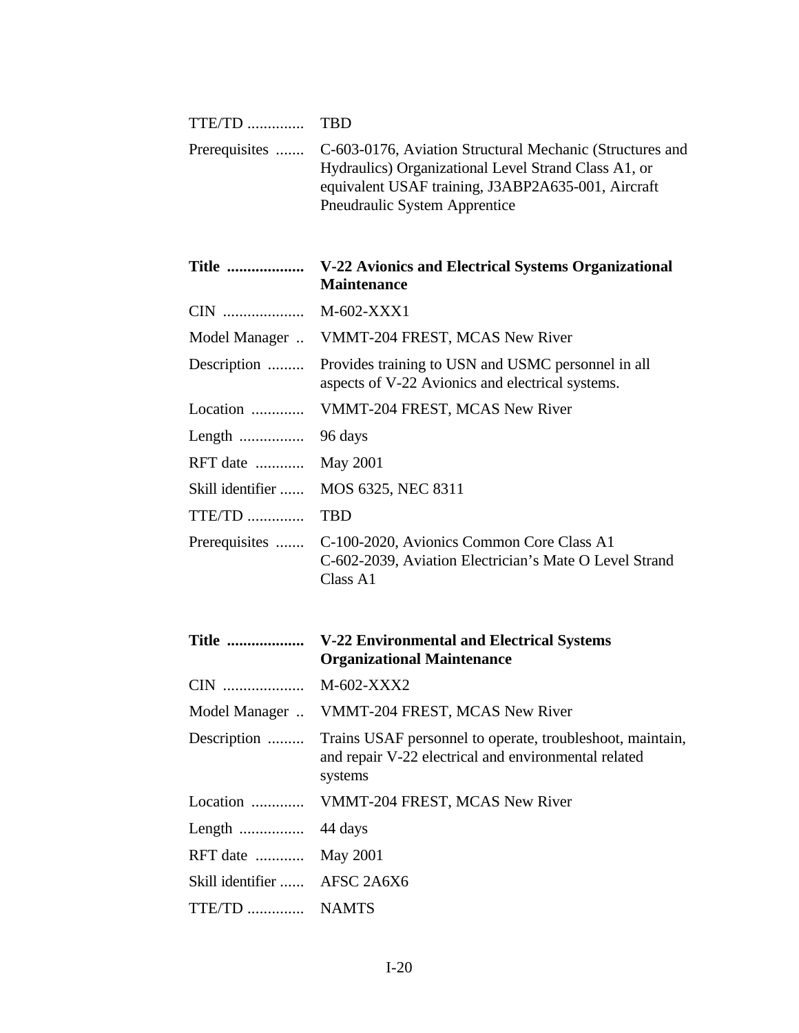TTE/TD .............. TBD

Prerequisites ....... C-603-0176, Aviation Structural Mechanic (Structures and Hydraulics) Organizational Level Strand Class A1, or equivalent USAF training, J3ABP2A635-001, Aircraft Pneudraulic System Apprentice

**Title ................... V-22 Avionics and Electrical Systems Organizational Maintenance**

CIN .................... M-602-XXX1

Model Manager .. VMMT-204 FREST, MCAS New River

Description ......... Provides training to USN and USMC personnel in all aspects of V-22 Avionics and electrical systems.

Location ............. VMMT-204 FREST, MCAS New River

Length ................ 96 days

RFT date ............ May 2001

Skill identifier ...... MOS 6325, NEC 8311

TTE/TD .............. TBD

Prerequisites ....... C-100-2020, Avionics Common Core Class A1
C-602-2039, Aviation Electrician's Mate O Level Strand Class A1

**Title ................... V-22 Environmental and Electrical Systems Organizational Maintenance**

CIN .................... M-602-XXX2

Model Manager .. VMMT-204 FREST, MCAS New River

Description ......... Trains USAF personnel to operate, troubleshoot, maintain, and repair V-22 electrical and environmental related systems

Location ............. VMMT-204 FREST, MCAS New River

Length ................ 44 days

RFT date ............ May 2001

Skill identifier ...... AFSC 2A6X6

TTE/TD .............. NAMTS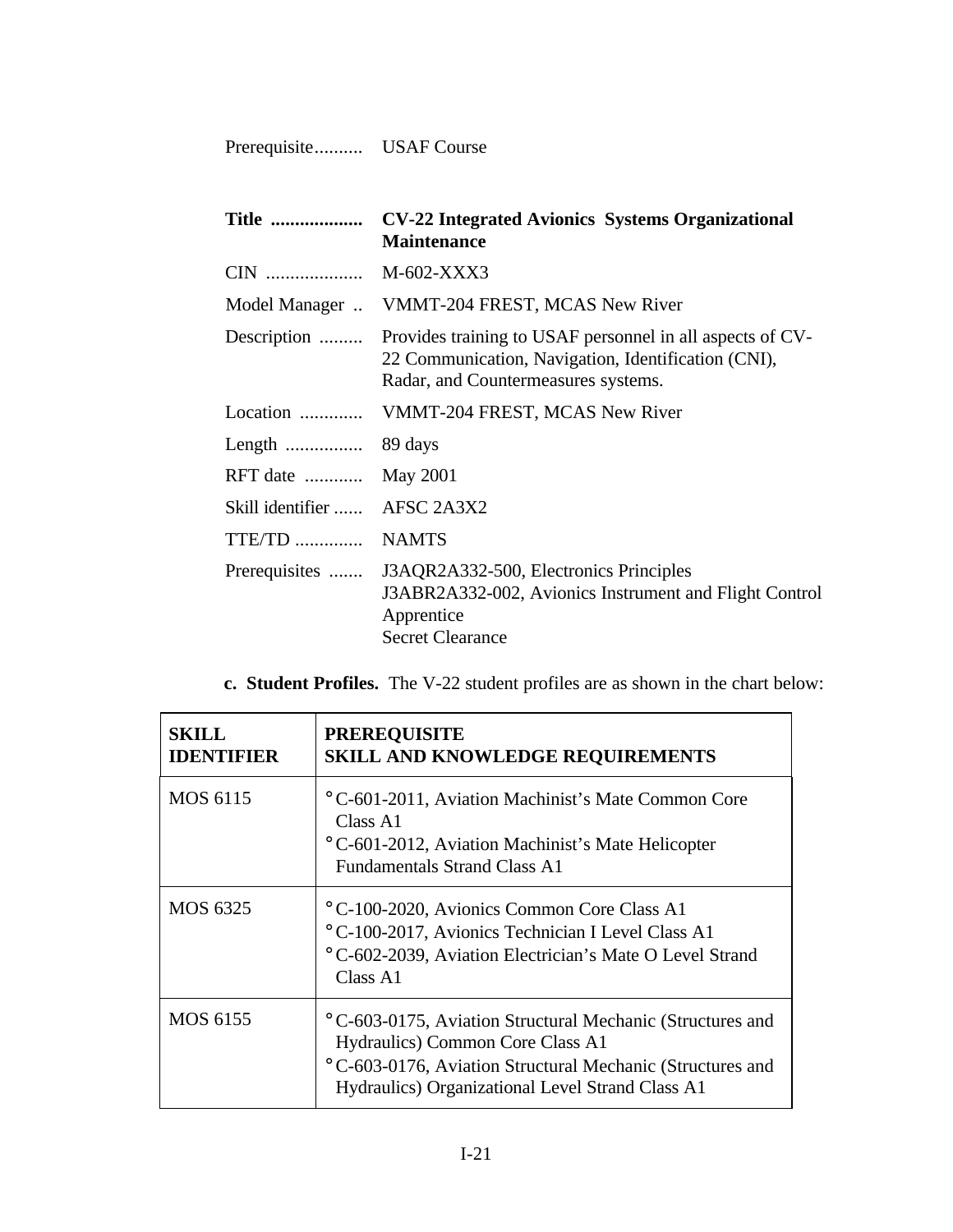Prerequisite.......... USAF Course

| | |
|---|---|
| **Title ...................** | **CV-22 Integrated Avionics Systems Organizational Maintenance** |
| CIN .................... | M-602-XXX3 |
| Model Manager .. | VMMT-204 FREST, MCAS New River |
| Description ......... | Provides training to USAF personnel in all aspects of CV-22 Communication, Navigation, Identification (CNI), Radar, and Countermeasures systems. |
| Location ............. | VMMT-204 FREST, MCAS New River |
| Length ................ | 89 days |
| RFT date ............ | May 2001 |
| Skill identifier ...... | AFSC 2A3X2 |
| TTE/TD .............. | NAMTS |
| Prerequisites ....... | J3AQR2A332-500, Electronics Principles<br>J3ABR2A332-002, Avionics Instrument and Flight Control Apprentice<br>Secret Clearance |

**c. Student Profiles.** The V-22 student profiles are as shown in the chart below:

| **SKILL IDENTIFIER** | **PREREQUISITE SKILL AND KNOWLEDGE REQUIREMENTS** |
|---|---|
| MOS 6115 | ° C-601-2011, Aviation Machinist's Mate Common Core Class A1<br>° C-601-2012, Aviation Machinist's Mate Helicopter Fundamentals Strand Class A1 |
| MOS 6325 | ° C-100-2020, Avionics Common Core Class A1<br>° C-100-2017, Avionics Technician I Level Class A1<br>° C-602-2039, Aviation Electrician's Mate O Level Strand Class A1 |
| MOS 6155 | ° C-603-0175, Aviation Structural Mechanic (Structures and Hydraulics) Common Core Class A1<br>° C-603-0176, Aviation Structural Mechanic (Structures and Hydraulics) Organizational Level Strand Class A1 |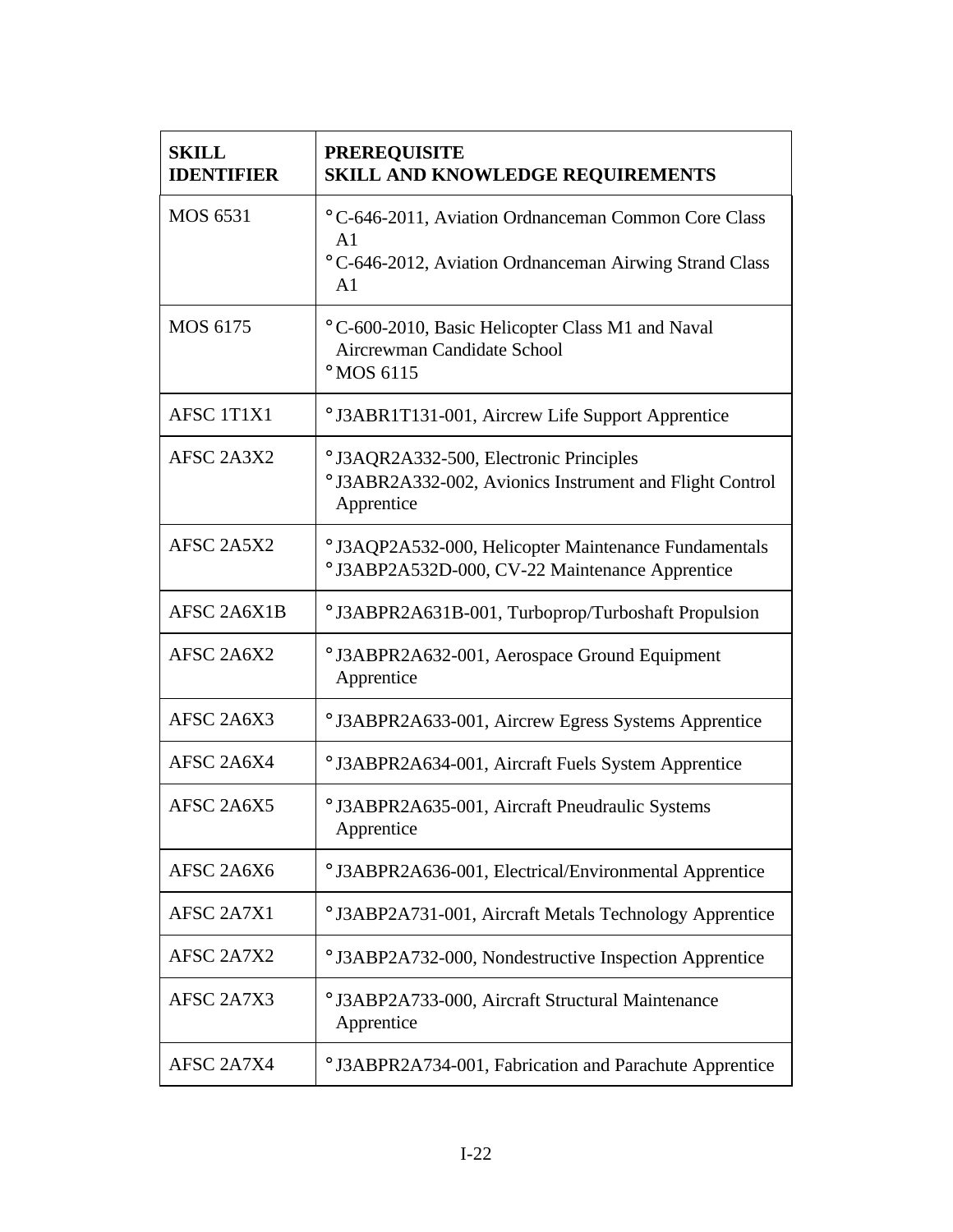| SKILL IDENTIFIER | PREREQUISITE SKILL AND KNOWLEDGE REQUIREMENTS |
|---|---|
| MOS 6531 | ° C-646-2011, Aviation Ordnanceman Common Core Class A1<br>° C-646-2012, Aviation Ordnanceman Airwing Strand Class A1 |
| MOS 6175 | ° C-600-2010, Basic Helicopter Class M1 and Naval Aircrewman Candidate School<br>° MOS 6115 |
| AFSC 1T1X1 | ° J3ABR1T131-001, Aircrew Life Support Apprentice |
| AFSC 2A3X2 | ° J3AQR2A332-500, Electronic Principles<br>° J3ABR2A332-002, Avionics Instrument and Flight Control Apprentice |
| AFSC 2A5X2 | ° J3AQP2A532-000, Helicopter Maintenance Fundamentals<br>° J3ABP2A532D-000, CV-22 Maintenance Apprentice |
| AFSC 2A6X1B | ° J3ABPR2A631B-001, Turboprop/Turboshaft Propulsion |
| AFSC 2A6X2 | ° J3ABPR2A632-001, Aerospace Ground Equipment Apprentice |
| AFSC 2A6X3 | ° J3ABPR2A633-001, Aircrew Egress Systems Apprentice |
| AFSC 2A6X4 | ° J3ABPR2A634-001, Aircraft Fuels System Apprentice |
| AFSC 2A6X5 | ° J3ABPR2A635-001, Aircraft Pneudraulic Systems Apprentice |
| AFSC 2A6X6 | ° J3ABPR2A636-001, Electrical/Environmental Apprentice |
| AFSC 2A7X1 | ° J3ABP2A731-001, Aircraft Metals Technology Apprentice |
| AFSC 2A7X2 | ° J3ABP2A732-000, Nondestructive Inspection Apprentice |
| AFSC 2A7X3 | ° J3ABP2A733-000, Aircraft Structural Maintenance Apprentice |
| AFSC 2A7X4 | ° J3ABPR2A734-001, Fabrication and Parachute Apprentice |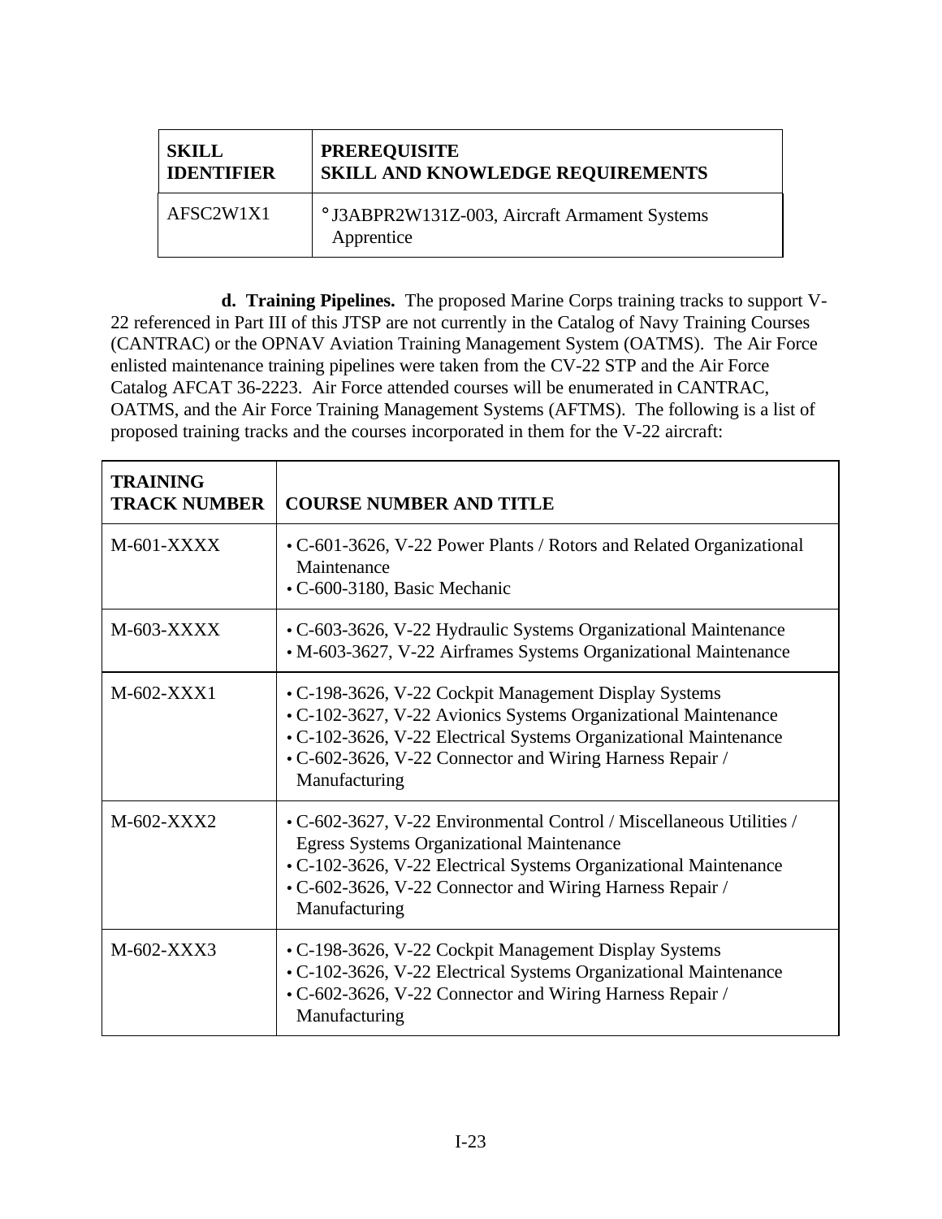| SKILL IDENTIFIER | PREREQUISITE SKILL AND KNOWLEDGE REQUIREMENTS |
|---|---|
| AFSC2W1X1 | ° J3ABPR2W131Z-003, Aircraft Armament Systems Apprentice |

**d. Training Pipelines.** The proposed Marine Corps training tracks to support V-22 referenced in Part III of this JTSP are not currently in the Catalog of Navy Training Courses (CANTRAC) or the OPNAV Aviation Training Management System (OATMS). The Air Force enlisted maintenance training pipelines were taken from the CV-22 STP and the Air Force Catalog AFCAT 36-2223. Air Force attended courses will be enumerated in CANTRAC, OATMS, and the Air Force Training Management Systems (AFTMS). The following is a list of proposed training tracks and the courses incorporated in them for the V-22 aircraft:

| TRAINING TRACK NUMBER | COURSE NUMBER AND TITLE |
|---|---|
| M-601-XXXX | • C-601-3626, V-22 Power Plants / Rotors and Related Organizational Maintenance<br>• C-600-3180, Basic Mechanic |
| M-603-XXXX | • C-603-3626, V-22 Hydraulic Systems Organizational Maintenance<br>• M-603-3627, V-22 Airframes Systems Organizational Maintenance |
| M-602-XXX1 | • C-198-3626, V-22 Cockpit Management Display Systems<br>• C-102-3627, V-22 Avionics Systems Organizational Maintenance<br>• C-102-3626, V-22 Electrical Systems Organizational Maintenance<br>• C-602-3626, V-22 Connector and Wiring Harness Repair / Manufacturing |
| M-602-XXX2 | • C-602-3627, V-22 Environmental Control / Miscellaneous Utilities / Egress Systems Organizational Maintenance<br>• C-102-3626, V-22 Electrical Systems Organizational Maintenance<br>• C-602-3626, V-22 Connector and Wiring Harness Repair / Manufacturing |
| M-602-XXX3 | • C-198-3626, V-22 Cockpit Management Display Systems<br>• C-102-3626, V-22 Electrical Systems Organizational Maintenance<br>• C-602-3626, V-22 Connector and Wiring Harness Repair / Manufacturing |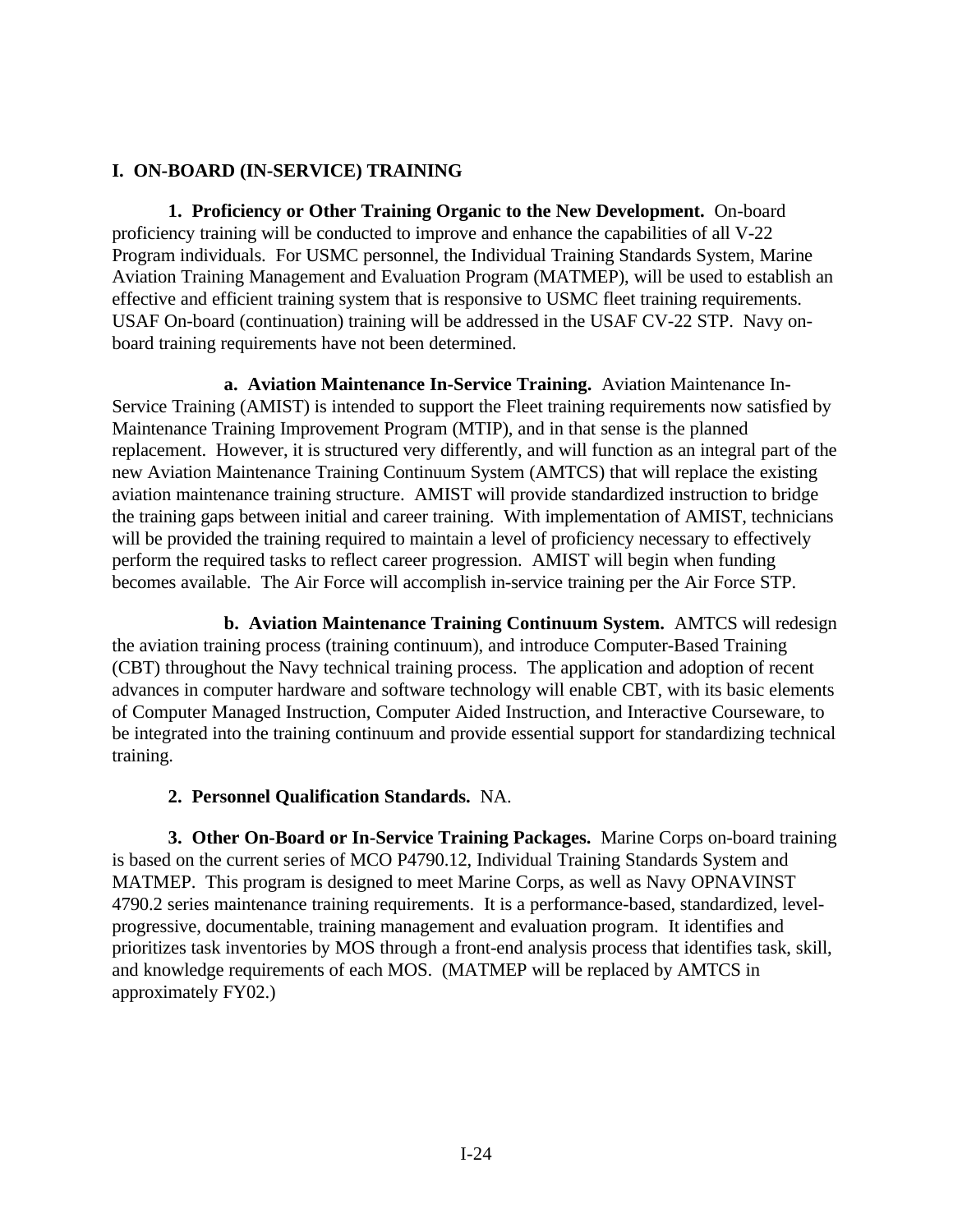## I. ON-BOARD (IN-SERVICE) TRAINING

**1. Proficiency or Other Training Organic to the New Development.** On-board proficiency training will be conducted to improve and enhance the capabilities of all V-22 Program individuals. For USMC personnel, the Individual Training Standards System, Marine Aviation Training Management and Evaluation Program (MATMEP), will be used to establish an effective and efficient training system that is responsive to USMC fleet training requirements. USAF On-board (continuation) training will be addressed in the USAF CV-22 STP. Navy on-board training requirements have not been determined.

**a. Aviation Maintenance In-Service Training.** Aviation Maintenance In-Service Training (AMIST) is intended to support the Fleet training requirements now satisfied by Maintenance Training Improvement Program (MTIP), and in that sense is the planned replacement. However, it is structured very differently, and will function as an integral part of the new Aviation Maintenance Training Continuum System (AMTCS) that will replace the existing aviation maintenance training structure. AMIST will provide standardized instruction to bridge the training gaps between initial and career training. With implementation of AMIST, technicians will be provided the training required to maintain a level of proficiency necessary to effectively perform the required tasks to reflect career progression. AMIST will begin when funding becomes available. The Air Force will accomplish in-service training per the Air Force STP.

**b. Aviation Maintenance Training Continuum System.** AMTCS will redesign the aviation training process (training continuum), and introduce Computer-Based Training (CBT) throughout the Navy technical training process. The application and adoption of recent advances in computer hardware and software technology will enable CBT, with its basic elements of Computer Managed Instruction, Computer Aided Instruction, and Interactive Courseware, to be integrated into the training continuum and provide essential support for standardizing technical training.

**2. Personnel Qualification Standards.** NA.

**3. Other On-Board or In-Service Training Packages.** Marine Corps on-board training is based on the current series of MCO P4790.12, Individual Training Standards System and MATMEP. This program is designed to meet Marine Corps, as well as Navy OPNAVINST 4790.2 series maintenance training requirements. It is a performance-based, standardized, level-progressive, documentable, training management and evaluation program. It identifies and prioritizes task inventories by MOS through a front-end analysis process that identifies task, skill, and knowledge requirements of each MOS. (MATMEP will be replaced by AMTCS in approximately FY02.)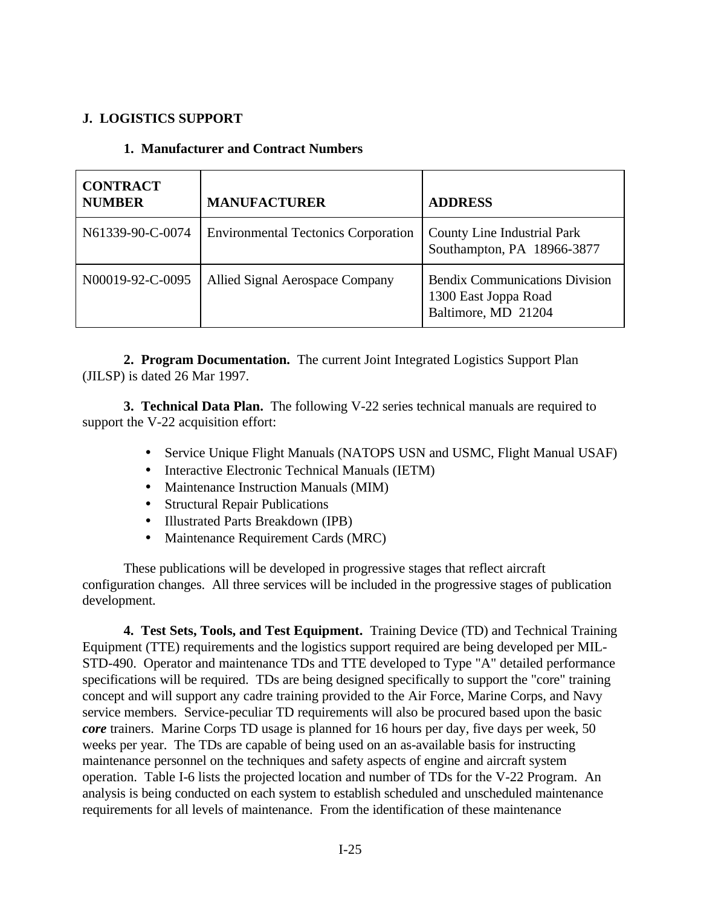## J. LOGISTICS SUPPORT

### 1. Manufacturer and Contract Numbers

| CONTRACT NUMBER | MANUFACTURER | ADDRESS |
|---|---|---|
| N61339-90-C-0074 | Environmental Tectonics Corporation | County Line Industrial Park<br>Southampton, PA 18966-3877 |
| N00019-92-C-0095 | Allied Signal Aerospace Company | Bendix Communications Division<br>1300 East Joppa Road<br>Baltimore, MD 21204 |

**2. Program Documentation.** The current Joint Integrated Logistics Support Plan (JILSP) is dated 26 Mar 1997.

**3. Technical Data Plan.** The following V-22 series technical manuals are required to support the V-22 acquisition effort:

- Service Unique Flight Manuals (NATOPS USN and USMC, Flight Manual USAF)
- Interactive Electronic Technical Manuals (IETM)
- Maintenance Instruction Manuals (MIM)
- Structural Repair Publications
- Illustrated Parts Breakdown (IPB)
- Maintenance Requirement Cards (MRC)

These publications will be developed in progressive stages that reflect aircraft configuration changes. All three services will be included in the progressive stages of publication development.

**4. Test Sets, Tools, and Test Equipment.** Training Device (TD) and Technical Training Equipment (TTE) requirements and the logistics support required are being developed per MIL-STD-490. Operator and maintenance TDs and TTE developed to Type "A" detailed performance specifications will be required. TDs are being designed specifically to support the "core" training concept and will support any cadre training provided to the Air Force, Marine Corps, and Navy service members. Service-peculiar TD requirements will also be procured based upon the basic ***core*** trainers. Marine Corps TD usage is planned for 16 hours per day, five days per week, 50 weeks per year. The TDs are capable of being used on an as-available basis for instructing maintenance personnel on the techniques and safety aspects of engine and aircraft system operation. Table I-6 lists the projected location and number of TDs for the V-22 Program. An analysis is being conducted on each system to establish scheduled and unscheduled maintenance requirements for all levels of maintenance. From the identification of these maintenance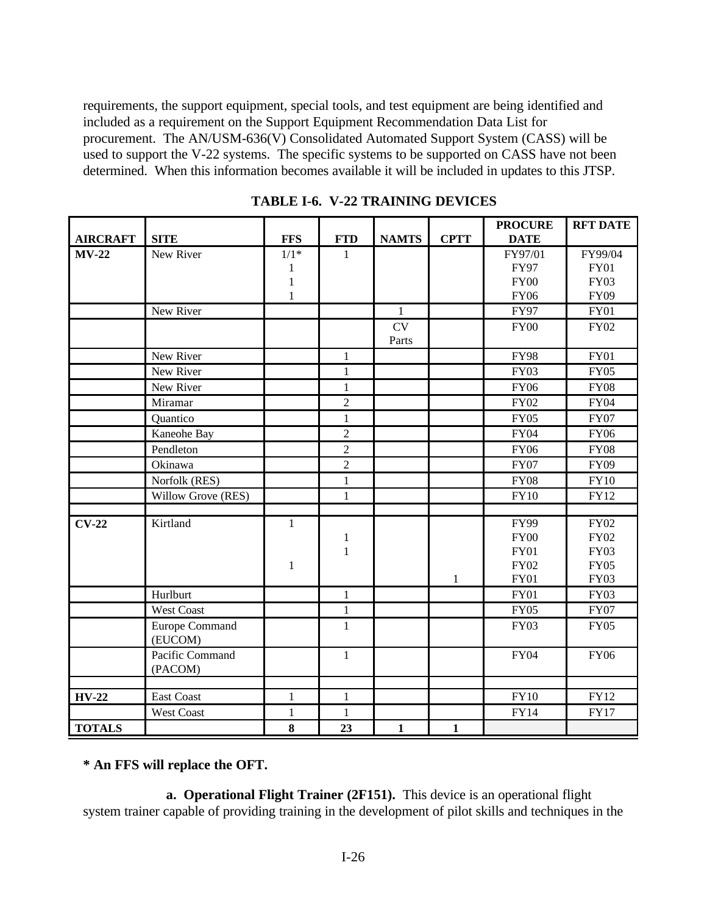requirements, the support equipment, special tools, and test equipment are being identified and included as a requirement on the Support Equipment Recommendation Data List for procurement. The AN/USM-636(V) Consolidated Automated Support System (CASS) will be used to support the V-22 systems. The specific systems to be supported on CASS have not been determined. When this information becomes available it will be included in updates to this JTSP.

**TABLE I-6. V-22 TRAINING DEVICES**

| AIRCRAFT | SITE | FFS | FTD | NAMTS | CPTT | PROCURE DATE | RFT DATE |
|---|---|---|---|---|---|---|---|
| **MV-22** | New River | 1/1*<br>1<br>1<br>1 | 1 | | | FY97/01<br>FY97<br>FY00<br>FY06 | FY99/04<br>FY01<br>FY03<br>FY09 |
| | New River | | | 1 | | FY97 | FY01 |
| | | | | CV Parts | | FY00 | FY02 |
| | New River | | 1 | | | FY98 | FY01 |
| | New River | | 1 | | | FY03 | FY05 |
| | New River | | 1 | | | FY06 | FY08 |
| | Miramar | | 2 | | | FY02 | FY04 |
| | Quantico | | 1 | | | FY05 | FY07 |
| | Kaneohe Bay | | 2 | | | FY04 | FY06 |
| | Pendleton | | 2 | | | FY06 | FY08 |
| | Okinawa | | 2 | | | FY07 | FY09 |
| | Norfolk (RES) | | 1 | | | FY08 | FY10 |
| | Willow Grove (RES) | | 1 | | | FY10 | FY12 |
| | | | | | | | |
| **CV-22** | Kirtland | 1<br><br><br>1<br><br> | <br>1<br>1<br><br><br> | | <br><br><br><br>1 | FY99<br>FY00<br>FY01<br>FY02<br>FY01 | FY02<br>FY02<br>FY03<br>FY05<br>FY03 |
| | Hurlburt | | 1 | | | FY01 | FY03 |
| | West Coast | | 1 | | | FY05 | FY07 |
| | Europe Command (EUCOM) | | 1 | | | FY03 | FY05 |
| | Pacific Command (PACOM) | | 1 | | | FY04 | FY06 |
| | | | | | | | |
| **HV-22** | East Coast | 1 | 1 | | | FY10 | FY12 |
| | West Coast | 1 | 1 | | | FY14 | FY17 |
| **TOTALS** | | **8** | **23** | **1** | **1** | | |

**\* An FFS will replace the OFT.**

**a. Operational Flight Trainer (2F151).** This device is an operational flight system trainer capable of providing training in the development of pilot skills and techniques in the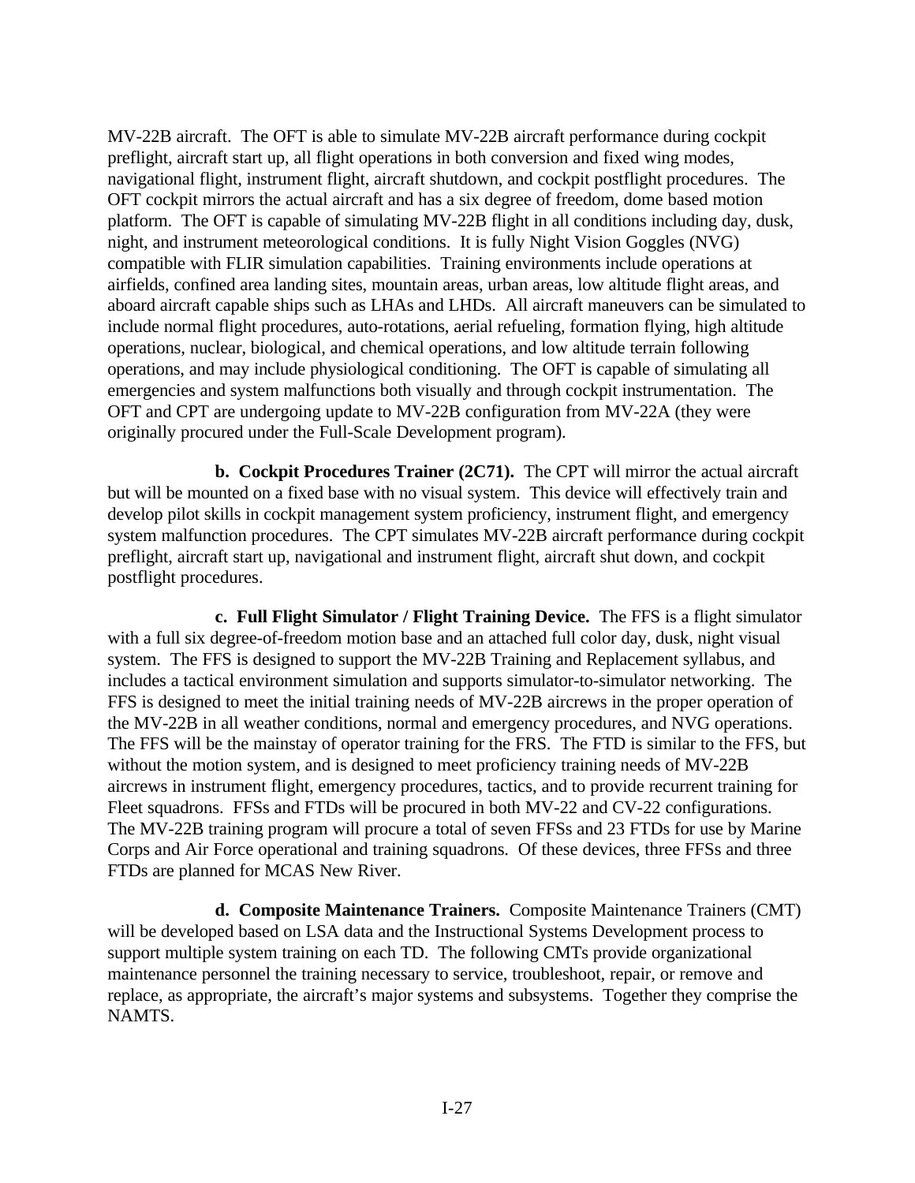MV-22B aircraft. The OFT is able to simulate MV-22B aircraft performance during cockpit preflight, aircraft start up, all flight operations in both conversion and fixed wing modes, navigational flight, instrument flight, aircraft shutdown, and cockpit postflight procedures. The OFT cockpit mirrors the actual aircraft and has a six degree of freedom, dome based motion platform. The OFT is capable of simulating MV-22B flight in all conditions including day, dusk, night, and instrument meteorological conditions. It is fully Night Vision Goggles (NVG) compatible with FLIR simulation capabilities. Training environments include operations at airfields, confined area landing sites, mountain areas, urban areas, low altitude flight areas, and aboard aircraft capable ships such as LHAs and LHDs. All aircraft maneuvers can be simulated to include normal flight procedures, auto-rotations, aerial refueling, formation flying, high altitude operations, nuclear, biological, and chemical operations, and low altitude terrain following operations, and may include physiological conditioning. The OFT is capable of simulating all emergencies and system malfunctions both visually and through cockpit instrumentation. The OFT and CPT are undergoing update to MV-22B configuration from MV-22A (they were originally procured under the Full-Scale Development program).

**b. Cockpit Procedures Trainer (2C71).** The CPT will mirror the actual aircraft but will be mounted on a fixed base with no visual system. This device will effectively train and develop pilot skills in cockpit management system proficiency, instrument flight, and emergency system malfunction procedures. The CPT simulates MV-22B aircraft performance during cockpit preflight, aircraft start up, navigational and instrument flight, aircraft shut down, and cockpit postflight procedures.

**c. Full Flight Simulator / Flight Training Device.** The FFS is a flight simulator with a full six degree-of-freedom motion base and an attached full color day, dusk, night visual system. The FFS is designed to support the MV-22B Training and Replacement syllabus, and includes a tactical environment simulation and supports simulator-to-simulator networking. The FFS is designed to meet the initial training needs of MV-22B aircrews in the proper operation of the MV-22B in all weather conditions, normal and emergency procedures, and NVG operations. The FFS will be the mainstay of operator training for the FRS. The FTD is similar to the FFS, but without the motion system, and is designed to meet proficiency training needs of MV-22B aircrews in instrument flight, emergency procedures, tactics, and to provide recurrent training for Fleet squadrons. FFSs and FTDs will be procured in both MV-22 and CV-22 configurations. The MV-22B training program will procure a total of seven FFSs and 23 FTDs for use by Marine Corps and Air Force operational and training squadrons. Of these devices, three FFSs and three FTDs are planned for MCAS New River.

**d. Composite Maintenance Trainers.** Composite Maintenance Trainers (CMT) will be developed based on LSA data and the Instructional Systems Development process to support multiple system training on each TD. The following CMTs provide organizational maintenance personnel the training necessary to service, troubleshoot, repair, or remove and replace, as appropriate, the aircraft's major systems and subsystems. Together they comprise the NAMTS.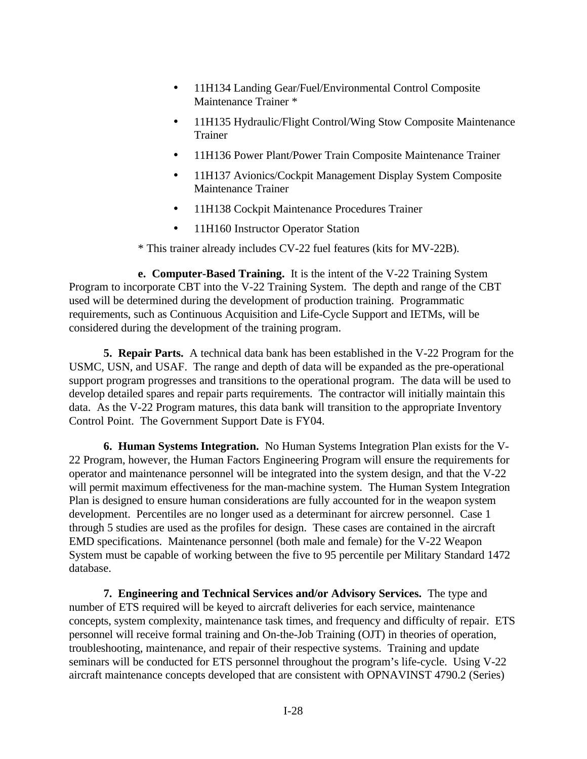- 11H134 Landing Gear/Fuel/Environmental Control Composite Maintenance Trainer *
- 11H135 Hydraulic/Flight Control/Wing Stow Composite Maintenance Trainer
- 11H136 Power Plant/Power Train Composite Maintenance Trainer
- 11H137 Avionics/Cockpit Management Display System Composite Maintenance Trainer
- 11H138 Cockpit Maintenance Procedures Trainer
- 11H160 Instructor Operator Station

\* This trainer already includes CV-22 fuel features (kits for MV-22B).

**e. Computer-Based Training.** It is the intent of the V-22 Training System Program to incorporate CBT into the V-22 Training System. The depth and range of the CBT used will be determined during the development of production training. Programmatic requirements, such as Continuous Acquisition and Life-Cycle Support and IETMs, will be considered during the development of the training program.

**5. Repair Parts.** A technical data bank has been established in the V-22 Program for the USMC, USN, and USAF. The range and depth of data will be expanded as the pre-operational support program progresses and transitions to the operational program. The data will be used to develop detailed spares and repair parts requirements. The contractor will initially maintain this data. As the V-22 Program matures, this data bank will transition to the appropriate Inventory Control Point. The Government Support Date is FY04.

**6. Human Systems Integration.** No Human Systems Integration Plan exists for the V-22 Program, however, the Human Factors Engineering Program will ensure the requirements for operator and maintenance personnel will be integrated into the system design, and that the V-22 will permit maximum effectiveness for the man-machine system. The Human System Integration Plan is designed to ensure human considerations are fully accounted for in the weapon system development. Percentiles are no longer used as a determinant for aircrew personnel. Case 1 through 5 studies are used as the profiles for design. These cases are contained in the aircraft EMD specifications. Maintenance personnel (both male and female) for the V-22 Weapon System must be capable of working between the five to 95 percentile per Military Standard 1472 database.

**7. Engineering and Technical Services and/or Advisory Services.** The type and number of ETS required will be keyed to aircraft deliveries for each service, maintenance concepts, system complexity, maintenance task times, and frequency and difficulty of repair. ETS personnel will receive formal training and On-the-Job Training (OJT) in theories of operation, troubleshooting, maintenance, and repair of their respective systems. Training and update seminars will be conducted for ETS personnel throughout the program's life-cycle. Using V-22 aircraft maintenance concepts developed that are consistent with OPNAVINST 4790.2 (Series)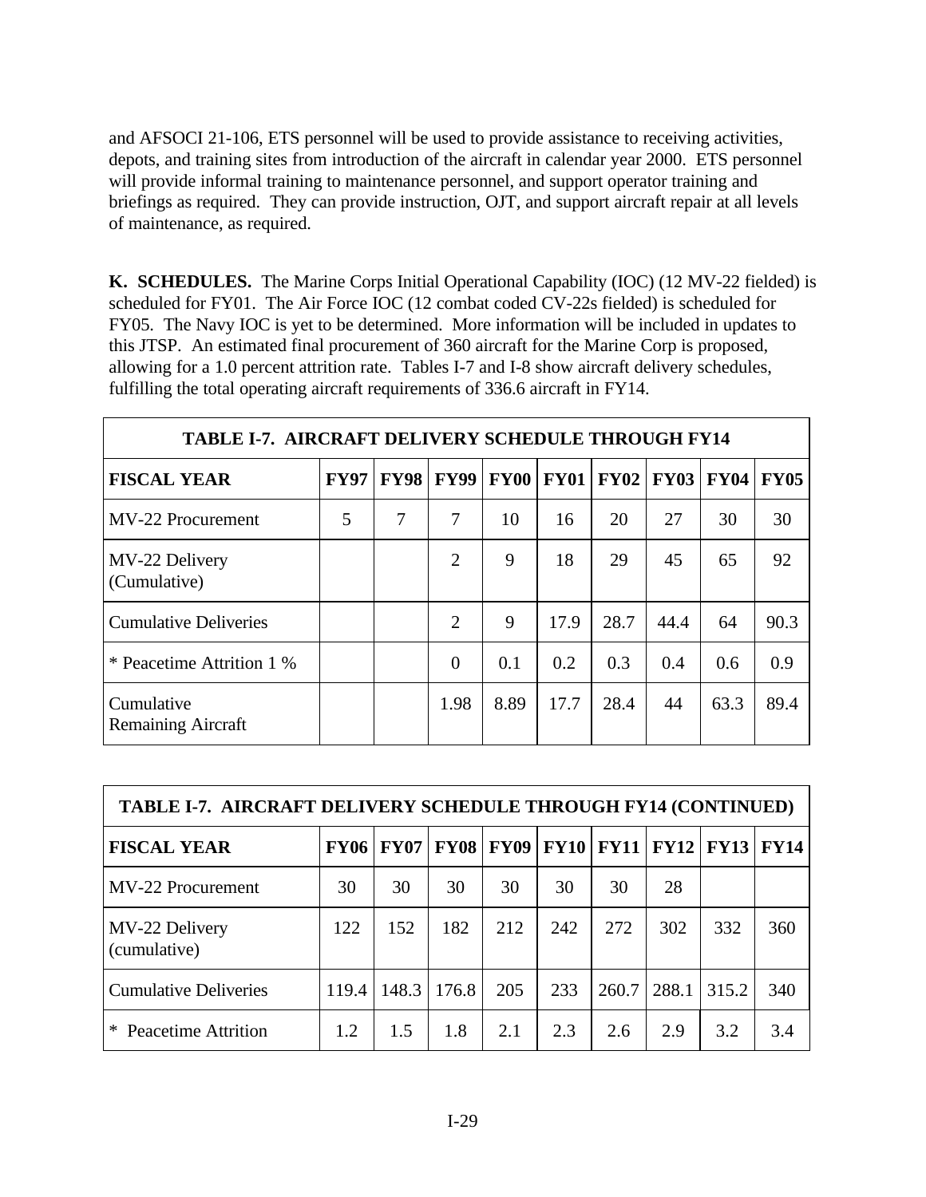and AFSOCI 21-106, ETS personnel will be used to provide assistance to receiving activities, depots, and training sites from introduction of the aircraft in calendar year 2000. ETS personnel will provide informal training to maintenance personnel, and support operator training and briefings as required. They can provide instruction, OJT, and support aircraft repair at all levels of maintenance, as required.

**K. SCHEDULES.** The Marine Corps Initial Operational Capability (IOC) (12 MV-22 fielded) is scheduled for FY01. The Air Force IOC (12 combat coded CV-22s fielded) is scheduled for FY05. The Navy IOC is yet to be determined. More information will be included in updates to this JTSP. An estimated final procurement of 360 aircraft for the Marine Corp is proposed, allowing for a 1.0 percent attrition rate. Tables I-7 and I-8 show aircraft delivery schedules, fulfilling the total operating aircraft requirements of 336.6 aircraft in FY14.

**TABLE I-7. AIRCRAFT DELIVERY SCHEDULE THROUGH FY14**

| **FISCAL YEAR** | **FY97** | **FY98** | **FY99** | **FY00** | **FY01** | **FY02** | **FY03** | **FY04** | **FY05** |
|---|---|---|---|---|---|---|---|---|---|
| MV-22 Procurement | 5 | 7 | 7 | 10 | 16 | 20 | 27 | 30 | 30 |
| MV-22 Delivery (Cumulative) | | | 2 | 9 | 18 | 29 | 45 | 65 | 92 |
| Cumulative Deliveries | | | 2 | 9 | 17.9 | 28.7 | 44.4 | 64 | 90.3 |
| * Peacetime Attrition 1 % | | | 0 | 0.1 | 0.2 | 0.3 | 0.4 | 0.6 | 0.9 |
| Cumulative Remaining Aircraft | | | 1.98 | 8.89 | 17.7 | 28.4 | 44 | 63.3 | 89.4 |

**TABLE I-7. AIRCRAFT DELIVERY SCHEDULE THROUGH FY14 (CONTINUED)**

| **FISCAL YEAR** | **FY06** | **FY07** | **FY08** | **FY09** | **FY10** | **FY11** | **FY12** | **FY13** | **FY14** |
|---|---|---|---|---|---|---|---|---|---|
| MV-22 Procurement | 30 | 30 | 30 | 30 | 30 | 30 | 28 | | |
| MV-22 Delivery (cumulative) | 122 | 152 | 182 | 212 | 242 | 272 | 302 | 332 | 360 |
| Cumulative Deliveries | 119.4 | 148.3 | 176.8 | 205 | 233 | 260.7 | 288.1 | 315.2 | 340 |
| * Peacetime Attrition | 1.2 | 1.5 | 1.8 | 2.1 | 2.3 | 2.6 | 2.9 | 3.2 | 3.4 |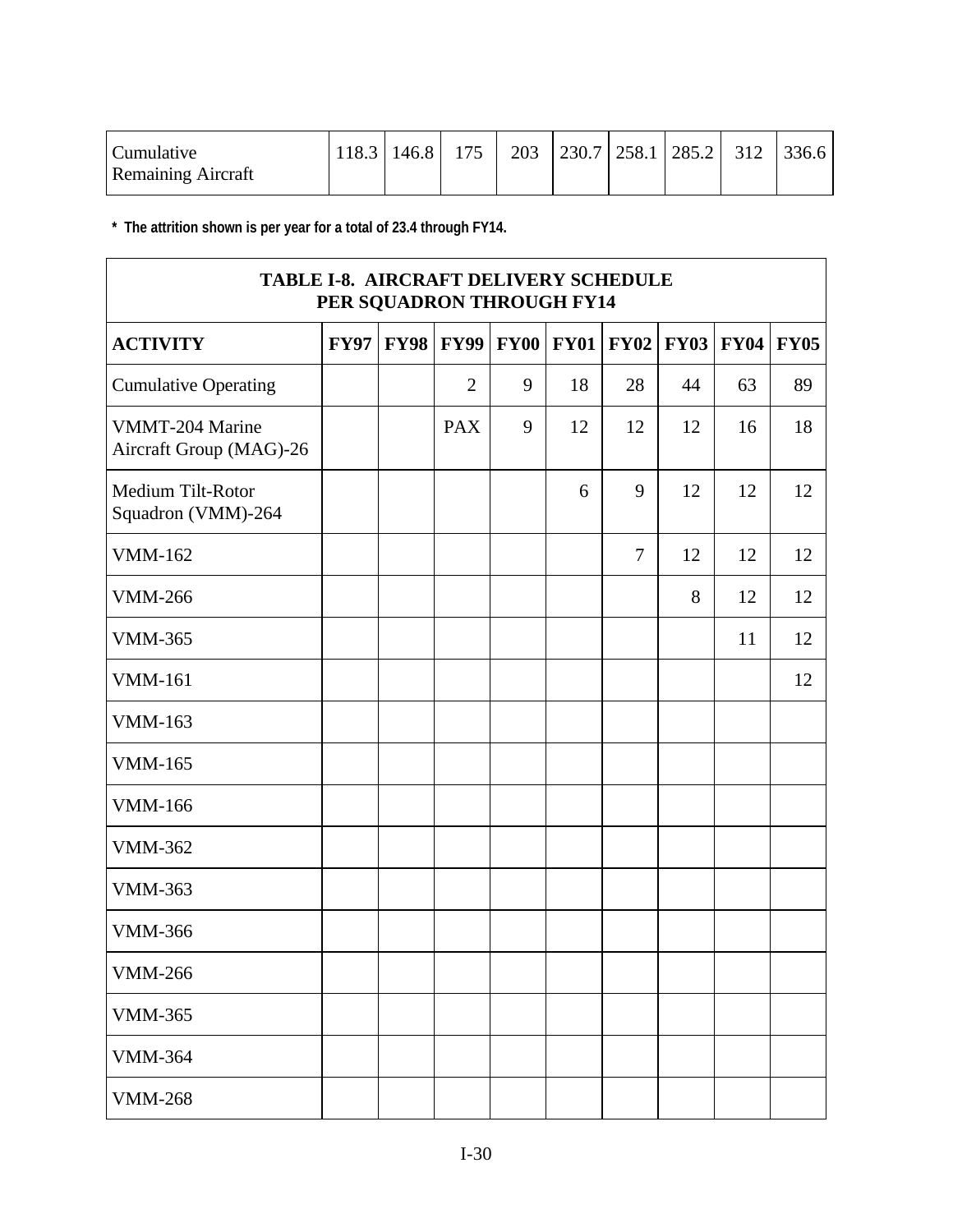| Cumulative Remaining Aircraft | 118.3 | 146.8 | 175 | 203 | 230.7 | 258.1 | 285.2 | 312 | 336.6 |
|---|---|---|---|---|---|---|---|---|---|

**\* The attrition shown is per year for a total of 23.4 through FY14.**

**TABLE I-8. AIRCRAFT DELIVERY SCHEDULE PER SQUADRON THROUGH FY14**

| ACTIVITY | FY97 | FY98 | FY99 | FY00 | FY01 | FY02 | FY03 | FY04 | FY05 |
|---|---|---|---|---|---|---|---|---|---|
| Cumulative Operating | | | 2 | 9 | 18 | 28 | 44 | 63 | 89 |
| VMMT-204 Marine Aircraft Group (MAG)-26 | | | PAX | 9 | 12 | 12 | 12 | 16 | 18 |
| Medium Tilt-Rotor Squadron (VMM)-264 | | | | | 6 | 9 | 12 | 12 | 12 |
| VMM-162 | | | | | | 7 | 12 | 12 | 12 |
| VMM-266 | | | | | | | 8 | 12 | 12 |
| VMM-365 | | | | | | | | 11 | 12 |
| VMM-161 | | | | | | | | | 12 |
| VMM-163 | | | | | | | | | |
| VMM-165 | | | | | | | | | |
| VMM-166 | | | | | | | | | |
| VMM-362 | | | | | | | | | |
| VMM-363 | | | | | | | | | |
| VMM-366 | | | | | | | | | |
| VMM-266 | | | | | | | | | |
| VMM-365 | | | | | | | | | |
| VMM-364 | | | | | | | | | |
| VMM-268 | | | | | | | | | |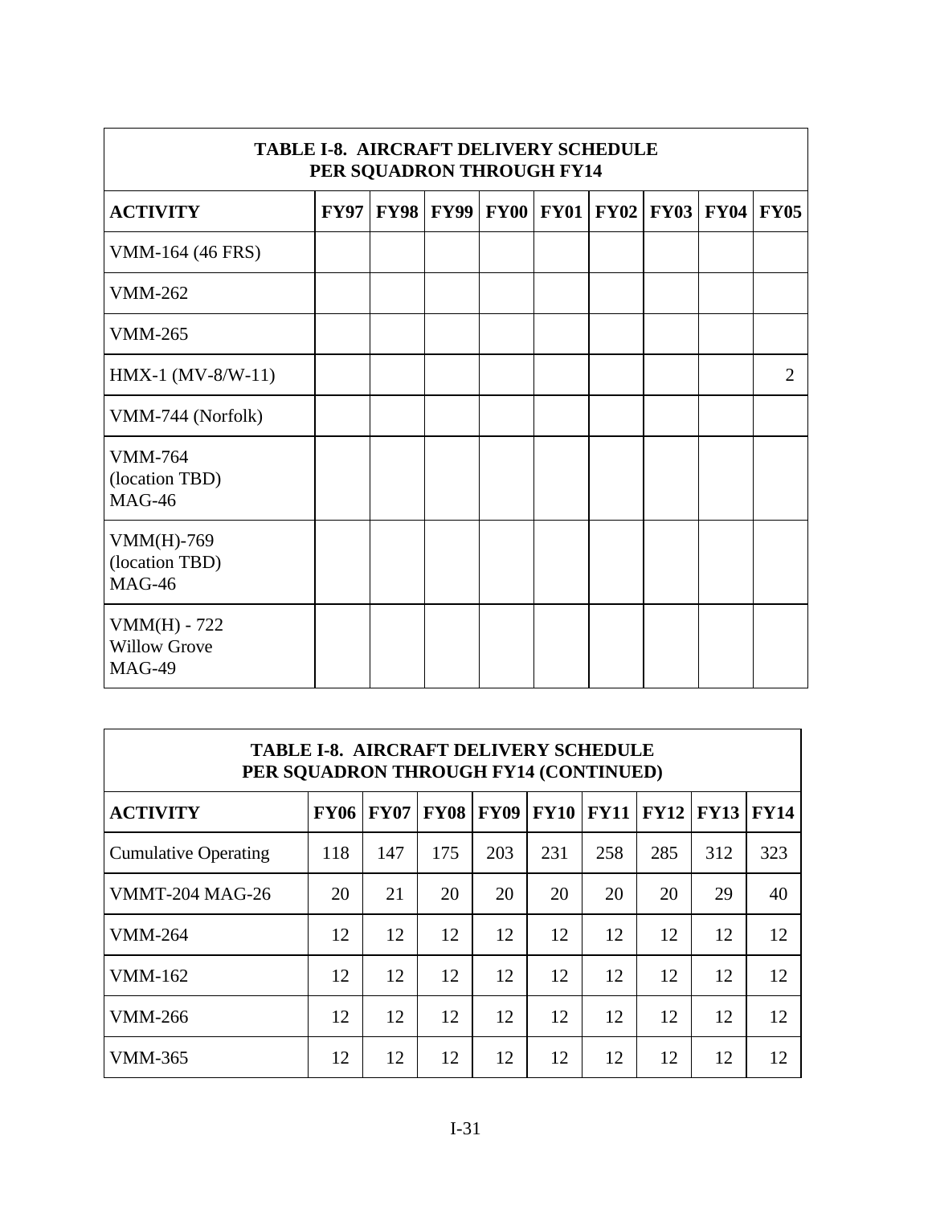| TABLE I-8. AIRCRAFT DELIVERY SCHEDULE PER SQUADRON THROUGH FY14 | | | | | | | | | |
|---|---|---|---|---|---|---|---|---|---|
| **ACTIVITY** | **FY97** | **FY98** | **FY99** | **FY00** | **FY01** | **FY02** | **FY03** | **FY04** | **FY05** |
| VMM-164 (46 FRS) | | | | | | | | | |
| VMM-262 | | | | | | | | | |
| VMM-265 | | | | | | | | | |
| HMX-1 (MV-8/W-11) | | | | | | | | | 2 |
| VMM-744 (Norfolk) | | | | | | | | | |
| VMM-764 (location TBD) MAG-46 | | | | | | | | | |
| VMM(H)-769 (location TBD) MAG-46 | | | | | | | | | |
| VMM(H) - 722 Willow Grove MAG-49 | | | | | | | | | |

| TABLE I-8. AIRCRAFT DELIVERY SCHEDULE PER SQUADRON THROUGH FY14 (CONTINUED) | | | | | | | | | |
|---|---|---|---|---|---|---|---|---|---|
| **ACTIVITY** | **FY06** | **FY07** | **FY08** | **FY09** | **FY10** | **FY11** | **FY12** | **FY13** | **FY14** |
| Cumulative Operating | 118 | 147 | 175 | 203 | 231 | 258 | 285 | 312 | 323 |
| VMMT-204 MAG-26 | 20 | 21 | 20 | 20 | 20 | 20 | 20 | 29 | 40 |
| VMM-264 | 12 | 12 | 12 | 12 | 12 | 12 | 12 | 12 | 12 |
| VMM-162 | 12 | 12 | 12 | 12 | 12 | 12 | 12 | 12 | 12 |
| VMM-266 | 12 | 12 | 12 | 12 | 12 | 12 | 12 | 12 | 12 |
| VMM-365 | 12 | 12 | 12 | 12 | 12 | 12 | 12 | 12 | 12 |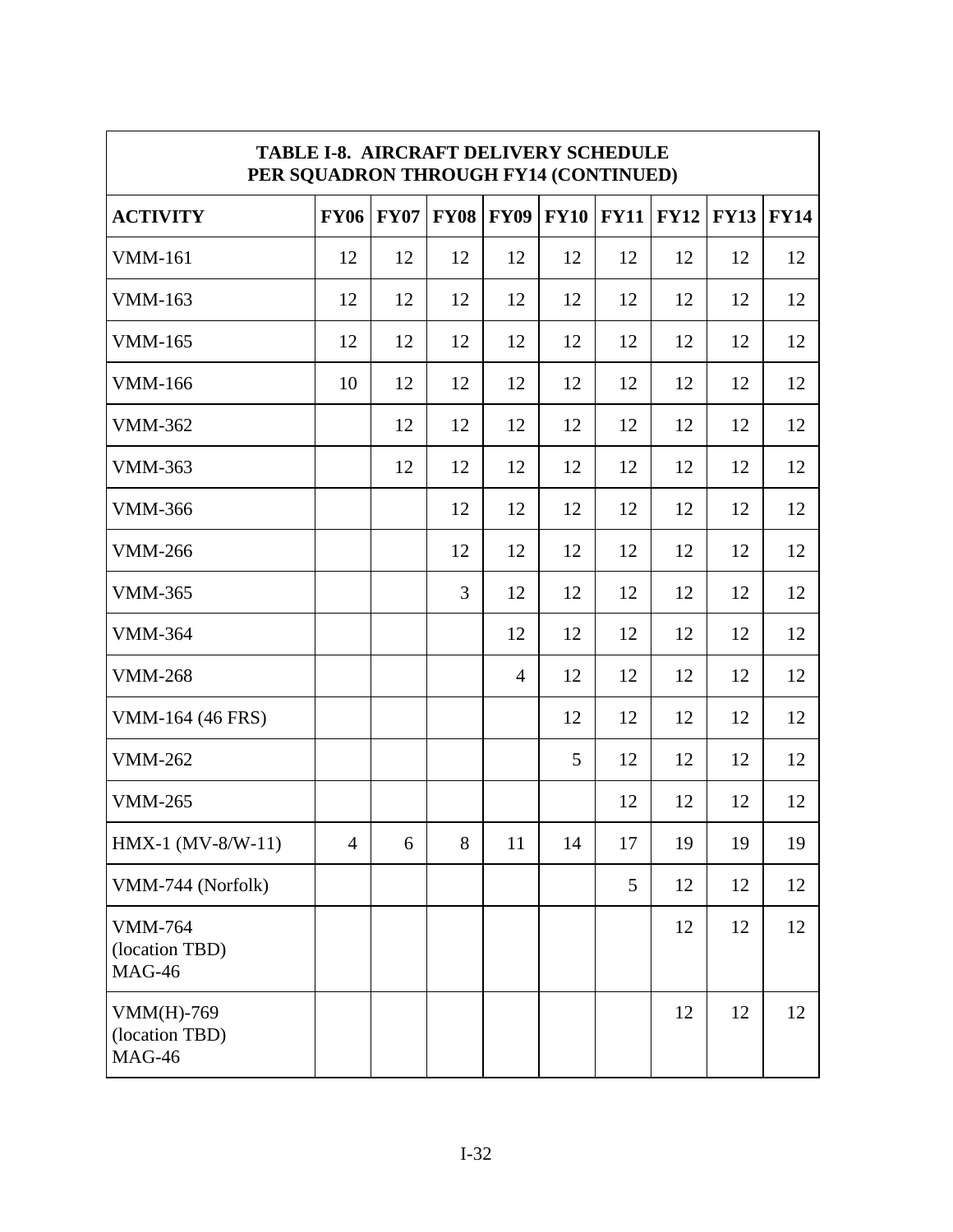| TABLE I-8. AIRCRAFT DELIVERY SCHEDULE PER SQUADRON THROUGH FY14 (CONTINUED) | | | | | | | | | |
|---|---|---|---|---|---|---|---|---|---|
| **ACTIVITY** | **FY06** | **FY07** | **FY08** | **FY09** | **FY10** | **FY11** | **FY12** | **FY13** | **FY14** |
| VMM-161 | 12 | 12 | 12 | 12 | 12 | 12 | 12 | 12 | 12 |
| VMM-163 | 12 | 12 | 12 | 12 | 12 | 12 | 12 | 12 | 12 |
| VMM-165 | 12 | 12 | 12 | 12 | 12 | 12 | 12 | 12 | 12 |
| VMM-166 | 10 | 12 | 12 | 12 | 12 | 12 | 12 | 12 | 12 |
| VMM-362 | | 12 | 12 | 12 | 12 | 12 | 12 | 12 | 12 |
| VMM-363 | | 12 | 12 | 12 | 12 | 12 | 12 | 12 | 12 |
| VMM-366 | | | 12 | 12 | 12 | 12 | 12 | 12 | 12 |
| VMM-266 | | | 12 | 12 | 12 | 12 | 12 | 12 | 12 |
| VMM-365 | | | 3 | 12 | 12 | 12 | 12 | 12 | 12 |
| VMM-364 | | | | 12 | 12 | 12 | 12 | 12 | 12 |
| VMM-268 | | | | 4 | 12 | 12 | 12 | 12 | 12 |
| VMM-164 (46 FRS) | | | | | 12 | 12 | 12 | 12 | 12 |
| VMM-262 | | | | | 5 | 12 | 12 | 12 | 12 |
| VMM-265 | | | | | | 12 | 12 | 12 | 12 |
| HMX-1 (MV-8/W-11) | 4 | 6 | 8 | 11 | 14 | 17 | 19 | 19 | 19 |
| VMM-744 (Norfolk) | | | | | | 5 | 12 | 12 | 12 |
| VMM-764 (location TBD) MAG-46 | | | | | | | 12 | 12 | 12 |
| VMM(H)-769 (location TBD) MAG-46 | | | | | | | 12 | 12 | 12 |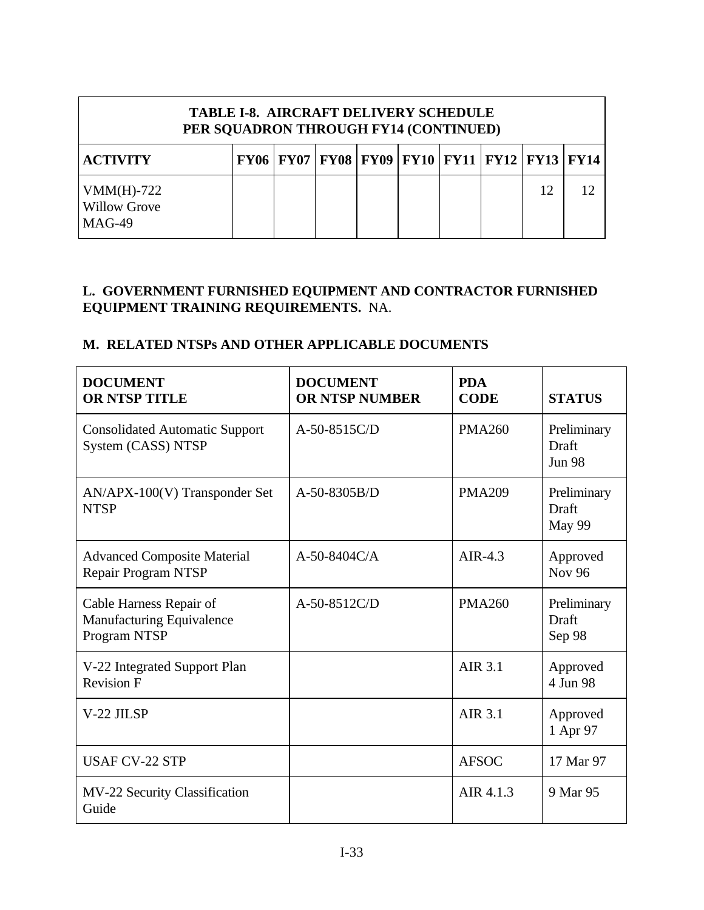**TABLE I-8. AIRCRAFT DELIVERY SCHEDULE PER SQUADRON THROUGH FY14 (CONTINUED)**

| ACTIVITY | FY06 | FY07 | FY08 | FY09 | FY10 | FY11 | FY12 | FY13 | FY14 |
|---|---|---|---|---|---|---|---|---|---|
| VMM(H)-722 Willow Grove MAG-49 | | | | | | | | 12 | 12 |

**L. GOVERNMENT FURNISHED EQUIPMENT AND CONTRACTOR FURNISHED EQUIPMENT TRAINING REQUIREMENTS.** NA.

**M. RELATED NTSPs AND OTHER APPLICABLE DOCUMENTS**

| DOCUMENT OR NTSP TITLE | DOCUMENT OR NTSP NUMBER | PDA CODE | STATUS |
|---|---|---|---|
| Consolidated Automatic Support System (CASS) NTSP | A-50-8515C/D | PMA260 | Preliminary Draft Jun 98 |
| AN/APX-100(V) Transponder Set NTSP | A-50-8305B/D | PMA209 | Preliminary Draft May 99 |
| Advanced Composite Material Repair Program NTSP | A-50-8404C/A | AIR-4.3 | Approved Nov 96 |
| Cable Harness Repair of Manufacturing Equivalence Program NTSP | A-50-8512C/D | PMA260 | Preliminary Draft Sep 98 |
| V-22 Integrated Support Plan Revision F | | AIR 3.1 | Approved 4 Jun 98 |
| V-22 JILSP | | AIR 3.1 | Approved 1 Apr 97 |
| USAF CV-22 STP | | AFSOC | 17 Mar 97 |
| MV-22 Security Classification Guide | | AIR 4.1.3 | 9 Mar 95 |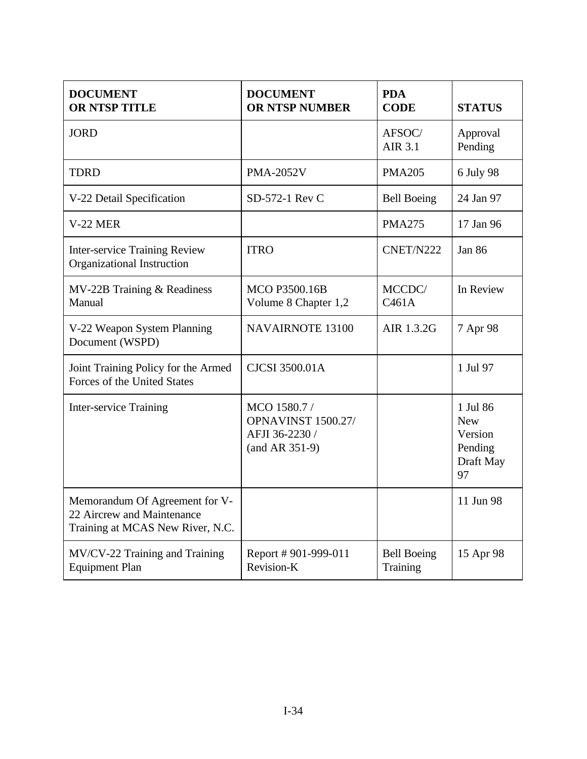| DOCUMENT OR NTSP TITLE | DOCUMENT OR NTSP NUMBER | PDA CODE | STATUS |
|---|---|---|---|
| JORD | | AFSOC/ AIR 3.1 | Approval Pending |
| TDRD | PMA-2052V | PMA205 | 6 July 98 |
| V-22 Detail Specification | SD-572-1 Rev C | Bell Boeing | 24 Jan 97 |
| V-22 MER | | PMA275 | 17 Jan 96 |
| Inter-service Training Review Organizational Instruction | ITRO | CNET/N222 | Jan 86 |
| MV-22B Training & Readiness Manual | MCO P3500.16B Volume 8 Chapter 1,2 | MCCDC/ C461A | In Review |
| V-22 Weapon System Planning Document (WSPD) | NAVAIRNOTE 13100 | AIR 1.3.2G | 7 Apr 98 |
| Joint Training Policy for the Armed Forces of the United States | CJCSI 3500.01A | | 1 Jul 97 |
| Inter-service Training | MCO 1580.7 / OPNAVINST 1500.27/ AFJI 36-2230 / (and AR 351-9) | | 1 Jul 86 New Version Pending Draft May 97 |
| Memorandum Of Agreement for V-22 Aircrew and Maintenance Training at MCAS New River, N.C. | | | 11 Jun 98 |
| MV/CV-22 Training and Training Equipment Plan | Report # 901-999-011 Revision-K | Bell Boeing Training | 15 Apr 98 |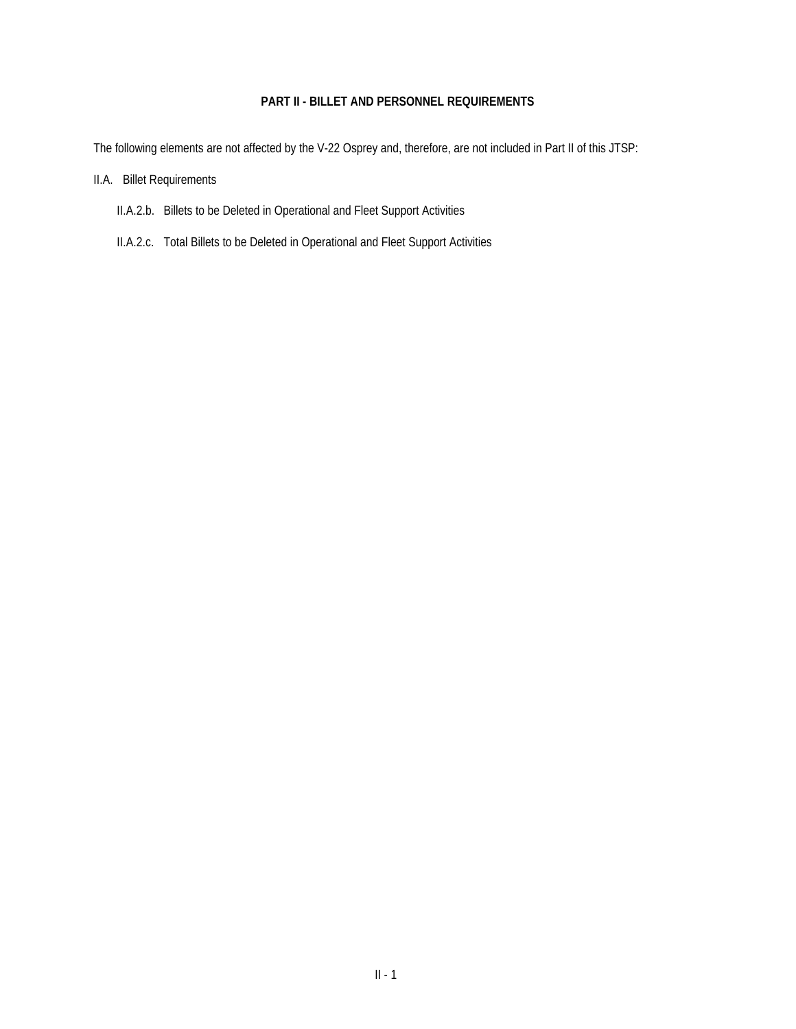## PART II - BILLET AND PERSONNEL REQUIREMENTS

The following elements are not affected by the V-22 Osprey and, therefore, are not included in Part II of this JTSP:

II.A. Billet Requirements

- II.A.2.b. Billets to be Deleted in Operational and Fleet Support Activities
- II.A.2.c. Total Billets to be Deleted in Operational and Fleet Support Activities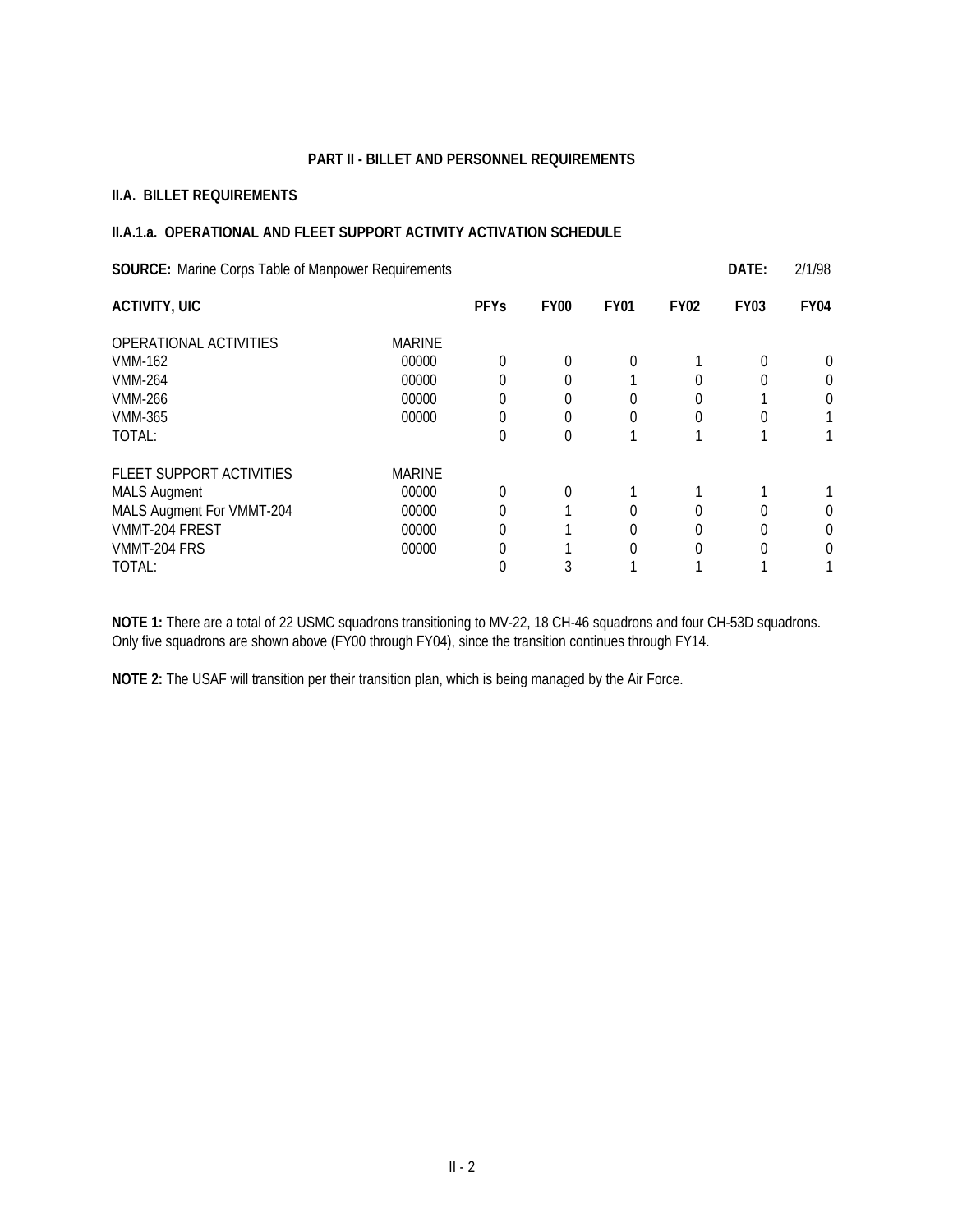## PART II - BILLET AND PERSONNEL REQUIREMENTS

### II.A. BILLET REQUIREMENTS

### II.A.1.a. OPERATIONAL AND FLEET SUPPORT ACTIVITY ACTIVATION SCHEDULE

**SOURCE:** Marine Corps Table of Manpower Requirements **DATE:** 2/1/98

| ACTIVITY, UIC | | PFYs | FY00 | FY01 | FY02 | FY03 | FY04 |
|---|---|---|---|---|---|---|---|
| OPERATIONAL ACTIVITIES | MARINE | | | | | | |
| VMM-162 | 00000 | 0 | 0 | 0 | 1 | 0 | 0 |
| VMM-264 | 00000 | 0 | 0 | 1 | 0 | 0 | 0 |
| VMM-266 | 00000 | 0 | 0 | 0 | 0 | 1 | 0 |
| VMM-365 | 00000 | 0 | 0 | 0 | 0 | 0 | 1 |
| TOTAL: | | 0 | 0 | 1 | 1 | 1 | 1 |
| FLEET SUPPORT ACTIVITIES | MARINE | | | | | | |
| MALS Augment | 00000 | 0 | 0 | 1 | 1 | 1 | 1 |
| MALS Augment For VMMT-204 | 00000 | 0 | 1 | 0 | 0 | 0 | 0 |
| VMMT-204 FREST | 00000 | 0 | 1 | 0 | 0 | 0 | 0 |
| VMMT-204 FRS | 00000 | 0 | 1 | 0 | 0 | 0 | 0 |
| TOTAL: | | 0 | 3 | 1 | 1 | 1 | 1 |

**NOTE 1:** There are a total of 22 USMC squadrons transitioning to MV-22, 18 CH-46 squadrons and four CH-53D squadrons. Only five squadrons are shown above (FY00 through FY04), since the transition continues through FY14.

**NOTE 2:** The USAF will transition per their transition plan, which is being managed by the Air Force.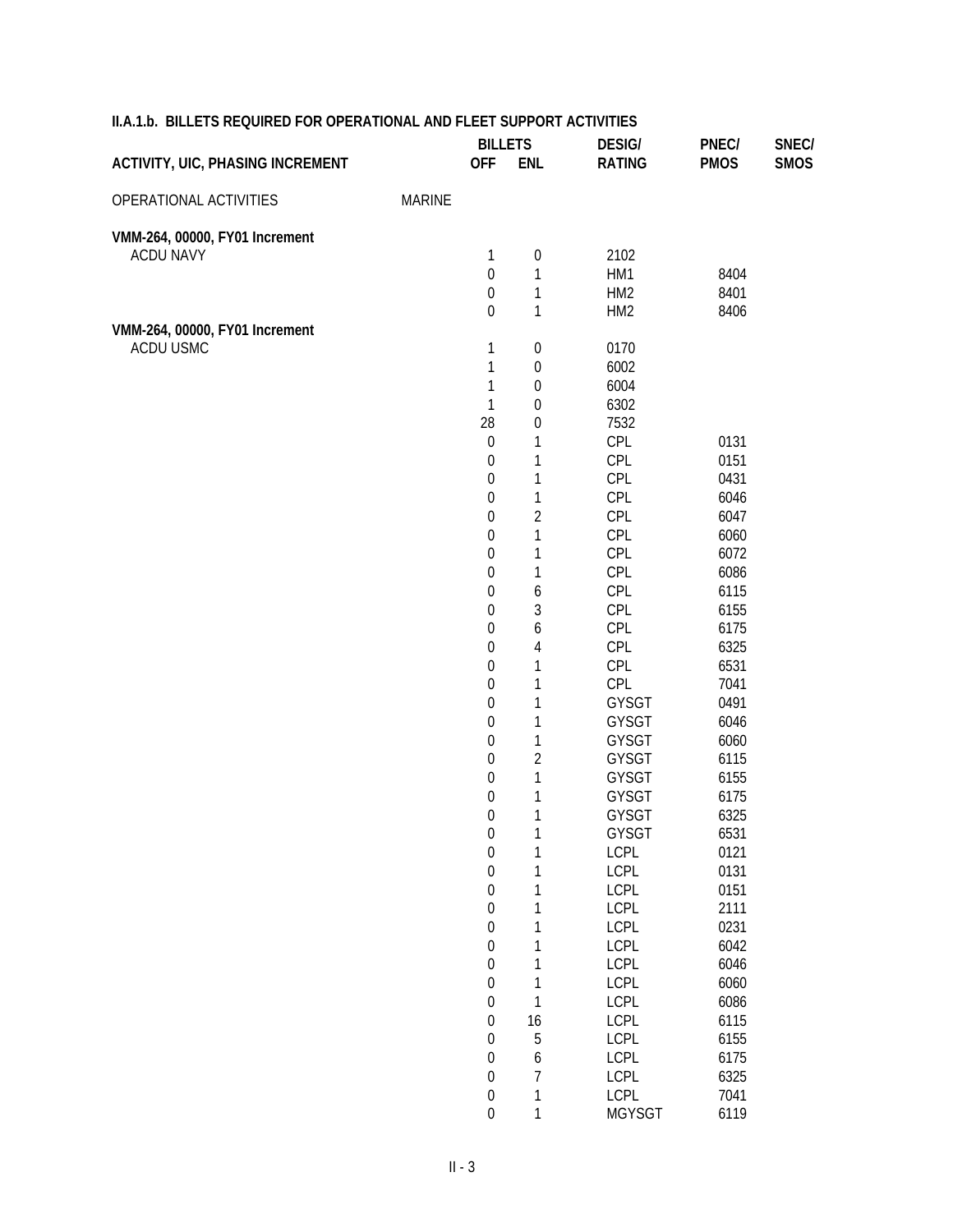**II.A.1.b. BILLETS REQUIRED FOR OPERATIONAL AND FLEET SUPPORT ACTIVITIES**

| ACTIVITY, UIC, PHASING INCREMENT | | BILLETS OFF | BILLETS ENL | DESIG/ RATING | PNEC/ PMOS | SNEC/ SMOS |
|---|---|---|---|---|---|---|
| OPERATIONAL ACTIVITIES | MARINE | | | | | |
| **VMM-264, 00000, FY01 Increment** | | | | | | |
| ACDU NAVY | | 1 | 0 | 2102 | | |
| | | 0 | 1 | HM1 | 8404 | |
| | | 0 | 1 | HM2 | 8401 | |
| | | 0 | 1 | HM2 | 8406 | |
| **VMM-264, 00000, FY01 Increment** | | | | | | |
| ACDU USMC | | 1 | 0 | 0170 | | |
| | | 1 | 0 | 6002 | | |
| | | 1 | 0 | 6004 | | |
| | | 1 | 0 | 6302 | | |
| | | 28 | 0 | 7532 | | |
| | | 0 | 1 | CPL | 0131 | |
| | | 0 | 1 | CPL | 0151 | |
| | | 0 | 1 | CPL | 0431 | |
| | | 0 | 1 | CPL | 6046 | |
| | | 0 | 2 | CPL | 6047 | |
| | | 0 | 1 | CPL | 6060 | |
| | | 0 | 1 | CPL | 6072 | |
| | | 0 | 1 | CPL | 6086 | |
| | | 0 | 6 | CPL | 6115 | |
| | | 0 | 3 | CPL | 6155 | |
| | | 0 | 6 | CPL | 6175 | |
| | | 0 | 4 | CPL | 6325 | |
| | | 0 | 1 | CPL | 6531 | |
| | | 0 | 1 | CPL | 7041 | |
| | | 0 | 1 | GYSGT | 0491 | |
| | | 0 | 1 | GYSGT | 6046 | |
| | | 0 | 1 | GYSGT | 6060 | |
| | | 0 | 2 | GYSGT | 6115 | |
| | | 0 | 1 | GYSGT | 6155 | |
| | | 0 | 1 | GYSGT | 6175 | |
| | | 0 | 1 | GYSGT | 6325 | |
| | | 0 | 1 | GYSGT | 6531 | |
| | | 0 | 1 | LCPL | 0121 | |
| | | 0 | 1 | LCPL | 0131 | |
| | | 0 | 1 | LCPL | 0151 | |
| | | 0 | 1 | LCPL | 2111 | |
| | | 0 | 1 | LCPL | 0231 | |
| | | 0 | 1 | LCPL | 6042 | |
| | | 0 | 1 | LCPL | 6046 | |
| | | 0 | 1 | LCPL | 6060 | |
| | | 0 | 1 | LCPL | 6086 | |
| | | 0 | 16 | LCPL | 6115 | |
| | | 0 | 5 | LCPL | 6155 | |
| | | 0 | 6 | LCPL | 6175 | |
| | | 0 | 7 | LCPL | 6325 | |
| | | 0 | 1 | LCPL | 7041 | |
| | | 0 | 1 | MGYSGT | 6119 | |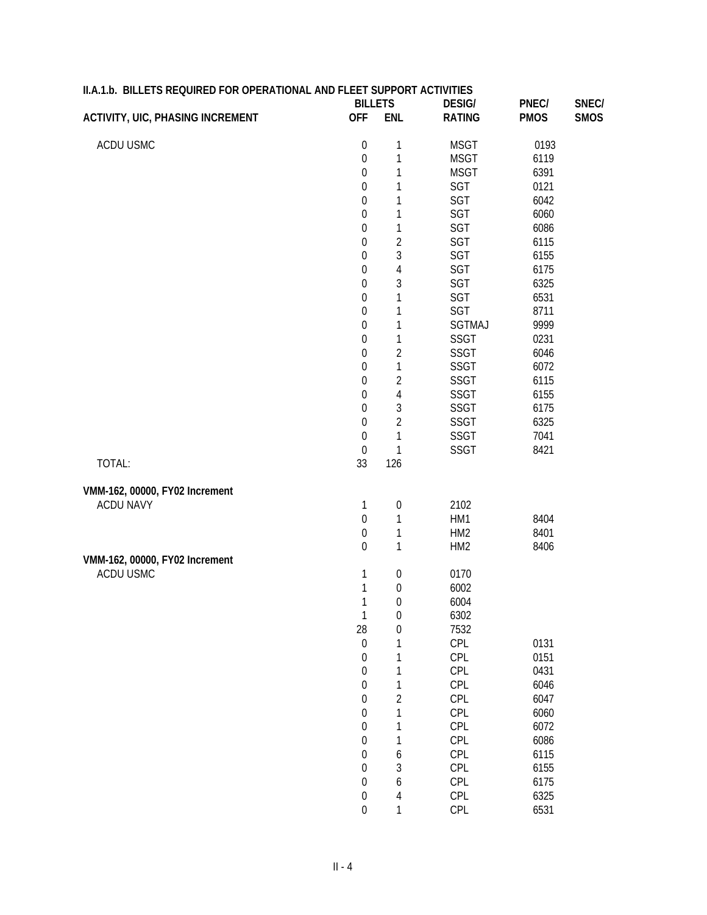**II.A.1.b. BILLETS REQUIRED FOR OPERATIONAL AND FLEET SUPPORT ACTIVITIES**

| ACTIVITY, UIC, PHASING INCREMENT | BILLETS OFF | BILLETS ENL | DESIG/ RATING | PNEC/ PMOS | SNEC/ SMOS |
|---|---|---|---|---|---|
| ACDU USMC | 0 | 1 | MSGT | 0193 | |
| | 0 | 1 | MSGT | 6119 | |
| | 0 | 1 | MSGT | 6391 | |
| | 0 | 1 | SGT | 0121 | |
| | 0 | 1 | SGT | 6042 | |
| | 0 | 1 | SGT | 6060 | |
| | 0 | 1 | SGT | 6086 | |
| | 0 | 2 | SGT | 6115 | |
| | 0 | 3 | SGT | 6155 | |
| | 0 | 4 | SGT | 6175 | |
| | 0 | 3 | SGT | 6325 | |
| | 0 | 1 | SGT | 6531 | |
| | 0 | 1 | SGT | 8711 | |
| | 0 | 1 | SGTMAJ | 9999 | |
| | 0 | 1 | SSGT | 0231 | |
| | 0 | 2 | SSGT | 6046 | |
| | 0 | 1 | SSGT | 6072 | |
| | 0 | 2 | SSGT | 6115 | |
| | 0 | 4 | SSGT | 6155 | |
| | 0 | 3 | SSGT | 6175 | |
| | 0 | 2 | SSGT | 6325 | |
| | 0 | 1 | SSGT | 7041 | |
| | 0 | 1 | SSGT | 8421 | |
| TOTAL: | 33 | 126 | | | |
| **VMM-162, 00000, FY02 Increment** | | | | | |
| ACDU NAVY | 1 | 0 | 2102 | | |
| | 0 | 1 | HM1 | 8404 | |
| | 0 | 1 | HM2 | 8401 | |
| | 0 | 1 | HM2 | 8406 | |
| **VMM-162, 00000, FY02 Increment** | | | | | |
| ACDU USMC | 1 | 0 | 0170 | | |
| | 1 | 0 | 6002 | | |
| | 1 | 0 | 6004 | | |
| | 1 | 0 | 6302 | | |
| | 28 | 0 | 7532 | | |
| | 0 | 1 | CPL | 0131 | |
| | 0 | 1 | CPL | 0151 | |
| | 0 | 1 | CPL | 0431 | |
| | 0 | 1 | CPL | 6046 | |
| | 0 | 2 | CPL | 6047 | |
| | 0 | 1 | CPL | 6060 | |
| | 0 | 1 | CPL | 6072 | |
| | 0 | 1 | CPL | 6086 | |
| | 0 | 6 | CPL | 6115 | |
| | 0 | 3 | CPL | 6155 | |
| | 0 | 6 | CPL | 6175 | |
| | 0 | 4 | CPL | 6325 | |
| | 0 | 1 | CPL | 6531 | |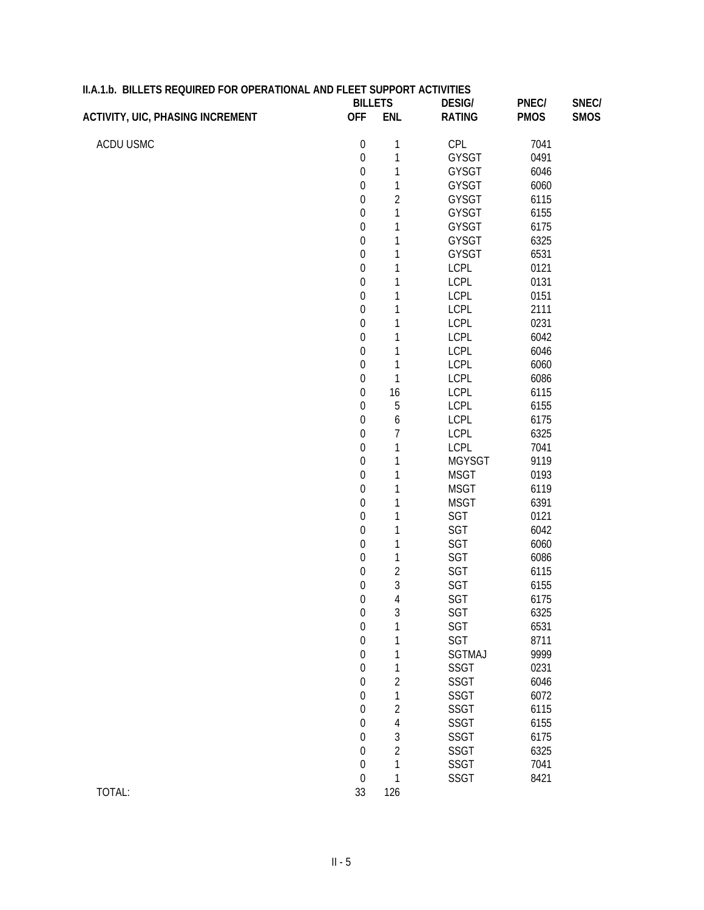## II.A.1.b. BILLETS REQUIRED FOR OPERATIONAL AND FLEET SUPPORT ACTIVITIES

| ACTIVITY, UIC, PHASING INCREMENT | BILLETS OFF | BILLETS ENL | DESIG/ RATING | PNEC/ PMOS | SNEC/ SMOS |
|---|---|---|---|---|---|
| ACDU USMC | 0 | 1 | CPL | 7041 | |
| | 0 | 1 | GYSGT | 0491 | |
| | 0 | 1 | GYSGT | 6046 | |
| | 0 | 1 | GYSGT | 6060 | |
| | 0 | 2 | GYSGT | 6115 | |
| | 0 | 1 | GYSGT | 6155 | |
| | 0 | 1 | GYSGT | 6175 | |
| | 0 | 1 | GYSGT | 6325 | |
| | 0 | 1 | GYSGT | 6531 | |
| | 0 | 1 | LCPL | 0121 | |
| | 0 | 1 | LCPL | 0131 | |
| | 0 | 1 | LCPL | 0151 | |
| | 0 | 1 | LCPL | 2111 | |
| | 0 | 1 | LCPL | 0231 | |
| | 0 | 1 | LCPL | 6042 | |
| | 0 | 1 | LCPL | 6046 | |
| | 0 | 1 | LCPL | 6060 | |
| | 0 | 1 | LCPL | 6086 | |
| | 0 | 16 | LCPL | 6115 | |
| | 0 | 5 | LCPL | 6155 | |
| | 0 | 6 | LCPL | 6175 | |
| | 0 | 7 | LCPL | 6325 | |
| | 0 | 1 | LCPL | 7041 | |
| | 0 | 1 | MGYSGT | 9119 | |
| | 0 | 1 | MSGT | 0193 | |
| | 0 | 1 | MSGT | 6119 | |
| | 0 | 1 | MSGT | 6391 | |
| | 0 | 1 | SGT | 0121 | |
| | 0 | 1 | SGT | 6042 | |
| | 0 | 1 | SGT | 6060 | |
| | 0 | 1 | SGT | 6086 | |
| | 0 | 2 | SGT | 6115 | |
| | 0 | 3 | SGT | 6155 | |
| | 0 | 4 | SGT | 6175 | |
| | 0 | 3 | SGT | 6325 | |
| | 0 | 1 | SGT | 6531 | |
| | 0 | 1 | SGT | 8711 | |
| | 0 | 1 | SGTMAJ | 9999 | |
| | 0 | 1 | SSGT | 0231 | |
| | 0 | 2 | SSGT | 6046 | |
| | 0 | 1 | SSGT | 6072 | |
| | 0 | 2 | SSGT | 6115 | |
| | 0 | 4 | SSGT | 6155 | |
| | 0 | 3 | SSGT | 6175 | |
| | 0 | 2 | SSGT | 6325 | |
| | 0 | 1 | SSGT | 7041 | |
| | 0 | 1 | SSGT | 8421 | |
| TOTAL: | 33 | 126 | | | |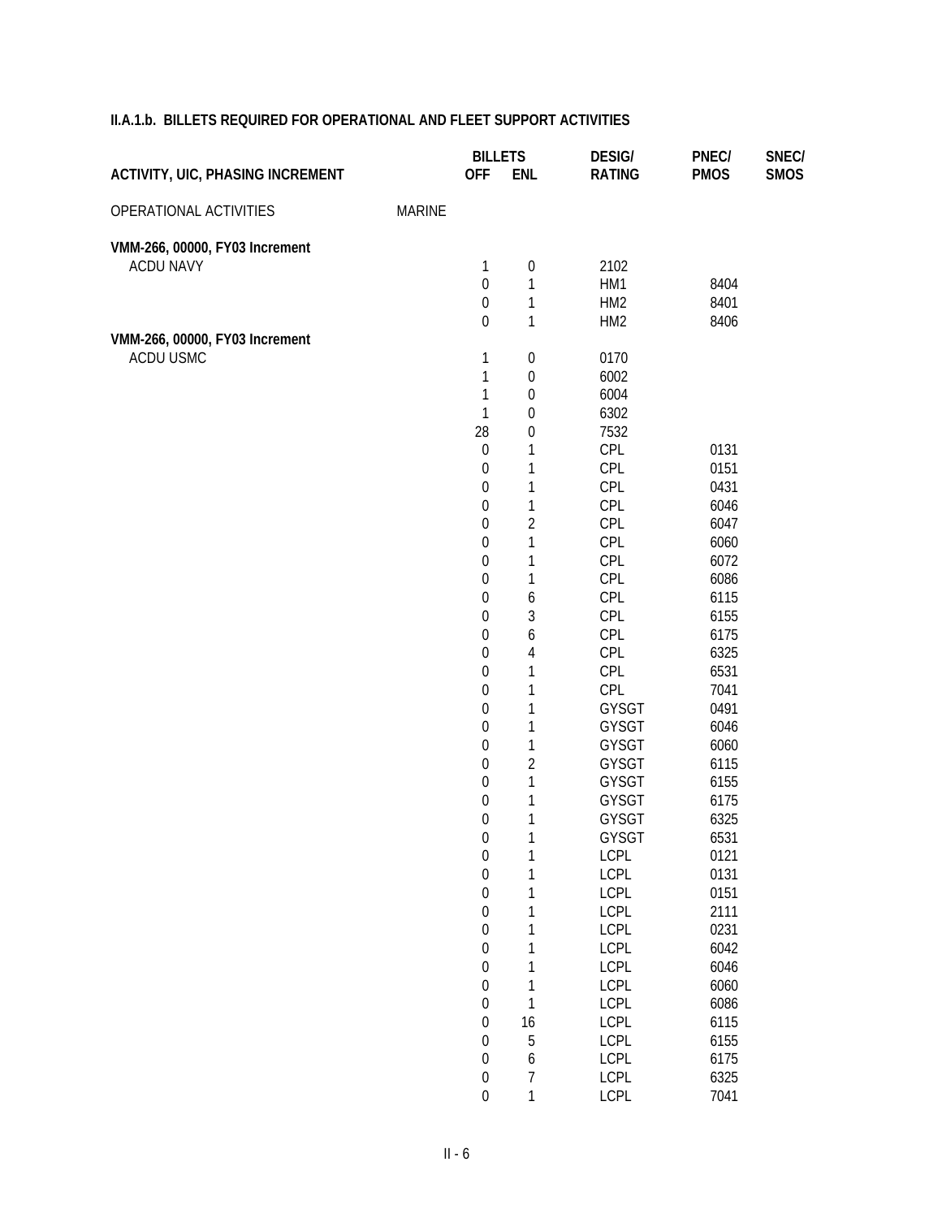## II.A.1.b. BILLETS REQUIRED FOR OPERATIONAL AND FLEET SUPPORT ACTIVITIES

| ACTIVITY, UIC, PHASING INCREMENT | | BILLETS OFF | BILLETS ENL | DESIG/ RATING | PNEC/ PMOS | SNEC/ SMOS |
|---|---|---|---|---|---|---|
| OPERATIONAL ACTIVITIES | MARINE | | | | | |
| **VMM-266, 00000, FY03 Increment** | | | | | | |
| ACDU NAVY | | 1 | 0 | 2102 | | |
| | | 0 | 1 | HM1 | 8404 | |
| | | 0 | 1 | HM2 | 8401 | |
| | | 0 | 1 | HM2 | 8406 | |
| **VMM-266, 00000, FY03 Increment** | | | | | | |
| ACDU USMC | | 1 | 0 | 0170 | | |
| | | 1 | 0 | 6002 | | |
| | | 1 | 0 | 6004 | | |
| | | 1 | 0 | 6302 | | |
| | | 28 | 0 | 7532 | | |
| | | 0 | 1 | CPL | 0131 | |
| | | 0 | 1 | CPL | 0151 | |
| | | 0 | 1 | CPL | 0431 | |
| | | 0 | 1 | CPL | 6046 | |
| | | 0 | 2 | CPL | 6047 | |
| | | 0 | 1 | CPL | 6060 | |
| | | 0 | 1 | CPL | 6072 | |
| | | 0 | 1 | CPL | 6086 | |
| | | 0 | 6 | CPL | 6115 | |
| | | 0 | 3 | CPL | 6155 | |
| | | 0 | 6 | CPL | 6175 | |
| | | 0 | 4 | CPL | 6325 | |
| | | 0 | 1 | CPL | 6531 | |
| | | 0 | 1 | CPL | 7041 | |
| | | 0 | 1 | GYSGT | 0491 | |
| | | 0 | 1 | GYSGT | 6046 | |
| | | 0 | 1 | GYSGT | 6060 | |
| | | 0 | 2 | GYSGT | 6115 | |
| | | 0 | 1 | GYSGT | 6155 | |
| | | 0 | 1 | GYSGT | 6175 | |
| | | 0 | 1 | GYSGT | 6325 | |
| | | 0 | 1 | GYSGT | 6531 | |
| | | 0 | 1 | LCPL | 0121 | |
| | | 0 | 1 | LCPL | 0131 | |
| | | 0 | 1 | LCPL | 0151 | |
| | | 0 | 1 | LCPL | 2111 | |
| | | 0 | 1 | LCPL | 0231 | |
| | | 0 | 1 | LCPL | 6042 | |
| | | 0 | 1 | LCPL | 6046 | |
| | | 0 | 1 | LCPL | 6060 | |
| | | 0 | 1 | LCPL | 6086 | |
| | | 0 | 16 | LCPL | 6115 | |
| | | 0 | 5 | LCPL | 6155 | |
| | | 0 | 6 | LCPL | 6175 | |
| | | 0 | 7 | LCPL | 6325 | |
| | | 0 | 1 | LCPL | 7041 | |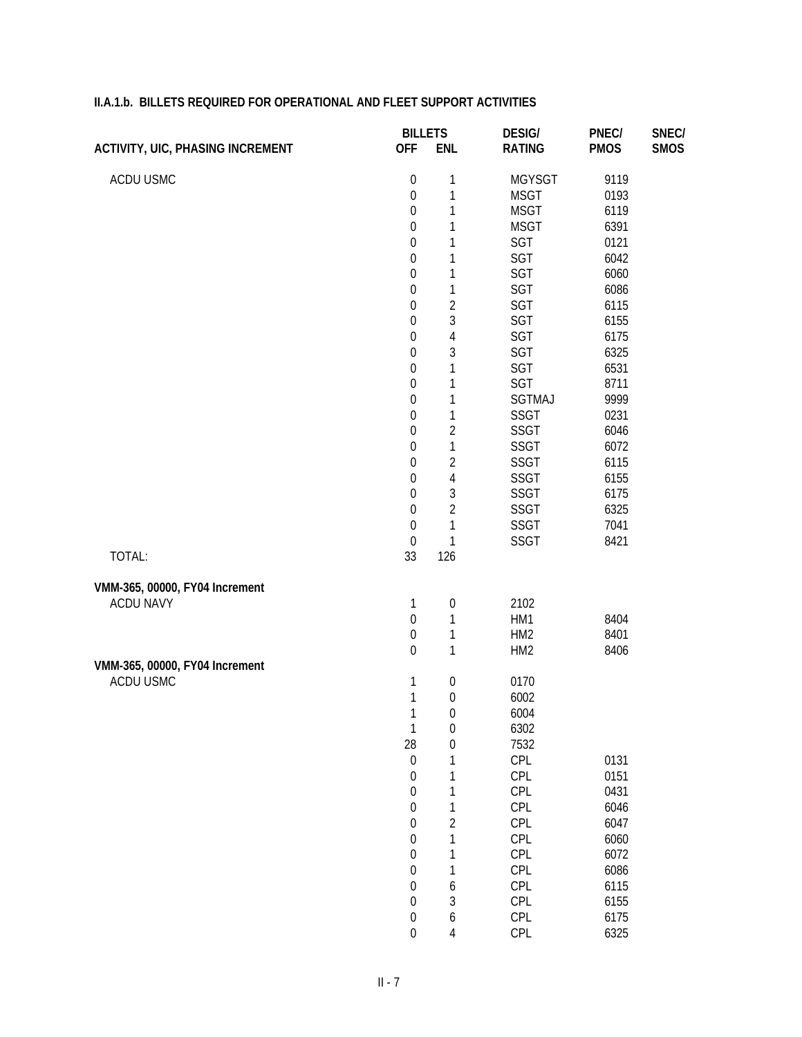## II.A.1.b. BILLETS REQUIRED FOR OPERATIONAL AND FLEET SUPPORT ACTIVITIES

| ACTIVITY, UIC, PHASING INCREMENT | BILLETS OFF | BILLETS ENL | DESIG/ RATING | PNEC/ PMOS | SNEC/ SMOS |
|---|---|---|---|---|---|
| ACDU USMC | 0 | 1 | MGYSGT | 9119 | |
| | 0 | 1 | MSGT | 0193 | |
| | 0 | 1 | MSGT | 6119 | |
| | 0 | 1 | MSGT | 6391 | |
| | 0 | 1 | SGT | 0121 | |
| | 0 | 1 | SGT | 6042 | |
| | 0 | 1 | SGT | 6060 | |
| | 0 | 1 | SGT | 6086 | |
| | 0 | 2 | SGT | 6115 | |
| | 0 | 3 | SGT | 6155 | |
| | 0 | 4 | SGT | 6175 | |
| | 0 | 3 | SGT | 6325 | |
| | 0 | 1 | SGT | 6531 | |
| | 0 | 1 | SGT | 8711 | |
| | 0 | 1 | SGTMAJ | 9999 | |
| | 0 | 1 | SSGT | 0231 | |
| | 0 | 2 | SSGT | 6046 | |
| | 0 | 1 | SSGT | 6072 | |
| | 0 | 2 | SSGT | 6115 | |
| | 0 | 4 | SSGT | 6155 | |
| | 0 | 3 | SSGT | 6175 | |
| | 0 | 2 | SSGT | 6325 | |
| | 0 | 1 | SSGT | 7041 | |
| | 0 | 1 | SSGT | 8421 | |
| TOTAL: | 33 | 126 | | | |
| **VMM-365, 00000, FY04 Increment** | | | | | |
| ACDU NAVY | 1 | 0 | 2102 | | |
| | 0 | 1 | HM1 | 8404 | |
| | 0 | 1 | HM2 | 8401 | |
| | 0 | 1 | HM2 | 8406 | |
| **VMM-365, 00000, FY04 Increment** | | | | | |
| ACDU USMC | 1 | 0 | 0170 | | |
| | 1 | 0 | 6002 | | |
| | 1 | 0 | 6004 | | |
| | 1 | 0 | 6302 | | |
| | 28 | 0 | 7532 | | |
| | 0 | 1 | CPL | 0131 | |
| | 0 | 1 | CPL | 0151 | |
| | 0 | 1 | CPL | 0431 | |
| | 0 | 1 | CPL | 6046 | |
| | 0 | 2 | CPL | 6047 | |
| | 0 | 1 | CPL | 6060 | |
| | 0 | 1 | CPL | 6072 | |
| | 0 | 1 | CPL | 6086 | |
| | 0 | 6 | CPL | 6115 | |
| | 0 | 3 | CPL | 6155 | |
| | 0 | 6 | CPL | 6175 | |
| | 0 | 4 | CPL | 6325 | |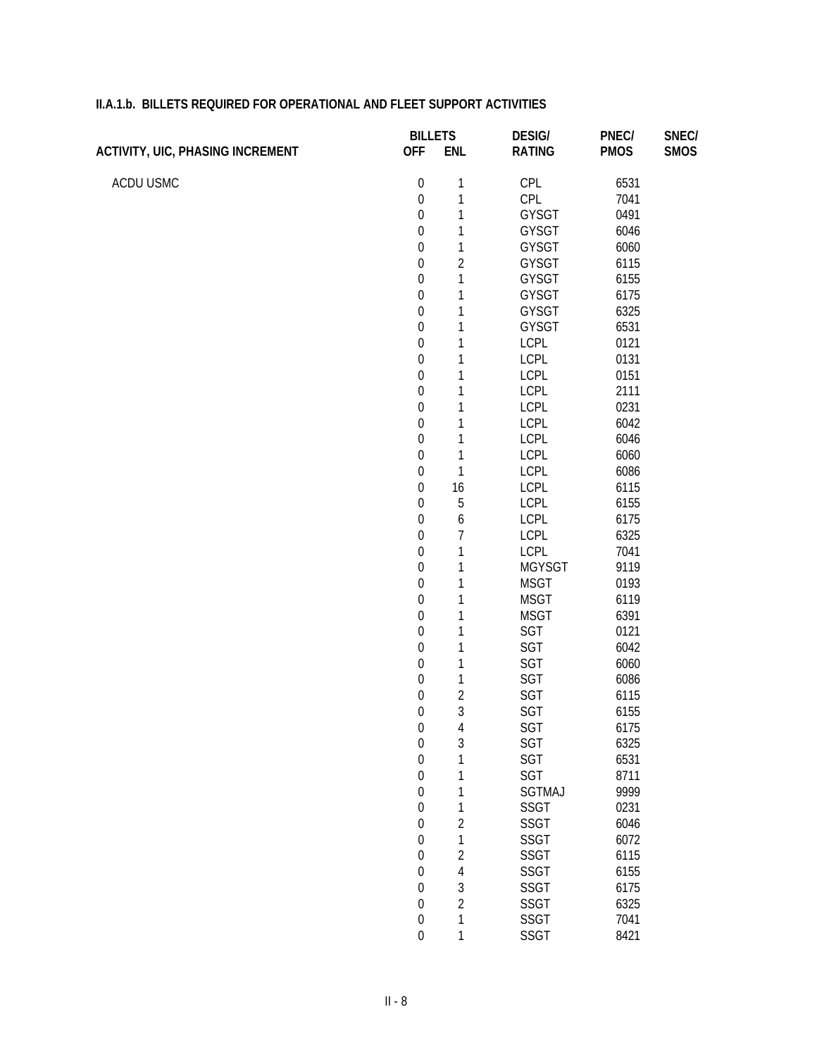### II.A.1.b. BILLETS REQUIRED FOR OPERATIONAL AND FLEET SUPPORT ACTIVITIES

| ACTIVITY, UIC, PHASING INCREMENT | BILLETS OFF | BILLETS ENL | DESIG/ RATING | PNEC/ PMOS | SNEC/ SMOS |
|---|---|---|---|---|---|
| ACDU USMC | 0 | 1 | CPL | 6531 | |
| | 0 | 1 | CPL | 7041 | |
| | 0 | 1 | GYSGT | 0491 | |
| | 0 | 1 | GYSGT | 6046 | |
| | 0 | 1 | GYSGT | 6060 | |
| | 0 | 2 | GYSGT | 6115 | |
| | 0 | 1 | GYSGT | 6155 | |
| | 0 | 1 | GYSGT | 6175 | |
| | 0 | 1 | GYSGT | 6325 | |
| | 0 | 1 | GYSGT | 6531 | |
| | 0 | 1 | LCPL | 0121 | |
| | 0 | 1 | LCPL | 0131 | |
| | 0 | 1 | LCPL | 0151 | |
| | 0 | 1 | LCPL | 2111 | |
| | 0 | 1 | LCPL | 0231 | |
| | 0 | 1 | LCPL | 6042 | |
| | 0 | 1 | LCPL | 6046 | |
| | 0 | 1 | LCPL | 6060 | |
| | 0 | 1 | LCPL | 6086 | |
| | 0 | 16 | LCPL | 6115 | |
| | 0 | 5 | LCPL | 6155 | |
| | 0 | 6 | LCPL | 6175 | |
| | 0 | 7 | LCPL | 6325 | |
| | 0 | 1 | LCPL | 7041 | |
| | 0 | 1 | MGYSGT | 9119 | |
| | 0 | 1 | MSGT | 0193 | |
| | 0 | 1 | MSGT | 6119 | |
| | 0 | 1 | MSGT | 6391 | |
| | 0 | 1 | SGT | 0121 | |
| | 0 | 1 | SGT | 6042 | |
| | 0 | 1 | SGT | 6060 | |
| | 0 | 1 | SGT | 6086 | |
| | 0 | 2 | SGT | 6115 | |
| | 0 | 3 | SGT | 6155 | |
| | 0 | 4 | SGT | 6175 | |
| | 0 | 3 | SGT | 6325 | |
| | 0 | 1 | SGT | 6531 | |
| | 0 | 1 | SGT | 8711 | |
| | 0 | 1 | SGTMAJ | 9999 | |
| | 0 | 1 | SSGT | 0231 | |
| | 0 | 2 | SSGT | 6046 | |
| | 0 | 1 | SSGT | 6072 | |
| | 0 | 2 | SSGT | 6115 | |
| | 0 | 4 | SSGT | 6155 | |
| | 0 | 3 | SSGT | 6175 | |
| | 0 | 2 | SSGT | 6325 | |
| | 0 | 1 | SSGT | 7041 | |
| | 0 | 1 | SSGT | 8421 | |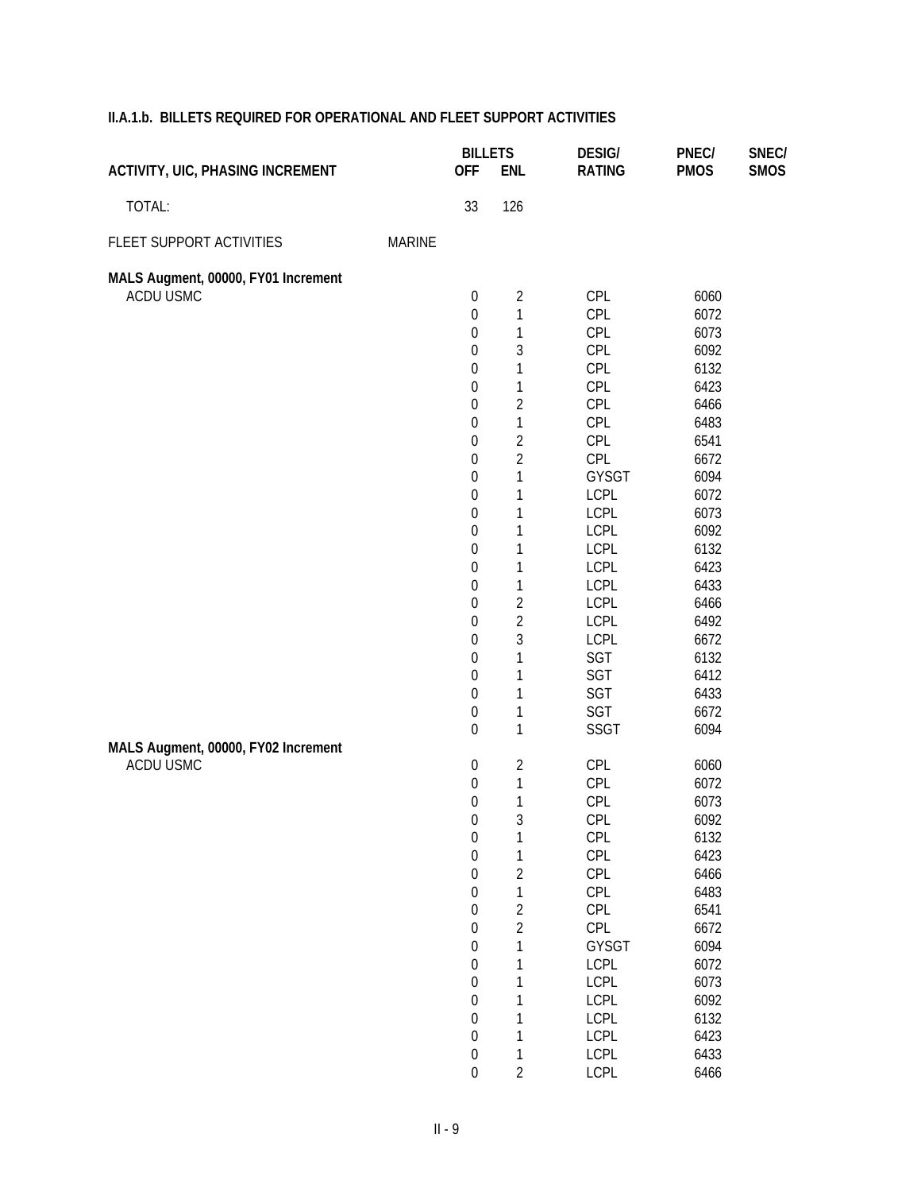## II.A.1.b. BILLETS REQUIRED FOR OPERATIONAL AND FLEET SUPPORT ACTIVITIES

| ACTIVITY, UIC, PHASING INCREMENT | | BILLETS OFF | BILLETS ENL | DESIG/ RATING | PNEC/ PMOS | SNEC/ SMOS |
|---|---|---|---|---|---|---|
| TOTAL: | | 33 | 126 | | | |
| FLEET SUPPORT ACTIVITIES | MARINE | | | | | |
| **MALS Augment, 00000, FY01 Increment** | | | | | | |
| ACDU USMC | | 0 | 2 | CPL | 6060 | |
| | | 0 | 1 | CPL | 6072 | |
| | | 0 | 1 | CPL | 6073 | |
| | | 0 | 3 | CPL | 6092 | |
| | | 0 | 1 | CPL | 6132 | |
| | | 0 | 1 | CPL | 6423 | |
| | | 0 | 2 | CPL | 6466 | |
| | | 0 | 1 | CPL | 6483 | |
| | | 0 | 2 | CPL | 6541 | |
| | | 0 | 2 | CPL | 6672 | |
| | | 0 | 1 | GYSGT | 6094 | |
| | | 0 | 1 | LCPL | 6072 | |
| | | 0 | 1 | LCPL | 6073 | |
| | | 0 | 1 | LCPL | 6092 | |
| | | 0 | 1 | LCPL | 6132 | |
| | | 0 | 1 | LCPL | 6423 | |
| | | 0 | 1 | LCPL | 6433 | |
| | | 0 | 2 | LCPL | 6466 | |
| | | 0 | 2 | LCPL | 6492 | |
| | | 0 | 3 | LCPL | 6672 | |
| | | 0 | 1 | SGT | 6132 | |
| | | 0 | 1 | SGT | 6412 | |
| | | 0 | 1 | SGT | 6433 | |
| | | 0 | 1 | SGT | 6672 | |
| | | 0 | 1 | SSGT | 6094 | |
| **MALS Augment, 00000, FY02 Increment** | | | | | | |
| ACDU USMC | | 0 | 2 | CPL | 6060 | |
| | | 0 | 1 | CPL | 6072 | |
| | | 0 | 1 | CPL | 6073 | |
| | | 0 | 3 | CPL | 6092 | |
| | | 0 | 1 | CPL | 6132 | |
| | | 0 | 1 | CPL | 6423 | |
| | | 0 | 2 | CPL | 6466 | |
| | | 0 | 1 | CPL | 6483 | |
| | | 0 | 2 | CPL | 6541 | |
| | | 0 | 2 | CPL | 6672 | |
| | | 0 | 1 | GYSGT | 6094 | |
| | | 0 | 1 | LCPL | 6072 | |
| | | 0 | 1 | LCPL | 6073 | |
| | | 0 | 1 | LCPL | 6092 | |
| | | 0 | 1 | LCPL | 6132 | |
| | | 0 | 1 | LCPL | 6423 | |
| | | 0 | 1 | LCPL | 6433 | |
| | | 0 | 2 | LCPL | 6466 | |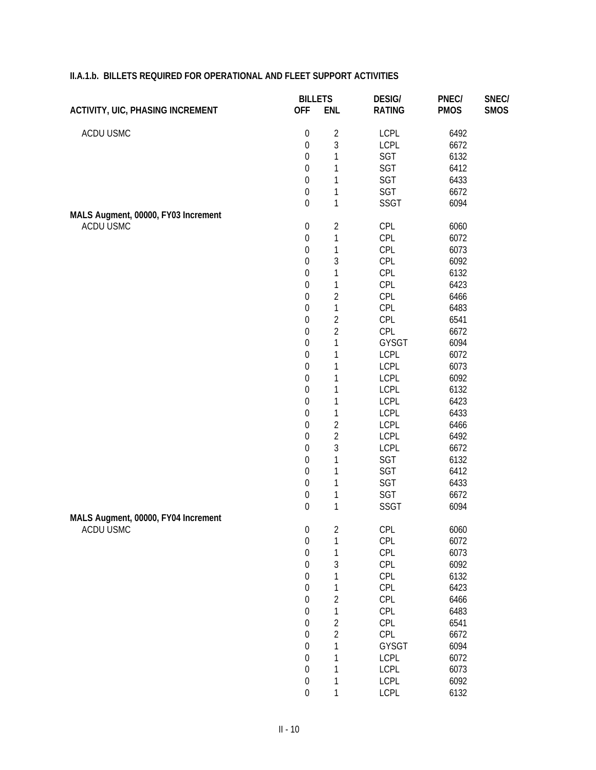## II.A.1.b. BILLETS REQUIRED FOR OPERATIONAL AND FLEET SUPPORT ACTIVITIES

| ACTIVITY, UIC, PHASING INCREMENT | BILLETS OFF | BILLETS ENL | DESIG/ RATING | PNEC/ PMOS | SNEC/ SMOS |
|---|---|---|---|---|---|
| ACDU USMC | 0 | 2 | LCPL | 6492 | |
| | 0 | 3 | LCPL | 6672 | |
| | 0 | 1 | SGT | 6132 | |
| | 0 | 1 | SGT | 6412 | |
| | 0 | 1 | SGT | 6433 | |
| | 0 | 1 | SGT | 6672 | |
| | 0 | 1 | SSGT | 6094 | |
| **MALS Augment, 00000, FY03 Increment** | | | | | |
| ACDU USMC | 0 | 2 | CPL | 6060 | |
| | 0 | 1 | CPL | 6072 | |
| | 0 | 1 | CPL | 6073 | |
| | 0 | 3 | CPL | 6092 | |
| | 0 | 1 | CPL | 6132 | |
| | 0 | 1 | CPL | 6423 | |
| | 0 | 2 | CPL | 6466 | |
| | 0 | 1 | CPL | 6483 | |
| | 0 | 2 | CPL | 6541 | |
| | 0 | 2 | CPL | 6672 | |
| | 0 | 1 | GYSGT | 6094 | |
| | 0 | 1 | LCPL | 6072 | |
| | 0 | 1 | LCPL | 6073 | |
| | 0 | 1 | LCPL | 6092 | |
| | 0 | 1 | LCPL | 6132 | |
| | 0 | 1 | LCPL | 6423 | |
| | 0 | 1 | LCPL | 6433 | |
| | 0 | 2 | LCPL | 6466 | |
| | 0 | 2 | LCPL | 6492 | |
| | 0 | 3 | LCPL | 6672 | |
| | 0 | 1 | SGT | 6132 | |
| | 0 | 1 | SGT | 6412 | |
| | 0 | 1 | SGT | 6433 | |
| | 0 | 1 | SGT | 6672 | |
| | 0 | 1 | SSGT | 6094 | |
| **MALS Augment, 00000, FY04 Increment** | | | | | |
| ACDU USMC | 0 | 2 | CPL | 6060 | |
| | 0 | 1 | CPL | 6072 | |
| | 0 | 1 | CPL | 6073 | |
| | 0 | 3 | CPL | 6092 | |
| | 0 | 1 | CPL | 6132 | |
| | 0 | 1 | CPL | 6423 | |
| | 0 | 2 | CPL | 6466 | |
| | 0 | 1 | CPL | 6483 | |
| | 0 | 2 | CPL | 6541 | |
| | 0 | 2 | CPL | 6672 | |
| | 0 | 1 | GYSGT | 6094 | |
| | 0 | 1 | LCPL | 6072 | |
| | 0 | 1 | LCPL | 6073 | |
| | 0 | 1 | LCPL | 6092 | |
| | 0 | 1 | LCPL | 6132 | |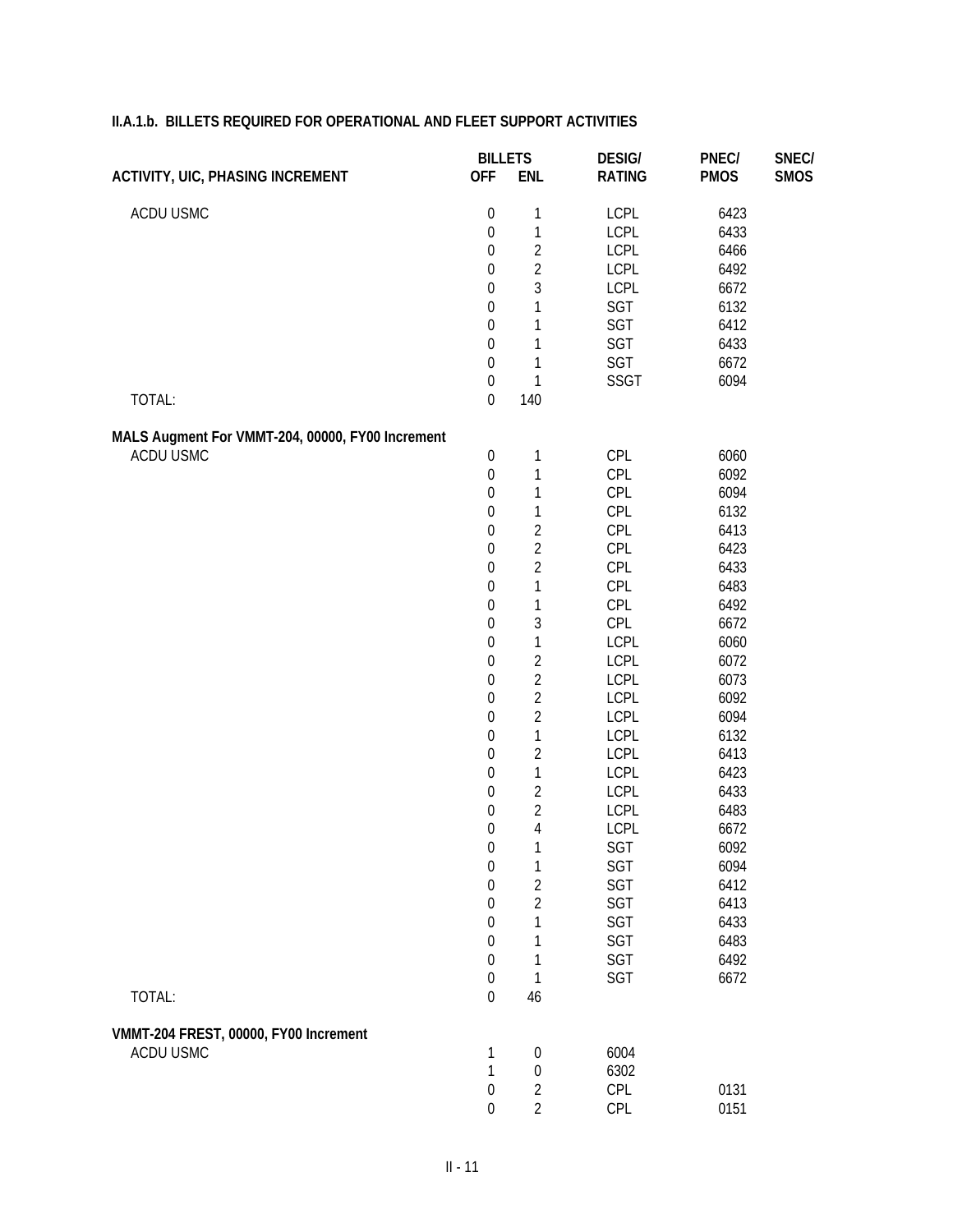**II.A.1.b. BILLETS REQUIRED FOR OPERATIONAL AND FLEET SUPPORT ACTIVITIES**

| ACTIVITY, UIC, PHASING INCREMENT | BILLETS OFF | BILLETS ENL | DESIG/ RATING | PNEC/ PMOS | SNEC/ SMOS |
|---|---|---|---|---|---|
| ACDU USMC | 0 | 1 | LCPL | 6423 | |
| | 0 | 1 | LCPL | 6433 | |
| | 0 | 2 | LCPL | 6466 | |
| | 0 | 2 | LCPL | 6492 | |
| | 0 | 3 | LCPL | 6672 | |
| | 0 | 1 | SGT | 6132 | |
| | 0 | 1 | SGT | 6412 | |
| | 0 | 1 | SGT | 6433 | |
| | 0 | 1 | SGT | 6672 | |
| | 0 | 1 | SSGT | 6094 | |
| TOTAL: | 0 | 140 | | | |
| **MALS Augment For VMMT-204, 00000, FY00 Increment** | | | | | |
| ACDU USMC | 0 | 1 | CPL | 6060 | |
| | 0 | 1 | CPL | 6092 | |
| | 0 | 1 | CPL | 6094 | |
| | 0 | 1 | CPL | 6132 | |
| | 0 | 2 | CPL | 6413 | |
| | 0 | 2 | CPL | 6423 | |
| | 0 | 2 | CPL | 6433 | |
| | 0 | 1 | CPL | 6483 | |
| | 0 | 1 | CPL | 6492 | |
| | 0 | 3 | CPL | 6672 | |
| | 0 | 1 | LCPL | 6060 | |
| | 0 | 2 | LCPL | 6072 | |
| | 0 | 2 | LCPL | 6073 | |
| | 0 | 2 | LCPL | 6092 | |
| | 0 | 2 | LCPL | 6094 | |
| | 0 | 1 | LCPL | 6132 | |
| | 0 | 2 | LCPL | 6413 | |
| | 0 | 1 | LCPL | 6423 | |
| | 0 | 2 | LCPL | 6433 | |
| | 0 | 2 | LCPL | 6483 | |
| | 0 | 4 | LCPL | 6672 | |
| | 0 | 1 | SGT | 6092 | |
| | 0 | 1 | SGT | 6094 | |
| | 0 | 2 | SGT | 6412 | |
| | 0 | 2 | SGT | 6413 | |
| | 0 | 1 | SGT | 6433 | |
| | 0 | 1 | SGT | 6483 | |
| | 0 | 1 | SGT | 6492 | |
| | 0 | 1 | SGT | 6672 | |
| TOTAL: | 0 | 46 | | | |
| **VMMT-204 FREST, 00000, FY00 Increment** | | | | | |
| ACDU USMC | 1 | 0 | 6004 | | |
| | 1 | 0 | 6302 | | |
| | 0 | 2 | CPL | 0131 | |
| | 0 | 2 | CPL | 0151 | |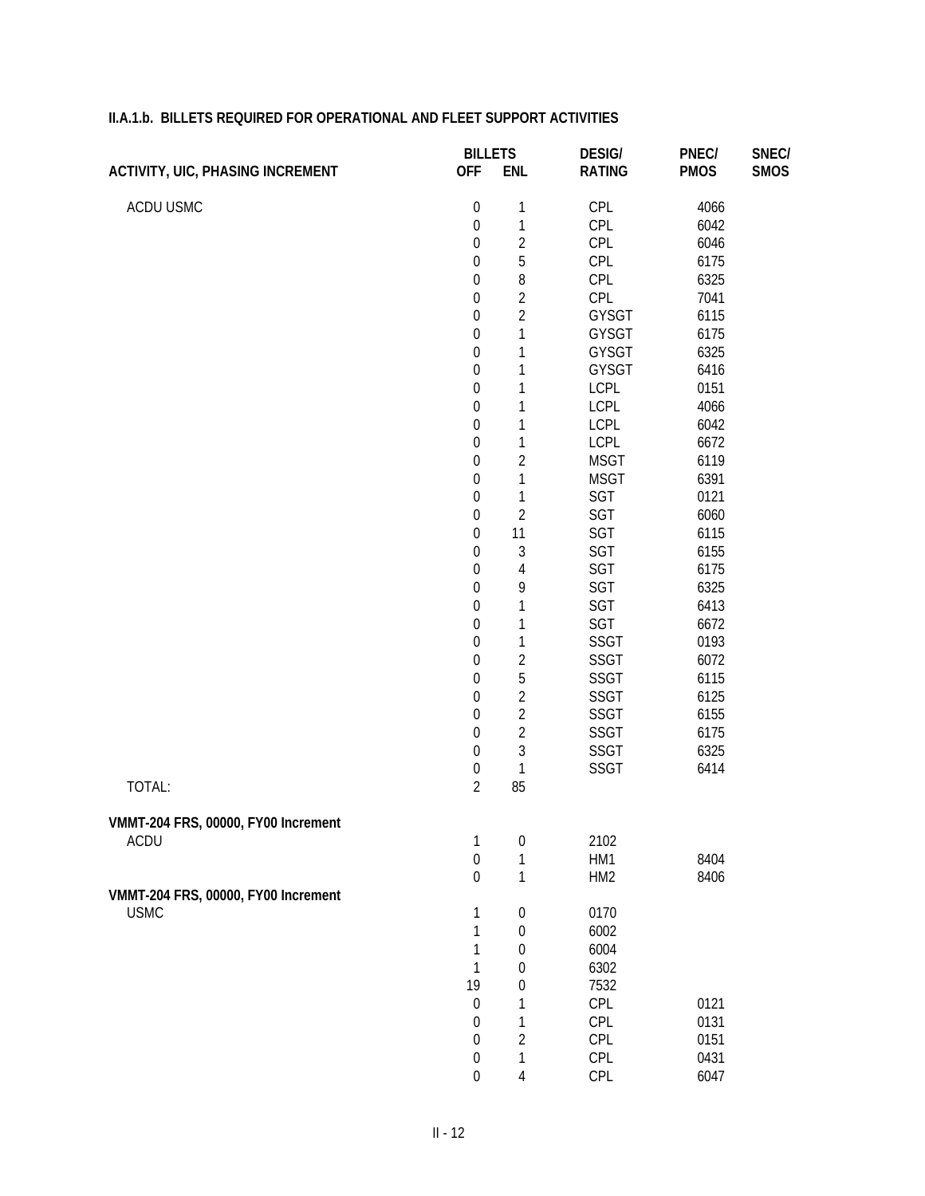## II.A.1.b. BILLETS REQUIRED FOR OPERATIONAL AND FLEET SUPPORT ACTIVITIES

| ACTIVITY, UIC, PHASING INCREMENT | BILLETS OFF | BILLETS ENL | DESIG/ RATING | PNEC/ PMOS | SNEC/ SMOS |
|---|---|---|---|---|---|
| ACDU USMC | 0 | 1 | CPL | 4066 | |
| | 0 | 1 | CPL | 6042 | |
| | 0 | 2 | CPL | 6046 | |
| | 0 | 5 | CPL | 6175 | |
| | 0 | 8 | CPL | 6325 | |
| | 0 | 2 | CPL | 7041 | |
| | 0 | 2 | GYSGT | 6115 | |
| | 0 | 1 | GYSGT | 6175 | |
| | 0 | 1 | GYSGT | 6325 | |
| | 0 | 1 | GYSGT | 6416 | |
| | 0 | 1 | LCPL | 0151 | |
| | 0 | 1 | LCPL | 4066 | |
| | 0 | 1 | LCPL | 6042 | |
| | 0 | 1 | LCPL | 6672 | |
| | 0 | 2 | MSGT | 6119 | |
| | 0 | 1 | MSGT | 6391 | |
| | 0 | 1 | SGT | 0121 | |
| | 0 | 2 | SGT | 6060 | |
| | 0 | 11 | SGT | 6115 | |
| | 0 | 3 | SGT | 6155 | |
| | 0 | 4 | SGT | 6175 | |
| | 0 | 9 | SGT | 6325 | |
| | 0 | 1 | SGT | 6413 | |
| | 0 | 1 | SGT | 6672 | |
| | 0 | 1 | SSGT | 0193 | |
| | 0 | 2 | SSGT | 6072 | |
| | 0 | 5 | SSGT | 6115 | |
| | 0 | 2 | SSGT | 6125 | |
| | 0 | 2 | SSGT | 6155 | |
| | 0 | 2 | SSGT | 6175 | |
| | 0 | 3 | SSGT | 6325 | |
| | 0 | 1 | SSGT | 6414 | |
| TOTAL: | 2 | 85 | | | |
| **VMMT-204 FRS, 00000, FY00 Increment** | | | | | |
| ACDU | 1 | 0 | 2102 | | |
| | 0 | 1 | HM1 | 8404 | |
| | 0 | 1 | HM2 | 8406 | |
| **VMMT-204 FRS, 00000, FY00 Increment** | | | | | |
| USMC | 1 | 0 | 0170 | | |
| | 1 | 0 | 6002 | | |
| | 1 | 0 | 6004 | | |
| | 1 | 0 | 6302 | | |
| | 19 | 0 | 7532 | | |
| | 0 | 1 | CPL | 0121 | |
| | 0 | 1 | CPL | 0131 | |
| | 0 | 2 | CPL | 0151 | |
| | 0 | 1 | CPL | 0431 | |
| | 0 | 4 | CPL | 6047 | |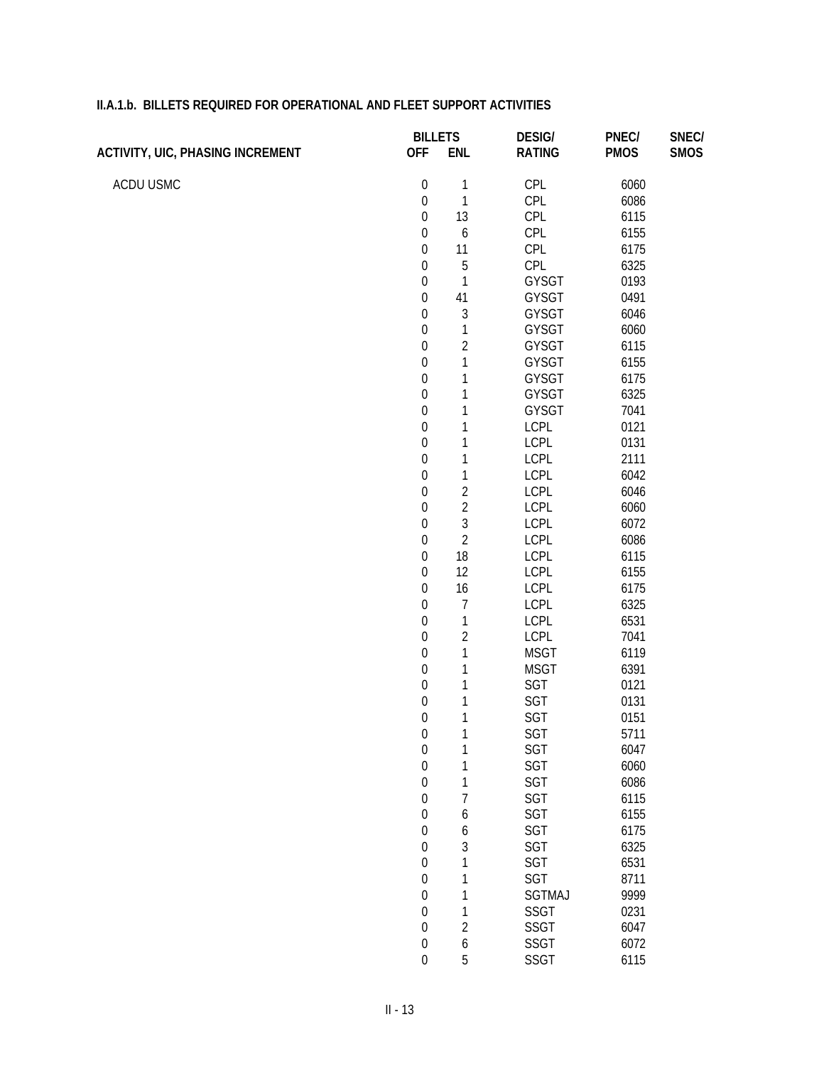**II.A.1.b. BILLETS REQUIRED FOR OPERATIONAL AND FLEET SUPPORT ACTIVITIES**

| ACTIVITY, UIC, PHASING INCREMENT | BILLETS OFF | BILLETS ENL | DESIG/ RATING | PNEC/ PMOS | SNEC/ SMOS |
|---|---|---|---|---|---|
| ACDU USMC | 0 | 1 | CPL | 6060 | |
| | 0 | 1 | CPL | 6086 | |
| | 0 | 13 | CPL | 6115 | |
| | 0 | 6 | CPL | 6155 | |
| | 0 | 11 | CPL | 6175 | |
| | 0 | 5 | CPL | 6325 | |
| | 0 | 1 | GYSGT | 0193 | |
| | 0 | 41 | GYSGT | 0491 | |
| | 0 | 3 | GYSGT | 6046 | |
| | 0 | 1 | GYSGT | 6060 | |
| | 0 | 2 | GYSGT | 6115 | |
| | 0 | 1 | GYSGT | 6155 | |
| | 0 | 1 | GYSGT | 6175 | |
| | 0 | 1 | GYSGT | 6325 | |
| | 0 | 1 | GYSGT | 7041 | |
| | 0 | 1 | LCPL | 0121 | |
| | 0 | 1 | LCPL | 0131 | |
| | 0 | 1 | LCPL | 2111 | |
| | 0 | 1 | LCPL | 6042 | |
| | 0 | 2 | LCPL | 6046 | |
| | 0 | 2 | LCPL | 6060 | |
| | 0 | 3 | LCPL | 6072 | |
| | 0 | 2 | LCPL | 6086 | |
| | 0 | 18 | LCPL | 6115 | |
| | 0 | 12 | LCPL | 6155 | |
| | 0 | 16 | LCPL | 6175 | |
| | 0 | 7 | LCPL | 6325 | |
| | 0 | 1 | LCPL | 6531 | |
| | 0 | 2 | LCPL | 7041 | |
| | 0 | 1 | MSGT | 6119 | |
| | 0 | 1 | MSGT | 6391 | |
| | 0 | 1 | SGT | 0121 | |
| | 0 | 1 | SGT | 0131 | |
| | 0 | 1 | SGT | 0151 | |
| | 0 | 1 | SGT | 5711 | |
| | 0 | 1 | SGT | 6047 | |
| | 0 | 1 | SGT | 6060 | |
| | 0 | 1 | SGT | 6086 | |
| | 0 | 7 | SGT | 6115 | |
| | 0 | 6 | SGT | 6155 | |
| | 0 | 6 | SGT | 6175 | |
| | 0 | 3 | SGT | 6325 | |
| | 0 | 1 | SGT | 6531 | |
| | 0 | 1 | SGT | 8711 | |
| | 0 | 1 | SGTMAJ | 9999 | |
| | 0 | 1 | SSGT | 0231 | |
| | 0 | 2 | SSGT | 6047 | |
| | 0 | 6 | SSGT | 6072 | |
| | 0 | 5 | SSGT | 6115 | |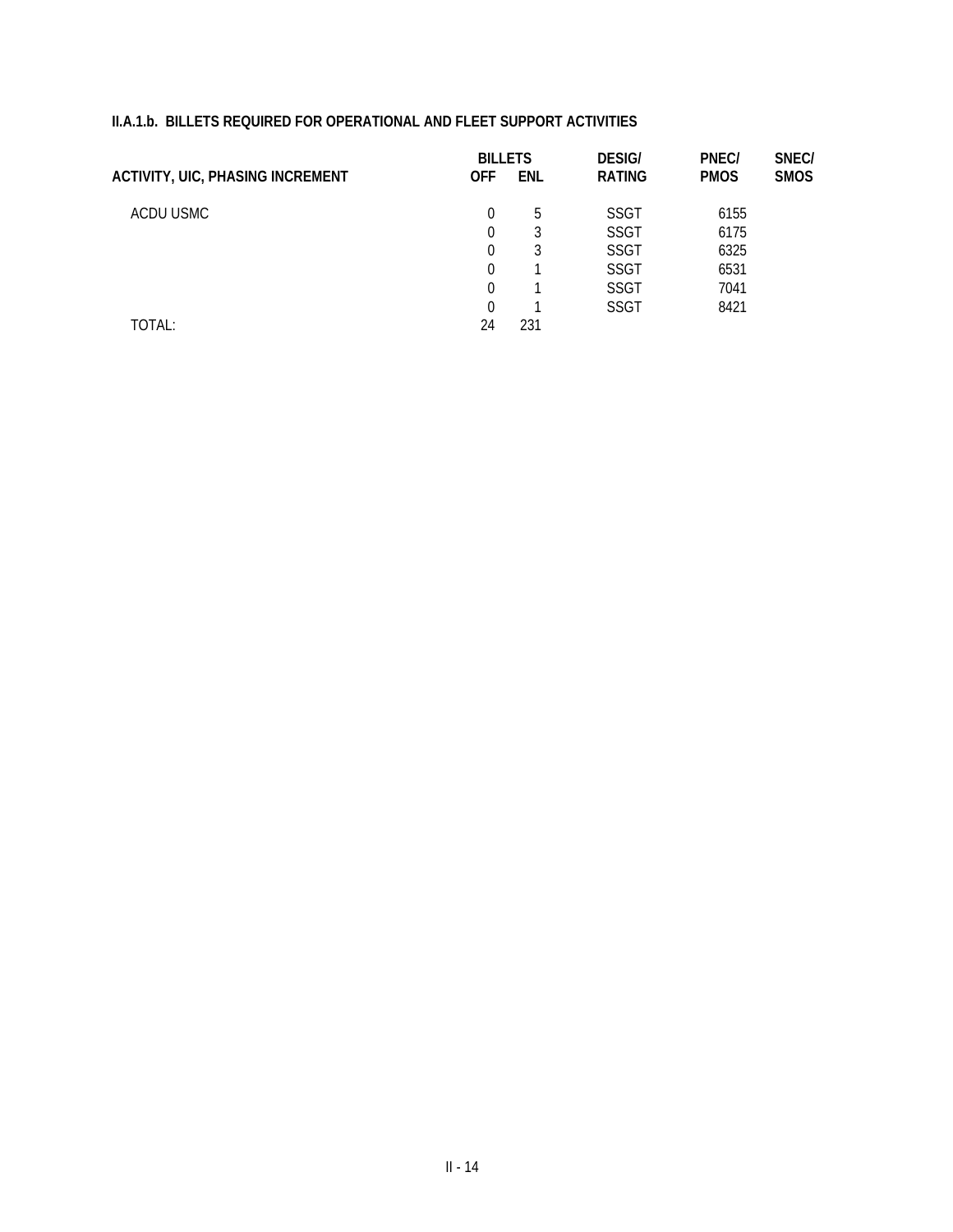**II.A.1.b. BILLETS REQUIRED FOR OPERATIONAL AND FLEET SUPPORT ACTIVITIES**

| ACTIVITY, UIC, PHASING INCREMENT | BILLETS OFF | BILLETS ENL | DESIG/ RATING | PNEC/ PMOS | SNEC/ SMOS |
|---|---|---|---|---|---|
| ACDU USMC | 0 | 5 | SSGT | 6155 | |
| | 0 | 3 | SSGT | 6175 | |
| | 0 | 3 | SSGT | 6325 | |
| | 0 | 1 | SSGT | 6531 | |
| | 0 | 1 | SSGT | 7041 | |
| | 0 | 1 | SSGT | 8421 | |
| TOTAL: | 24 | 231 | | | |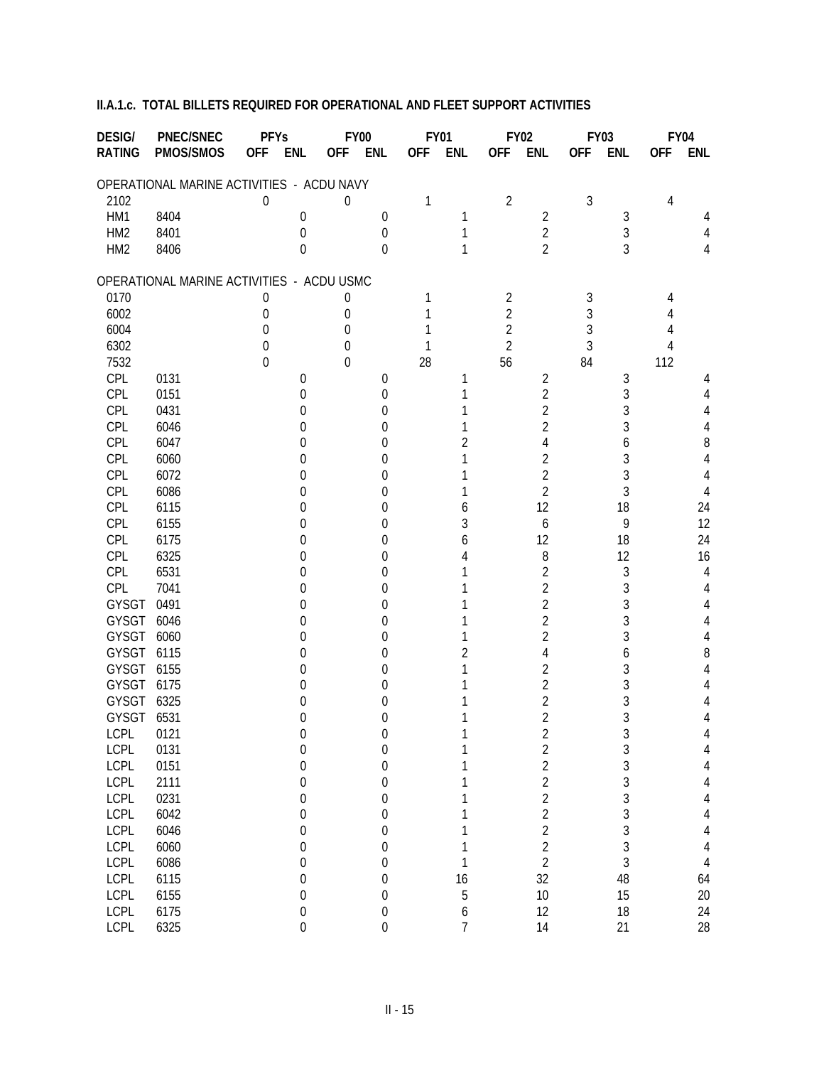### II.A.1.c. TOTAL BILLETS REQUIRED FOR OPERATIONAL AND FLEET SUPPORT ACTIVITIES

| DESIG/ RATING | PNEC/SNEC PMOS/SMOS | PFYs OFF | PFYs ENL | FY00 OFF | FY00 ENL | FY01 OFF | FY01 ENL | FY02 OFF | FY02 ENL | FY03 OFF | FY03 ENL | FY04 OFF | FY04 ENL |
|---|---|---|---|---|---|---|---|---|---|---|---|---|---|
| OPERATIONAL MARINE ACTIVITIES - ACDU NAVY | | | | | | | | | | | | | |
| 2102 | | 0 | | 0 | | 1 | | 2 | | 3 | | 4 | |
| HM1 | 8404 | | 0 | | 0 | | 1 | | 2 | | 3 | | 4 |
| HM2 | 8401 | | 0 | | 0 | | 1 | | 2 | | 3 | | 4 |
| HM2 | 8406 | | 0 | | 0 | | 1 | | 2 | | 3 | | 4 |
| OPERATIONAL MARINE ACTIVITIES - ACDU USMC | | | | | | | | | | | | | |
| 0170 | | 0 | | 0 | | 1 | | 2 | | 3 | | 4 | |
| 6002 | | 0 | | 0 | | 1 | | 2 | | 3 | | 4 | |
| 6004 | | 0 | | 0 | | 1 | | 2 | | 3 | | 4 | |
| 6302 | | 0 | | 0 | | 1 | | 2 | | 3 | | 4 | |
| 7532 | | 0 | | 0 | | 28 | | 56 | | 84 | | 112 | |
| CPL | 0131 | | 0 | | 0 | | 1 | | 2 | | 3 | | 4 |
| CPL | 0151 | | 0 | | 0 | | 1 | | 2 | | 3 | | 4 |
| CPL | 0431 | | 0 | | 0 | | 1 | | 2 | | 3 | | 4 |
| CPL | 6046 | | 0 | | 0 | | 1 | | 2 | | 3 | | 4 |
| CPL | 6047 | | 0 | | 0 | | 2 | | 4 | | 6 | | 8 |
| CPL | 6060 | | 0 | | 0 | | 1 | | 2 | | 3 | | 4 |
| CPL | 6072 | | 0 | | 0 | | 1 | | 2 | | 3 | | 4 |
| CPL | 6086 | | 0 | | 0 | | 1 | | 2 | | 3 | | 4 |
| CPL | 6115 | | 0 | | 0 | | 6 | | 12 | | 18 | | 24 |
| CPL | 6155 | | 0 | | 0 | | 3 | | 6 | | 9 | | 12 |
| CPL | 6175 | | 0 | | 0 | | 6 | | 12 | | 18 | | 24 |
| CPL | 6325 | | 0 | | 0 | | 4 | | 8 | | 12 | | 16 |
| CPL | 6531 | | 0 | | 0 | | 1 | | 2 | | 3 | | 4 |
| CPL | 7041 | | 0 | | 0 | | 1 | | 2 | | 3 | | 4 |
| GYSGT | 0491 | | 0 | | 0 | | 1 | | 2 | | 3 | | 4 |
| GYSGT | 6046 | | 0 | | 0 | | 1 | | 2 | | 3 | | 4 |
| GYSGT | 6060 | | 0 | | 0 | | 1 | | 2 | | 3 | | 4 |
| GYSGT | 6115 | | 0 | | 0 | | 2 | | 4 | | 6 | | 8 |
| GYSGT | 6155 | | 0 | | 0 | | 1 | | 2 | | 3 | | 4 |
| GYSGT | 6175 | | 0 | | 0 | | 1 | | 2 | | 3 | | 4 |
| GYSGT | 6325 | | 0 | | 0 | | 1 | | 2 | | 3 | | 4 |
| GYSGT | 6531 | | 0 | | 0 | | 1 | | 2 | | 3 | | 4 |
| LCPL | 0121 | | 0 | | 0 | | 1 | | 2 | | 3 | | 4 |
| LCPL | 0131 | | 0 | | 0 | | 1 | | 2 | | 3 | | 4 |
| LCPL | 0151 | | 0 | | 0 | | 1 | | 2 | | 3 | | 4 |
| LCPL | 2111 | | 0 | | 0 | | 1 | | 2 | | 3 | | 4 |
| LCPL | 0231 | | 0 | | 0 | | 1 | | 2 | | 3 | | 4 |
| LCPL | 6042 | | 0 | | 0 | | 1 | | 2 | | 3 | | 4 |
| LCPL | 6046 | | 0 | | 0 | | 1 | | 2 | | 3 | | 4 |
| LCPL | 6060 | | 0 | | 0 | | 1 | | 2 | | 3 | | 4 |
| LCPL | 6086 | | 0 | | 0 | | 1 | | 2 | | 3 | | 4 |
| LCPL | 6115 | | 0 | | 0 | | 16 | | 32 | | 48 | | 64 |
| LCPL | 6155 | | 0 | | 0 | | 5 | | 10 | | 15 | | 20 |
| LCPL | 6175 | | 0 | | 0 | | 6 | | 12 | | 18 | | 24 |
| LCPL | 6325 | | 0 | | 0 | | 7 | | 14 | | 21 | | 28 |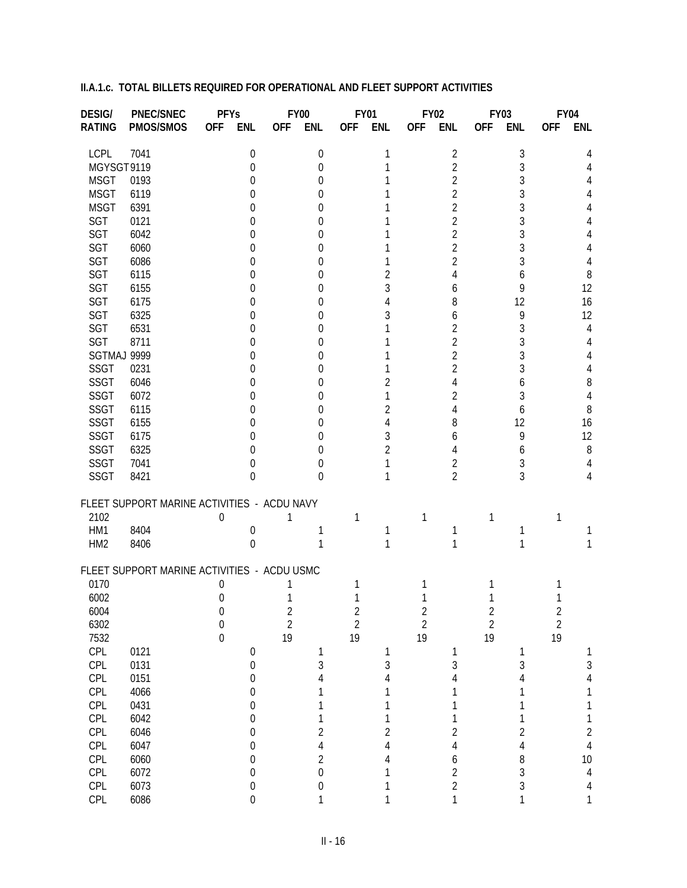**II.A.1.c. TOTAL BILLETS REQUIRED FOR OPERATIONAL AND FLEET SUPPORT ACTIVITIES**

| DESIG/ RATING | PNEC/SNEC PMOS/SMOS | PFYs OFF | PFYs ENL | FY00 OFF | FY00 ENL | FY01 OFF | FY01 ENL | FY02 OFF | FY02 ENL | FY03 OFF | FY03 ENL | FY04 OFF | FY04 ENL |
|---|---|---|---|---|---|---|---|---|---|---|---|---|---|
| LCPL | 7041 | | 0 | | 0 | | 1 | | 2 | | 3 | | 4 |
| MGYSGT | 9119 | | 0 | | 0 | | 1 | | 2 | | 3 | | 4 |
| MSGT | 0193 | | 0 | | 0 | | 1 | | 2 | | 3 | | 4 |
| MSGT | 6119 | | 0 | | 0 | | 1 | | 2 | | 3 | | 4 |
| MSGT | 6391 | | 0 | | 0 | | 1 | | 2 | | 3 | | 4 |
| SGT | 0121 | | 0 | | 0 | | 1 | | 2 | | 3 | | 4 |
| SGT | 6042 | | 0 | | 0 | | 1 | | 2 | | 3 | | 4 |
| SGT | 6060 | | 0 | | 0 | | 1 | | 2 | | 3 | | 4 |
| SGT | 6086 | | 0 | | 0 | | 1 | | 2 | | 3 | | 4 |
| SGT | 6115 | | 0 | | 0 | | 2 | | 4 | | 6 | | 8 |
| SGT | 6155 | | 0 | | 0 | | 3 | | 6 | | 9 | | 12 |
| SGT | 6175 | | 0 | | 0 | | 4 | | 8 | | 12 | | 16 |
| SGT | 6325 | | 0 | | 0 | | 3 | | 6 | | 9 | | 12 |
| SGT | 6531 | | 0 | | 0 | | 1 | | 2 | | 3 | | 4 |
| SGT | 8711 | | 0 | | 0 | | 1 | | 2 | | 3 | | 4 |
| SGTMAJ | 9999 | | 0 | | 0 | | 1 | | 2 | | 3 | | 4 |
| SSGT | 0231 | | 0 | | 0 | | 1 | | 2 | | 3 | | 4 |
| SSGT | 6046 | | 0 | | 0 | | 2 | | 4 | | 6 | | 8 |
| SSGT | 6072 | | 0 | | 0 | | 1 | | 2 | | 3 | | 4 |
| SSGT | 6115 | | 0 | | 0 | | 2 | | 4 | | 6 | | 8 |
| SSGT | 6155 | | 0 | | 0 | | 4 | | 8 | | 12 | | 16 |
| SSGT | 6175 | | 0 | | 0 | | 3 | | 6 | | 9 | | 12 |
| SSGT | 6325 | | 0 | | 0 | | 2 | | 4 | | 6 | | 8 |
| SSGT | 7041 | | 0 | | 0 | | 1 | | 2 | | 3 | | 4 |
| SSGT | 8421 | | 0 | | 0 | | 1 | | 2 | | 3 | | 4 |
| FLEET SUPPORT MARINE ACTIVITIES - ACDU NAVY | | | | | | | | | | | | | |
| 2102 | | 0 | | 1 | | 1 | | 1 | | 1 | | 1 | |
| HM1 | 8404 | | 0 | | 1 | | 1 | | 1 | | 1 | | 1 |
| HM2 | 8406 | | 0 | | 1 | | 1 | | 1 | | 1 | | 1 |
| FLEET SUPPORT MARINE ACTIVITIES - ACDU USMC | | | | | | | | | | | | | |
| 0170 | | 0 | | 1 | | 1 | | 1 | | 1 | | 1 | |
| 6002 | | 0 | | 1 | | 1 | | 1 | | 1 | | 1 | |
| 6004 | | 0 | | 2 | | 2 | | 2 | | 2 | | 2 | |
| 6302 | | 0 | | 2 | | 2 | | 2 | | 2 | | 2 | |
| 7532 | | 0 | | 19 | | 19 | | 19 | | 19 | | 19 | |
| CPL | 0121 | | 0 | | 1 | | 1 | | 1 | | 1 | | 1 |
| CPL | 0131 | | 0 | | 3 | | 3 | | 3 | | 3 | | 3 |
| CPL | 0151 | | 0 | | 4 | | 4 | | 4 | | 4 | | 4 |
| CPL | 4066 | | 0 | | 1 | | 1 | | 1 | | 1 | | 1 |
| CPL | 0431 | | 0 | | 1 | | 1 | | 1 | | 1 | | 1 |
| CPL | 6042 | | 0 | | 1 | | 1 | | 1 | | 1 | | 1 |
| CPL | 6046 | | 0 | | 2 | | 2 | | 2 | | 2 | | 2 |
| CPL | 6047 | | 0 | | 4 | | 4 | | 4 | | 4 | | 4 |
| CPL | 6060 | | 0 | | 2 | | 4 | | 6 | | 8 | | 10 |
| CPL | 6072 | | 0 | | 0 | | 1 | | 2 | | 3 | | 4 |
| CPL | 6073 | | 0 | | 0 | | 1 | | 2 | | 3 | | 4 |
| CPL | 6086 | | 0 | | 1 | | 1 | | 1 | | 1 | | 1 |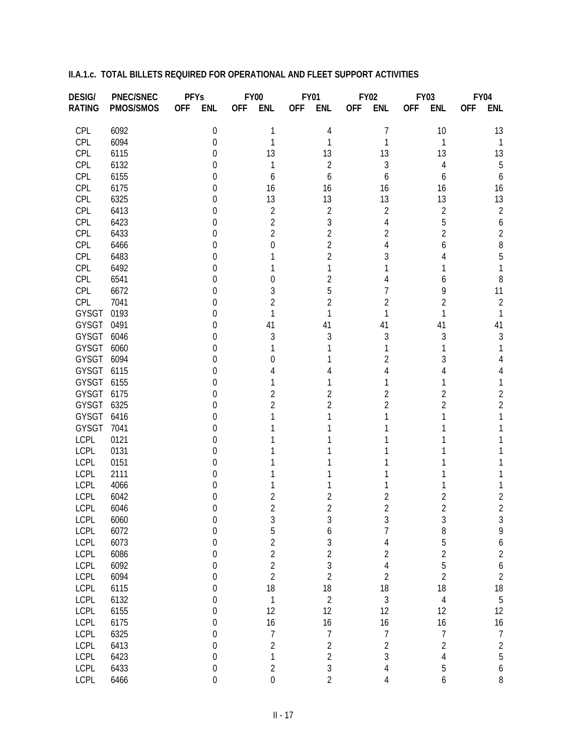**II.A.1.c. TOTAL BILLETS REQUIRED FOR OPERATIONAL AND FLEET SUPPORT ACTIVITIES**

| DESIG/ | PNEC/SNEC | PFYs | | FY00 | | FY01 | | FY02 | | FY03 | | FY04 | |
|---|---|---|---|---|---|---|---|---|---|---|---|---|---|
| RATING | PMOS/SMOS | OFF | ENL | OFF | ENL | OFF | ENL | OFF | ENL | OFF | ENL | OFF | ENL |
| CPL | 6092 | | 0 | | 1 | | 4 | | 7 | | 10 | | 13 |
| CPL | 6094 | | 0 | | 1 | | 1 | | 1 | | 1 | | 1 |
| CPL | 6115 | | 0 | | 13 | | 13 | | 13 | | 13 | | 13 |
| CPL | 6132 | | 0 | | 1 | | 2 | | 3 | | 4 | | 5 |
| CPL | 6155 | | 0 | | 6 | | 6 | | 6 | | 6 | | 6 |
| CPL | 6175 | | 0 | | 16 | | 16 | | 16 | | 16 | | 16 |
| CPL | 6325 | | 0 | | 13 | | 13 | | 13 | | 13 | | 13 |
| CPL | 6413 | | 0 | | 2 | | 2 | | 2 | | 2 | | 2 |
| CPL | 6423 | | 0 | | 2 | | 3 | | 4 | | 5 | | 6 |
| CPL | 6433 | | 0 | | 2 | | 2 | | 2 | | 2 | | 2 |
| CPL | 6466 | | 0 | | 0 | | 2 | | 4 | | 6 | | 8 |
| CPL | 6483 | | 0 | | 1 | | 2 | | 3 | | 4 | | 5 |
| CPL | 6492 | | 0 | | 1 | | 1 | | 1 | | 1 | | 1 |
| CPL | 6541 | | 0 | | 0 | | 2 | | 4 | | 6 | | 8 |
| CPL | 6672 | | 0 | | 3 | | 5 | | 7 | | 9 | | 11 |
| CPL | 7041 | | 0 | | 2 | | 2 | | 2 | | 2 | | 2 |
| GYSGT | 0193 | | 0 | | 1 | | 1 | | 1 | | 1 | | 1 |
| GYSGT | 0491 | | 0 | | 41 | | 41 | | 41 | | 41 | | 41 |
| GYSGT | 6046 | | 0 | | 3 | | 3 | | 3 | | 3 | | 3 |
| GYSGT | 6060 | | 0 | | 1 | | 1 | | 1 | | 1 | | 1 |
| GYSGT | 6094 | | 0 | | 0 | | 1 | | 2 | | 3 | | 4 |
| GYSGT | 6115 | | 0 | | 4 | | 4 | | 4 | | 4 | | 4 |
| GYSGT | 6155 | | 0 | | 1 | | 1 | | 1 | | 1 | | 1 |
| GYSGT | 6175 | | 0 | | 2 | | 2 | | 2 | | 2 | | 2 |
| GYSGT | 6325 | | 0 | | 2 | | 2 | | 2 | | 2 | | 2 |
| GYSGT | 6416 | | 0 | | 1 | | 1 | | 1 | | 1 | | 1 |
| GYSGT | 7041 | | 0 | | 1 | | 1 | | 1 | | 1 | | 1 |
| LCPL | 0121 | | 0 | | 1 | | 1 | | 1 | | 1 | | 1 |
| LCPL | 0131 | | 0 | | 1 | | 1 | | 1 | | 1 | | 1 |
| LCPL | 0151 | | 0 | | 1 | | 1 | | 1 | | 1 | | 1 |
| LCPL | 2111 | | 0 | | 1 | | 1 | | 1 | | 1 | | 1 |
| LCPL | 4066 | | 0 | | 1 | | 1 | | 1 | | 1 | | 1 |
| LCPL | 6042 | | 0 | | 2 | | 2 | | 2 | | 2 | | 2 |
| LCPL | 6046 | | 0 | | 2 | | 2 | | 2 | | 2 | | 2 |
| LCPL | 6060 | | 0 | | 3 | | 3 | | 3 | | 3 | | 3 |
| LCPL | 6072 | | 0 | | 5 | | 6 | | 7 | | 8 | | 9 |
| LCPL | 6073 | | 0 | | 2 | | 3 | | 4 | | 5 | | 6 |
| LCPL | 6086 | | 0 | | 2 | | 2 | | 2 | | 2 | | 2 |
| LCPL | 6092 | | 0 | | 2 | | 3 | | 4 | | 5 | | 6 |
| LCPL | 6094 | | 0 | | 2 | | 2 | | 2 | | 2 | | 2 |
| LCPL | 6115 | | 0 | | 18 | | 18 | | 18 | | 18 | | 18 |
| LCPL | 6132 | | 0 | | 1 | | 2 | | 3 | | 4 | | 5 |
| LCPL | 6155 | | 0 | | 12 | | 12 | | 12 | | 12 | | 12 |
| LCPL | 6175 | | 0 | | 16 | | 16 | | 16 | | 16 | | 16 |
| LCPL | 6325 | | 0 | | 7 | | 7 | | 7 | | 7 | | 7 |
| LCPL | 6413 | | 0 | | 2 | | 2 | | 2 | | 2 | | 2 |
| LCPL | 6423 | | 0 | | 1 | | 2 | | 3 | | 4 | | 5 |
| LCPL | 6433 | | 0 | | 2 | | 3 | | 4 | | 5 | | 6 |
| LCPL | 6466 | | 0 | | 0 | | 2 | | 4 | | 6 | | 8 |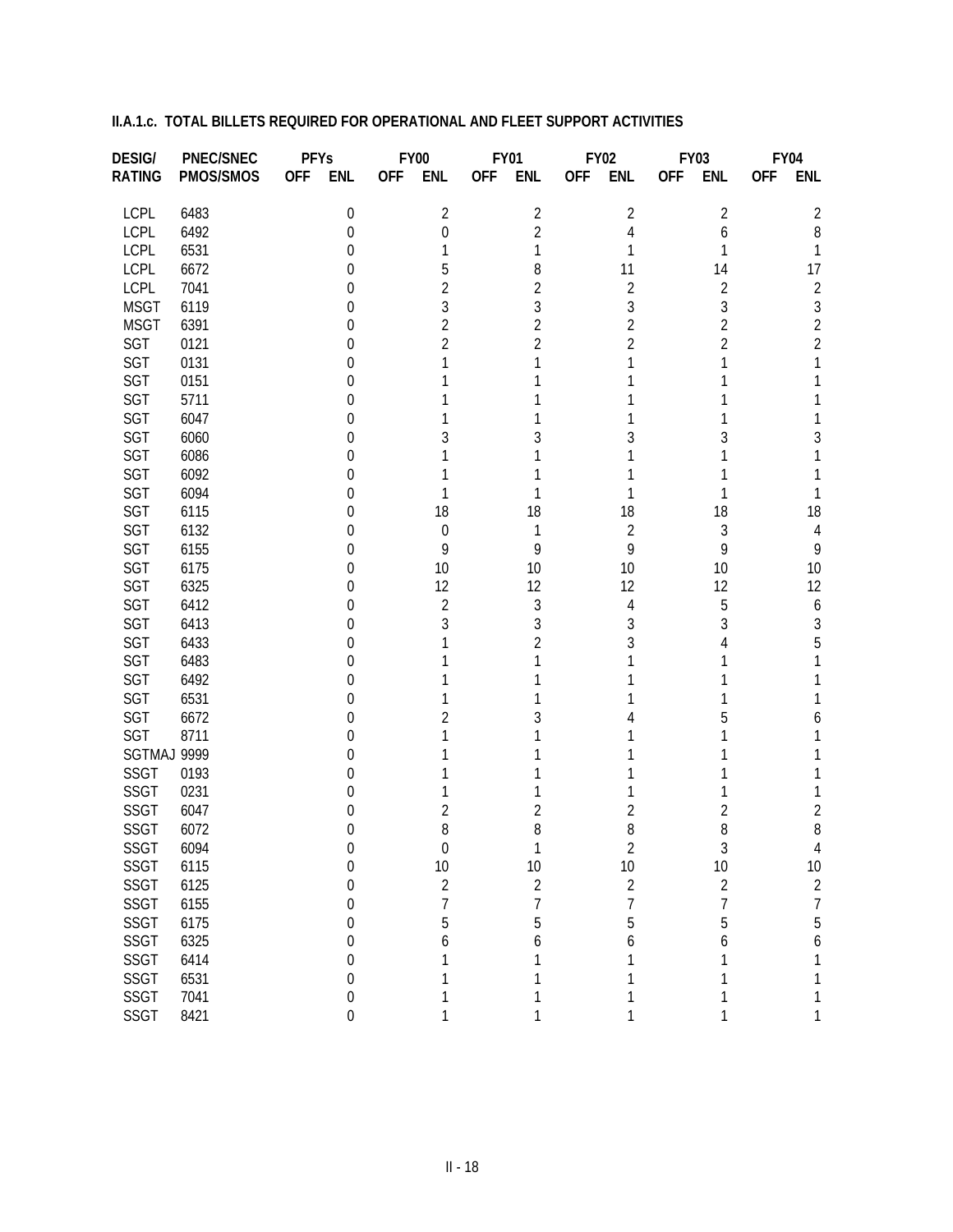**II.A.1.c. TOTAL BILLETS REQUIRED FOR OPERATIONAL AND FLEET SUPPORT ACTIVITIES**

| DESIG/ | PNEC/SNEC | PFYs | | FY00 | | FY01 | | FY02 | | FY03 | | FY04 | |
|---|---|---|---|---|---|---|---|---|---|---|---|---|---|
| RATING | PMOS/SMOS | OFF | ENL | OFF | ENL | OFF | ENL | OFF | ENL | OFF | ENL | OFF | ENL |
| LCPL | 6483 | | 0 | | 2 | | 2 | | 2 | | 2 | | 2 |
| LCPL | 6492 | | 0 | | 0 | | 2 | | 4 | | 6 | | 8 |
| LCPL | 6531 | | 0 | | 1 | | 1 | | 1 | | 1 | | 1 |
| LCPL | 6672 | | 0 | | 5 | | 8 | | 11 | | 14 | | 17 |
| LCPL | 7041 | | 0 | | 2 | | 2 | | 2 | | 2 | | 2 |
| MSGT | 6119 | | 0 | | 3 | | 3 | | 3 | | 3 | | 3 |
| MSGT | 6391 | | 0 | | 2 | | 2 | | 2 | | 2 | | 2 |
| SGT | 0121 | | 0 | | 2 | | 2 | | 2 | | 2 | | 2 |
| SGT | 0131 | | 0 | | 1 | | 1 | | 1 | | 1 | | 1 |
| SGT | 0151 | | 0 | | 1 | | 1 | | 1 | | 1 | | 1 |
| SGT | 5711 | | 0 | | 1 | | 1 | | 1 | | 1 | | 1 |
| SGT | 6047 | | 0 | | 1 | | 1 | | 1 | | 1 | | 1 |
| SGT | 6060 | | 0 | | 3 | | 3 | | 3 | | 3 | | 3 |
| SGT | 6086 | | 0 | | 1 | | 1 | | 1 | | 1 | | 1 |
| SGT | 6092 | | 0 | | 1 | | 1 | | 1 | | 1 | | 1 |
| SGT | 6094 | | 0 | | 1 | | 1 | | 1 | | 1 | | 1 |
| SGT | 6115 | | 0 | | 18 | | 18 | | 18 | | 18 | | 18 |
| SGT | 6132 | | 0 | | 0 | | 1 | | 2 | | 3 | | 4 |
| SGT | 6155 | | 0 | | 9 | | 9 | | 9 | | 9 | | 9 |
| SGT | 6175 | | 0 | | 10 | | 10 | | 10 | | 10 | | 10 |
| SGT | 6325 | | 0 | | 12 | | 12 | | 12 | | 12 | | 12 |
| SGT | 6412 | | 0 | | 2 | | 3 | | 4 | | 5 | | 6 |
| SGT | 6413 | | 0 | | 3 | | 3 | | 3 | | 3 | | 3 |
| SGT | 6433 | | 0 | | 1 | | 2 | | 3 | | 4 | | 5 |
| SGT | 6483 | | 0 | | 1 | | 1 | | 1 | | 1 | | 1 |
| SGT | 6492 | | 0 | | 1 | | 1 | | 1 | | 1 | | 1 |
| SGT | 6531 | | 0 | | 1 | | 1 | | 1 | | 1 | | 1 |
| SGT | 6672 | | 0 | | 2 | | 3 | | 4 | | 5 | | 6 |
| SGT | 8711 | | 0 | | 1 | | 1 | | 1 | | 1 | | 1 |
| SGTMAJ | 9999 | | 0 | | 1 | | 1 | | 1 | | 1 | | 1 |
| SSGT | 0193 | | 0 | | 1 | | 1 | | 1 | | 1 | | 1 |
| SSGT | 0231 | | 0 | | 1 | | 1 | | 1 | | 1 | | 1 |
| SSGT | 6047 | | 0 | | 2 | | 2 | | 2 | | 2 | | 2 |
| SSGT | 6072 | | 0 | | 8 | | 8 | | 8 | | 8 | | 8 |
| SSGT | 6094 | | 0 | | 0 | | 1 | | 2 | | 3 | | 4 |
| SSGT | 6115 | | 0 | | 10 | | 10 | | 10 | | 10 | | 10 |
| SSGT | 6125 | | 0 | | 2 | | 2 | | 2 | | 2 | | 2 |
| SSGT | 6155 | | 0 | | 7 | | 7 | | 7 | | 7 | | 7 |
| SSGT | 6175 | | 0 | | 5 | | 5 | | 5 | | 5 | | 5 |
| SSGT | 6325 | | 0 | | 6 | | 6 | | 6 | | 6 | | 6 |
| SSGT | 6414 | | 0 | | 1 | | 1 | | 1 | | 1 | | 1 |
| SSGT | 6531 | | 0 | | 1 | | 1 | | 1 | | 1 | | 1 |
| SSGT | 7041 | | 0 | | 1 | | 1 | | 1 | | 1 | | 1 |
| SSGT | 8421 | | 0 | | 1 | | 1 | | 1 | | 1 | | 1 |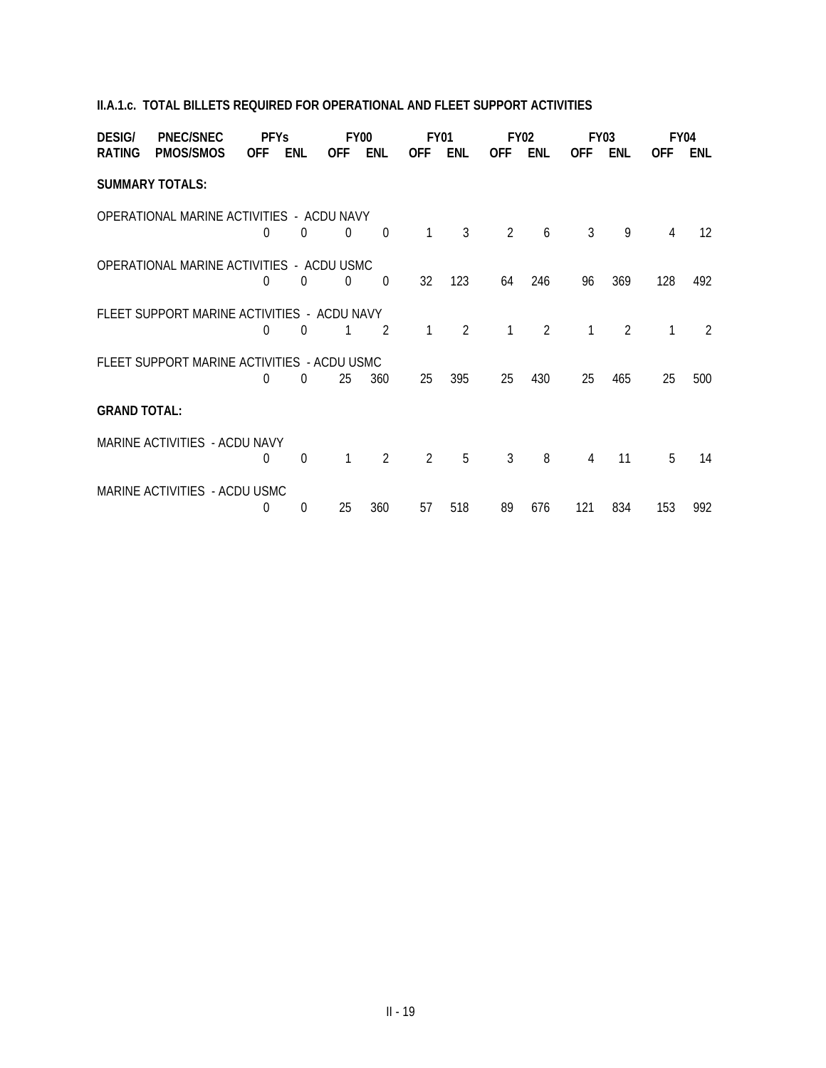**II.A.1.c. TOTAL BILLETS REQUIRED FOR OPERATIONAL AND FLEET SUPPORT ACTIVITIES**

| DESIG/ RATING | PNEC/SNEC PMOS/SMOS | PFYs OFF | PFYs ENL | FY00 OFF | FY00 ENL | FY01 OFF | FY01 ENL | FY02 OFF | FY02 ENL | FY03 OFF | FY03 ENL | FY04 OFF | FY04 ENL |
|---|---|---|---|---|---|---|---|---|---|---|---|---|---|
| **SUMMARY TOTALS:** | | | | | | | | | | | | | |
| OPERATIONAL MARINE ACTIVITIES - ACDU NAVY | | 0 | 0 | 0 | 0 | 1 | 3 | 2 | 6 | 3 | 9 | 4 | 12 |
| OPERATIONAL MARINE ACTIVITIES - ACDU USMC | | 0 | 0 | 0 | 0 | 32 | 123 | 64 | 246 | 96 | 369 | 128 | 492 |
| FLEET SUPPORT MARINE ACTIVITIES - ACDU NAVY | | 0 | 0 | 1 | 2 | 1 | 2 | 1 | 2 | 1 | 2 | 1 | 2 |
| FLEET SUPPORT MARINE ACTIVITIES - ACDU USMC | | 0 | 0 | 25 | 360 | 25 | 395 | 25 | 430 | 25 | 465 | 25 | 500 |
| **GRAND TOTAL:** | | | | | | | | | | | | | |
| MARINE ACTIVITIES - ACDU NAVY | | 0 | 0 | 1 | 2 | 2 | 5 | 3 | 8 | 4 | 11 | 5 | 14 |
| MARINE ACTIVITIES - ACDU USMC | | 0 | 0 | 25 | 360 | 57 | 518 | 89 | 676 | 121 | 834 | 153 | 992 |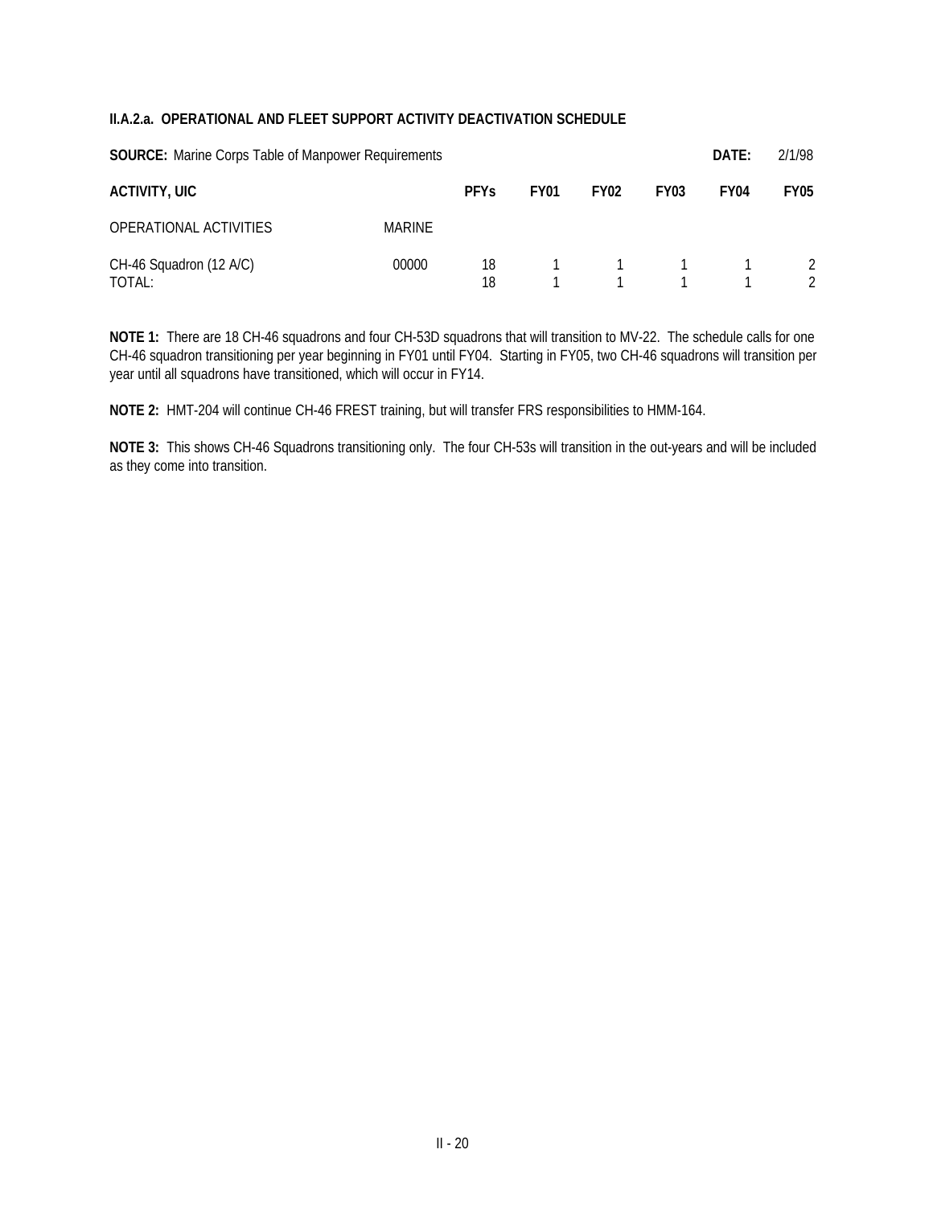### II.A.2.a. OPERATIONAL AND FLEET SUPPORT ACTIVITY DEACTIVATION SCHEDULE

**SOURCE:** Marine Corps Table of Manpower Requirements **DATE:** 2/1/98

| ACTIVITY, UIC | | PFYs | FY01 | FY02 | FY03 | FY04 | FY05 |
|---|---|---|---|---|---|---|---|
| OPERATIONAL ACTIVITIES | MARINE | | | | | | |
| CH-46 Squadron (12 A/C) | 00000 | 18 | 1 | 1 | 1 | 1 | 2 |
| TOTAL: | | 18 | 1 | 1 | 1 | 1 | 2 |

**NOTE 1:** There are 18 CH-46 squadrons and four CH-53D squadrons that will transition to MV-22. The schedule calls for one CH-46 squadron transitioning per year beginning in FY01 until FY04. Starting in FY05, two CH-46 squadrons will transition per year until all squadrons have transitioned, which will occur in FY14.

**NOTE 2:** HMT-204 will continue CH-46 FREST training, but will transfer FRS responsibilities to HMM-164.

**NOTE 3:** This shows CH-46 Squadrons transitioning only. The four CH-53s will transition in the out-years and will be included as they come into transition.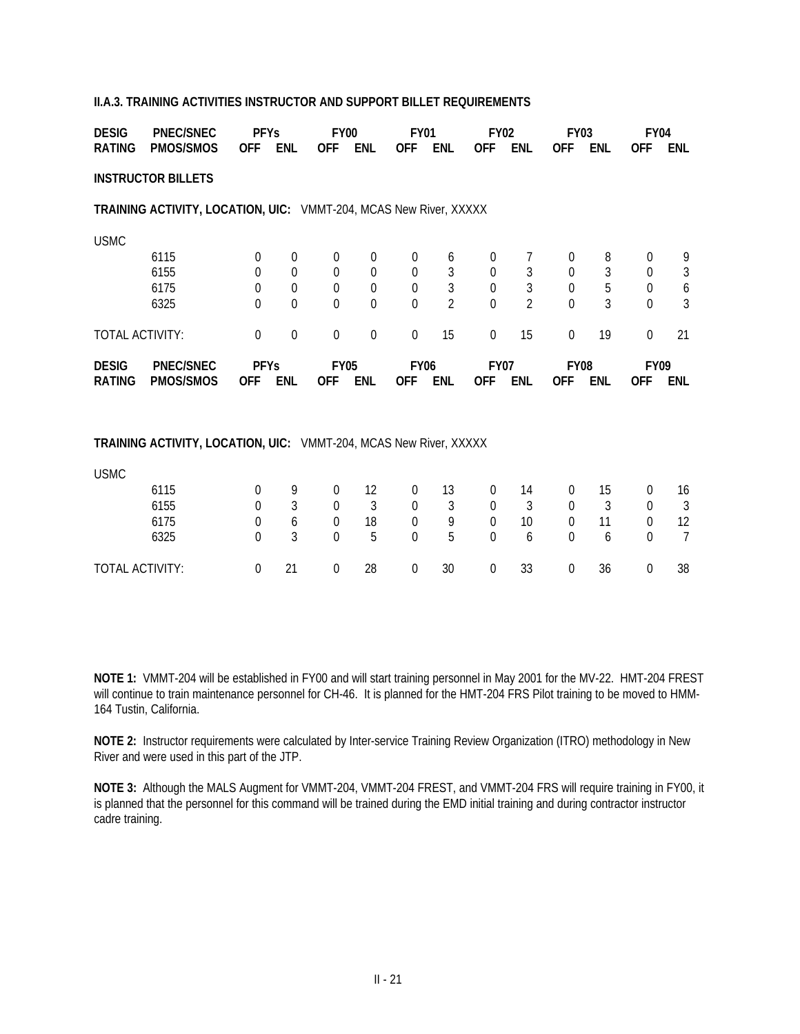**II.A.3. TRAINING ACTIVITIES INSTRUCTOR AND SUPPORT BILLET REQUIREMENTS**

| DESIG RATING | PNEC/SNEC PMOS/SMOS | PFYs OFF | PFYs ENL | FY00 OFF | FY00 ENL | FY01 OFF | FY01 ENL | FY02 OFF | FY02 ENL | FY03 OFF | FY03 ENL | FY04 OFF | FY04 ENL |
|---|---|---|---|---|---|---|---|---|---|---|---|---|---|
| **INSTRUCTOR BILLETS** | | | | | | | | | | | | | |
| **TRAINING ACTIVITY, LOCATION, UIC:** VMMT-204, MCAS New River, XXXXX | | | | | | | | | | | | | |
| USMC | | | | | | | | | | | | | |
| | 6115 | 0 | 0 | 0 | 0 | 0 | 6 | 0 | 7 | 0 | 8 | 0 | 9 |
| | 6155 | 0 | 0 | 0 | 0 | 0 | 3 | 0 | 3 | 0 | 3 | 0 | 3 |
| | 6175 | 0 | 0 | 0 | 0 | 0 | 3 | 0 | 3 | 0 | 5 | 0 | 6 |
| | 6325 | 0 | 0 | 0 | 0 | 0 | 2 | 0 | 2 | 0 | 3 | 0 | 3 |
| TOTAL ACTIVITY: | | 0 | 0 | 0 | 0 | 0 | 15 | 0 | 15 | 0 | 19 | 0 | 21 |

| DESIG RATING | PNEC/SNEC PMOS/SMOS | PFYs OFF | PFYs ENL | FY05 OFF | FY05 ENL | FY06 OFF | FY06 ENL | FY07 OFF | FY07 ENL | FY08 OFF | FY08 ENL | FY09 OFF | FY09 ENL |
|---|---|---|---|---|---|---|---|---|---|---|---|---|---|
| **TRAINING ACTIVITY, LOCATION, UIC:** VMMT-204, MCAS New River, XXXXX | | | | | | | | | | | | | |
| USMC | | | | | | | | | | | | | |
| | 6115 | 0 | 9 | 0 | 12 | 0 | 13 | 0 | 14 | 0 | 15 | 0 | 16 |
| | 6155 | 0 | 3 | 0 | 3 | 0 | 3 | 0 | 3 | 0 | 3 | 0 | 3 |
| | 6175 | 0 | 6 | 0 | 18 | 0 | 9 | 0 | 10 | 0 | 11 | 0 | 12 |
| | 6325 | 0 | 3 | 0 | 5 | 0 | 5 | 0 | 6 | 0 | 6 | 0 | 7 |
| TOTAL ACTIVITY: | | 0 | 21 | 0 | 28 | 0 | 30 | 0 | 33 | 0 | 36 | 0 | 38 |

**NOTE 1:** VMMT-204 will be established in FY00 and will start training personnel in May 2001 for the MV-22. HMT-204 FREST will continue to train maintenance personnel for CH-46. It is planned for the HMT-204 FRS Pilot training to be moved to HMM-164 Tustin, California.

**NOTE 2:** Instructor requirements were calculated by Inter-service Training Review Organization (ITRO) methodology in New River and were used in this part of the JTP.

**NOTE 3:** Although the MALS Augment for VMMT-204, VMMT-204 FREST, and VMMT-204 FRS will require training in FY00, it is planned that the personnel for this command will be trained during the EMD initial training and during contractor instructor cadre training.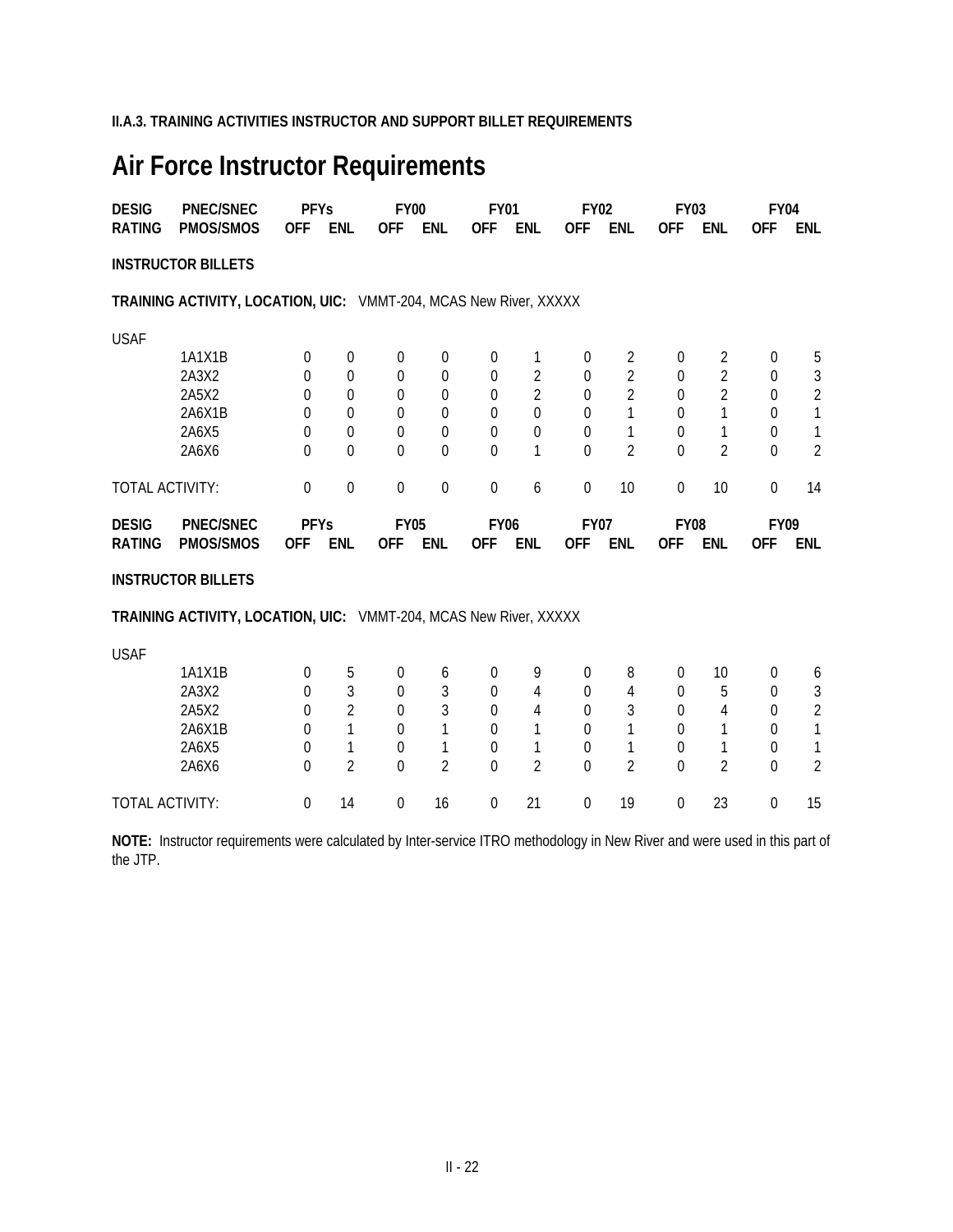**II.A.3. TRAINING ACTIVITIES INSTRUCTOR AND SUPPORT BILLET REQUIREMENTS**

# Air Force Instructor Requirements

| DESIG RATING | PNEC/SNEC PMOS/SMOS | PFYs OFF | PFYs ENL | FY00 OFF | FY00 ENL | FY01 OFF | FY01 ENL | FY02 OFF | FY02 ENL | FY03 OFF | FY03 ENL | FY04 OFF | FY04 ENL |
|---|---|---|---|---|---|---|---|---|---|---|---|---|---|
| **INSTRUCTOR BILLETS** | | | | | | | | | | | | | |
| **TRAINING ACTIVITY, LOCATION, UIC:** VMMT-204, MCAS New River, XXXXX | | | | | | | | | | | | | |
| USAF | | | | | | | | | | | | | |
| | 1A1X1B | 0 | 0 | 0 | 0 | 0 | 1 | 0 | 2 | 0 | 2 | 0 | 5 |
| | 2A3X2 | 0 | 0 | 0 | 0 | 0 | 2 | 0 | 2 | 0 | 2 | 0 | 3 |
| | 2A5X2 | 0 | 0 | 0 | 0 | 0 | 2 | 0 | 2 | 0 | 2 | 0 | 2 |
| | 2A6X1B | 0 | 0 | 0 | 0 | 0 | 0 | 0 | 1 | 0 | 1 | 0 | 1 |
| | 2A6X5 | 0 | 0 | 0 | 0 | 0 | 0 | 0 | 1 | 0 | 1 | 0 | 1 |
| | 2A6X6 | 0 | 0 | 0 | 0 | 0 | 1 | 0 | 2 | 0 | 2 | 0 | 2 |
| TOTAL ACTIVITY: | | 0 | 0 | 0 | 0 | 0 | 6 | 0 | 10 | 0 | 10 | 0 | 14 |

| DESIG RATING | PNEC/SNEC PMOS/SMOS | PFYs OFF | PFYs ENL | FY05 OFF | FY05 ENL | FY06 OFF | FY06 ENL | FY07 OFF | FY07 ENL | FY08 OFF | FY08 ENL | FY09 OFF | FY09 ENL |
|---|---|---|---|---|---|---|---|---|---|---|---|---|---|
| **INSTRUCTOR BILLETS** | | | | | | | | | | | | | |
| **TRAINING ACTIVITY, LOCATION, UIC:** VMMT-204, MCAS New River, XXXXX | | | | | | | | | | | | | |
| USAF | | | | | | | | | | | | | |
| | 1A1X1B | 0 | 5 | 0 | 6 | 0 | 9 | 0 | 8 | 0 | 10 | 0 | 6 |
| | 2A3X2 | 0 | 3 | 0 | 3 | 0 | 4 | 0 | 4 | 0 | 5 | 0 | 3 |
| | 2A5X2 | 0 | 2 | 0 | 3 | 0 | 4 | 0 | 3 | 0 | 4 | 0 | 2 |
| | 2A6X1B | 0 | 1 | 0 | 1 | 0 | 1 | 0 | 1 | 0 | 1 | 0 | 1 |
| | 2A6X5 | 0 | 1 | 0 | 1 | 0 | 1 | 0 | 1 | 0 | 1 | 0 | 1 |
| | 2A6X6 | 0 | 2 | 0 | 2 | 0 | 2 | 0 | 2 | 0 | 2 | 0 | 2 |
| TOTAL ACTIVITY: | | 0 | 14 | 0 | 16 | 0 | 21 | 0 | 19 | 0 | 23 | 0 | 15 |

**NOTE:** Instructor requirements were calculated by Inter-service ITRO methodology in New River and were used in this part of the JTP.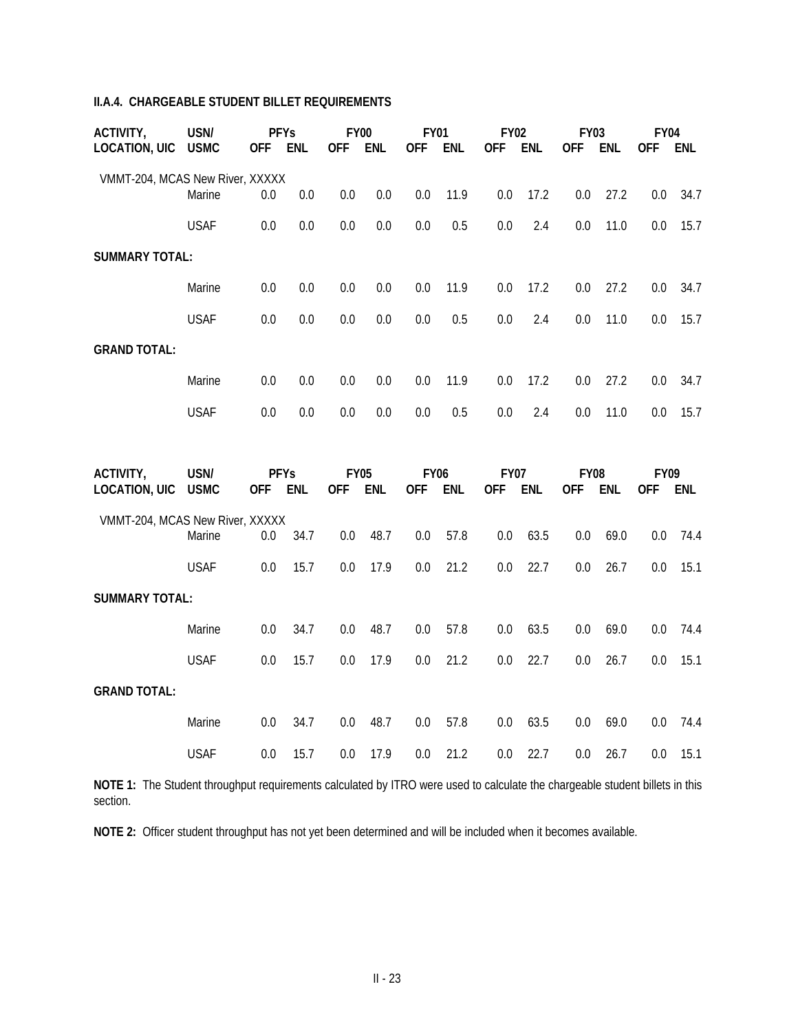**II.A.4. CHARGEABLE STUDENT BILLET REQUIREMENTS**

| ACTIVITY, LOCATION, UIC | USN/ USMC | PFYs OFF | PFYs ENL | FY00 OFF | FY00 ENL | FY01 OFF | FY01 ENL | FY02 OFF | FY02 ENL | FY03 OFF | FY03 ENL | FY04 OFF | FY04 ENL |
|---|---|---|---|---|---|---|---|---|---|---|---|---|---|
| VMMT-204, MCAS New River, XXXXX | | | | | | | | | | | | | |
| | Marine | 0.0 | 0.0 | 0.0 | 0.0 | 0.0 | 11.9 | 0.0 | 17.2 | 0.0 | 27.2 | 0.0 | 34.7 |
| | USAF | 0.0 | 0.0 | 0.0 | 0.0 | 0.0 | 0.5 | 0.0 | 2.4 | 0.0 | 11.0 | 0.0 | 15.7 |
| **SUMMARY TOTAL:** | | | | | | | | | | | | | |
| | Marine | 0.0 | 0.0 | 0.0 | 0.0 | 0.0 | 11.9 | 0.0 | 17.2 | 0.0 | 27.2 | 0.0 | 34.7 |
| | USAF | 0.0 | 0.0 | 0.0 | 0.0 | 0.0 | 0.5 | 0.0 | 2.4 | 0.0 | 11.0 | 0.0 | 15.7 |
| **GRAND TOTAL:** | | | | | | | | | | | | | |
| | Marine | 0.0 | 0.0 | 0.0 | 0.0 | 0.0 | 11.9 | 0.0 | 17.2 | 0.0 | 27.2 | 0.0 | 34.7 |
| | USAF | 0.0 | 0.0 | 0.0 | 0.0 | 0.0 | 0.5 | 0.0 | 2.4 | 0.0 | 11.0 | 0.0 | 15.7 |

| ACTIVITY, LOCATION, UIC | USN/ USMC | PFYs OFF | PFYs ENL | FY05 OFF | FY05 ENL | FY06 OFF | FY06 ENL | FY07 OFF | FY07 ENL | FY08 OFF | FY08 ENL | FY09 OFF | FY09 ENL |
|---|---|---|---|---|---|---|---|---|---|---|---|---|---|
| VMMT-204, MCAS New River, XXXXX | | | | | | | | | | | | | |
| | Marine | 0.0 | 34.7 | 0.0 | 48.7 | 0.0 | 57.8 | 0.0 | 63.5 | 0.0 | 69.0 | 0.0 | 74.4 |
| | USAF | 0.0 | 15.7 | 0.0 | 17.9 | 0.0 | 21.2 | 0.0 | 22.7 | 0.0 | 26.7 | 0.0 | 15.1 |
| **SUMMARY TOTAL:** | | | | | | | | | | | | | |
| | Marine | 0.0 | 34.7 | 0.0 | 48.7 | 0.0 | 57.8 | 0.0 | 63.5 | 0.0 | 69.0 | 0.0 | 74.4 |
| | USAF | 0.0 | 15.7 | 0.0 | 17.9 | 0.0 | 21.2 | 0.0 | 22.7 | 0.0 | 26.7 | 0.0 | 15.1 |
| **GRAND TOTAL:** | | | | | | | | | | | | | |
| | Marine | 0.0 | 34.7 | 0.0 | 48.7 | 0.0 | 57.8 | 0.0 | 63.5 | 0.0 | 69.0 | 0.0 | 74.4 |
| | USAF | 0.0 | 15.7 | 0.0 | 17.9 | 0.0 | 21.2 | 0.0 | 22.7 | 0.0 | 26.7 | 0.0 | 15.1 |

**NOTE 1:** The Student throughput requirements calculated by ITRO were used to calculate the chargeable student billets in this section.

**NOTE 2:** Officer student throughput has not yet been determined and will be included when it becomes available.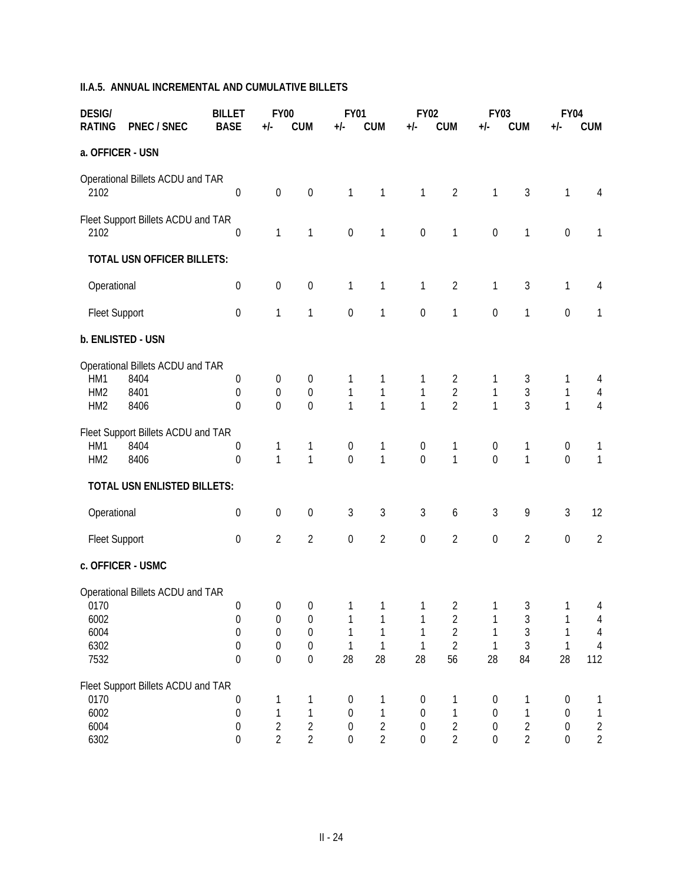**II.A.5. ANNUAL INCREMENTAL AND CUMULATIVE BILLETS**

| DESIG/ RATING | PNEC / SNEC | BILLET BASE | FY00 +/- | FY00 CUM | FY01 +/- | FY01 CUM | FY02 +/- | FY02 CUM | FY03 +/- | FY03 CUM | FY04 +/- | FY04 CUM |
|---|---|---|---|---|---|---|---|---|---|---|---|---|
| **a. OFFICER - USN** | | | | | | | | | | | | |
| Operational Billets ACDU and TAR | | | | | | | | | | | | |
| 2102 | | 0 | 0 | 0 | 1 | 1 | 1 | 2 | 1 | 3 | 1 | 4 |
| Fleet Support Billets ACDU and TAR | | | | | | | | | | | | |
| 2102 | | 0 | 1 | 1 | 0 | 1 | 0 | 1 | 0 | 1 | 0 | 1 |
| **TOTAL USN OFFICER BILLETS:** | | | | | | | | | | | | |
| Operational | | 0 | 0 | 0 | 1 | 1 | 1 | 2 | 1 | 3 | 1 | 4 |
| Fleet Support | | 0 | 1 | 1 | 0 | 1 | 0 | 1 | 0 | 1 | 0 | 1 |
| **b. ENLISTED - USN** | | | | | | | | | | | | |
| Operational Billets ACDU and TAR | | | | | | | | | | | | |
| HM1 | 8404 | 0 | 0 | 0 | 1 | 1 | 1 | 2 | 1 | 3 | 1 | 4 |
| HM2 | 8401 | 0 | 0 | 0 | 1 | 1 | 1 | 2 | 1 | 3 | 1 | 4 |
| HM2 | 8406 | 0 | 0 | 0 | 1 | 1 | 1 | 2 | 1 | 3 | 1 | 4 |
| Fleet Support Billets ACDU and TAR | | | | | | | | | | | | |
| HM1 | 8404 | 0 | 1 | 1 | 0 | 1 | 0 | 1 | 0 | 1 | 0 | 1 |
| HM2 | 8406 | 0 | 1 | 1 | 0 | 1 | 0 | 1 | 0 | 1 | 0 | 1 |
| **TOTAL USN ENLISTED BILLETS:** | | | | | | | | | | | | |
| Operational | | 0 | 0 | 0 | 3 | 3 | 3 | 6 | 3 | 9 | 3 | 12 |
| Fleet Support | | 0 | 2 | 2 | 0 | 2 | 0 | 2 | 0 | 2 | 0 | 2 |
| **c. OFFICER - USMC** | | | | | | | | | | | | |
| Operational Billets ACDU and TAR | | | | | | | | | | | | |
| 0170 | | 0 | 0 | 0 | 1 | 1 | 1 | 2 | 1 | 3 | 1 | 4 |
| 6002 | | 0 | 0 | 0 | 1 | 1 | 1 | 2 | 1 | 3 | 1 | 4 |
| 6004 | | 0 | 0 | 0 | 1 | 1 | 1 | 2 | 1 | 3 | 1 | 4 |
| 6302 | | 0 | 0 | 0 | 1 | 1 | 1 | 2 | 1 | 3 | 1 | 4 |
| 7532 | | 0 | 0 | 0 | 28 | 28 | 28 | 56 | 28 | 84 | 28 | 112 |
| Fleet Support Billets ACDU and TAR | | | | | | | | | | | | |
| 0170 | | 0 | 1 | 1 | 0 | 1 | 0 | 1 | 0 | 1 | 0 | 1 |
| 6002 | | 0 | 1 | 1 | 0 | 1 | 0 | 1 | 0 | 1 | 0 | 1 |
| 6004 | | 0 | 2 | 2 | 0 | 2 | 0 | 2 | 0 | 2 | 0 | 2 |
| 6302 | | 0 | 2 | 2 | 0 | 2 | 0 | 2 | 0 | 2 | 0 | 2 |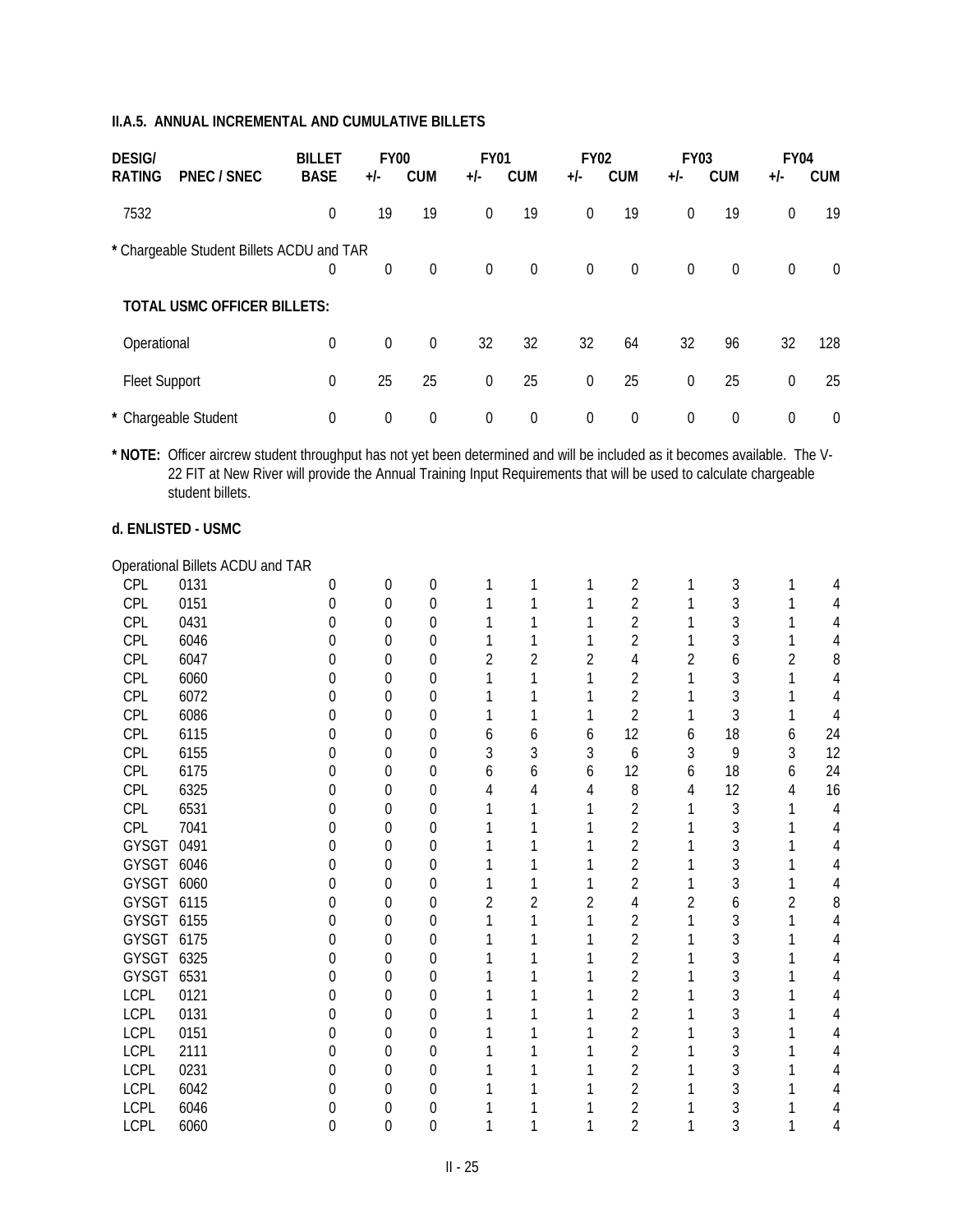**II.A.5. ANNUAL INCREMENTAL AND CUMULATIVE BILLETS**

| DESIG/ RATING | PNEC / SNEC | BILLET BASE | FY00 +/- | FY00 CUM | FY01 +/- | FY01 CUM | FY02 +/- | FY02 CUM | FY03 +/- | FY03 CUM | FY04 +/- | FY04 CUM |
|---|---|---|---|---|---|---|---|---|---|---|---|---|
| 7532 | | 0 | 19 | 19 | 0 | 19 | 0 | 19 | 0 | 19 | 0 | 19 |
| * Chargeable Student Billets ACDU and TAR | | 0 | 0 | 0 | 0 | 0 | 0 | 0 | 0 | 0 | 0 | 0 |
| **TOTAL USMC OFFICER BILLETS:** | | | | | | | | | | | | |
| Operational | | 0 | 0 | 0 | 32 | 32 | 32 | 64 | 32 | 96 | 32 | 128 |
| Fleet Support | | 0 | 25 | 25 | 0 | 25 | 0 | 25 | 0 | 25 | 0 | 25 |
| * Chargeable Student | | 0 | 0 | 0 | 0 | 0 | 0 | 0 | 0 | 0 | 0 | 0 |

**\* NOTE:** Officer aircrew student throughput has not yet been determined and will be included as it becomes available. The V-22 FIT at New River will provide the Annual Training Input Requirements that will be used to calculate chargeable student billets.

**d. ENLISTED - USMC**

| DESIG/ RATING | PNEC / SNEC | BILLET BASE | FY00 +/- | FY00 CUM | FY01 +/- | FY01 CUM | FY02 +/- | FY02 CUM | FY03 +/- | FY03 CUM | FY04 +/- | FY04 CUM |
|---|---|---|---|---|---|---|---|---|---|---|---|---|
| Operational Billets ACDU and TAR | | | | | | | | | | | | |
| CPL | 0131 | 0 | 0 | 0 | 1 | 1 | 1 | 2 | 1 | 3 | 1 | 4 |
| CPL | 0151 | 0 | 0 | 0 | 1 | 1 | 1 | 2 | 1 | 3 | 1 | 4 |
| CPL | 0431 | 0 | 0 | 0 | 1 | 1 | 1 | 2 | 1 | 3 | 1 | 4 |
| CPL | 6046 | 0 | 0 | 0 | 1 | 1 | 1 | 2 | 1 | 3 | 1 | 4 |
| CPL | 6047 | 0 | 0 | 0 | 2 | 2 | 2 | 4 | 2 | 6 | 2 | 8 |
| CPL | 6060 | 0 | 0 | 0 | 1 | 1 | 1 | 2 | 1 | 3 | 1 | 4 |
| CPL | 6072 | 0 | 0 | 0 | 1 | 1 | 1 | 2 | 1 | 3 | 1 | 4 |
| CPL | 6086 | 0 | 0 | 0 | 1 | 1 | 1 | 2 | 1 | 3 | 1 | 4 |
| CPL | 6115 | 0 | 0 | 0 | 6 | 6 | 6 | 12 | 6 | 18 | 6 | 24 |
| CPL | 6155 | 0 | 0 | 0 | 3 | 3 | 3 | 6 | 3 | 9 | 3 | 12 |
| CPL | 6175 | 0 | 0 | 0 | 6 | 6 | 6 | 12 | 6 | 18 | 6 | 24 |
| CPL | 6325 | 0 | 0 | 0 | 4 | 4 | 4 | 8 | 4 | 12 | 4 | 16 |
| CPL | 6531 | 0 | 0 | 0 | 1 | 1 | 1 | 2 | 1 | 3 | 1 | 4 |
| CPL | 7041 | 0 | 0 | 0 | 1 | 1 | 1 | 2 | 1 | 3 | 1 | 4 |
| GYSGT | 0491 | 0 | 0 | 0 | 1 | 1 | 1 | 2 | 1 | 3 | 1 | 4 |
| GYSGT | 6046 | 0 | 0 | 0 | 1 | 1 | 1 | 2 | 1 | 3 | 1 | 4 |
| GYSGT | 6060 | 0 | 0 | 0 | 1 | 1 | 1 | 2 | 1 | 3 | 1 | 4 |
| GYSGT | 6115 | 0 | 0 | 0 | 2 | 2 | 2 | 4 | 2 | 6 | 2 | 8 |
| GYSGT | 6155 | 0 | 0 | 0 | 1 | 1 | 1 | 2 | 1 | 3 | 1 | 4 |
| GYSGT | 6175 | 0 | 0 | 0 | 1 | 1 | 1 | 2 | 1 | 3 | 1 | 4 |
| GYSGT | 6325 | 0 | 0 | 0 | 1 | 1 | 1 | 2 | 1 | 3 | 1 | 4 |
| GYSGT | 6531 | 0 | 0 | 0 | 1 | 1 | 1 | 2 | 1 | 3 | 1 | 4 |
| LCPL | 0121 | 0 | 0 | 0 | 1 | 1 | 1 | 2 | 1 | 3 | 1 | 4 |
| LCPL | 0131 | 0 | 0 | 0 | 1 | 1 | 1 | 2 | 1 | 3 | 1 | 4 |
| LCPL | 0151 | 0 | 0 | 0 | 1 | 1 | 1 | 2 | 1 | 3 | 1 | 4 |
| LCPL | 2111 | 0 | 0 | 0 | 1 | 1 | 1 | 2 | 1 | 3 | 1 | 4 |
| LCPL | 0231 | 0 | 0 | 0 | 1 | 1 | 1 | 2 | 1 | 3 | 1 | 4 |
| LCPL | 6042 | 0 | 0 | 0 | 1 | 1 | 1 | 2 | 1 | 3 | 1 | 4 |
| LCPL | 6046 | 0 | 0 | 0 | 1 | 1 | 1 | 2 | 1 | 3 | 1 | 4 |
| LCPL | 6060 | 0 | 0 | 0 | 1 | 1 | 1 | 2 | 1 | 3 | 1 | 4 |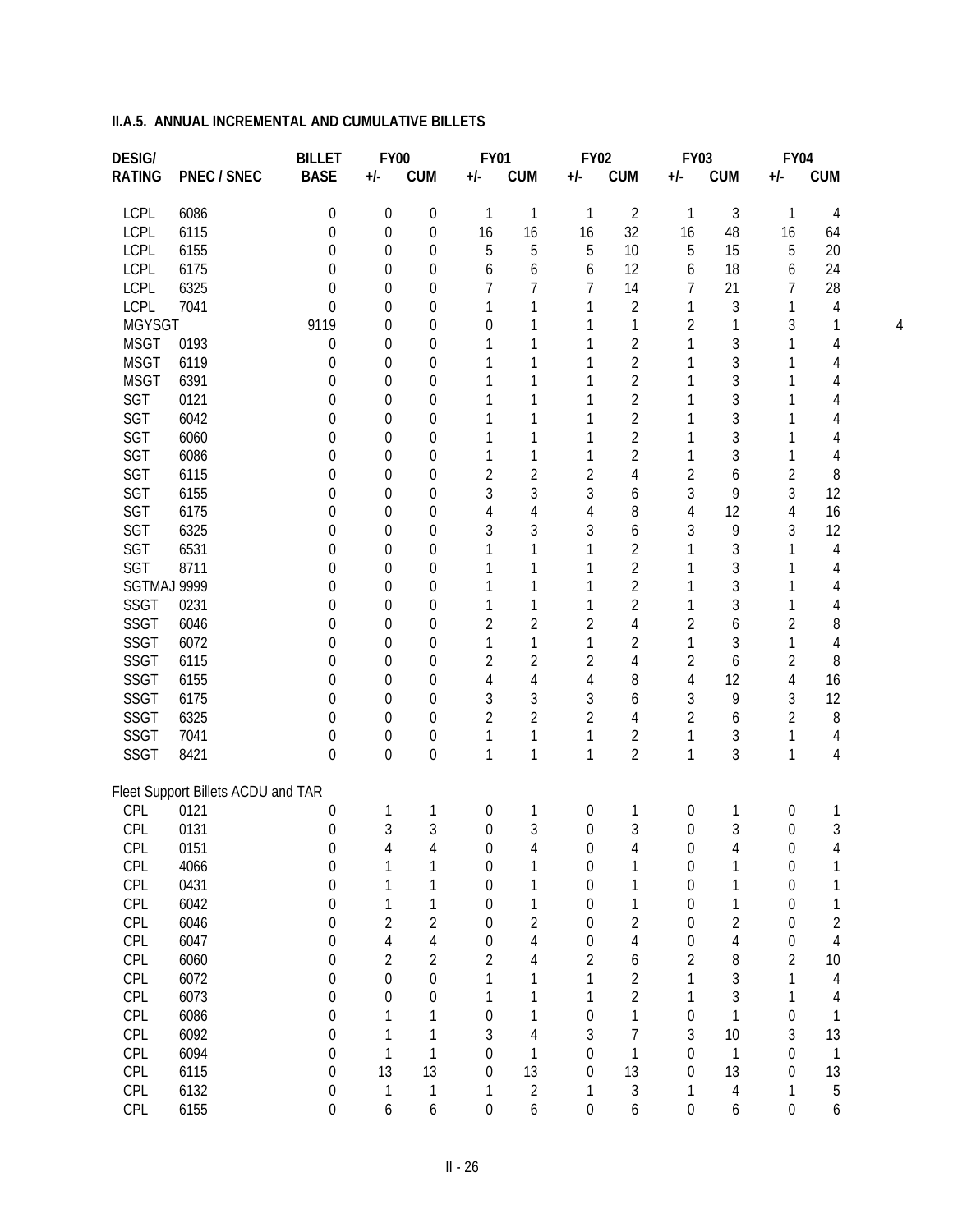**II.A.5. ANNUAL INCREMENTAL AND CUMULATIVE BILLETS**

| DESIG/ | | BILLET | FY00 | | FY01 | | FY02 | | FY03 | | FY04 | | |
|---|---|---|---|---|---|---|---|---|---|---|---|---|---|
| RATING | PNEC / SNEC | BASE | +/- | CUM | +/- | CUM | +/- | CUM | +/- | CUM | +/- | CUM | |
| LCPL | 6086 | 0 | 0 | 0 | 1 | 1 | 1 | 2 | 1 | 3 | 1 | 4 | |
| LCPL | 6115 | 0 | 0 | 0 | 16 | 16 | 16 | 32 | 16 | 48 | 16 | 64 | |
| LCPL | 6155 | 0 | 0 | 0 | 5 | 5 | 5 | 10 | 5 | 15 | 5 | 20 | |
| LCPL | 6175 | 0 | 0 | 0 | 6 | 6 | 6 | 12 | 6 | 18 | 6 | 24 | |
| LCPL | 6325 | 0 | 0 | 0 | 7 | 7 | 7 | 14 | 7 | 21 | 7 | 28 | |
| LCPL | 7041 | 0 | 0 | 0 | 1 | 1 | 1 | 2 | 1 | 3 | 1 | 4 | |
| MGYSGT | | 9119 | 0 | 0 | 0 | 1 | 1 | 1 | 2 | 1 | 3 | 1 | 4 |
| MSGT | 0193 | 0 | 0 | 0 | 1 | 1 | 1 | 2 | 1 | 3 | 1 | 4 | |
| MSGT | 6119 | 0 | 0 | 0 | 1 | 1 | 1 | 2 | 1 | 3 | 1 | 4 | |
| MSGT | 6391 | 0 | 0 | 0 | 1 | 1 | 1 | 2 | 1 | 3 | 1 | 4 | |
| SGT | 0121 | 0 | 0 | 0 | 1 | 1 | 1 | 2 | 1 | 3 | 1 | 4 | |
| SGT | 6042 | 0 | 0 | 0 | 1 | 1 | 1 | 2 | 1 | 3 | 1 | 4 | |
| SGT | 6060 | 0 | 0 | 0 | 1 | 1 | 1 | 2 | 1 | 3 | 1 | 4 | |
| SGT | 6086 | 0 | 0 | 0 | 1 | 1 | 1 | 2 | 1 | 3 | 1 | 4 | |
| SGT | 6115 | 0 | 0 | 0 | 2 | 2 | 2 | 4 | 2 | 6 | 2 | 8 | |
| SGT | 6155 | 0 | 0 | 0 | 3 | 3 | 3 | 6 | 3 | 9 | 3 | 12 | |
| SGT | 6175 | 0 | 0 | 0 | 4 | 4 | 4 | 8 | 4 | 12 | 4 | 16 | |
| SGT | 6325 | 0 | 0 | 0 | 3 | 3 | 3 | 6 | 3 | 9 | 3 | 12 | |
| SGT | 6531 | 0 | 0 | 0 | 1 | 1 | 1 | 2 | 1 | 3 | 1 | 4 | |
| SGT | 8711 | 0 | 0 | 0 | 1 | 1 | 1 | 2 | 1 | 3 | 1 | 4 | |
| SGTMAJ 9999 | | 0 | 0 | 0 | 1 | 1 | 1 | 2 | 1 | 3 | 1 | 4 | |
| SSGT | 0231 | 0 | 0 | 0 | 1 | 1 | 1 | 2 | 1 | 3 | 1 | 4 | |
| SSGT | 6046 | 0 | 0 | 0 | 2 | 2 | 2 | 4 | 2 | 6 | 2 | 8 | |
| SSGT | 6072 | 0 | 0 | 0 | 1 | 1 | 1 | 2 | 1 | 3 | 1 | 4 | |
| SSGT | 6115 | 0 | 0 | 0 | 2 | 2 | 2 | 4 | 2 | 6 | 2 | 8 | |
| SSGT | 6155 | 0 | 0 | 0 | 4 | 4 | 4 | 8 | 4 | 12 | 4 | 16 | |
| SSGT | 6175 | 0 | 0 | 0 | 3 | 3 | 3 | 6 | 3 | 9 | 3 | 12 | |
| SSGT | 6325 | 0 | 0 | 0 | 2 | 2 | 2 | 4 | 2 | 6 | 2 | 8 | |
| SSGT | 7041 | 0 | 0 | 0 | 1 | 1 | 1 | 2 | 1 | 3 | 1 | 4 | |
| SSGT | 8421 | 0 | 0 | 0 | 1 | 1 | 1 | 2 | 1 | 3 | 1 | 4 | |
| Fleet Support Billets ACDU and TAR | | | | | | | | | | | | | |
| CPL | 0121 | 0 | 1 | 1 | 0 | 1 | 0 | 1 | 0 | 1 | 0 | 1 | |
| CPL | 0131 | 0 | 3 | 3 | 0 | 3 | 0 | 3 | 0 | 3 | 0 | 3 | |
| CPL | 0151 | 0 | 4 | 4 | 0 | 4 | 0 | 4 | 0 | 4 | 0 | 4 | |
| CPL | 4066 | 0 | 1 | 1 | 0 | 1 | 0 | 1 | 0 | 1 | 0 | 1 | |
| CPL | 0431 | 0 | 1 | 1 | 0 | 1 | 0 | 1 | 0 | 1 | 0 | 1 | |
| CPL | 6042 | 0 | 1 | 1 | 0 | 1 | 0 | 1 | 0 | 1 | 0 | 1 | |
| CPL | 6046 | 0 | 2 | 2 | 0 | 2 | 0 | 2 | 0 | 2 | 0 | 2 | |
| CPL | 6047 | 0 | 4 | 4 | 0 | 4 | 0 | 4 | 0 | 4 | 0 | 4 | |
| CPL | 6060 | 0 | 2 | 2 | 2 | 4 | 2 | 6 | 2 | 8 | 2 | 10 | |
| CPL | 6072 | 0 | 0 | 0 | 1 | 1 | 1 | 2 | 1 | 3 | 1 | 4 | |
| CPL | 6073 | 0 | 0 | 0 | 1 | 1 | 1 | 2 | 1 | 3 | 1 | 4 | |
| CPL | 6086 | 0 | 1 | 1 | 0 | 1 | 0 | 1 | 0 | 1 | 0 | 1 | |
| CPL | 6092 | 0 | 1 | 1 | 3 | 4 | 3 | 7 | 3 | 10 | 3 | 13 | |
| CPL | 6094 | 0 | 1 | 1 | 0 | 1 | 0 | 1 | 0 | 1 | 0 | 1 | |
| CPL | 6115 | 0 | 13 | 13 | 0 | 13 | 0 | 13 | 0 | 13 | 0 | 13 | |
| CPL | 6132 | 0 | 1 | 1 | 1 | 2 | 1 | 3 | 1 | 4 | 1 | 5 | |
| CPL | 6155 | 0 | 6 | 6 | 0 | 6 | 0 | 6 | 0 | 6 | 0 | 6 | |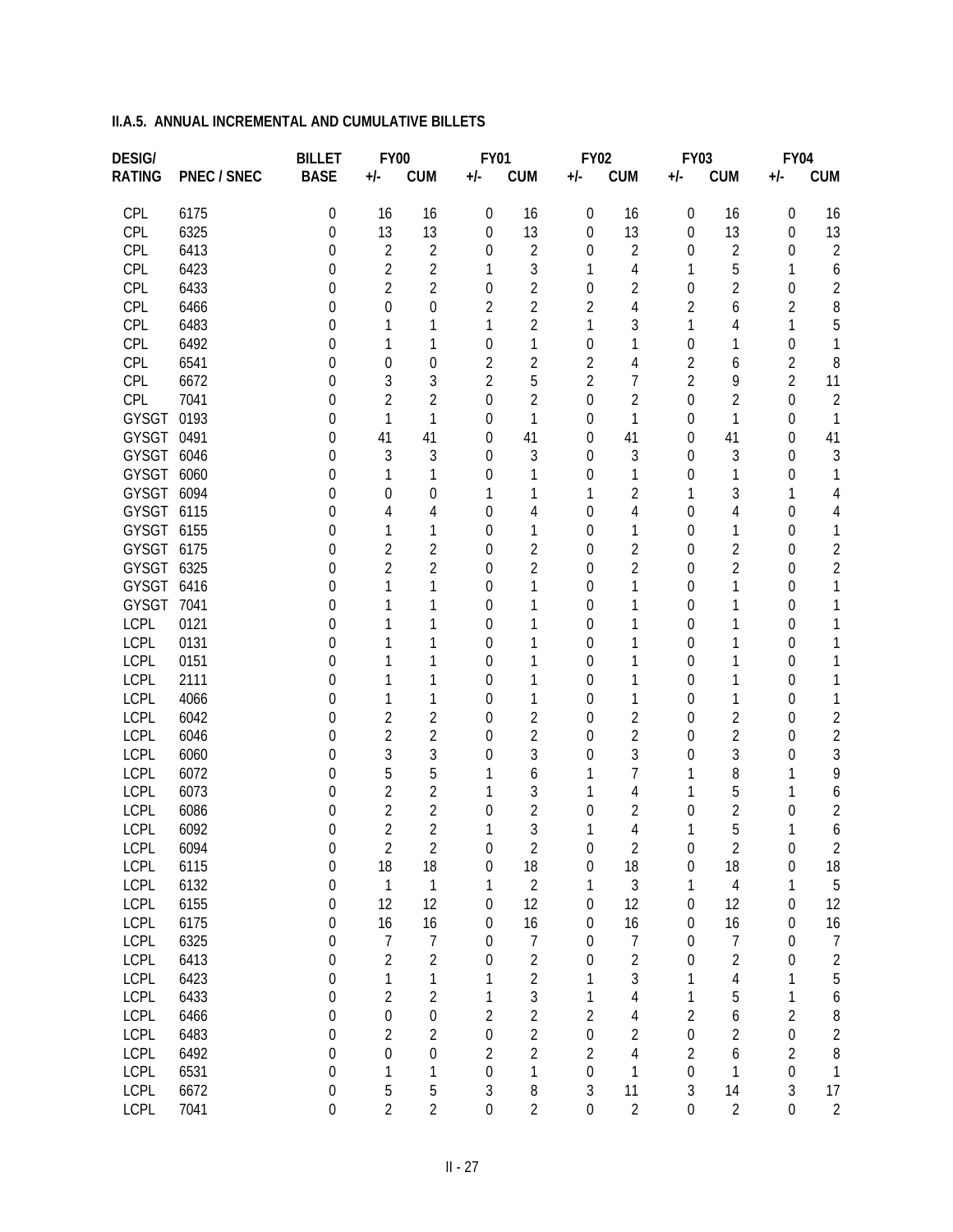**II.A.5. ANNUAL INCREMENTAL AND CUMULATIVE BILLETS**

| DESIG/ | | BILLET | FY00 | | FY01 | | FY02 | | FY03 | | FY04 | |
|---|---|---|---|---|---|---|---|---|---|---|---|---|
| RATING | PNEC / SNEC | BASE | +/- | CUM | +/- | CUM | +/- | CUM | +/- | CUM | +/- | CUM |
| CPL | 6175 | 0 | 16 | 16 | 0 | 16 | 0 | 16 | 0 | 16 | 0 | 16 |
| CPL | 6325 | 0 | 13 | 13 | 0 | 13 | 0 | 13 | 0 | 13 | 0 | 13 |
| CPL | 6413 | 0 | 2 | 2 | 0 | 2 | 0 | 2 | 0 | 2 | 0 | 2 |
| CPL | 6423 | 0 | 2 | 2 | 1 | 3 | 1 | 4 | 1 | 5 | 1 | 6 |
| CPL | 6433 | 0 | 2 | 2 | 0 | 2 | 0 | 2 | 0 | 2 | 0 | 2 |
| CPL | 6466 | 0 | 0 | 0 | 2 | 2 | 2 | 4 | 2 | 6 | 2 | 8 |
| CPL | 6483 | 0 | 1 | 1 | 1 | 2 | 1 | 3 | 1 | 4 | 1 | 5 |
| CPL | 6492 | 0 | 1 | 1 | 0 | 1 | 0 | 1 | 0 | 1 | 0 | 1 |
| CPL | 6541 | 0 | 0 | 0 | 2 | 2 | 2 | 4 | 2 | 6 | 2 | 8 |
| CPL | 6672 | 0 | 3 | 3 | 2 | 5 | 2 | 7 | 2 | 9 | 2 | 11 |
| CPL | 7041 | 0 | 2 | 2 | 0 | 2 | 0 | 2 | 0 | 2 | 0 | 2 |
| GYSGT | 0193 | 0 | 1 | 1 | 0 | 1 | 0 | 1 | 0 | 1 | 0 | 1 |
| GYSGT | 0491 | 0 | 41 | 41 | 0 | 41 | 0 | 41 | 0 | 41 | 0 | 41 |
| GYSGT | 6046 | 0 | 3 | 3 | 0 | 3 | 0 | 3 | 0 | 3 | 0 | 3 |
| GYSGT | 6060 | 0 | 1 | 1 | 0 | 1 | 0 | 1 | 0 | 1 | 0 | 1 |
| GYSGT | 6094 | 0 | 0 | 0 | 1 | 1 | 1 | 2 | 1 | 3 | 1 | 4 |
| GYSGT | 6115 | 0 | 4 | 4 | 0 | 4 | 0 | 4 | 0 | 4 | 0 | 4 |
| GYSGT | 6155 | 0 | 1 | 1 | 0 | 1 | 0 | 1 | 0 | 1 | 0 | 1 |
| GYSGT | 6175 | 0 | 2 | 2 | 0 | 2 | 0 | 2 | 0 | 2 | 0 | 2 |
| GYSGT | 6325 | 0 | 2 | 2 | 0 | 2 | 0 | 2 | 0 | 2 | 0 | 2 |
| GYSGT | 6416 | 0 | 1 | 1 | 0 | 1 | 0 | 1 | 0 | 1 | 0 | 1 |
| GYSGT | 7041 | 0 | 1 | 1 | 0 | 1 | 0 | 1 | 0 | 1 | 0 | 1 |
| LCPL | 0121 | 0 | 1 | 1 | 0 | 1 | 0 | 1 | 0 | 1 | 0 | 1 |
| LCPL | 0131 | 0 | 1 | 1 | 0 | 1 | 0 | 1 | 0 | 1 | 0 | 1 |
| LCPL | 0151 | 0 | 1 | 1 | 0 | 1 | 0 | 1 | 0 | 1 | 0 | 1 |
| LCPL | 2111 | 0 | 1 | 1 | 0 | 1 | 0 | 1 | 0 | 1 | 0 | 1 |
| LCPL | 4066 | 0 | 1 | 1 | 0 | 1 | 0 | 1 | 0 | 1 | 0 | 1 |
| LCPL | 6042 | 0 | 2 | 2 | 0 | 2 | 0 | 2 | 0 | 2 | 0 | 2 |
| LCPL | 6046 | 0 | 2 | 2 | 0 | 2 | 0 | 2 | 0 | 2 | 0 | 2 |
| LCPL | 6060 | 0 | 3 | 3 | 0 | 3 | 0 | 3 | 0 | 3 | 0 | 3 |
| LCPL | 6072 | 0 | 5 | 5 | 1 | 6 | 1 | 7 | 1 | 8 | 1 | 9 |
| LCPL | 6073 | 0 | 2 | 2 | 1 | 3 | 1 | 4 | 1 | 5 | 1 | 6 |
| LCPL | 6086 | 0 | 2 | 2 | 0 | 2 | 0 | 2 | 0 | 2 | 0 | 2 |
| LCPL | 6092 | 0 | 2 | 2 | 1 | 3 | 1 | 4 | 1 | 5 | 1 | 6 |
| LCPL | 6094 | 0 | 2 | 2 | 0 | 2 | 0 | 2 | 0 | 2 | 0 | 2 |
| LCPL | 6115 | 0 | 18 | 18 | 0 | 18 | 0 | 18 | 0 | 18 | 0 | 18 |
| LCPL | 6132 | 0 | 1 | 1 | 1 | 2 | 1 | 3 | 1 | 4 | 1 | 5 |
| LCPL | 6155 | 0 | 12 | 12 | 0 | 12 | 0 | 12 | 0 | 12 | 0 | 12 |
| LCPL | 6175 | 0 | 16 | 16 | 0 | 16 | 0 | 16 | 0 | 16 | 0 | 16 |
| LCPL | 6325 | 0 | 7 | 7 | 0 | 7 | 0 | 7 | 0 | 7 | 0 | 7 |
| LCPL | 6413 | 0 | 2 | 2 | 0 | 2 | 0 | 2 | 0 | 2 | 0 | 2 |
| LCPL | 6423 | 0 | 1 | 1 | 1 | 2 | 1 | 3 | 1 | 4 | 1 | 5 |
| LCPL | 6433 | 0 | 2 | 2 | 1 | 3 | 1 | 4 | 1 | 5 | 1 | 6 |
| LCPL | 6466 | 0 | 0 | 0 | 2 | 2 | 2 | 4 | 2 | 6 | 2 | 8 |
| LCPL | 6483 | 0 | 2 | 2 | 0 | 2 | 0 | 2 | 0 | 2 | 0 | 2 |
| LCPL | 6492 | 0 | 0 | 0 | 2 | 2 | 2 | 4 | 2 | 6 | 2 | 8 |
| LCPL | 6531 | 0 | 1 | 1 | 0 | 1 | 0 | 1 | 0 | 1 | 0 | 1 |
| LCPL | 6672 | 0 | 5 | 5 | 3 | 8 | 3 | 11 | 3 | 14 | 3 | 17 |
| LCPL | 7041 | 0 | 2 | 2 | 0 | 2 | 0 | 2 | 0 | 2 | 0 | 2 |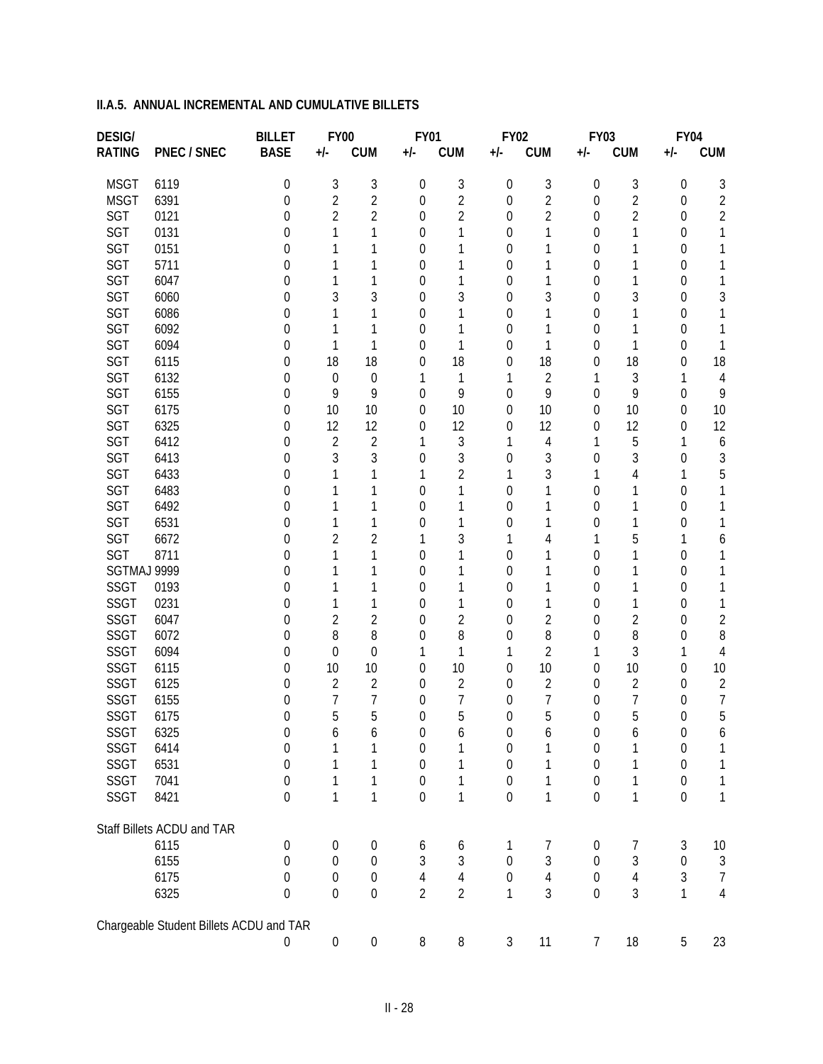**II.A.5. ANNUAL INCREMENTAL AND CUMULATIVE BILLETS**

| DESIG/ | | BILLET | FY00 | | FY01 | | FY02 | | FY03 | | FY04 | |
|---|---|---|---|---|---|---|---|---|---|---|---|---|
| RATING | PNEC / SNEC | BASE | +/- | CUM | +/- | CUM | +/- | CUM | +/- | CUM | +/- | CUM |
| MSGT | 6119 | 0 | 3 | 3 | 0 | 3 | 0 | 3 | 0 | 3 | 0 | 3 |
| MSGT | 6391 | 0 | 2 | 2 | 0 | 2 | 0 | 2 | 0 | 2 | 0 | 2 |
| SGT | 0121 | 0 | 2 | 2 | 0 | 2 | 0 | 2 | 0 | 2 | 0 | 2 |
| SGT | 0131 | 0 | 1 | 1 | 0 | 1 | 0 | 1 | 0 | 1 | 0 | 1 |
| SGT | 0151 | 0 | 1 | 1 | 0 | 1 | 0 | 1 | 0 | 1 | 0 | 1 |
| SGT | 5711 | 0 | 1 | 1 | 0 | 1 | 0 | 1 | 0 | 1 | 0 | 1 |
| SGT | 6047 | 0 | 1 | 1 | 0 | 1 | 0 | 1 | 0 | 1 | 0 | 1 |
| SGT | 6060 | 0 | 3 | 3 | 0 | 3 | 0 | 3 | 0 | 3 | 0 | 3 |
| SGT | 6086 | 0 | 1 | 1 | 0 | 1 | 0 | 1 | 0 | 1 | 0 | 1 |
| SGT | 6092 | 0 | 1 | 1 | 0 | 1 | 0 | 1 | 0 | 1 | 0 | 1 |
| SGT | 6094 | 0 | 1 | 1 | 0 | 1 | 0 | 1 | 0 | 1 | 0 | 1 |
| SGT | 6115 | 0 | 18 | 18 | 0 | 18 | 0 | 18 | 0 | 18 | 0 | 18 |
| SGT | 6132 | 0 | 0 | 0 | 1 | 1 | 1 | 2 | 1 | 3 | 1 | 4 |
| SGT | 6155 | 0 | 9 | 9 | 0 | 9 | 0 | 9 | 0 | 9 | 0 | 9 |
| SGT | 6175 | 0 | 10 | 10 | 0 | 10 | 0 | 10 | 0 | 10 | 0 | 10 |
| SGT | 6325 | 0 | 12 | 12 | 0 | 12 | 0 | 12 | 0 | 12 | 0 | 12 |
| SGT | 6412 | 0 | 2 | 2 | 1 | 3 | 1 | 4 | 1 | 5 | 1 | 6 |
| SGT | 6413 | 0 | 3 | 3 | 0 | 3 | 0 | 3 | 0 | 3 | 0 | 3 |
| SGT | 6433 | 0 | 1 | 1 | 1 | 2 | 1 | 3 | 1 | 4 | 1 | 5 |
| SGT | 6483 | 0 | 1 | 1 | 0 | 1 | 0 | 1 | 0 | 1 | 0 | 1 |
| SGT | 6492 | 0 | 1 | 1 | 0 | 1 | 0 | 1 | 0 | 1 | 0 | 1 |
| SGT | 6531 | 0 | 1 | 1 | 0 | 1 | 0 | 1 | 0 | 1 | 0 | 1 |
| SGT | 6672 | 0 | 2 | 2 | 1 | 3 | 1 | 4 | 1 | 5 | 1 | 6 |
| SGT | 8711 | 0 | 1 | 1 | 0 | 1 | 0 | 1 | 0 | 1 | 0 | 1 |
| SGTMAJ | 9999 | 0 | 1 | 1 | 0 | 1 | 0 | 1 | 0 | 1 | 0 | 1 |
| SSGT | 0193 | 0 | 1 | 1 | 0 | 1 | 0 | 1 | 0 | 1 | 0 | 1 |
| SSGT | 0231 | 0 | 1 | 1 | 0 | 1 | 0 | 1 | 0 | 1 | 0 | 1 |
| SSGT | 6047 | 0 | 2 | 2 | 0 | 2 | 0 | 2 | 0 | 2 | 0 | 2 |
| SSGT | 6072 | 0 | 8 | 8 | 0 | 8 | 0 | 8 | 0 | 8 | 0 | 8 |
| SSGT | 6094 | 0 | 0 | 0 | 1 | 1 | 1 | 2 | 1 | 3 | 1 | 4 |
| SSGT | 6115 | 0 | 10 | 10 | 0 | 10 | 0 | 10 | 0 | 10 | 0 | 10 |
| SSGT | 6125 | 0 | 2 | 2 | 0 | 2 | 0 | 2 | 0 | 2 | 0 | 2 |
| SSGT | 6155 | 0 | 7 | 7 | 0 | 7 | 0 | 7 | 0 | 7 | 0 | 7 |
| SSGT | 6175 | 0 | 5 | 5 | 0 | 5 | 0 | 5 | 0 | 5 | 0 | 5 |
| SSGT | 6325 | 0 | 6 | 6 | 0 | 6 | 0 | 6 | 0 | 6 | 0 | 6 |
| SSGT | 6414 | 0 | 1 | 1 | 0 | 1 | 0 | 1 | 0 | 1 | 0 | 1 |
| SSGT | 6531 | 0 | 1 | 1 | 0 | 1 | 0 | 1 | 0 | 1 | 0 | 1 |
| SSGT | 7041 | 0 | 1 | 1 | 0 | 1 | 0 | 1 | 0 | 1 | 0 | 1 |
| SSGT | 8421 | 0 | 1 | 1 | 0 | 1 | 0 | 1 | 0 | 1 | 0 | 1 |
| Staff Billets ACDU and TAR | | | | | | | | | | | | |
| | 6115 | 0 | 0 | 0 | 6 | 6 | 1 | 7 | 0 | 7 | 3 | 10 |
| | 6155 | 0 | 0 | 0 | 3 | 3 | 0 | 3 | 0 | 3 | 0 | 3 |
| | 6175 | 0 | 0 | 0 | 4 | 4 | 0 | 4 | 0 | 4 | 3 | 7 |
| | 6325 | 0 | 0 | 0 | 2 | 2 | 1 | 3 | 0 | 3 | 1 | 4 |
| Chargeable Student Billets ACDU and TAR | | | | | | | | | | | | |
| | | 0 | 0 | 0 | 8 | 8 | 3 | 11 | 7 | 18 | 5 | 23 |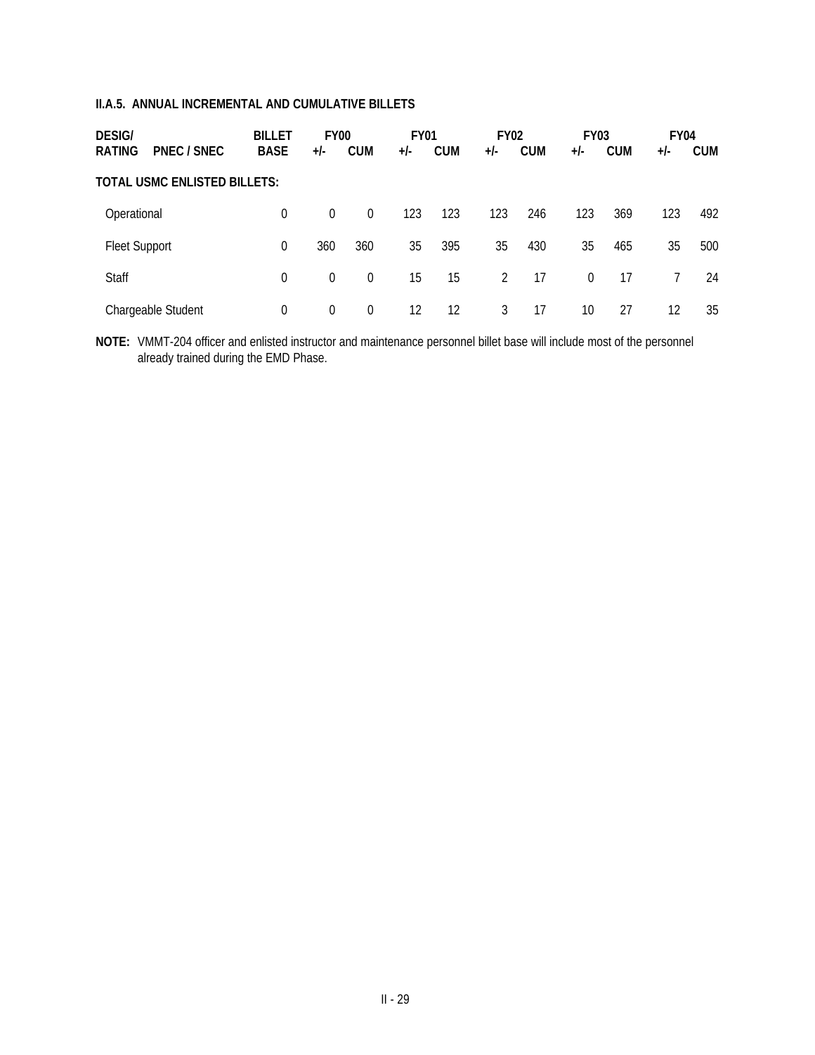## II.A.5. ANNUAL INCREMENTAL AND CUMULATIVE BILLETS

| DESIG/ RATING | PNEC / SNEC | BILLET BASE | FY00 +/- | FY00 CUM | FY01 +/- | FY01 CUM | FY02 +/- | FY02 CUM | FY03 +/- | FY03 CUM | FY04 +/- | FY04 CUM |
|---|---|---|---|---|---|---|---|---|---|---|---|---|
| **TOTAL USMC ENLISTED BILLETS:** | | | | | | | | | | | | |
| Operational | | 0 | 0 | 0 | 123 | 123 | 123 | 246 | 123 | 369 | 123 | 492 |
| Fleet Support | | 0 | 360 | 360 | 35 | 395 | 35 | 430 | 35 | 465 | 35 | 500 |
| Staff | | 0 | 0 | 0 | 15 | 15 | 2 | 17 | 0 | 17 | 7 | 24 |
| Chargeable Student | | 0 | 0 | 0 | 12 | 12 | 3 | 17 | 10 | 27 | 12 | 35 |

**NOTE:** VMMT-204 officer and enlisted instructor and maintenance personnel billet base will include most of the personnel already trained during the EMD Phase.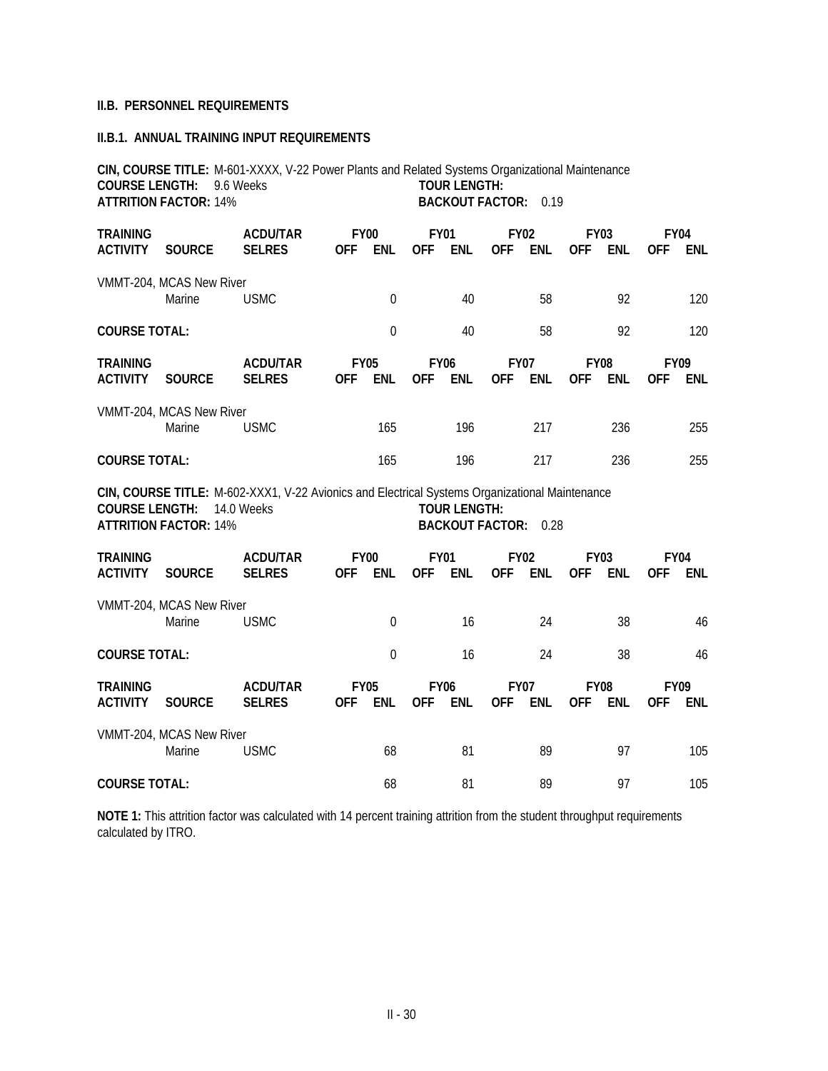**II.B. PERSONNEL REQUIREMENTS**

**II.B.1. ANNUAL TRAINING INPUT REQUIREMENTS**

**CIN, COURSE TITLE:** M-601-XXXX, V-22 Power Plants and Related Systems Organizational Maintenance
**COURSE LENGTH:** 9.6 Weeks **TOUR LENGTH:**
**ATTRITION FACTOR:** 14% **BACKOUT FACTOR:** 0.19

| TRAINING | | ACDU/TAR | FY00 | | FY01 | | FY02 | | FY03 | | FY04 | |
|---|---|---|---|---|---|---|---|---|---|---|---|---|
| ACTIVITY | SOURCE | SELRES | OFF | ENL | OFF | ENL | OFF | ENL | OFF | ENL | OFF | ENL |
| VMMT-204, MCAS New River | | | | | | | | | | | | |
| | Marine | USMC | | 0 | | 40 | | 58 | | 92 | | 120 |
| COURSE TOTAL: | | | | 0 | | 40 | | 58 | | 92 | | 120 |

| TRAINING | | ACDU/TAR | FY05 | | FY06 | | FY07 | | FY08 | | FY09 | |
|---|---|---|---|---|---|---|---|---|---|---|---|---|
| ACTIVITY | SOURCE | SELRES | OFF | ENL | OFF | ENL | OFF | ENL | OFF | ENL | OFF | ENL |
| VMMT-204, MCAS New River | | | | | | | | | | | | |
| | Marine | USMC | | 165 | | 196 | | 217 | | 236 | | 255 |
| COURSE TOTAL: | | | | 165 | | 196 | | 217 | | 236 | | 255 |

**CIN, COURSE TITLE:** M-602-XXX1, V-22 Avionics and Electrical Systems Organizational Maintenance
**COURSE LENGTH:** 14.0 Weeks **TOUR LENGTH:**
**ATTRITION FACTOR:** 14% **BACKOUT FACTOR:** 0.28

| TRAINING | | ACDU/TAR | FY00 | | FY01 | | FY02 | | FY03 | | FY04 | |
|---|---|---|---|---|---|---|---|---|---|---|---|---|
| ACTIVITY | SOURCE | SELRES | OFF | ENL | OFF | ENL | OFF | ENL | OFF | ENL | OFF | ENL |
| VMMT-204, MCAS New River | | | | | | | | | | | | |
| | Marine | USMC | | 0 | | 16 | | 24 | | 38 | | 46 |
| COURSE TOTAL: | | | | 0 | | 16 | | 24 | | 38 | | 46 |

| TRAINING | | ACDU/TAR | FY05 | | FY06 | | FY07 | | FY08 | | FY09 | |
|---|---|---|---|---|---|---|---|---|---|---|---|---|
| ACTIVITY | SOURCE | SELRES | OFF | ENL | OFF | ENL | OFF | ENL | OFF | ENL | OFF | ENL |
| VMMT-204, MCAS New River | | | | | | | | | | | | |
| | Marine | USMC | | 68 | | 81 | | 89 | | 97 | | 105 |
| COURSE TOTAL: | | | | 68 | | 81 | | 89 | | 97 | | 105 |

**NOTE 1:** This attrition factor was calculated with 14 percent training attrition from the student throughput requirements calculated by ITRO.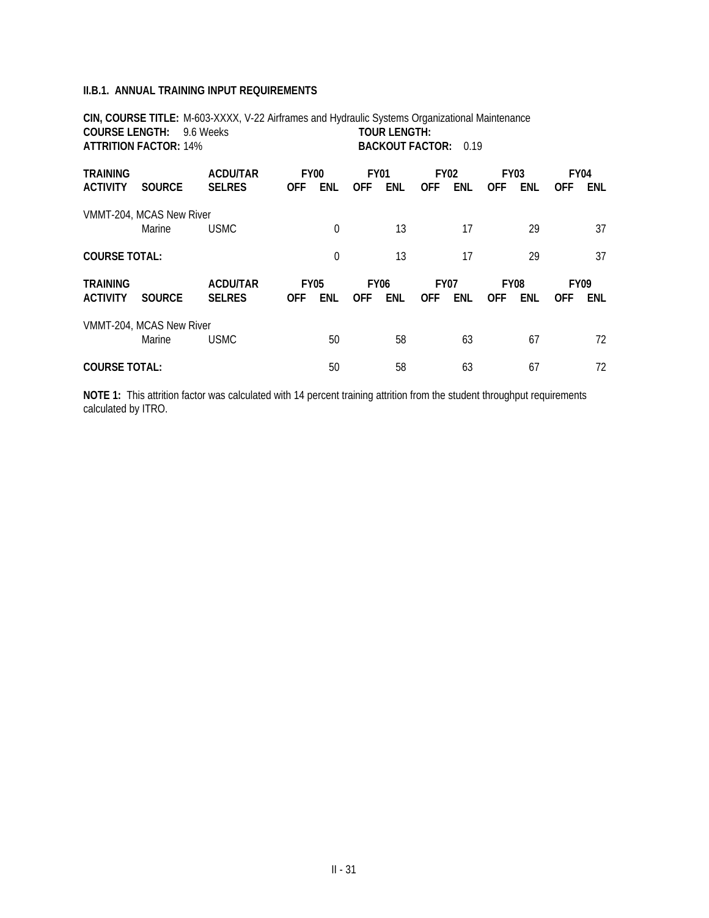**II.B.1. ANNUAL TRAINING INPUT REQUIREMENTS**

**CIN, COURSE TITLE:** M-603-XXXX, V-22 Airframes and Hydraulic Systems Organizational Maintenance
**COURSE LENGTH:** 9.6 Weeks **TOUR LENGTH:**
**ATTRITION FACTOR:** 14% **BACKOUT FACTOR:** 0.19

| TRAINING | | ACDU/TAR | FY00 | | FY01 | | FY02 | | FY03 | | FY04 | |
|---|---|---|---|---|---|---|---|---|---|---|---|---|
| **ACTIVITY** | **SOURCE** | **SELRES** | **OFF** | **ENL** | **OFF** | **ENL** | **OFF** | **ENL** | **OFF** | **ENL** | **OFF** | **ENL** |
| VMMT-204, MCAS New River | | | | | | | | | | | | |
| | Marine | USMC | | 0 | | 13 | | 17 | | 29 | | 37 |
| **COURSE TOTAL:** | | | | 0 | | 13 | | 17 | | 29 | | 37 |

| TRAINING | | ACDU/TAR | FY05 | | FY06 | | FY07 | | FY08 | | FY09 | |
|---|---|---|---|---|---|---|---|---|---|---|---|---|
| **ACTIVITY** | **SOURCE** | **SELRES** | **OFF** | **ENL** | **OFF** | **ENL** | **OFF** | **ENL** | **OFF** | **ENL** | **OFF** | **ENL** |
| VMMT-204, MCAS New River | | | | | | | | | | | | |
| | Marine | USMC | | 50 | | 58 | | 63 | | 67 | | 72 |
| **COURSE TOTAL:** | | | | 50 | | 58 | | 63 | | 67 | | 72 |

**NOTE 1:** This attrition factor was calculated with 14 percent training attrition from the student throughput requirements calculated by ITRO.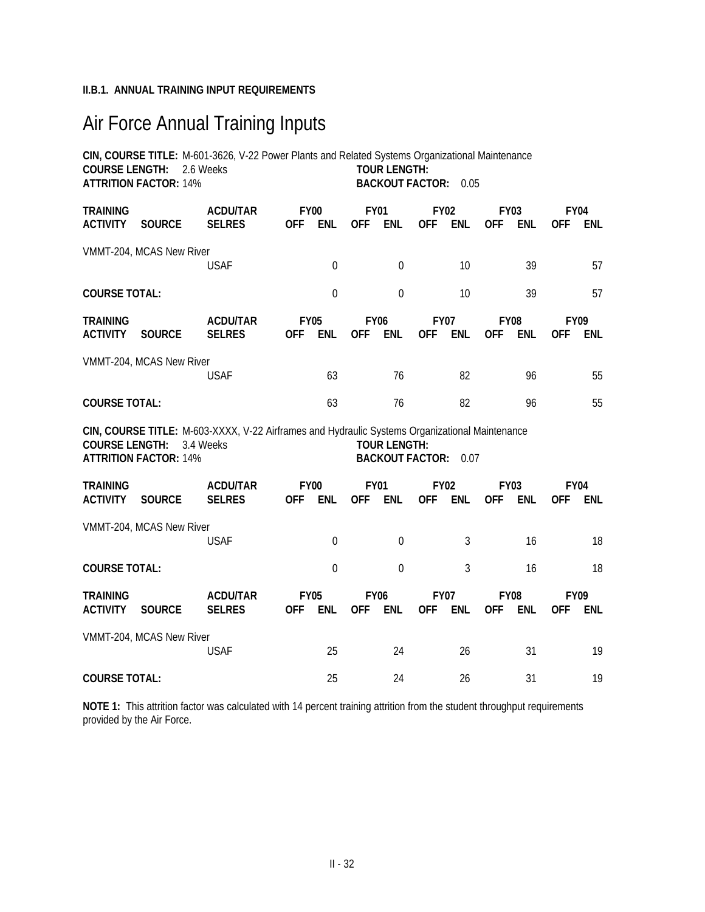**II.B.1. ANNUAL TRAINING INPUT REQUIREMENTS**

# Air Force Annual Training Inputs

**CIN, COURSE TITLE:** M-601-3626, V-22 Power Plants and Related Systems Organizational Maintenance
**COURSE LENGTH:** 2.6 Weeks **TOUR LENGTH:**
**ATTRITION FACTOR:** 14% **BACKOUT FACTOR:** 0.05

| TRAINING ACTIVITY | SOURCE | ACDU/TAR SELRES | FY00 OFF | FY00 ENL | FY01 OFF | FY01 ENL | FY02 OFF | FY02 ENL | FY03 OFF | FY03 ENL | FY04 OFF | FY04 ENL |
|---|---|---|---|---|---|---|---|---|---|---|---|---|
| VMMT-204, MCAS New River | | | | | | | | | | | | |
| | | USAF | | 0 | | 0 | | 10 | | 39 | | 57 |
| **COURSE TOTAL:** | | | | 0 | | 0 | | 10 | | 39 | | 57 |

| TRAINING ACTIVITY | SOURCE | ACDU/TAR SELRES | FY05 OFF | FY05 ENL | FY06 OFF | FY06 ENL | FY07 OFF | FY07 ENL | FY08 OFF | FY08 ENL | FY09 OFF | FY09 ENL |
|---|---|---|---|---|---|---|---|---|---|---|---|---|
| VMMT-204, MCAS New River | | | | | | | | | | | | |
| | | USAF | | 63 | | 76 | | 82 | | 96 | | 55 |
| **COURSE TOTAL:** | | | | 63 | | 76 | | 82 | | 96 | | 55 |

**CIN, COURSE TITLE:** M-603-XXXX, V-22 Airframes and Hydraulic Systems Organizational Maintenance
**COURSE LENGTH:** 3.4 Weeks **TOUR LENGTH:**
**ATTRITION FACTOR:** 14% **BACKOUT FACTOR:** 0.07

| TRAINING ACTIVITY | SOURCE | ACDU/TAR SELRES | FY00 OFF | FY00 ENL | FY01 OFF | FY01 ENL | FY02 OFF | FY02 ENL | FY03 OFF | FY03 ENL | FY04 OFF | FY04 ENL |
|---|---|---|---|---|---|---|---|---|---|---|---|---|
| VMMT-204, MCAS New River | | | | | | | | | | | | |
| | | USAF | | 0 | | 0 | | 3 | | 16 | | 18 |
| **COURSE TOTAL:** | | | | 0 | | 0 | | 3 | | 16 | | 18 |

| TRAINING ACTIVITY | SOURCE | ACDU/TAR SELRES | FY05 OFF | FY05 ENL | FY06 OFF | FY06 ENL | FY07 OFF | FY07 ENL | FY08 OFF | FY08 ENL | FY09 OFF | FY09 ENL |
|---|---|---|---|---|---|---|---|---|---|---|---|---|
| VMMT-204, MCAS New River | | | | | | | | | | | | |
| | | USAF | | 25 | | 24 | | 26 | | 31 | | 19 |
| **COURSE TOTAL:** | | | | 25 | | 24 | | 26 | | 31 | | 19 |

**NOTE 1:** This attrition factor was calculated with 14 percent training attrition from the student throughput requirements provided by the Air Force.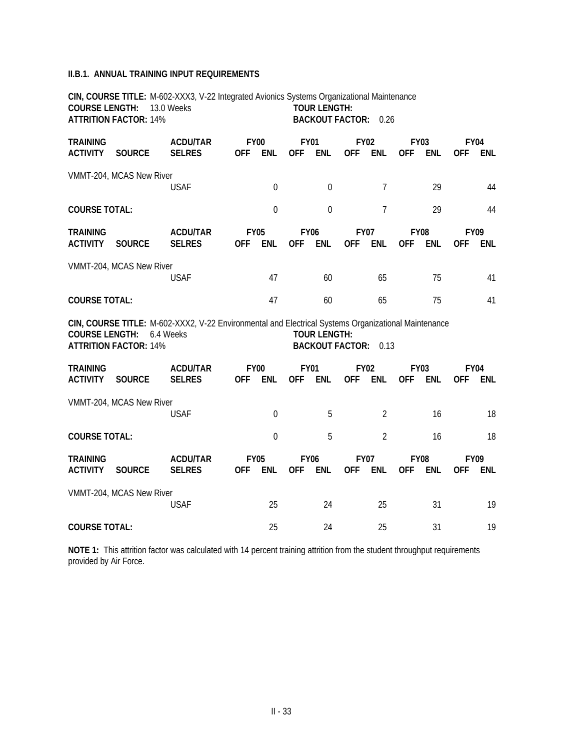**II.B.1. ANNUAL TRAINING INPUT REQUIREMENTS**

**CIN, COURSE TITLE:** M-602-XXX3, V-22 Integrated Avionics Systems Organizational Maintenance
**COURSE LENGTH:** 13.0 Weeks **TOUR LENGTH:**
**ATTRITION FACTOR:** 14% **BACKOUT FACTOR:** 0.26

| TRAINING ACTIVITY | SOURCE | ACDU/TAR SELRES | FY00 OFF | FY00 ENL | FY01 OFF | FY01 ENL | FY02 OFF | FY02 ENL | FY03 OFF | FY03 ENL | FY04 OFF | FY04 ENL |
|---|---|---|---|---|---|---|---|---|---|---|---|---|
| VMMT-204, MCAS New River | | | | | | | | | | | | |
| | | USAF | | 0 | | 0 | | 7 | | 29 | | 44 |
| **COURSE TOTAL:** | | | | 0 | | 0 | | 7 | | 29 | | 44 |

| TRAINING ACTIVITY | SOURCE | ACDU/TAR SELRES | FY05 OFF | FY05 ENL | FY06 OFF | FY06 ENL | FY07 OFF | FY07 ENL | FY08 OFF | FY08 ENL | FY09 OFF | FY09 ENL |
|---|---|---|---|---|---|---|---|---|---|---|---|---|
| VMMT-204, MCAS New River | | | | | | | | | | | | |
| | | USAF | | 47 | | 60 | | 65 | | 75 | | 41 |
| **COURSE TOTAL:** | | | | 47 | | 60 | | 65 | | 75 | | 41 |

**CIN, COURSE TITLE:** M-602-XXX2, V-22 Environmental and Electrical Systems Organizational Maintenance
**COURSE LENGTH:** 6.4 Weeks **TOUR LENGTH:**
**ATTRITION FACTOR:** 14% **BACKOUT FACTOR:** 0.13

| TRAINING ACTIVITY | SOURCE | ACDU/TAR SELRES | FY00 OFF | FY00 ENL | FY01 OFF | FY01 ENL | FY02 OFF | FY02 ENL | FY03 OFF | FY03 ENL | FY04 OFF | FY04 ENL |
|---|---|---|---|---|---|---|---|---|---|---|---|---|
| VMMT-204, MCAS New River | | | | | | | | | | | | |
| | | USAF | | 0 | | 5 | | 2 | | 16 | | 18 |
| **COURSE TOTAL:** | | | | 0 | | 5 | | 2 | | 16 | | 18 |

| TRAINING ACTIVITY | SOURCE | ACDU/TAR SELRES | FY05 OFF | FY05 ENL | FY06 OFF | FY06 ENL | FY07 OFF | FY07 ENL | FY08 OFF | FY08 ENL | FY09 OFF | FY09 ENL |
|---|---|---|---|---|---|---|---|---|---|---|---|---|
| VMMT-204, MCAS New River | | | | | | | | | | | | |
| | | USAF | | 25 | | 24 | | 25 | | 31 | | 19 |
| **COURSE TOTAL:** | | | | 25 | | 24 | | 25 | | 31 | | 19 |

**NOTE 1:** This attrition factor was calculated with 14 percent training attrition from the student throughput requirements provided by Air Force.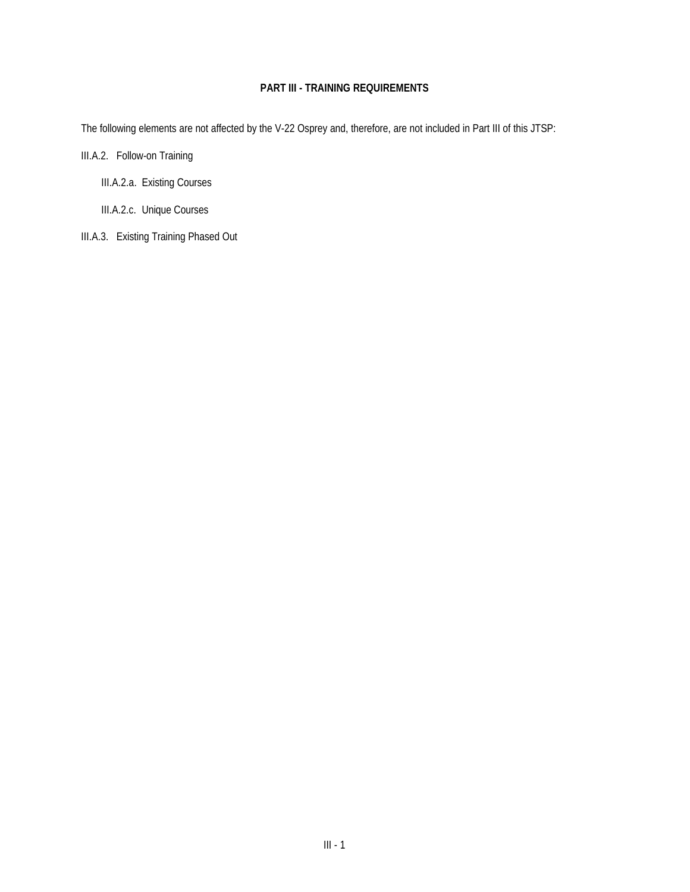## PART III - TRAINING REQUIREMENTS

The following elements are not affected by the V-22 Osprey and, therefore, are not included in Part III of this JTSP:

III.A.2. Follow-on Training

- III.A.2.a. Existing Courses
- III.A.2.c. Unique Courses

III.A.3. Existing Training Phased Out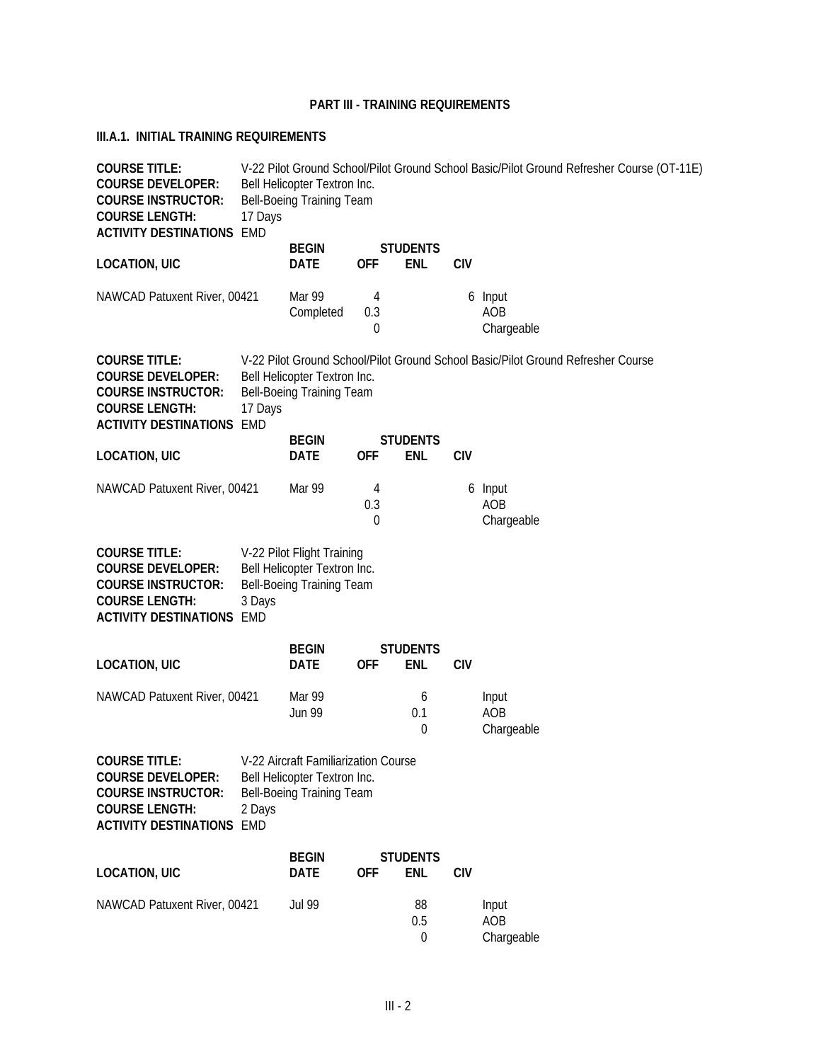# PART III - TRAINING REQUIREMENTS

## III.A.1. INITIAL TRAINING REQUIREMENTS

**COURSE TITLE:** V-22 Pilot Ground School/Pilot Ground School Basic/Pilot Ground Refresher Course (OT-11E)
**COURSE DEVELOPER:** Bell Helicopter Textron Inc.
**COURSE INSTRUCTOR:** Bell-Boeing Training Team
**COURSE LENGTH:** 17 Days
**ACTIVITY DESTINATIONS** EMD

| LOCATION, UIC | BEGIN DATE | STUDENTS OFF | ENL | CIV | |
|---|---|---|---|---|---|
| NAWCAD Patuxent River, 00421 | Mar 99 | 4 | | 6 | Input |
| | Completed | 0.3 | | | AOB |
| | | 0 | | | Chargeable |

**COURSE TITLE:** V-22 Pilot Ground School/Pilot Ground School Basic/Pilot Ground Refresher Course
**COURSE DEVELOPER:** Bell Helicopter Textron Inc.
**COURSE INSTRUCTOR:** Bell-Boeing Training Team
**COURSE LENGTH:** 17 Days
**ACTIVITY DESTINATIONS** EMD

| LOCATION, UIC | BEGIN DATE | STUDENTS OFF | ENL | CIV | |
|---|---|---|---|---|---|
| NAWCAD Patuxent River, 00421 | Mar 99 | 4 | | 6 | Input |
| | | 0.3 | | | AOB |
| | | 0 | | | Chargeable |

**COURSE TITLE:** V-22 Pilot Flight Training
**COURSE DEVELOPER:** Bell Helicopter Textron Inc.
**COURSE INSTRUCTOR:** Bell-Boeing Training Team
**COURSE LENGTH:** 3 Days
**ACTIVITY DESTINATIONS** EMD

| LOCATION, UIC | BEGIN DATE | STUDENTS OFF | ENL | CIV | |
|---|---|---|---|---|---|
| NAWCAD Patuxent River, 00421 | Mar 99 | | 6 | | Input |
| | Jun 99 | | 0.1 | | AOB |
| | | | 0 | | Chargeable |

**COURSE TITLE:** V-22 Aircraft Familiarization Course
**COURSE DEVELOPER:** Bell Helicopter Textron Inc.
**COURSE INSTRUCTOR:** Bell-Boeing Training Team
**COURSE LENGTH:** 2 Days
**ACTIVITY DESTINATIONS** EMD

| LOCATION, UIC | BEGIN DATE | STUDENTS OFF | ENL | CIV | |
|---|---|---|---|---|---|
| NAWCAD Patuxent River, 00421 | Jul 99 | | 88 | | Input |
| | | | 0.5 | | AOB |
| | | | 0 | | Chargeable |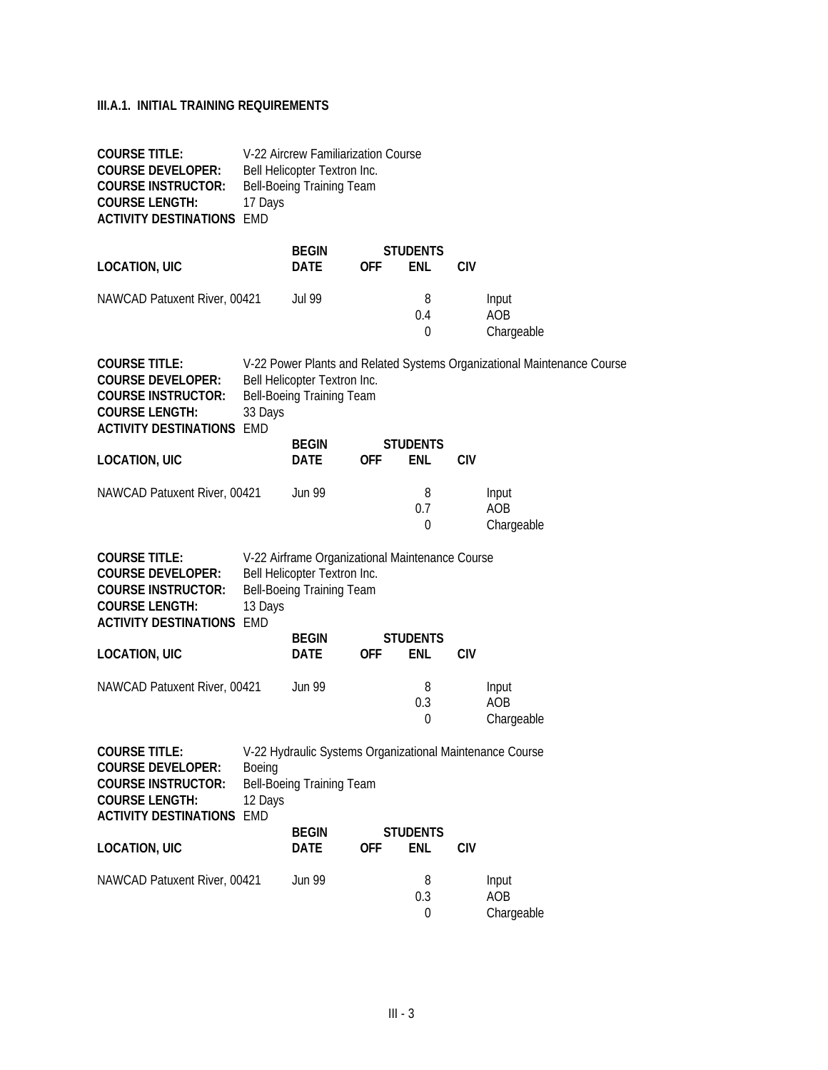**III.A.1. INITIAL TRAINING REQUIREMENTS**

**COURSE TITLE:** V-22 Aircrew Familiarization Course
**COURSE DEVELOPER:** Bell Helicopter Textron Inc.
**COURSE INSTRUCTOR:** Bell-Boeing Training Team
**COURSE LENGTH:** 17 Days
**ACTIVITY DESTINATIONS** EMD

| LOCATION, UIC | BEGIN DATE | STUDENTS OFF | STUDENTS ENL | STUDENTS CIV | |
|---|---|---|---|---|---|
| NAWCAD Patuxent River, 00421 | Jul 99 | | 8 | | Input |
| | | | 0.4 | | AOB |
| | | | 0 | | Chargeable |

**COURSE TITLE:** V-22 Power Plants and Related Systems Organizational Maintenance Course
**COURSE DEVELOPER:** Bell Helicopter Textron Inc.
**COURSE INSTRUCTOR:** Bell-Boeing Training Team
**COURSE LENGTH:** 33 Days
**ACTIVITY DESTINATIONS** EMD

| LOCATION, UIC | BEGIN DATE | STUDENTS OFF | STUDENTS ENL | STUDENTS CIV | |
|---|---|---|---|---|---|
| NAWCAD Patuxent River, 00421 | Jun 99 | | 8 | | Input |
| | | | 0.7 | | AOB |
| | | | 0 | | Chargeable |

**COURSE TITLE:** V-22 Airframe Organizational Maintenance Course
**COURSE DEVELOPER:** Bell Helicopter Textron Inc.
**COURSE INSTRUCTOR:** Bell-Boeing Training Team
**COURSE LENGTH:** 13 Days
**ACTIVITY DESTINATIONS** EMD

| LOCATION, UIC | BEGIN DATE | STUDENTS OFF | STUDENTS ENL | STUDENTS CIV | |
|---|---|---|---|---|---|
| NAWCAD Patuxent River, 00421 | Jun 99 | | 8 | | Input |
| | | | 0.3 | | AOB |
| | | | 0 | | Chargeable |

**COURSE TITLE:** V-22 Hydraulic Systems Organizational Maintenance Course
**COURSE DEVELOPER:** Boeing
**COURSE INSTRUCTOR:** Bell-Boeing Training Team
**COURSE LENGTH:** 12 Days
**ACTIVITY DESTINATIONS** EMD

| LOCATION, UIC | BEGIN DATE | STUDENTS OFF | STUDENTS ENL | STUDENTS CIV | |
|---|---|---|---|---|---|
| NAWCAD Patuxent River, 00421 | Jun 99 | | 8 | | Input |
| | | | 0.3 | | AOB |
| | | | 0 | | Chargeable |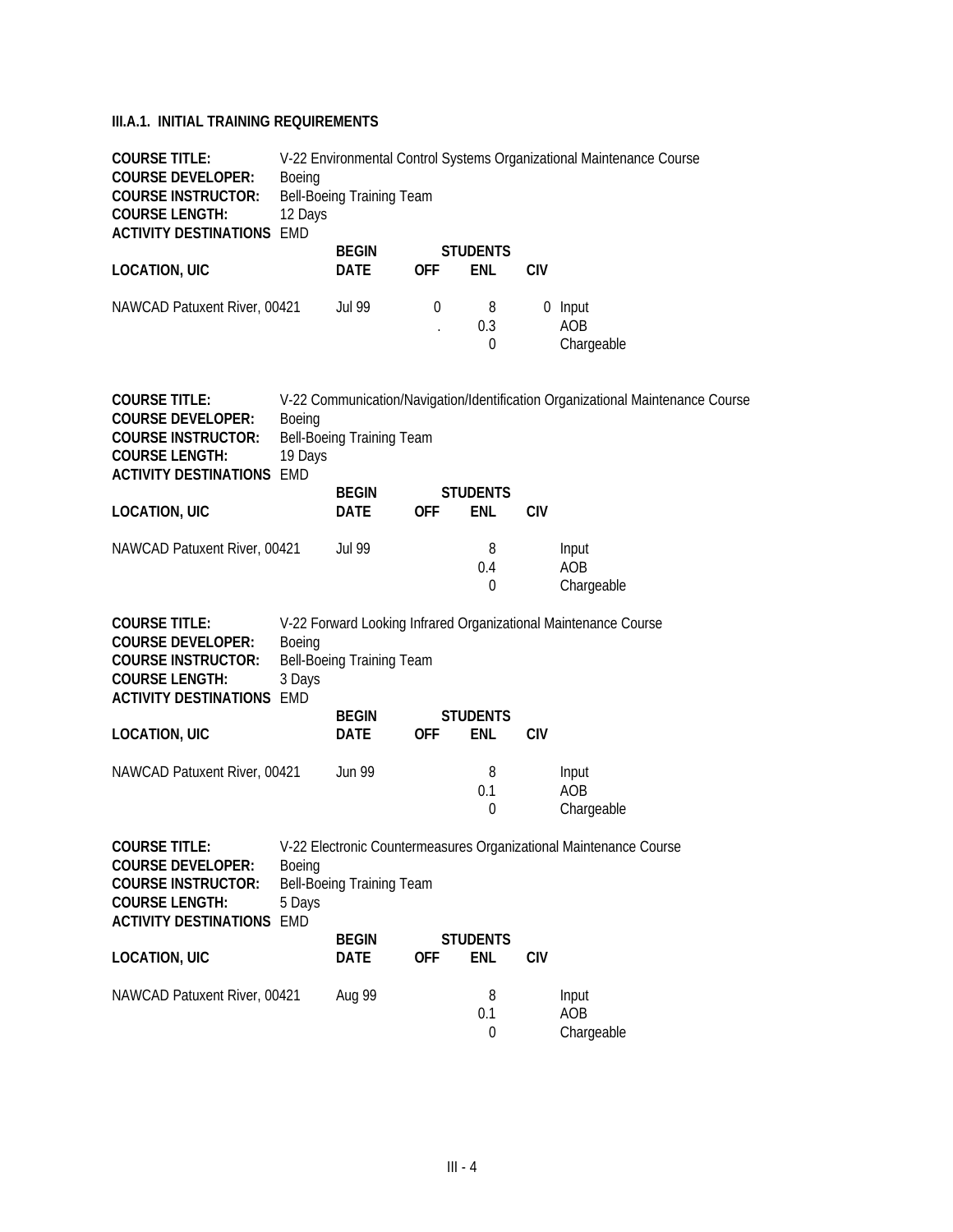**III.A.1. INITIAL TRAINING REQUIREMENTS**

**COURSE TITLE:** V-22 Environmental Control Systems Organizational Maintenance Course
**COURSE DEVELOPER:** Boeing
**COURSE INSTRUCTOR:** Bell-Boeing Training Team
**COURSE LENGTH:** 12 Days
**ACTIVITY DESTINATIONS** EMD

| LOCATION, UIC | BEGIN DATE | STUDENTS OFF | STUDENTS ENL | STUDENTS CIV | |
|---|---|---|---|---|---|
| NAWCAD Patuxent River, 00421 | Jul 99 | 0 | 8 | 0 | Input |
| | | . | 0.3 | | AOB |
| | | | 0 | | Chargeable |

**COURSE TITLE:** V-22 Communication/Navigation/Identification Organizational Maintenance Course
**COURSE DEVELOPER:** Boeing
**COURSE INSTRUCTOR:** Bell-Boeing Training Team
**COURSE LENGTH:** 19 Days
**ACTIVITY DESTINATIONS** EMD

| LOCATION, UIC | BEGIN DATE | STUDENTS OFF | STUDENTS ENL | STUDENTS CIV | |
|---|---|---|---|---|---|
| NAWCAD Patuxent River, 00421 | Jul 99 | | 8 | | Input |
| | | | 0.4 | | AOB |
| | | | 0 | | Chargeable |

**COURSE TITLE:** V-22 Forward Looking Infrared Organizational Maintenance Course
**COURSE DEVELOPER:** Boeing
**COURSE INSTRUCTOR:** Bell-Boeing Training Team
**COURSE LENGTH:** 3 Days
**ACTIVITY DESTINATIONS** EMD

| LOCATION, UIC | BEGIN DATE | STUDENTS OFF | STUDENTS ENL | STUDENTS CIV | |
|---|---|---|---|---|---|
| NAWCAD Patuxent River, 00421 | Jun 99 | | 8 | | Input |
| | | | 0.1 | | AOB |
| | | | 0 | | Chargeable |

**COURSE TITLE:** V-22 Electronic Countermeasures Organizational Maintenance Course
**COURSE DEVELOPER:** Boeing
**COURSE INSTRUCTOR:** Bell-Boeing Training Team
**COURSE LENGTH:** 5 Days
**ACTIVITY DESTINATIONS** EMD

| LOCATION, UIC | BEGIN DATE | STUDENTS OFF | STUDENTS ENL | STUDENTS CIV | |
|---|---|---|---|---|---|
| NAWCAD Patuxent River, 00421 | Aug 99 | | 8 | | Input |
| | | | 0.1 | | AOB |
| | | | 0 | | Chargeable |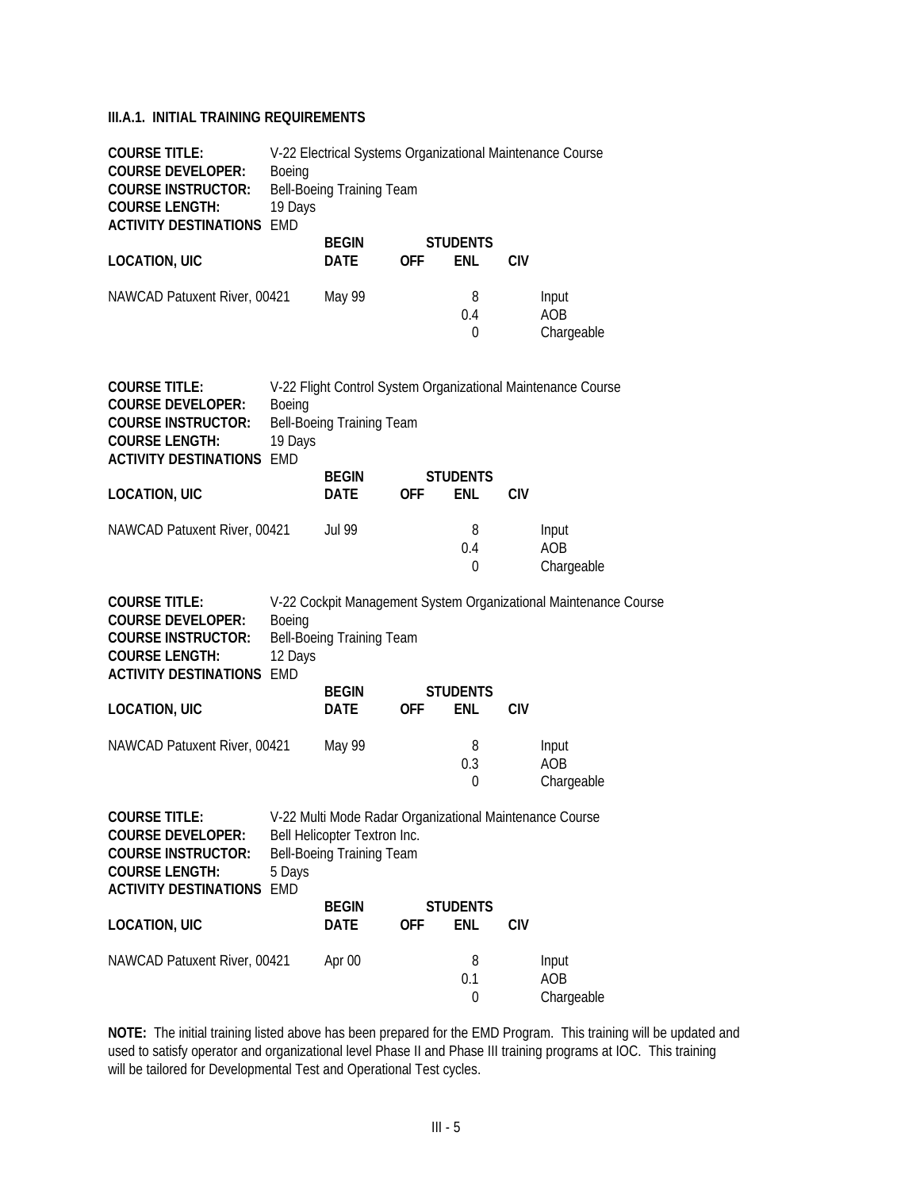**III.A.1. INITIAL TRAINING REQUIREMENTS**

**COURSE TITLE:** V-22 Electrical Systems Organizational Maintenance Course
**COURSE DEVELOPER:** Boeing
**COURSE INSTRUCTOR:** Bell-Boeing Training Team
**COURSE LENGTH:** 19 Days
**ACTIVITY DESTINATIONS** EMD

| LOCATION, UIC | BEGIN DATE | STUDENTS OFF | ENL | CIV | |
|---|---|---|---|---|---|
| NAWCAD Patuxent River, 00421 | May 99 | | 8 | | Input |
| | | | 0.4 | | AOB |
| | | | 0 | | Chargeable |

**COURSE TITLE:** V-22 Flight Control System Organizational Maintenance Course
**COURSE DEVELOPER:** Boeing
**COURSE INSTRUCTOR:** Bell-Boeing Training Team
**COURSE LENGTH:** 19 Days
**ACTIVITY DESTINATIONS** EMD

| LOCATION, UIC | BEGIN DATE | STUDENTS OFF | ENL | CIV | |
|---|---|---|---|---|---|
| NAWCAD Patuxent River, 00421 | Jul 99 | | 8 | | Input |
| | | | 0.4 | | AOB |
| | | | 0 | | Chargeable |

**COURSE TITLE:** V-22 Cockpit Management System Organizational Maintenance Course
**COURSE DEVELOPER:** Boeing
**COURSE INSTRUCTOR:** Bell-Boeing Training Team
**COURSE LENGTH:** 12 Days
**ACTIVITY DESTINATIONS** EMD

| LOCATION, UIC | BEGIN DATE | STUDENTS OFF | ENL | CIV | |
|---|---|---|---|---|---|
| NAWCAD Patuxent River, 00421 | May 99 | | 8 | | Input |
| | | | 0.3 | | AOB |
| | | | 0 | | Chargeable |

**COURSE TITLE:** V-22 Multi Mode Radar Organizational Maintenance Course
**COURSE DEVELOPER:** Bell Helicopter Textron Inc.
**COURSE INSTRUCTOR:** Bell-Boeing Training Team
**COURSE LENGTH:** 5 Days
**ACTIVITY DESTINATIONS** EMD

| LOCATION, UIC | BEGIN DATE | STUDENTS OFF | ENL | CIV | |
|---|---|---|---|---|---|
| NAWCAD Patuxent River, 00421 | Apr 00 | | 8 | | Input |
| | | | 0.1 | | AOB |
| | | | 0 | | Chargeable |

**NOTE:** The initial training listed above has been prepared for the EMD Program. This training will be updated and used to satisfy operator and organizational level Phase II and Phase III training programs at IOC. This training will be tailored for Developmental Test and Operational Test cycles.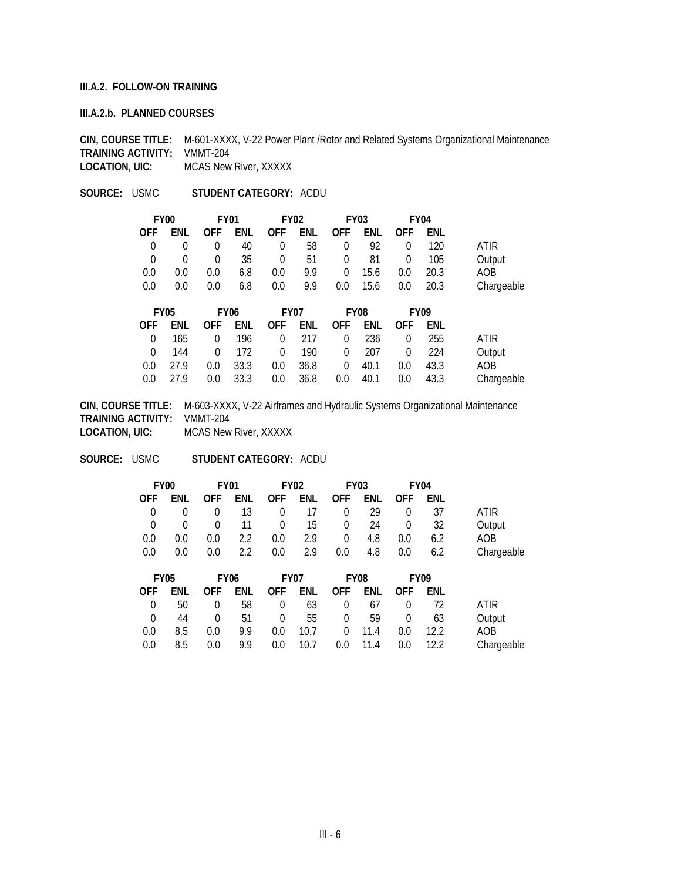**III.A.2. FOLLOW-ON TRAINING**

**III.A.2.b. PLANNED COURSES**

**CIN, COURSE TITLE:** M-601-XXXX, V-22 Power Plant /Rotor and Related Systems Organizational Maintenance
**TRAINING ACTIVITY:** VMMT-204
**LOCATION, UIC:** MCAS New River, XXXXX

**SOURCE:** USMC **STUDENT CATEGORY:** ACDU

| FY00 | | FY01 | | FY02 | | FY03 | | FY04 | | |
|---|---|---|---|---|---|---|---|---|---|---|
| OFF | ENL | OFF | ENL | OFF | ENL | OFF | ENL | OFF | ENL | |
| 0 | 0 | 0 | 40 | 0 | 58 | 0 | 92 | 0 | 120 | ATIR |
| 0 | 0 | 0 | 35 | 0 | 51 | 0 | 81 | 0 | 105 | Output |
| 0.0 | 0.0 | 0.0 | 6.8 | 0.0 | 9.9 | 0 | 15.6 | 0.0 | 20.3 | AOB |
| 0.0 | 0.0 | 0.0 | 6.8 | 0.0 | 9.9 | 0.0 | 15.6 | 0.0 | 20.3 | Chargeable |

| FY05 | | FY06 | | FY07 | | FY08 | | FY09 | | |
|---|---|---|---|---|---|---|---|---|---|---|
| OFF | ENL | OFF | ENL | OFF | ENL | OFF | ENL | OFF | ENL | |
| 0 | 165 | 0 | 196 | 0 | 217 | 0 | 236 | 0 | 255 | ATIR |
| 0 | 144 | 0 | 172 | 0 | 190 | 0 | 207 | 0 | 224 | Output |
| 0.0 | 27.9 | 0.0 | 33.3 | 0.0 | 36.8 | 0 | 40.1 | 0.0 | 43.3 | AOB |
| 0.0 | 27.9 | 0.0 | 33.3 | 0.0 | 36.8 | 0.0 | 40.1 | 0.0 | 43.3 | Chargeable |

**CIN, COURSE TITLE:** M-603-XXXX, V-22 Airframes and Hydraulic Systems Organizational Maintenance
**TRAINING ACTIVITY:** VMMT-204
**LOCATION, UIC:** MCAS New River, XXXXX

**SOURCE:** USMC **STUDENT CATEGORY:** ACDU

| FY00 | | FY01 | | FY02 | | FY03 | | FY04 | | |
|---|---|---|---|---|---|---|---|---|---|---|
| OFF | ENL | OFF | ENL | OFF | ENL | OFF | ENL | OFF | ENL | |
| 0 | 0 | 0 | 13 | 0 | 17 | 0 | 29 | 0 | 37 | ATIR |
| 0 | 0 | 0 | 11 | 0 | 15 | 0 | 24 | 0 | 32 | Output |
| 0.0 | 0.0 | 0.0 | 2.2 | 0.0 | 2.9 | 0 | 4.8 | 0.0 | 6.2 | AOB |
| 0.0 | 0.0 | 0.0 | 2.2 | 0.0 | 2.9 | 0.0 | 4.8 | 0.0 | 6.2 | Chargeable |

| FY05 | | FY06 | | FY07 | | FY08 | | FY09 | | |
|---|---|---|---|---|---|---|---|---|---|---|
| OFF | ENL | OFF | ENL | OFF | ENL | OFF | ENL | OFF | ENL | |
| 0 | 50 | 0 | 58 | 0 | 63 | 0 | 67 | 0 | 72 | ATIR |
| 0 | 44 | 0 | 51 | 0 | 55 | 0 | 59 | 0 | 63 | Output |
| 0.0 | 8.5 | 0.0 | 9.9 | 0.0 | 10.7 | 0 | 11.4 | 0.0 | 12.2 | AOB |
| 0.0 | 8.5 | 0.0 | 9.9 | 0.0 | 10.7 | 0.0 | 11.4 | 0.0 | 12.2 | Chargeable |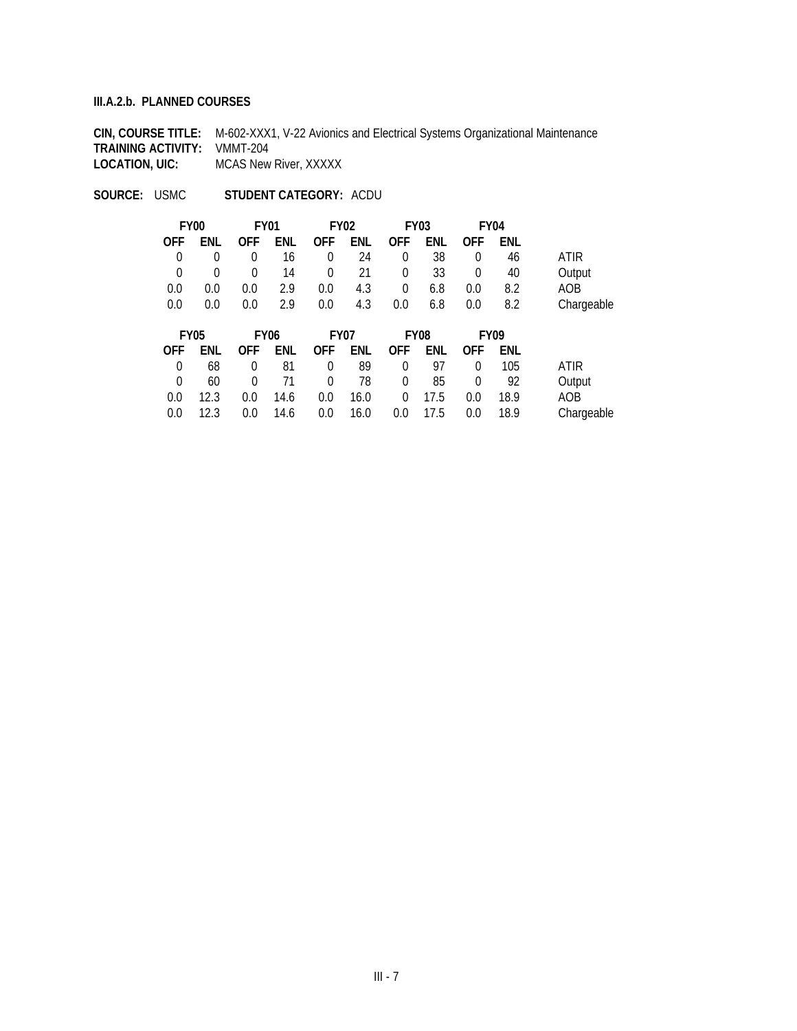**III.A.2.b. PLANNED COURSES**

**CIN, COURSE TITLE:** M-602-XXX1, V-22 Avionics and Electrical Systems Organizational Maintenance
**TRAINING ACTIVITY:** VMMT-204
**LOCATION, UIC:** MCAS New River, XXXXX

**SOURCE:** USMC **STUDENT CATEGORY:** ACDU

| FY00 | | FY01 | | FY02 | | FY03 | | FY04 | | |
|---|---|---|---|---|---|---|---|---|---|---|
| **OFF** | **ENL** | **OFF** | **ENL** | **OFF** | **ENL** | **OFF** | **ENL** | **OFF** | **ENL** | |
| 0 | 0 | 0 | 16 | 0 | 24 | 0 | 38 | 0 | 46 | ATIR |
| 0 | 0 | 0 | 14 | 0 | 21 | 0 | 33 | 0 | 40 | Output |
| 0.0 | 0.0 | 0.0 | 2.9 | 0.0 | 4.3 | 0 | 6.8 | 0.0 | 8.2 | AOB |
| 0.0 | 0.0 | 0.0 | 2.9 | 0.0 | 4.3 | 0.0 | 6.8 | 0.0 | 8.2 | Chargeable |

| FY05 | | FY06 | | FY07 | | FY08 | | FY09 | | |
|---|---|---|---|---|---|---|---|---|---|---|
| **OFF** | **ENL** | **OFF** | **ENL** | **OFF** | **ENL** | **OFF** | **ENL** | **OFF** | **ENL** | |
| 0 | 68 | 0 | 81 | 0 | 89 | 0 | 97 | 0 | 105 | ATIR |
| 0 | 60 | 0 | 71 | 0 | 78 | 0 | 85 | 0 | 92 | Output |
| 0.0 | 12.3 | 0.0 | 14.6 | 0.0 | 16.0 | 0 | 17.5 | 0.0 | 18.9 | AOB |
| 0.0 | 12.3 | 0.0 | 14.6 | 0.0 | 16.0 | 0.0 | 17.5 | 0.0 | 18.9 | Chargeable |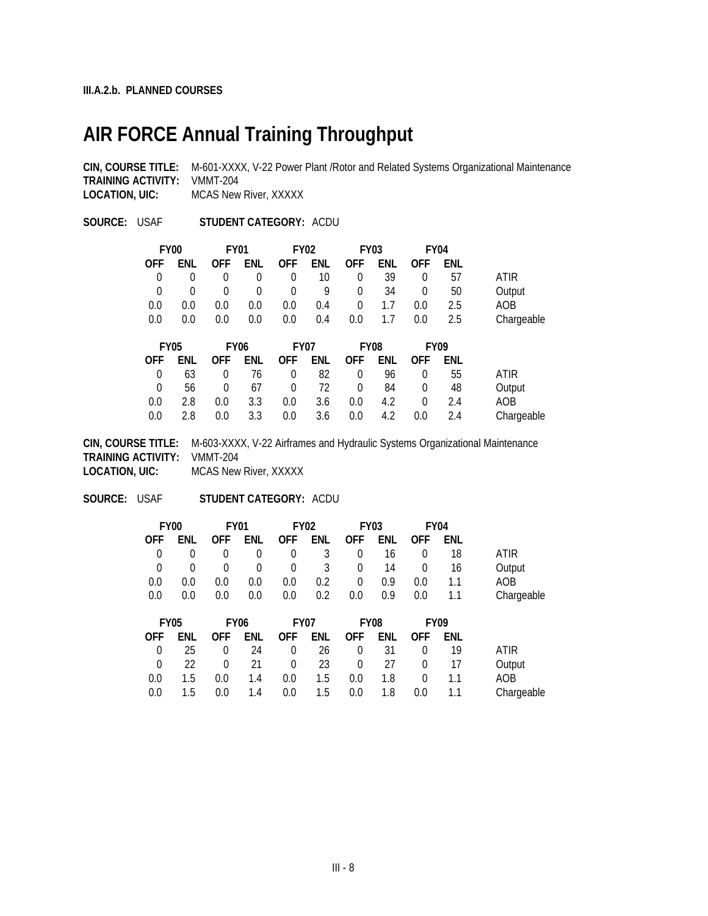**III.A.2.b. PLANNED COURSES**

# AIR FORCE Annual Training Throughput

**CIN, COURSE TITLE:** M-601-XXXX, V-22 Power Plant /Rotor and Related Systems Organizational Maintenance
**TRAINING ACTIVITY:** VMMT-204
**LOCATION, UIC:** MCAS New River, XXXXX

**SOURCE:** USAF **STUDENT CATEGORY:** ACDU

| FY00 | | FY01 | | FY02 | | FY03 | | FY04 | | |
|---|---|---|---|---|---|---|---|---|---|---|
| OFF | ENL | OFF | ENL | OFF | ENL | OFF | ENL | OFF | ENL | |
| 0 | 0 | 0 | 0 | 0 | 10 | 0 | 39 | 0 | 57 | ATIR |
| 0 | 0 | 0 | 0 | 0 | 9 | 0 | 34 | 0 | 50 | Output |
| 0.0 | 0.0 | 0.0 | 0.0 | 0.0 | 0.4 | 0 | 1.7 | 0.0 | 2.5 | AOB |
| 0.0 | 0.0 | 0.0 | 0.0 | 0.0 | 0.4 | 0.0 | 1.7 | 0.0 | 2.5 | Chargeable |

| FY05 | | FY06 | | FY07 | | FY08 | | FY09 | | |
|---|---|---|---|---|---|---|---|---|---|---|
| OFF | ENL | OFF | ENL | OFF | ENL | OFF | ENL | OFF | ENL | |
| 0 | 63 | 0 | 76 | 0 | 82 | 0 | 96 | 0 | 55 | ATIR |
| 0 | 56 | 0 | 67 | 0 | 72 | 0 | 84 | 0 | 48 | Output |
| 0.0 | 2.8 | 0.0 | 3.3 | 0.0 | 3.6 | 0.0 | 4.2 | 0 | 2.4 | AOB |
| 0.0 | 2.8 | 0.0 | 3.3 | 0.0 | 3.6 | 0.0 | 4.2 | 0.0 | 2.4 | Chargeable |

**CIN, COURSE TITLE:** M-603-XXXX, V-22 Airframes and Hydraulic Systems Organizational Maintenance
**TRAINING ACTIVITY:** VMMT-204
**LOCATION, UIC:** MCAS New River, XXXXX

**SOURCE:** USAF **STUDENT CATEGORY:** ACDU

| FY00 | | FY01 | | FY02 | | FY03 | | FY04 | | |
|---|---|---|---|---|---|---|---|---|---|---|
| OFF | ENL | OFF | ENL | OFF | ENL | OFF | ENL | OFF | ENL | |
| 0 | 0 | 0 | 0 | 0 | 3 | 0 | 16 | 0 | 18 | ATIR |
| 0 | 0 | 0 | 0 | 0 | 3 | 0 | 14 | 0 | 16 | Output |
| 0.0 | 0.0 | 0.0 | 0.0 | 0.0 | 0.2 | 0 | 0.9 | 0.0 | 1.1 | AOB |
| 0.0 | 0.0 | 0.0 | 0.0 | 0.0 | 0.2 | 0.0 | 0.9 | 0.0 | 1.1 | Chargeable |

| FY05 | | FY06 | | FY07 | | FY08 | | FY09 | | |
|---|---|---|---|---|---|---|---|---|---|---|
| OFF | ENL | OFF | ENL | OFF | ENL | OFF | ENL | OFF | ENL | |
| 0 | 25 | 0 | 24 | 0 | 26 | 0 | 31 | 0 | 19 | ATIR |
| 0 | 22 | 0 | 21 | 0 | 23 | 0 | 27 | 0 | 17 | Output |
| 0.0 | 1.5 | 0.0 | 1.4 | 0.0 | 1.5 | 0.0 | 1.8 | 0 | 1.1 | AOB |
| 0.0 | 1.5 | 0.0 | 1.4 | 0.0 | 1.5 | 0.0 | 1.8 | 0.0 | 1.1 | Chargeable |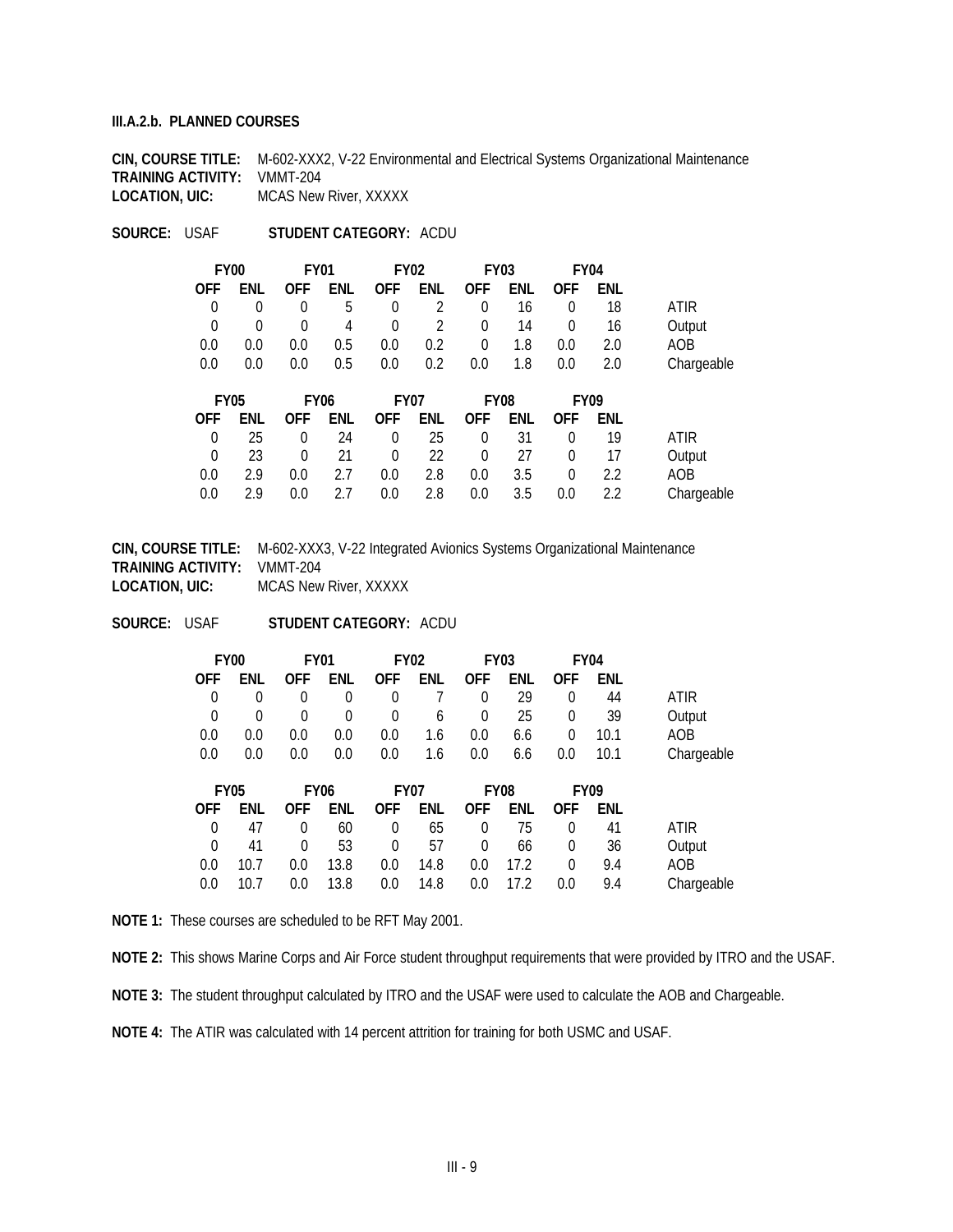**III.A.2.b. PLANNED COURSES**

**CIN, COURSE TITLE:** M-602-XXX2, V-22 Environmental and Electrical Systems Organizational Maintenance
**TRAINING ACTIVITY:** VMMT-204
**LOCATION, UIC:** MCAS New River, XXXXX

**SOURCE:** USAF **STUDENT CATEGORY:** ACDU

| FY00 | | FY01 | | FY02 | | FY03 | | FY04 | | |
|---|---|---|---|---|---|---|---|---|---|---|
| OFF | ENL | OFF | ENL | OFF | ENL | OFF | ENL | OFF | ENL | |
| 0 | 0 | 0 | 5 | 0 | 2 | 0 | 16 | 0 | 18 | ATIR |
| 0 | 0 | 0 | 4 | 0 | 2 | 0 | 14 | 0 | 16 | Output |
| 0.0 | 0.0 | 0.0 | 0.5 | 0.0 | 0.2 | 0 | 1.8 | 0.0 | 2.0 | AOB |
| 0.0 | 0.0 | 0.0 | 0.5 | 0.0 | 0.2 | 0.0 | 1.8 | 0.0 | 2.0 | Chargeable |

| FY05 | | FY06 | | FY07 | | FY08 | | FY09 | | |
|---|---|---|---|---|---|---|---|---|---|---|
| OFF | ENL | OFF | ENL | OFF | ENL | OFF | ENL | OFF | ENL | |
| 0 | 25 | 0 | 24 | 0 | 25 | 0 | 31 | 0 | 19 | ATIR |
| 0 | 23 | 0 | 21 | 0 | 22 | 0 | 27 | 0 | 17 | Output |
| 0.0 | 2.9 | 0.0 | 2.7 | 0.0 | 2.8 | 0.0 | 3.5 | 0 | 2.2 | AOB |
| 0.0 | 2.9 | 0.0 | 2.7 | 0.0 | 2.8 | 0.0 | 3.5 | 0.0 | 2.2 | Chargeable |

**CIN, COURSE TITLE:** M-602-XXX3, V-22 Integrated Avionics Systems Organizational Maintenance
**TRAINING ACTIVITY:** VMMT-204
**LOCATION, UIC:** MCAS New River, XXXXX

**SOURCE:** USAF **STUDENT CATEGORY:** ACDU

| FY00 | | FY01 | | FY02 | | FY03 | | FY04 | | |
|---|---|---|---|---|---|---|---|---|---|---|
| OFF | ENL | OFF | ENL | OFF | ENL | OFF | ENL | OFF | ENL | |
| 0 | 0 | 0 | 0 | 0 | 7 | 0 | 29 | 0 | 44 | ATIR |
| 0 | 0 | 0 | 0 | 0 | 6 | 0 | 25 | 0 | 39 | Output |
| 0.0 | 0.0 | 0.0 | 0.0 | 0.0 | 1.6 | 0.0 | 6.6 | 0 | 10.1 | AOB |
| 0.0 | 0.0 | 0.0 | 0.0 | 0.0 | 1.6 | 0.0 | 6.6 | 0.0 | 10.1 | Chargeable |

| FY05 | | FY06 | | FY07 | | FY08 | | FY09 | | |
|---|---|---|---|---|---|---|---|---|---|---|
| OFF | ENL | OFF | ENL | OFF | ENL | OFF | ENL | OFF | ENL | |
| 0 | 47 | 0 | 60 | 0 | 65 | 0 | 75 | 0 | 41 | ATIR |
| 0 | 41 | 0 | 53 | 0 | 57 | 0 | 66 | 0 | 36 | Output |
| 0.0 | 10.7 | 0.0 | 13.8 | 0.0 | 14.8 | 0.0 | 17.2 | 0 | 9.4 | AOB |
| 0.0 | 10.7 | 0.0 | 13.8 | 0.0 | 14.8 | 0.0 | 17.2 | 0.0 | 9.4 | Chargeable |

**NOTE 1:** These courses are scheduled to be RFT May 2001.

**NOTE 2:** This shows Marine Corps and Air Force student throughput requirements that were provided by ITRO and the USAF.

**NOTE 3:** The student throughput calculated by ITRO and the USAF were used to calculate the AOB and Chargeable.

**NOTE 4:** The ATIR was calculated with 14 percent attrition for training for both USMC and USAF.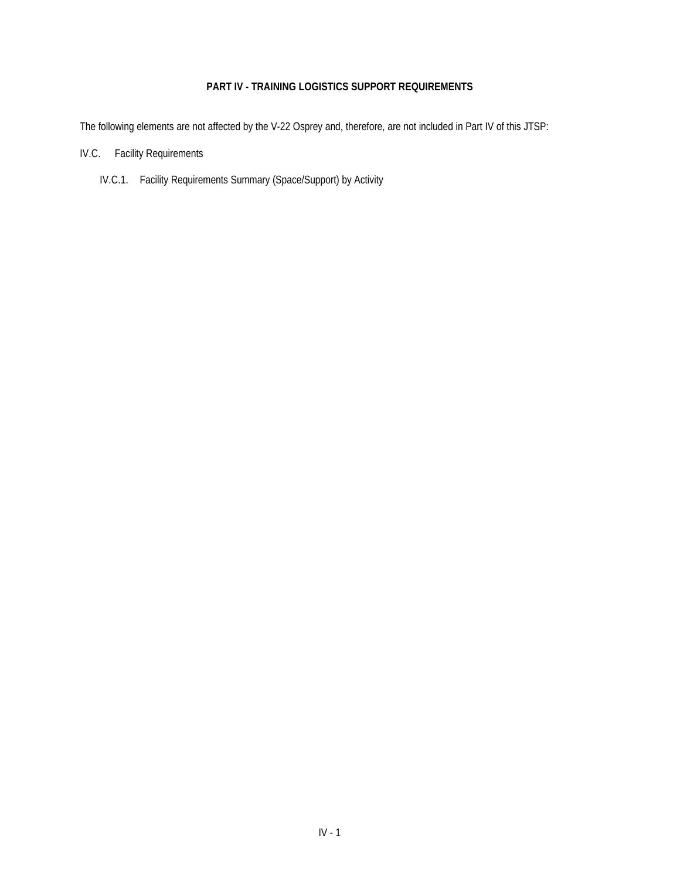# PART IV - TRAINING LOGISTICS SUPPORT REQUIREMENTS

The following elements are not affected by the V-22 Osprey and, therefore, are not included in Part IV of this JTSP:

IV.C. Facility Requirements

- IV.C.1. Facility Requirements Summary (Space/Support) by Activity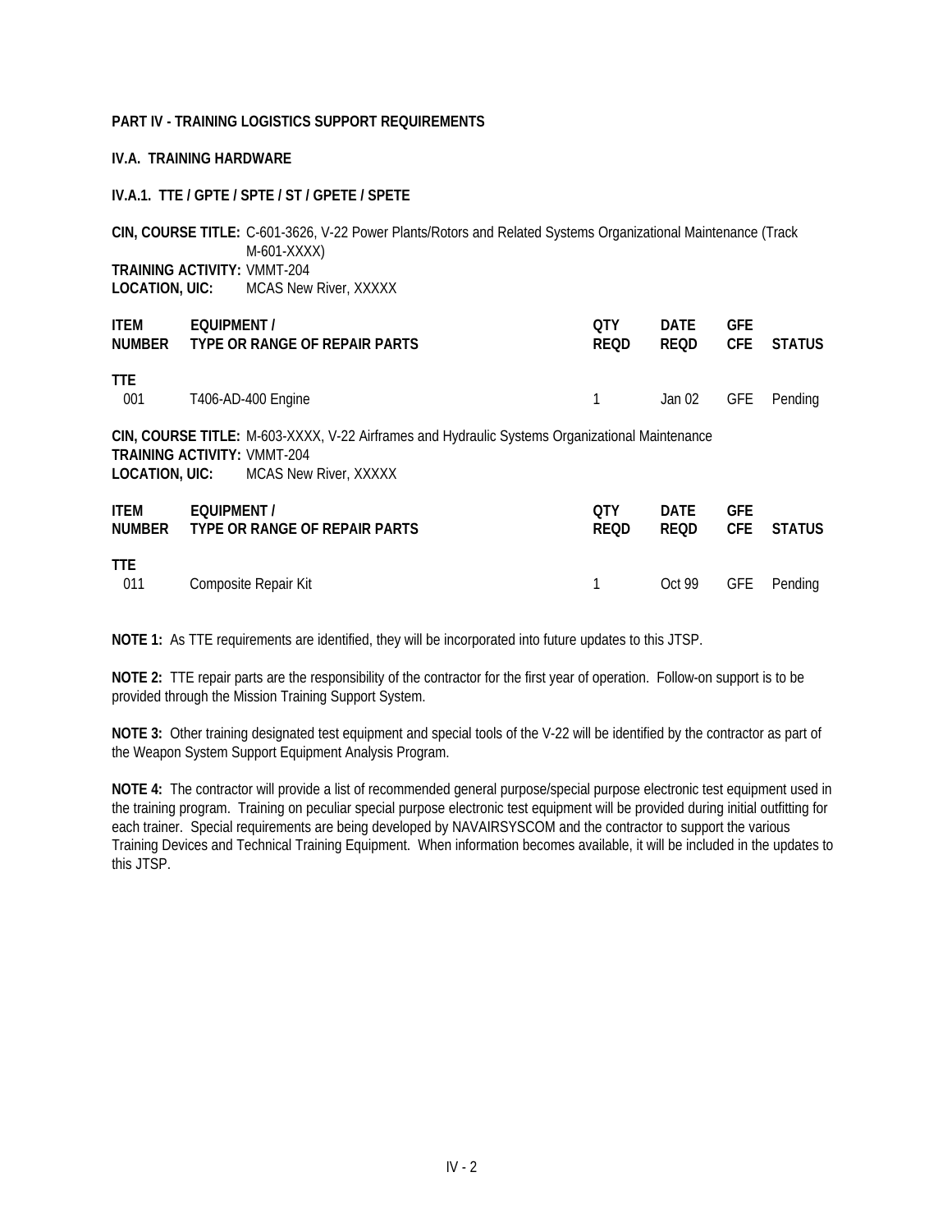**PART IV - TRAINING LOGISTICS SUPPORT REQUIREMENTS**

**IV.A. TRAINING HARDWARE**

**IV.A.1. TTE / GPTE / SPTE / ST / GPETE / SPETE**

**CIN, COURSE TITLE:** C-601-3626, V-22 Power Plants/Rotors and Related Systems Organizational Maintenance (Track M-601-XXXX)
**TRAINING ACTIVITY:** VMMT-204
**LOCATION, UIC:** MCAS New River, XXXXX

| ITEM NUMBER | EQUIPMENT / TYPE OR RANGE OF REPAIR PARTS | QTY REQD | DATE REQD | GFE CFE | STATUS |
|---|---|---|---|---|---|
| **TTE** | | | | | |
| 001 | T406-AD-400 Engine | 1 | Jan 02 | GFE | Pending |

**CIN, COURSE TITLE:** M-603-XXXX, V-22 Airframes and Hydraulic Systems Organizational Maintenance
**TRAINING ACTIVITY:** VMMT-204
**LOCATION, UIC:** MCAS New River, XXXXX

| ITEM NUMBER | EQUIPMENT / TYPE OR RANGE OF REPAIR PARTS | QTY REQD | DATE REQD | GFE CFE | STATUS |
|---|---|---|---|---|---|
| **TTE** | | | | | |
| 011 | Composite Repair Kit | 1 | Oct 99 | GFE | Pending |

**NOTE 1:** As TTE requirements are identified, they will be incorporated into future updates to this JTSP.

**NOTE 2:** TTE repair parts are the responsibility of the contractor for the first year of operation. Follow-on support is to be provided through the Mission Training Support System.

**NOTE 3:** Other training designated test equipment and special tools of the V-22 will be identified by the contractor as part of the Weapon System Support Equipment Analysis Program.

**NOTE 4:** The contractor will provide a list of recommended general purpose/special purpose electronic test equipment used in the training program. Training on peculiar special purpose electronic test equipment will be provided during initial outfitting for each trainer. Special requirements are being developed by NAVAIRSYSCOM and the contractor to support the various Training Devices and Technical Training Equipment. When information becomes available, it will be included in the updates to this JTSP.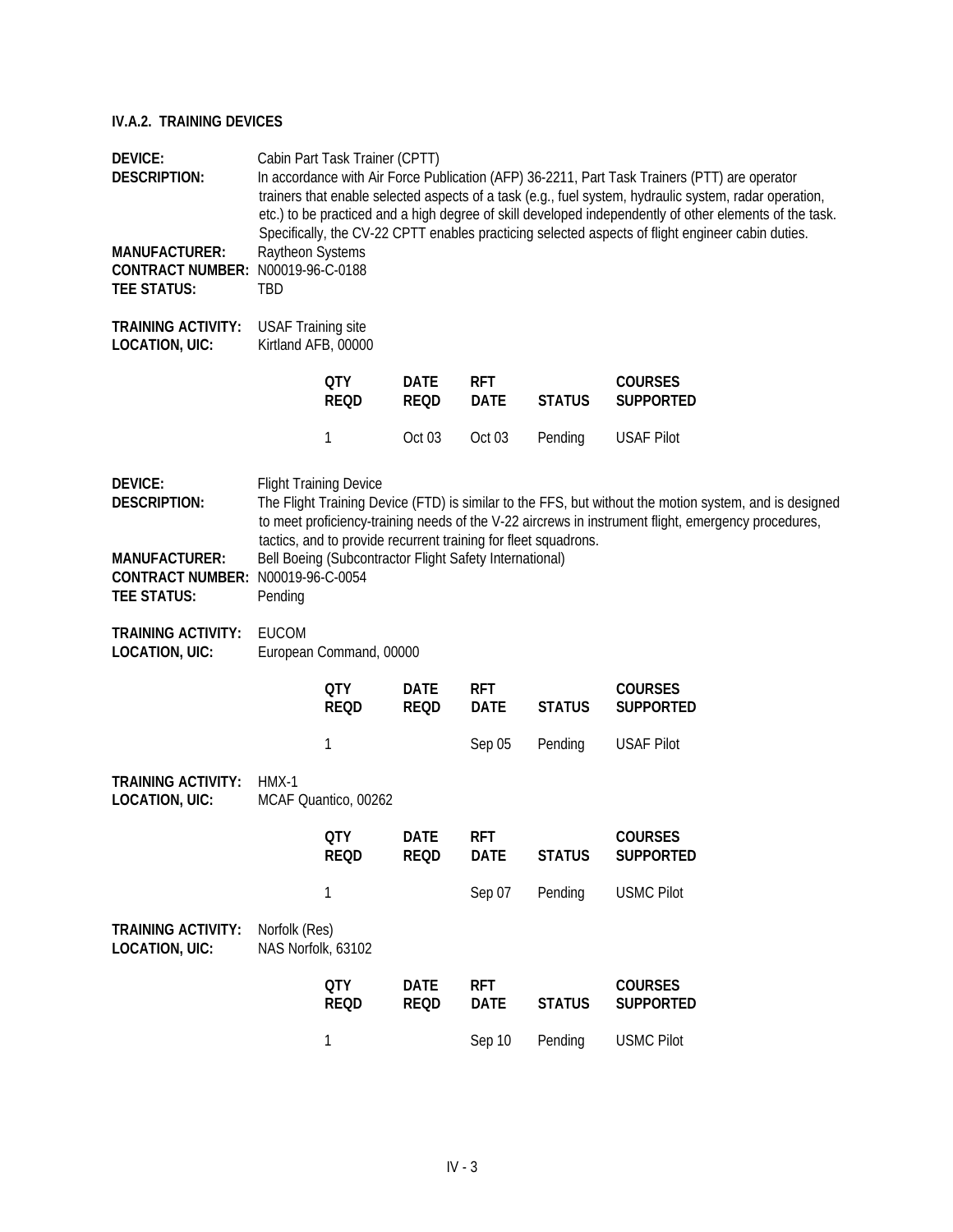### IV.A.2. TRAINING DEVICES

**DEVICE:** Cabin Part Task Trainer (CPTT)
**DESCRIPTION:** In accordance with Air Force Publication (AFP) 36-2211, Part Task Trainers (PTT) are operator trainers that enable selected aspects of a task (e.g., fuel system, hydraulic system, radar operation, etc.) to be practiced and a high degree of skill developed independently of other elements of the task. Specifically, the CV-22 CPTT enables practicing selected aspects of flight engineer cabin duties.
**MANUFACTURER:** Raytheon Systems
**CONTRACT NUMBER:** N00019-96-C-0188
**TEE STATUS:** TBD

**TRAINING ACTIVITY:** USAF Training site
**LOCATION, UIC:** Kirtland AFB, 00000

| QTY REQD | DATE REQD | RFT DATE | STATUS | COURSES SUPPORTED |
|---|---|---|---|---|
| 1 | Oct 03 | Oct 03 | Pending | USAF Pilot |

**DEVICE:** Flight Training Device
**DESCRIPTION:** The Flight Training Device (FTD) is similar to the FFS, but without the motion system, and is designed to meet proficiency-training needs of the V-22 aircrews in instrument flight, emergency procedures, tactics, and to provide recurrent training for fleet squadrons.
**MANUFACTURER:** Bell Boeing (Subcontractor Flight Safety International)
**CONTRACT NUMBER:** N00019-96-C-0054
**TEE STATUS:** Pending

**TRAINING ACTIVITY:** EUCOM
**LOCATION, UIC:** European Command, 00000

| QTY REQD | DATE REQD | RFT DATE | STATUS | COURSES SUPPORTED |
|---|---|---|---|---|
| 1 | | Sep 05 | Pending | USAF Pilot |

**TRAINING ACTIVITY:** HMX-1
**LOCATION, UIC:** MCAF Quantico, 00262

| QTY REQD | DATE REQD | RFT DATE | STATUS | COURSES SUPPORTED |
|---|---|---|---|---|
| 1 | | Sep 07 | Pending | USMC Pilot |

**TRAINING ACTIVITY:** Norfolk (Res)
**LOCATION, UIC:** NAS Norfolk, 63102

| QTY REQD | DATE REQD | RFT DATE | STATUS | COURSES SUPPORTED |
|---|---|---|---|---|
| 1 | | Sep 10 | Pending | USMC Pilot |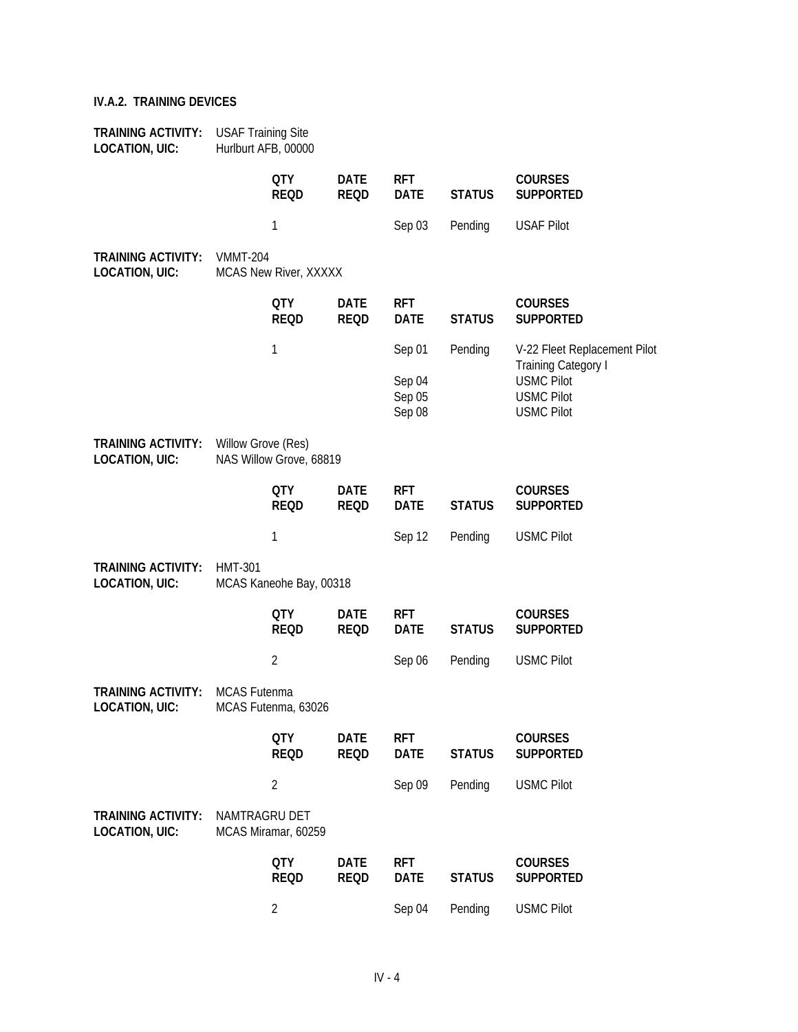### IV.A.2. TRAINING DEVICES

**TRAINING ACTIVITY:** USAF Training Site
**LOCATION, UIC:** Hurlburt AFB, 00000

| QTY REQD | DATE REQD | RFT DATE | STATUS | COURSES SUPPORTED |
|---|---|---|---|---|
| 1 | | Sep 03 | Pending | USAF Pilot |

**TRAINING ACTIVITY:** VMMT-204
**LOCATION, UIC:** MCAS New River, XXXXX

| QTY REQD | DATE REQD | RFT DATE | STATUS | COURSES SUPPORTED |
|---|---|---|---|---|
| 1 | | Sep 01 | Pending | V-22 Fleet Replacement Pilot Training Category I |
| | | Sep 04 | | USMC Pilot |
| | | Sep 05 | | USMC Pilot |
| | | Sep 08 | | USMC Pilot |

**TRAINING ACTIVITY:** Willow Grove (Res)
**LOCATION, UIC:** NAS Willow Grove, 68819

| QTY REQD | DATE REQD | RFT DATE | STATUS | COURSES SUPPORTED |
|---|---|---|---|---|
| 1 | | Sep 12 | Pending | USMC Pilot |

**TRAINING ACTIVITY:** HMT-301
**LOCATION, UIC:** MCAS Kaneohe Bay, 00318

| QTY REQD | DATE REQD | RFT DATE | STATUS | COURSES SUPPORTED |
|---|---|---|---|---|
| 2 | | Sep 06 | Pending | USMC Pilot |

**TRAINING ACTIVITY:** MCAS Futenma
**LOCATION, UIC:** MCAS Futenma, 63026

| QTY REQD | DATE REQD | RFT DATE | STATUS | COURSES SUPPORTED |
|---|---|---|---|---|
| 2 | | Sep 09 | Pending | USMC Pilot |

**TRAINING ACTIVITY:** NAMTRAGRU DET
**LOCATION, UIC:** MCAS Miramar, 60259

| QTY REQD | DATE REQD | RFT DATE | STATUS | COURSES SUPPORTED |
|---|---|---|---|---|
| 2 | | Sep 04 | Pending | USMC Pilot |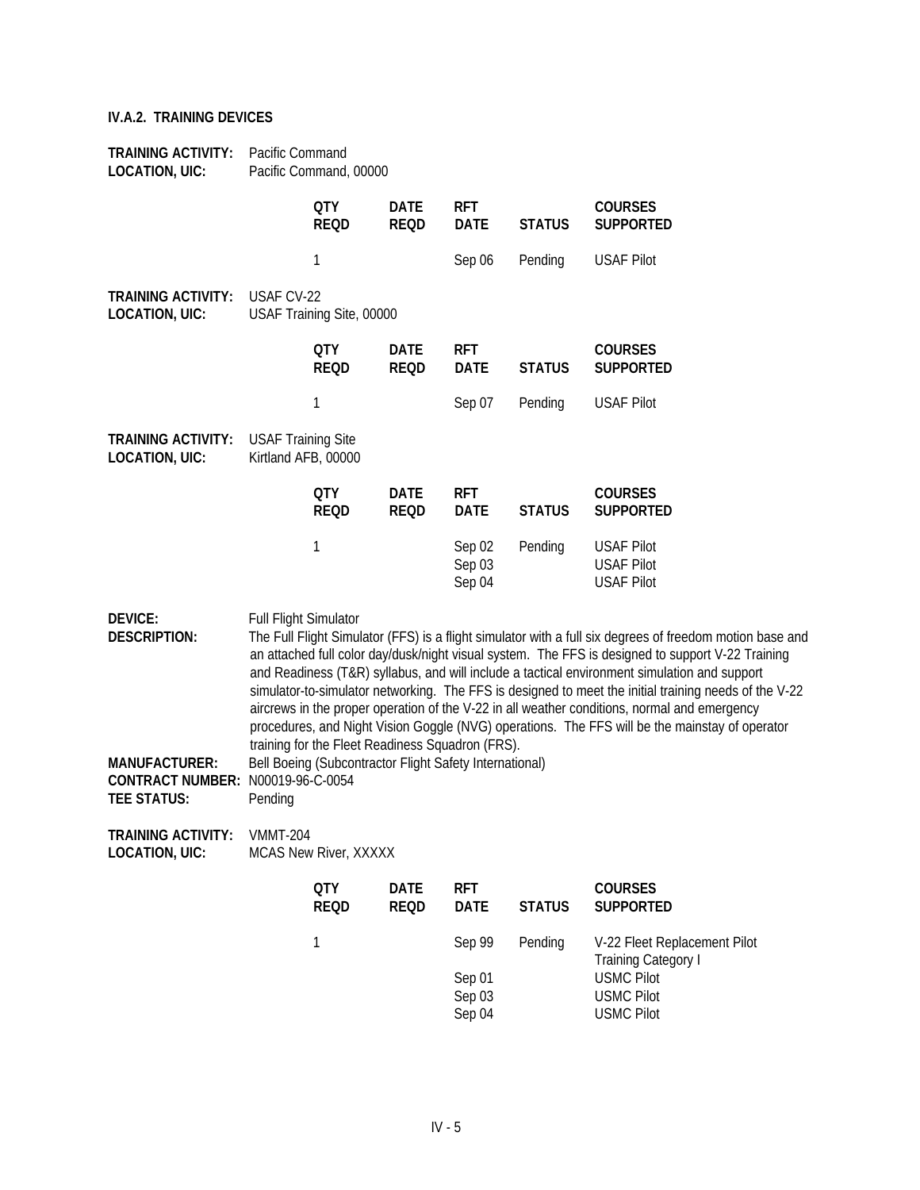### IV.A.2. TRAINING DEVICES

**TRAINING ACTIVITY:** Pacific Command
**LOCATION, UIC:** Pacific Command, 00000

| QTY REQD | DATE REQD | RFT DATE | STATUS | COURSES SUPPORTED |
|---|---|---|---|---|
| 1 | | Sep 06 | Pending | USAF Pilot |

**TRAINING ACTIVITY:** USAF CV-22
**LOCATION, UIC:** USAF Training Site, 00000

| QTY REQD | DATE REQD | RFT DATE | STATUS | COURSES SUPPORTED |
|---|---|---|---|---|
| 1 | | Sep 07 | Pending | USAF Pilot |

**TRAINING ACTIVITY:** USAF Training Site
**LOCATION, UIC:** Kirtland AFB, 00000

| QTY REQD | DATE REQD | RFT DATE | STATUS | COURSES SUPPORTED |
|---|---|---|---|---|
| 1 | | Sep 02 | Pending | USAF Pilot |
| | | Sep 03 | | USAF Pilot |
| | | Sep 04 | | USAF Pilot |

**DEVICE:** Full Flight Simulator
**DESCRIPTION:** The Full Flight Simulator (FFS) is a flight simulator with a full six degrees of freedom motion base and an attached full color day/dusk/night visual system. The FFS is designed to support V-22 Training and Readiness (T&R) syllabus, and will include a tactical environment simulation and support simulator-to-simulator networking. The FFS is designed to meet the initial training needs of the V-22 aircrews in the proper operation of the V-22 in all weather conditions, normal and emergency procedures, and Night Vision Goggle (NVG) operations. The FFS will be the mainstay of operator training for the Fleet Readiness Squadron (FRS).
**MANUFACTURER:** Bell Boeing (Subcontractor Flight Safety International)
**CONTRACT NUMBER:** N00019-96-C-0054
**TEE STATUS:** Pending

**TRAINING ACTIVITY:** VMMT-204
**LOCATION, UIC:** MCAS New River, XXXXX

| QTY REQD | DATE REQD | RFT DATE | STATUS | COURSES SUPPORTED |
|---|---|---|---|---|
| 1 | | Sep 99 | Pending | V-22 Fleet Replacement Pilot Training Category I |
| | | Sep 01 | | USMC Pilot |
| | | Sep 03 | | USMC Pilot |
| | | Sep 04 | | USMC Pilot |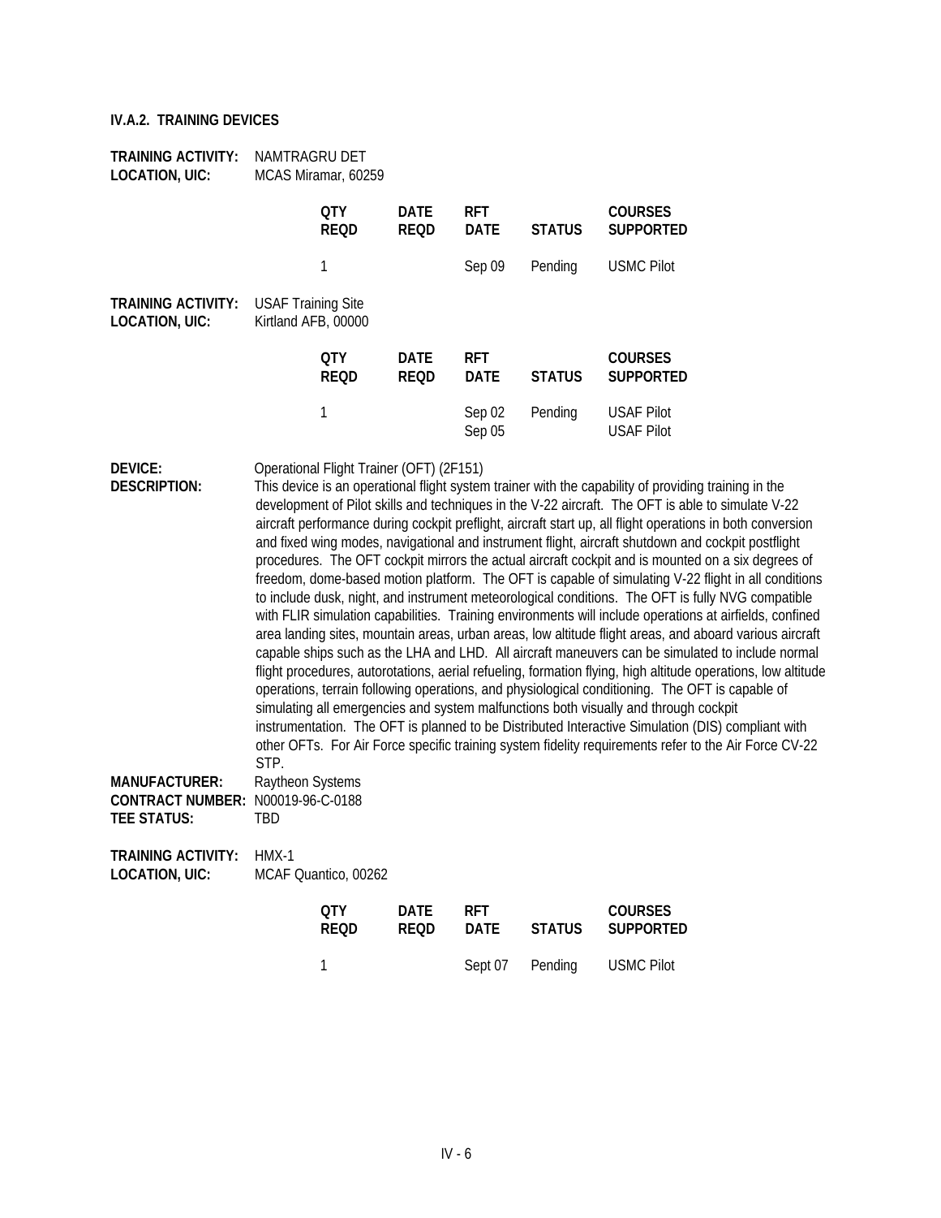### IV.A.2. TRAINING DEVICES

**TRAINING ACTIVITY:** NAMTRAGRU DET
**LOCATION, UIC:** MCAS Miramar, 60259

| QTY REQD | DATE REQD | RFT DATE | STATUS | COURSES SUPPORTED |
|---|---|---|---|---|
| 1 | | Sep 09 | Pending | USMC Pilot |

**TRAINING ACTIVITY:** USAF Training Site
**LOCATION, UIC:** Kirtland AFB, 00000

| QTY REQD | DATE REQD | RFT DATE | STATUS | COURSES SUPPORTED |
|---|---|---|---|---|
| 1 | | Sep 02<br>Sep 05 | Pending | USAF Pilot<br>USAF Pilot |

**DEVICE:** Operational Flight Trainer (OFT) (2F151)
**DESCRIPTION:** This device is an operational flight system trainer with the capability of providing training in the development of Pilot skills and techniques in the V-22 aircraft. The OFT is able to simulate V-22 aircraft performance during cockpit preflight, aircraft start up, all flight operations in both conversion and fixed wing modes, navigational and instrument flight, aircraft shutdown and cockpit postflight procedures. The OFT cockpit mirrors the actual aircraft cockpit and is mounted on a six degrees of freedom, dome-based motion platform. The OFT is capable of simulating V-22 flight in all conditions to include dusk, night, and instrument meteorological conditions. The OFT is fully NVG compatible with FLIR simulation capabilities. Training environments will include operations at airfields, confined area landing sites, mountain areas, urban areas, low altitude flight areas, and aboard various aircraft capable ships such as the LHA and LHD. All aircraft maneuvers can be simulated to include normal flight procedures, autorotations, aerial refueling, formation flying, high altitude operations, low altitude operations, terrain following operations, and physiological conditioning. The OFT is capable of simulating all emergencies and system malfunctions both visually and through cockpit instrumentation. The OFT is planned to be Distributed Interactive Simulation (DIS) compliant with other OFTs. For Air Force specific training system fidelity requirements refer to the Air Force CV-22 STP.
**MANUFACTURER:** Raytheon Systems
**CONTRACT NUMBER:** N00019-96-C-0188
**TEE STATUS:** TBD

**TRAINING ACTIVITY:** HMX-1
**LOCATION, UIC:** MCAF Quantico, 00262

| QTY REQD | DATE REQD | RFT DATE | STATUS | COURSES SUPPORTED |
|---|---|---|---|---|
| 1 | | Sept 07 | Pending | USMC Pilot |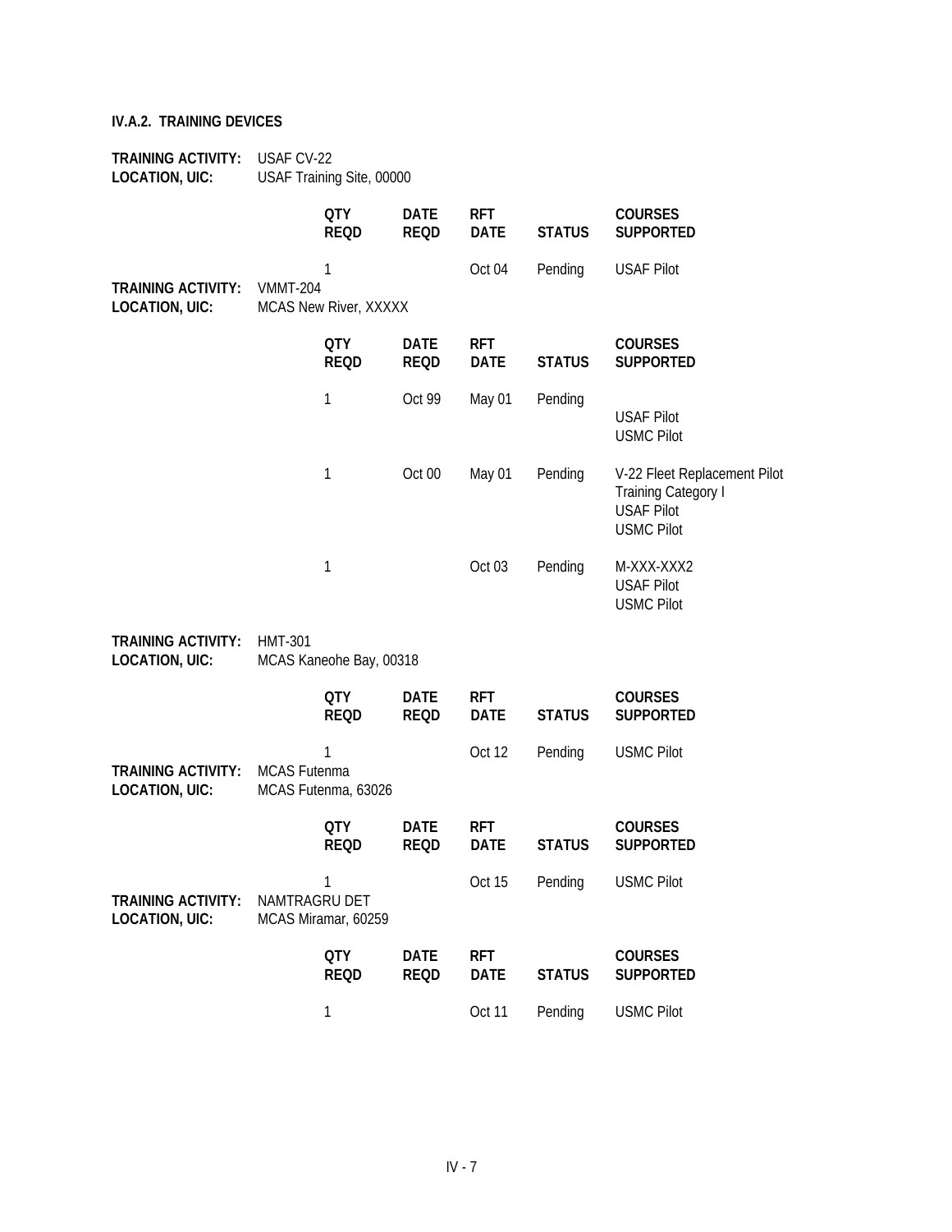**IV.A.2. TRAINING DEVICES**

**TRAINING ACTIVITY:** USAF CV-22
**LOCATION, UIC:** USAF Training Site, 00000

| QTY REQD | DATE REQD | RFT DATE | STATUS | COURSES SUPPORTED |
|---|---|---|---|---|
| 1 | | Oct 04 | Pending | USAF Pilot |

**TRAINING ACTIVITY:** VMMT-204
**LOCATION, UIC:** MCAS New River, XXXXX

| QTY REQD | DATE REQD | RFT DATE | STATUS | COURSES SUPPORTED |
|---|---|---|---|---|
| 1 | Oct 99 | May 01 | Pending | USAF Pilot<br>USMC Pilot |
| 1 | Oct 00 | May 01 | Pending | V-22 Fleet Replacement Pilot Training Category I<br>USAF Pilot<br>USMC Pilot |
| 1 | | Oct 03 | Pending | M-XXX-XXX2<br>USAF Pilot<br>USMC Pilot |

**TRAINING ACTIVITY:** HMT-301
**LOCATION, UIC:** MCAS Kaneohe Bay, 00318

| QTY REQD | DATE REQD | RFT DATE | STATUS | COURSES SUPPORTED |
|---|---|---|---|---|
| 1 | | Oct 12 | Pending | USMC Pilot |

**TRAINING ACTIVITY:** MCAS Futenma
**LOCATION, UIC:** MCAS Futenma, 63026

| QTY REQD | DATE REQD | RFT DATE | STATUS | COURSES SUPPORTED |
|---|---|---|---|---|
| 1 | | Oct 15 | Pending | USMC Pilot |

**TRAINING ACTIVITY:** NAMTRAGRU DET
**LOCATION, UIC:** MCAS Miramar, 60259

| QTY REQD | DATE REQD | RFT DATE | STATUS | COURSES SUPPORTED |
|---|---|---|---|---|
| 1 | | Oct 11 | Pending | USMC Pilot |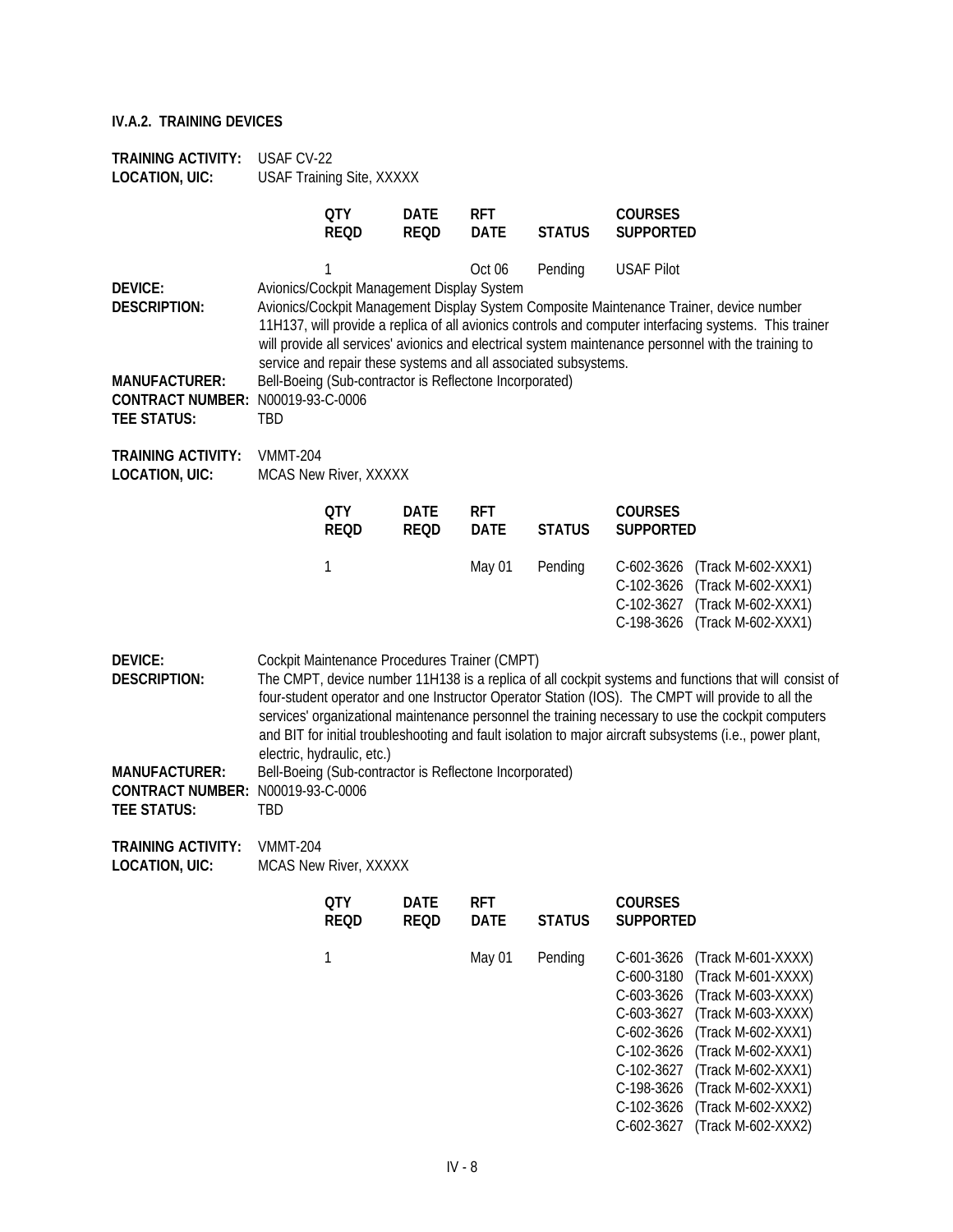**IV.A.2. TRAINING DEVICES**

**TRAINING ACTIVITY:** USAF CV-22
**LOCATION, UIC:** USAF Training Site, XXXXX

| QTY REQD | DATE REQD | RFT DATE | STATUS | COURSES SUPPORTED |
|---|---|---|---|---|
| 1 | | Oct 06 | Pending | USAF Pilot |

**DEVICE:** Avionics/Cockpit Management Display System

**DESCRIPTION:** Avionics/Cockpit Management Display System Composite Maintenance Trainer, device number 11H137, will provide a replica of all avionics controls and computer interfacing systems. This trainer will provide all services' avionics and electrical system maintenance personnel with the training to service and repair these systems and all associated subsystems.

**MANUFACTURER:** Bell-Boeing (Sub-contractor is Reflectone Incorporated)
**CONTRACT NUMBER:** N00019-93-C-0006
**TEE STATUS:** TBD

**TRAINING ACTIVITY:** VMMT-204
**LOCATION, UIC:** MCAS New River, XXXXX

| QTY REQD | DATE REQD | RFT DATE | STATUS | COURSES SUPPORTED |
|---|---|---|---|---|
| 1 | | May 01 | Pending | C-602-3626 (Track M-602-XXX1)<br>C-102-3626 (Track M-602-XXX1)<br>C-102-3627 (Track M-602-XXX1)<br>C-198-3626 (Track M-602-XXX1) |

**DEVICE:** Cockpit Maintenance Procedures Trainer (CMPT)

**DESCRIPTION:** The CMPT, device number 11H138 is a replica of all cockpit systems and functions that will consist of four-student operator and one Instructor Operator Station (IOS). The CMPT will provide to all the services' organizational maintenance personnel the training necessary to use the cockpit computers and BIT for initial troubleshooting and fault isolation to major aircraft subsystems (i.e., power plant, electric, hydraulic, etc.)

**MANUFACTURER:** Bell-Boeing (Sub-contractor is Reflectone Incorporated)
**CONTRACT NUMBER:** N00019-93-C-0006
**TEE STATUS:** TBD

**TRAINING ACTIVITY:** VMMT-204
**LOCATION, UIC:** MCAS New River, XXXXX

| QTY REQD | DATE REQD | RFT DATE | STATUS | COURSES SUPPORTED |
|---|---|---|---|---|
| 1 | | May 01 | Pending | C-601-3626 (Track M-601-XXXX)<br>C-600-3180 (Track M-601-XXXX)<br>C-603-3626 (Track M-603-XXXX)<br>C-603-3627 (Track M-603-XXXX)<br>C-602-3626 (Track M-602-XXX1)<br>C-102-3626 (Track M-602-XXX1)<br>C-102-3627 (Track M-602-XXX1)<br>C-198-3626 (Track M-602-XXX1)<br>C-102-3626 (Track M-602-XXX2)<br>C-602-3627 (Track M-602-XXX2) |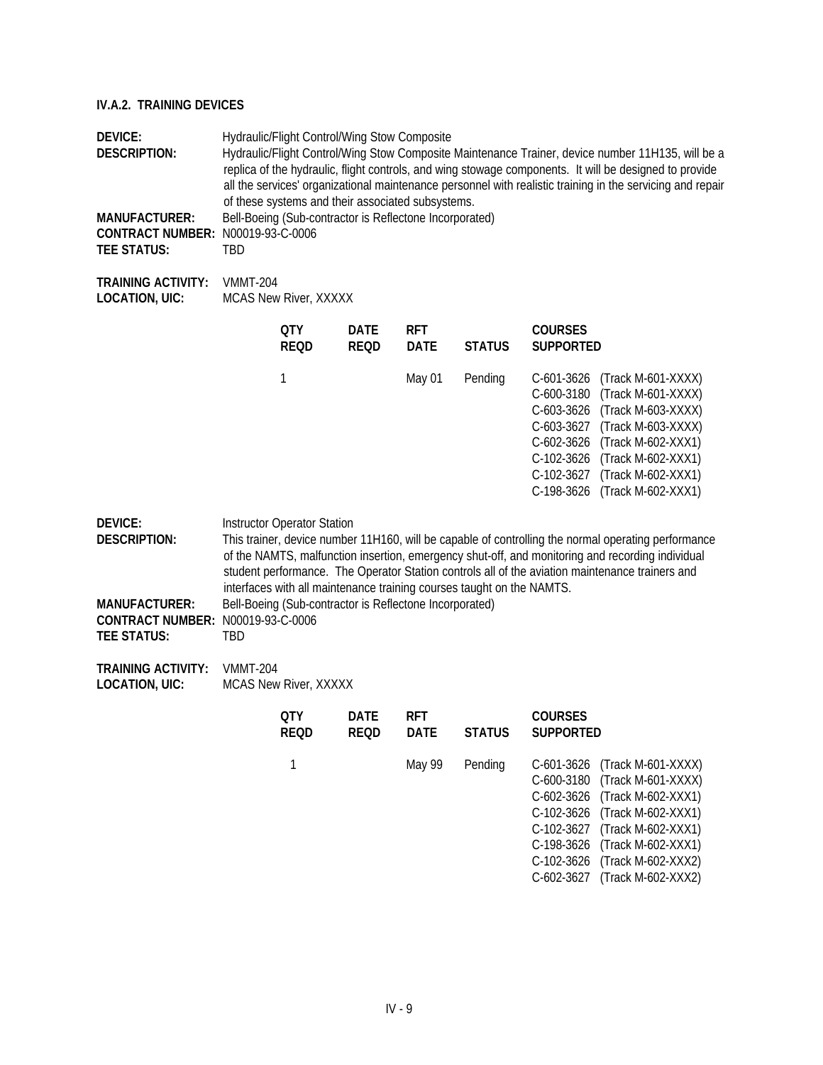### IV.A.2. TRAINING DEVICES

**DEVICE:** Hydraulic/Flight Control/Wing Stow Composite
**DESCRIPTION:** Hydraulic/Flight Control/Wing Stow Composite Maintenance Trainer, device number 11H135, will be a replica of the hydraulic, flight controls, and wing stowage components. It will be designed to provide all the services' organizational maintenance personnel with realistic training in the servicing and repair of these systems and their associated subsystems.
**MANUFACTURER:** Bell-Boeing (Sub-contractor is Reflectone Incorporated)
**CONTRACT NUMBER:** N00019-93-C-0006
**TEE STATUS:** TBD

**TRAINING ACTIVITY:** VMMT-204
**LOCATION, UIC:** MCAS New River, XXXXX

| QTY REQD | DATE REQD | RFT DATE | STATUS | COURSES SUPPORTED | |
|---|---|---|---|---|---|
| 1 | | May 01 | Pending | C-601-3626 | (Track M-601-XXXX) |
| | | | | C-600-3180 | (Track M-601-XXXX) |
| | | | | C-603-3626 | (Track M-603-XXXX) |
| | | | | C-603-3627 | (Track M-603-XXXX) |
| | | | | C-602-3626 | (Track M-602-XXX1) |
| | | | | C-102-3626 | (Track M-602-XXX1) |
| | | | | C-102-3627 | (Track M-602-XXX1) |
| | | | | C-198-3626 | (Track M-602-XXX1) |

**DEVICE:** Instructor Operator Station
**DESCRIPTION:** This trainer, device number 11H160, will be capable of controlling the normal operating performance of the NAMTS, malfunction insertion, emergency shut-off, and monitoring and recording individual student performance. The Operator Station controls all of the aviation maintenance trainers and interfaces with all maintenance training courses taught on the NAMTS.
**MANUFACTURER:** Bell-Boeing (Sub-contractor is Reflectone Incorporated)
**CONTRACT NUMBER:** N00019-93-C-0006
**TEE STATUS:** TBD

**TRAINING ACTIVITY:** VMMT-204
**LOCATION, UIC:** MCAS New River, XXXXX

| QTY REQD | DATE REQD | RFT DATE | STATUS | COURSES SUPPORTED | |
|---|---|---|---|---|---|
| 1 | | May 99 | Pending | C-601-3626 | (Track M-601-XXXX) |
| | | | | C-600-3180 | (Track M-601-XXXX) |
| | | | | C-602-3626 | (Track M-602-XXX1) |
| | | | | C-102-3626 | (Track M-602-XXX1) |
| | | | | C-102-3627 | (Track M-602-XXX1) |
| | | | | C-198-3626 | (Track M-602-XXX1) |
| | | | | C-102-3626 | (Track M-602-XXX2) |
| | | | | C-602-3627 | (Track M-602-XXX2) |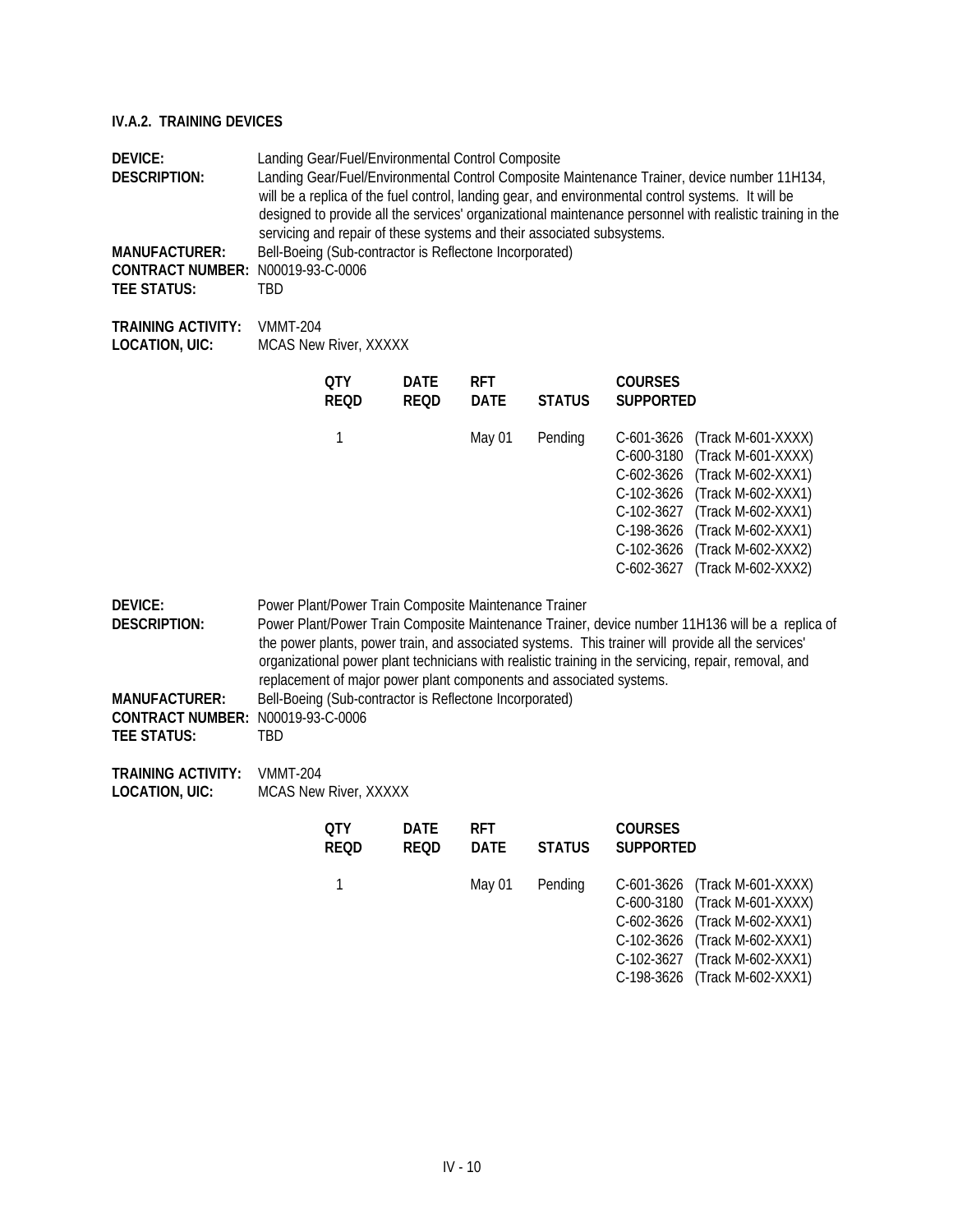**IV.A.2. TRAINING DEVICES**

**DEVICE:** Landing Gear/Fuel/Environmental Control Composite
**DESCRIPTION:** Landing Gear/Fuel/Environmental Control Composite Maintenance Trainer, device number 11H134, will be a replica of the fuel control, landing gear, and environmental control systems. It will be designed to provide all the services' organizational maintenance personnel with realistic training in the servicing and repair of these systems and their associated subsystems.
**MANUFACTURER:** Bell-Boeing (Sub-contractor is Reflectone Incorporated)
**CONTRACT NUMBER:** N00019-93-C-0006
**TEE STATUS:** TBD

**TRAINING ACTIVITY:** VMMT-204
**LOCATION, UIC:** MCAS New River, XXXXX

| QTY REQD | DATE REQD | RFT DATE | STATUS | COURSES SUPPORTED |
|---|---|---|---|---|
| 1 | | May 01 | Pending | C-601-3626 (Track M-601-XXXX) |
| | | | | C-600-3180 (Track M-601-XXXX) |
| | | | | C-602-3626 (Track M-602-XXX1) |
| | | | | C-102-3626 (Track M-602-XXX1) |
| | | | | C-102-3627 (Track M-602-XXX1) |
| | | | | C-198-3626 (Track M-602-XXX1) |
| | | | | C-102-3626 (Track M-602-XXX2) |
| | | | | C-602-3627 (Track M-602-XXX2) |

**DEVICE:** Power Plant/Power Train Composite Maintenance Trainer
**DESCRIPTION:** Power Plant/Power Train Composite Maintenance Trainer, device number 11H136 will be a replica of the power plants, power train, and associated systems. This trainer will provide all the services' organizational power plant technicians with realistic training in the servicing, repair, removal, and replacement of major power plant components and associated systems.
**MANUFACTURER:** Bell-Boeing (Sub-contractor is Reflectone Incorporated)
**CONTRACT NUMBER:** N00019-93-C-0006
**TEE STATUS:** TBD

**TRAINING ACTIVITY:** VMMT-204
**LOCATION, UIC:** MCAS New River, XXXXX

| QTY REQD | DATE REQD | RFT DATE | STATUS | COURSES SUPPORTED |
|---|---|---|---|---|
| 1 | | May 01 | Pending | C-601-3626 (Track M-601-XXXX) |
| | | | | C-600-3180 (Track M-601-XXXX) |
| | | | | C-602-3626 (Track M-602-XXX1) |
| | | | | C-102-3626 (Track M-602-XXX1) |
| | | | | C-102-3627 (Track M-602-XXX1) |
| | | | | C-198-3626 (Track M-602-XXX1) |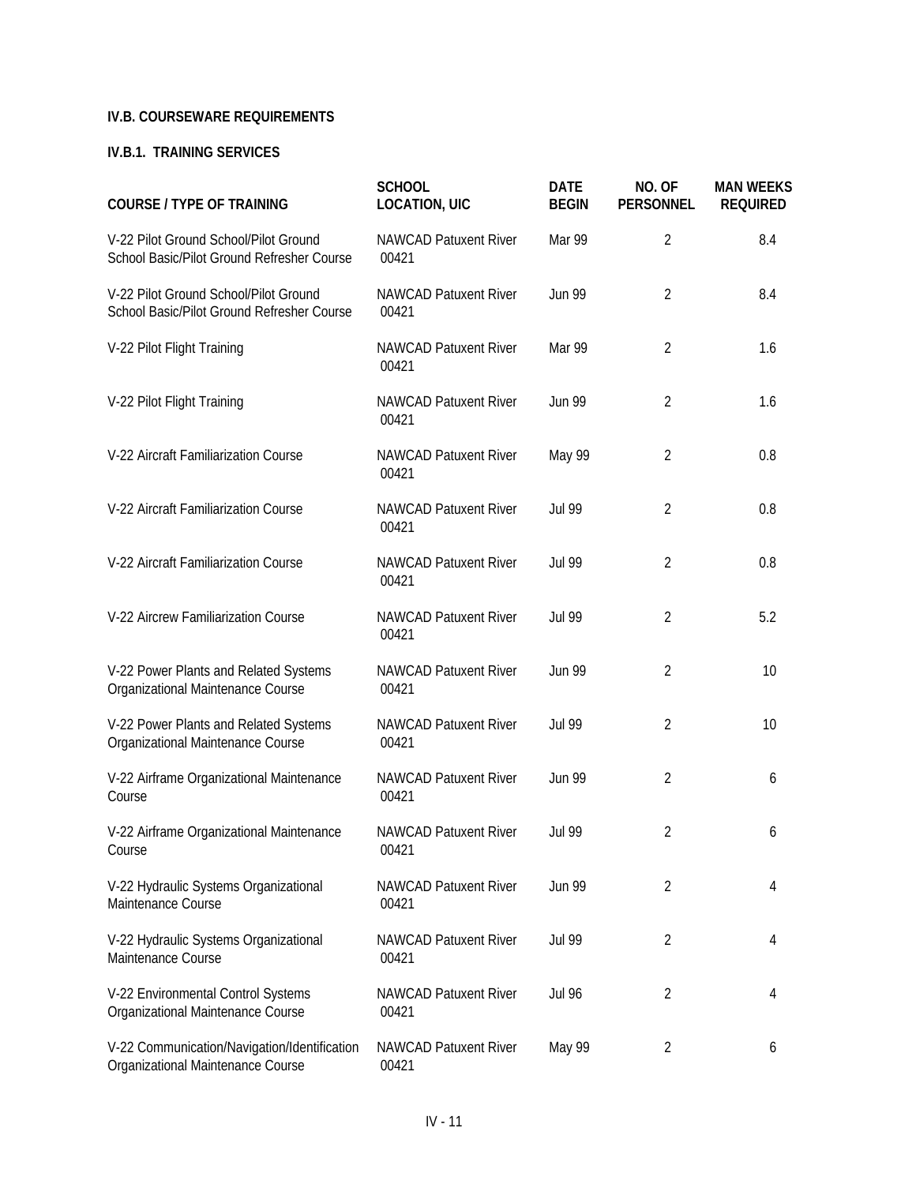**IV.B. COURSEWARE REQUIREMENTS**

**IV.B.1. TRAINING SERVICES**

| COURSE / TYPE OF TRAINING | SCHOOL LOCATION, UIC | DATE BEGIN | NO. OF PERSONNEL | MAN WEEKS REQUIRED |
|---|---|---|---|---|
| V-22 Pilot Ground School/Pilot Ground School Basic/Pilot Ground Refresher Course | NAWCAD Patuxent River 00421 | Mar 99 | 2 | 8.4 |
| V-22 Pilot Ground School/Pilot Ground School Basic/Pilot Ground Refresher Course | NAWCAD Patuxent River 00421 | Jun 99 | 2 | 8.4 |
| V-22 Pilot Flight Training | NAWCAD Patuxent River 00421 | Mar 99 | 2 | 1.6 |
| V-22 Pilot Flight Training | NAWCAD Patuxent River 00421 | Jun 99 | 2 | 1.6 |
| V-22 Aircraft Familiarization Course | NAWCAD Patuxent River 00421 | May 99 | 2 | 0.8 |
| V-22 Aircraft Familiarization Course | NAWCAD Patuxent River 00421 | Jul 99 | 2 | 0.8 |
| V-22 Aircraft Familiarization Course | NAWCAD Patuxent River 00421 | Jul 99 | 2 | 0.8 |
| V-22 Aircrew Familiarization Course | NAWCAD Patuxent River 00421 | Jul 99 | 2 | 5.2 |
| V-22 Power Plants and Related Systems Organizational Maintenance Course | NAWCAD Patuxent River 00421 | Jun 99 | 2 | 10 |
| V-22 Power Plants and Related Systems Organizational Maintenance Course | NAWCAD Patuxent River 00421 | Jul 99 | 2 | 10 |
| V-22 Airframe Organizational Maintenance Course | NAWCAD Patuxent River 00421 | Jun 99 | 2 | 6 |
| V-22 Airframe Organizational Maintenance Course | NAWCAD Patuxent River 00421 | Jul 99 | 2 | 6 |
| V-22 Hydraulic Systems Organizational Maintenance Course | NAWCAD Patuxent River 00421 | Jun 99 | 2 | 4 |
| V-22 Hydraulic Systems Organizational Maintenance Course | NAWCAD Patuxent River 00421 | Jul 99 | 2 | 4 |
| V-22 Environmental Control Systems Organizational Maintenance Course | NAWCAD Patuxent River 00421 | Jul 96 | 2 | 4 |
| V-22 Communication/Navigation/Identification Organizational Maintenance Course | NAWCAD Patuxent River 00421 | May 99 | 2 | 6 |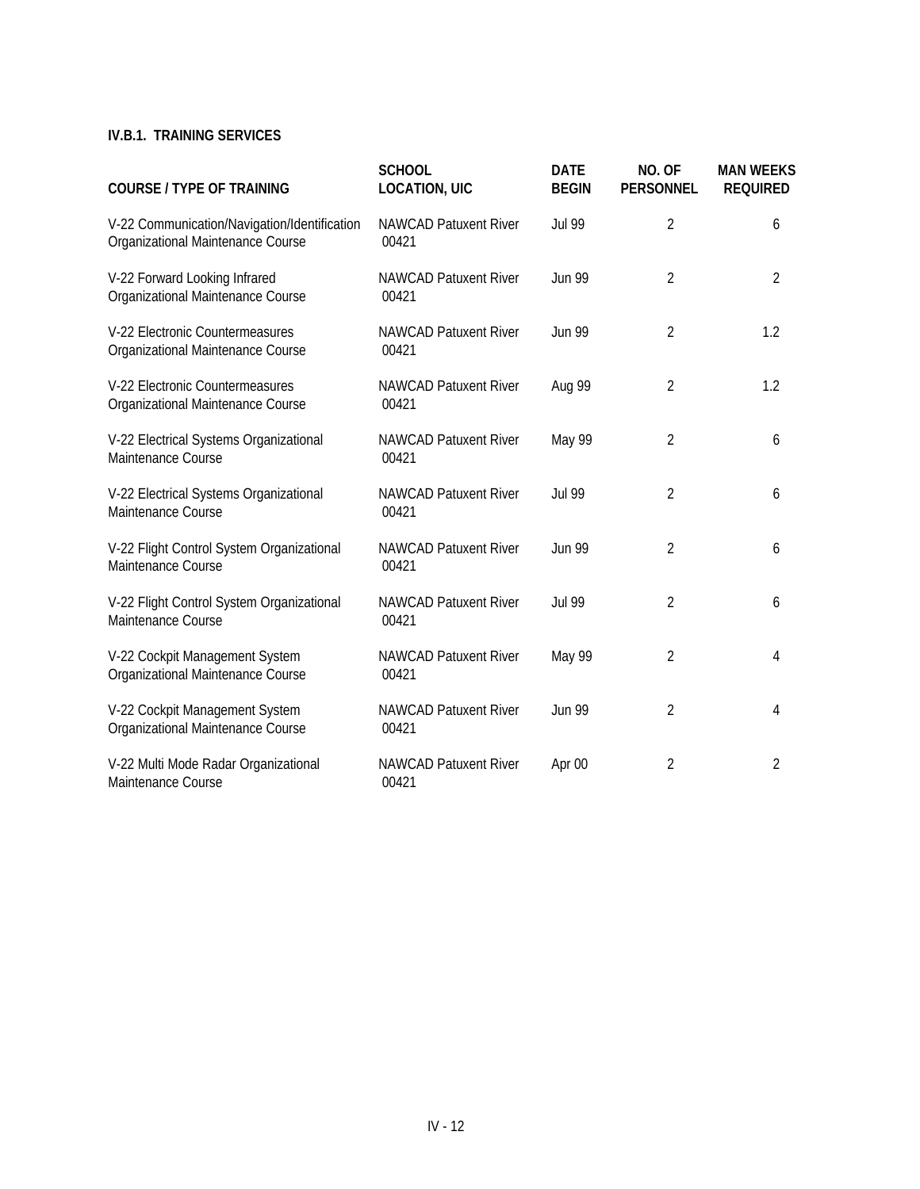**IV.B.1. TRAINING SERVICES**

| COURSE / TYPE OF TRAINING | SCHOOL LOCATION, UIC | DATE BEGIN | NO. OF PERSONNEL | MAN WEEKS REQUIRED |
|---|---|---|---|---|
| V-22 Communication/Navigation/Identification Organizational Maintenance Course | NAWCAD Patuxent River 00421 | Jul 99 | 2 | 6 |
| V-22 Forward Looking Infrared Organizational Maintenance Course | NAWCAD Patuxent River 00421 | Jun 99 | 2 | 2 |
| V-22 Electronic Countermeasures Organizational Maintenance Course | NAWCAD Patuxent River 00421 | Jun 99 | 2 | 1.2 |
| V-22 Electronic Countermeasures Organizational Maintenance Course | NAWCAD Patuxent River 00421 | Aug 99 | 2 | 1.2 |
| V-22 Electrical Systems Organizational Maintenance Course | NAWCAD Patuxent River 00421 | May 99 | 2 | 6 |
| V-22 Electrical Systems Organizational Maintenance Course | NAWCAD Patuxent River 00421 | Jul 99 | 2 | 6 |
| V-22 Flight Control System Organizational Maintenance Course | NAWCAD Patuxent River 00421 | Jun 99 | 2 | 6 |
| V-22 Flight Control System Organizational Maintenance Course | NAWCAD Patuxent River 00421 | Jul 99 | 2 | 6 |
| V-22 Cockpit Management System Organizational Maintenance Course | NAWCAD Patuxent River 00421 | May 99 | 2 | 4 |
| V-22 Cockpit Management System Organizational Maintenance Course | NAWCAD Patuxent River 00421 | Jun 99 | 2 | 4 |
| V-22 Multi Mode Radar Organizational Maintenance Course | NAWCAD Patuxent River 00421 | Apr 00 | 2 | 2 |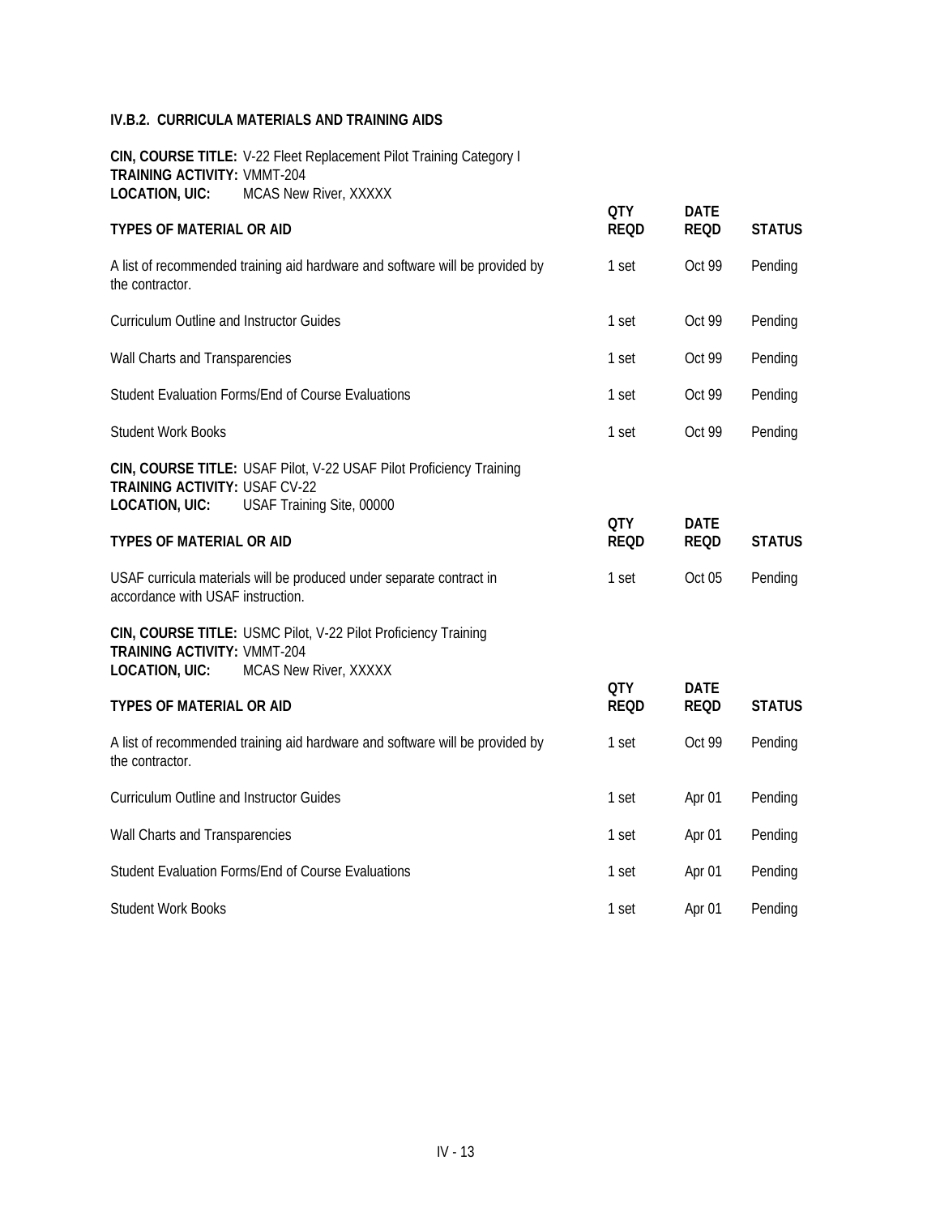### IV.B.2. CURRICULA MATERIALS AND TRAINING AIDS

**CIN, COURSE TITLE:** V-22 Fleet Replacement Pilot Training Category I
**TRAINING ACTIVITY:** VMMT-204
**LOCATION, UIC:** MCAS New River, XXXXX

| TYPES OF MATERIAL OR AID | QTY REQD | DATE REQD | STATUS |
|---|---|---|---|
| A list of recommended training aid hardware and software will be provided by the contractor. | 1 set | Oct 99 | Pending |
| Curriculum Outline and Instructor Guides | 1 set | Oct 99 | Pending |
| Wall Charts and Transparencies | 1 set | Oct 99 | Pending |
| Student Evaluation Forms/End of Course Evaluations | 1 set | Oct 99 | Pending |
| Student Work Books | 1 set | Oct 99 | Pending |

**CIN, COURSE TITLE:** USAF Pilot, V-22 USAF Pilot Proficiency Training
**TRAINING ACTIVITY:** USAF CV-22
**LOCATION, UIC:** USAF Training Site, 00000

| TYPES OF MATERIAL OR AID | QTY REQD | DATE REQD | STATUS |
|---|---|---|---|
| USAF curricula materials will be produced under separate contract in accordance with USAF instruction. | 1 set | Oct 05 | Pending |

**CIN, COURSE TITLE:** USMC Pilot, V-22 Pilot Proficiency Training
**TRAINING ACTIVITY:** VMMT-204
**LOCATION, UIC:** MCAS New River, XXXXX

| TYPES OF MATERIAL OR AID | QTY REQD | DATE REQD | STATUS |
|---|---|---|---|
| A list of recommended training aid hardware and software will be provided by the contractor. | 1 set | Oct 99 | Pending |
| Curriculum Outline and Instructor Guides | 1 set | Apr 01 | Pending |
| Wall Charts and Transparencies | 1 set | Apr 01 | Pending |
| Student Evaluation Forms/End of Course Evaluations | 1 set | Apr 01 | Pending |
| Student Work Books | 1 set | Apr 01 | Pending |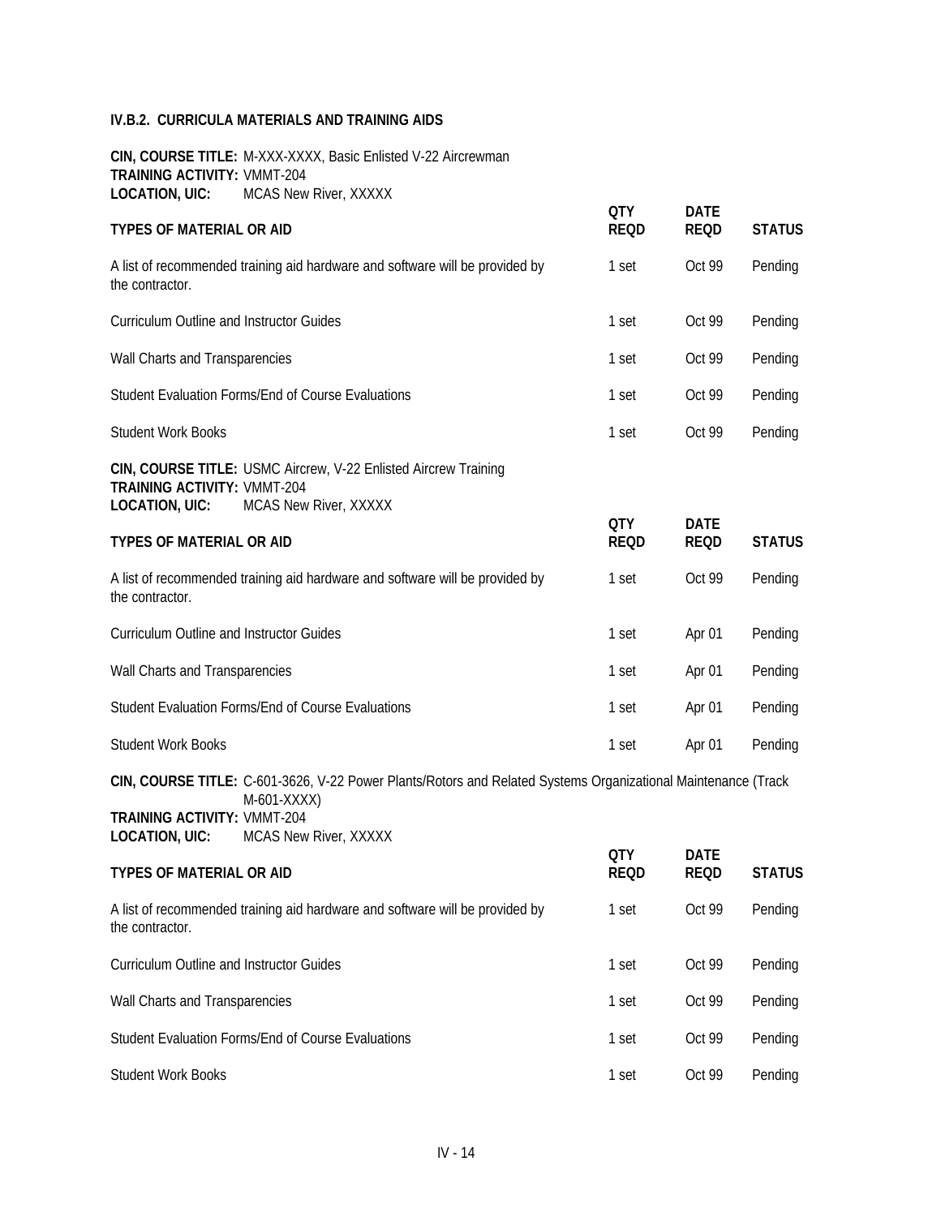#### IV.B.2. CURRICULA MATERIALS AND TRAINING AIDS

**CIN, COURSE TITLE:** M-XXX-XXXX, Basic Enlisted V-22 Aircrewman
**TRAINING ACTIVITY:** VMMT-204
**LOCATION, UIC:** MCAS New River, XXXXX

| TYPES OF MATERIAL OR AID | QTY REQD | DATE REQD | STATUS |
|---|---|---|---|
| A list of recommended training aid hardware and software will be provided by the contractor. | 1 set | Oct 99 | Pending |
| Curriculum Outline and Instructor Guides | 1 set | Oct 99 | Pending |
| Wall Charts and Transparencies | 1 set | Oct 99 | Pending |
| Student Evaluation Forms/End of Course Evaluations | 1 set | Oct 99 | Pending |
| Student Work Books | 1 set | Oct 99 | Pending |

**CIN, COURSE TITLE:** USMC Aircrew, V-22 Enlisted Aircrew Training
**TRAINING ACTIVITY:** VMMT-204
**LOCATION, UIC:** MCAS New River, XXXXX

| TYPES OF MATERIAL OR AID | QTY REQD | DATE REQD | STATUS |
|---|---|---|---|
| A list of recommended training aid hardware and software will be provided by the contractor. | 1 set | Oct 99 | Pending |
| Curriculum Outline and Instructor Guides | 1 set | Apr 01 | Pending |
| Wall Charts and Transparencies | 1 set | Apr 01 | Pending |
| Student Evaluation Forms/End of Course Evaluations | 1 set | Apr 01 | Pending |
| Student Work Books | 1 set | Apr 01 | Pending |

**CIN, COURSE TITLE:** C-601-3626, V-22 Power Plants/Rotors and Related Systems Organizational Maintenance (Track M-601-XXXX)
**TRAINING ACTIVITY:** VMMT-204
**LOCATION, UIC:** MCAS New River, XXXXX

| TYPES OF MATERIAL OR AID | QTY REQD | DATE REQD | STATUS |
|---|---|---|---|
| A list of recommended training aid hardware and software will be provided by the contractor. | 1 set | Oct 99 | Pending |
| Curriculum Outline and Instructor Guides | 1 set | Oct 99 | Pending |
| Wall Charts and Transparencies | 1 set | Oct 99 | Pending |
| Student Evaluation Forms/End of Course Evaluations | 1 set | Oct 99 | Pending |
| Student Work Books | 1 set | Oct 99 | Pending |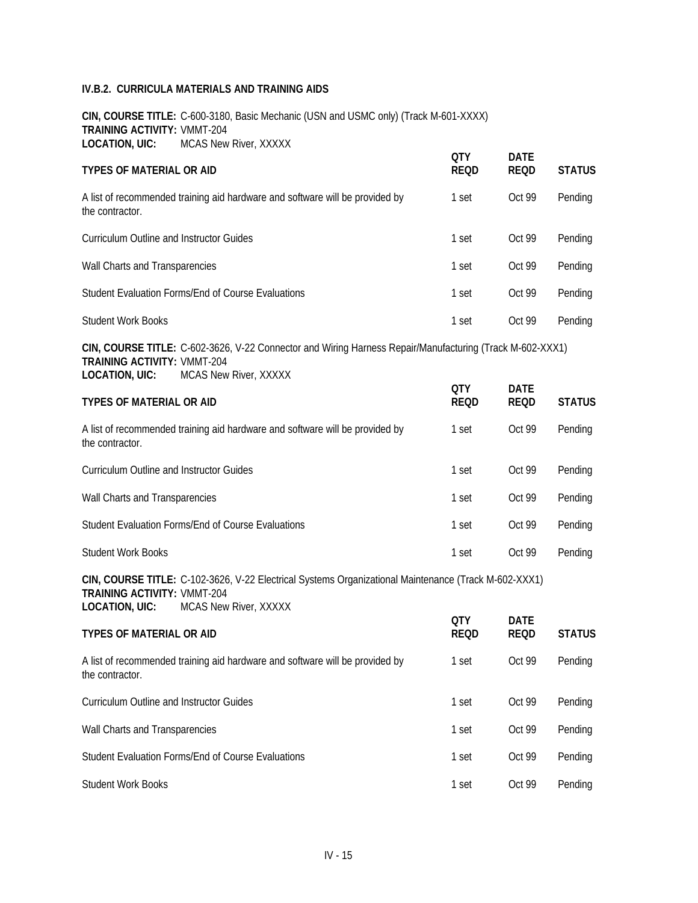### IV.B.2. CURRICULA MATERIALS AND TRAINING AIDS

**CIN, COURSE TITLE:** C-600-3180, Basic Mechanic (USN and USMC only) (Track M-601-XXXX)
**TRAINING ACTIVITY:** VMMT-204
**LOCATION, UIC:** MCAS New River, XXXXX

| TYPES OF MATERIAL OR AID | QTY REQD | DATE REQD | STATUS |
|---|---|---|---|
| A list of recommended training aid hardware and software will be provided by the contractor. | 1 set | Oct 99 | Pending |
| Curriculum Outline and Instructor Guides | 1 set | Oct 99 | Pending |
| Wall Charts and Transparencies | 1 set | Oct 99 | Pending |
| Student Evaluation Forms/End of Course Evaluations | 1 set | Oct 99 | Pending |
| Student Work Books | 1 set | Oct 99 | Pending |

**CIN, COURSE TITLE:** C-602-3626, V-22 Connector and Wiring Harness Repair/Manufacturing (Track M-602-XXX1)
**TRAINING ACTIVITY:** VMMT-204
**LOCATION, UIC:** MCAS New River, XXXXX

| TYPES OF MATERIAL OR AID | QTY REQD | DATE REQD | STATUS |
|---|---|---|---|
| A list of recommended training aid hardware and software will be provided by the contractor. | 1 set | Oct 99 | Pending |
| Curriculum Outline and Instructor Guides | 1 set | Oct 99 | Pending |
| Wall Charts and Transparencies | 1 set | Oct 99 | Pending |
| Student Evaluation Forms/End of Course Evaluations | 1 set | Oct 99 | Pending |
| Student Work Books | 1 set | Oct 99 | Pending |

**CIN, COURSE TITLE:** C-102-3626, V-22 Electrical Systems Organizational Maintenance (Track M-602-XXX1)
**TRAINING ACTIVITY:** VMMT-204
**LOCATION, UIC:** MCAS New River, XXXXX

| TYPES OF MATERIAL OR AID | QTY REQD | DATE REQD | STATUS |
|---|---|---|---|
| A list of recommended training aid hardware and software will be provided by the contractor. | 1 set | Oct 99 | Pending |
| Curriculum Outline and Instructor Guides | 1 set | Oct 99 | Pending |
| Wall Charts and Transparencies | 1 set | Oct 99 | Pending |
| Student Evaluation Forms/End of Course Evaluations | 1 set | Oct 99 | Pending |
| Student Work Books | 1 set | Oct 99 | Pending |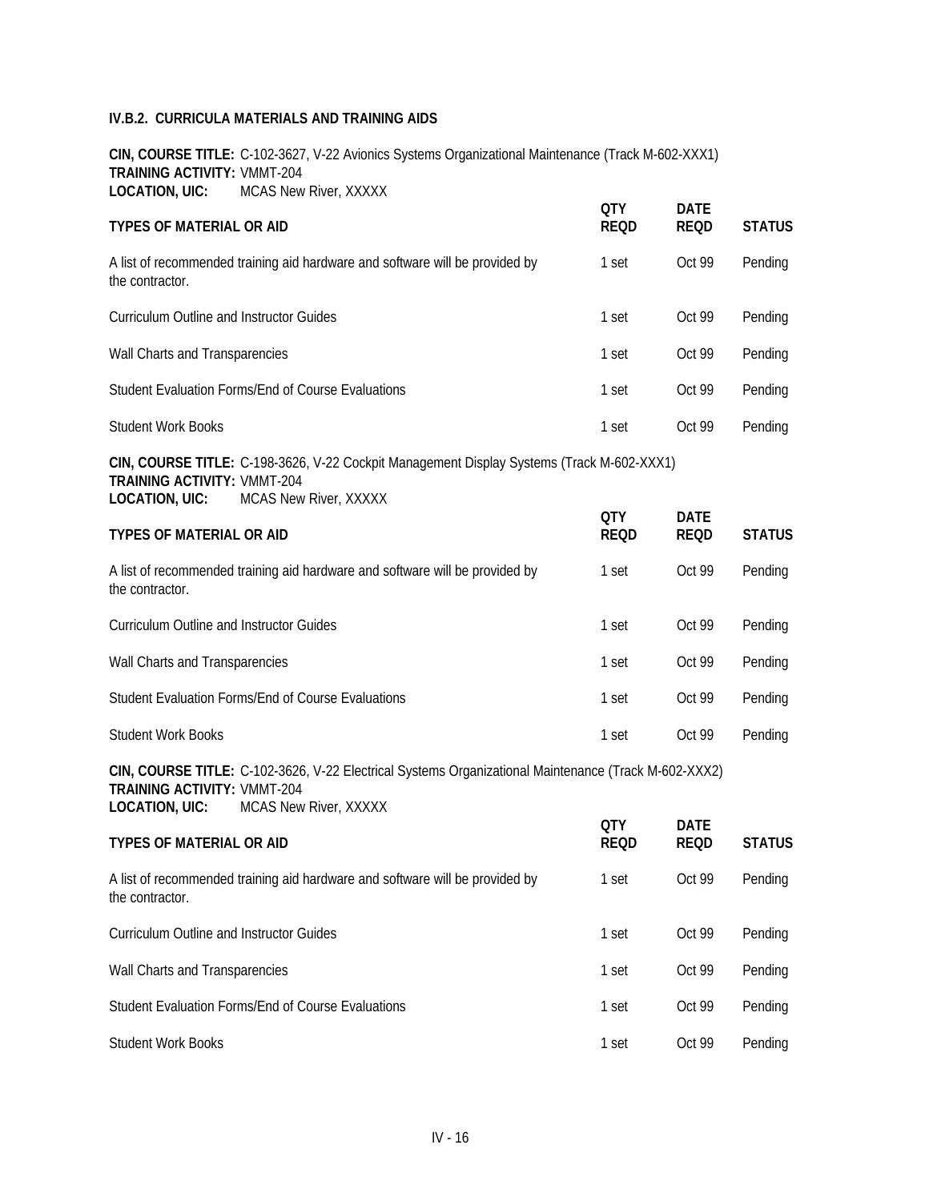**IV.B.2. CURRICULA MATERIALS AND TRAINING AIDS**

**CIN, COURSE TITLE:** C-102-3627, V-22 Avionics Systems Organizational Maintenance (Track M-602-XXX1)
**TRAINING ACTIVITY:** VMMT-204
**LOCATION, UIC:** MCAS New River, XXXXX

| TYPES OF MATERIAL OR AID | QTY REQD | DATE REQD | STATUS |
|---|---|---|---|
| A list of recommended training aid hardware and software will be provided by the contractor. | 1 set | Oct 99 | Pending |
| Curriculum Outline and Instructor Guides | 1 set | Oct 99 | Pending |
| Wall Charts and Transparencies | 1 set | Oct 99 | Pending |
| Student Evaluation Forms/End of Course Evaluations | 1 set | Oct 99 | Pending |
| Student Work Books | 1 set | Oct 99 | Pending |

**CIN, COURSE TITLE:** C-198-3626, V-22 Cockpit Management Display Systems (Track M-602-XXX1)
**TRAINING ACTIVITY:** VMMT-204
**LOCATION, UIC:** MCAS New River, XXXXX

| TYPES OF MATERIAL OR AID | QTY REQD | DATE REQD | STATUS |
|---|---|---|---|
| A list of recommended training aid hardware and software will be provided by the contractor. | 1 set | Oct 99 | Pending |
| Curriculum Outline and Instructor Guides | 1 set | Oct 99 | Pending |
| Wall Charts and Transparencies | 1 set | Oct 99 | Pending |
| Student Evaluation Forms/End of Course Evaluations | 1 set | Oct 99 | Pending |
| Student Work Books | 1 set | Oct 99 | Pending |

**CIN, COURSE TITLE:** C-102-3626, V-22 Electrical Systems Organizational Maintenance (Track M-602-XXX2)
**TRAINING ACTIVITY:** VMMT-204
**LOCATION, UIC:** MCAS New River, XXXXX

| TYPES OF MATERIAL OR AID | QTY REQD | DATE REQD | STATUS |
|---|---|---|---|
| A list of recommended training aid hardware and software will be provided by the contractor. | 1 set | Oct 99 | Pending |
| Curriculum Outline and Instructor Guides | 1 set | Oct 99 | Pending |
| Wall Charts and Transparencies | 1 set | Oct 99 | Pending |
| Student Evaluation Forms/End of Course Evaluations | 1 set | Oct 99 | Pending |
| Student Work Books | 1 set | Oct 99 | Pending |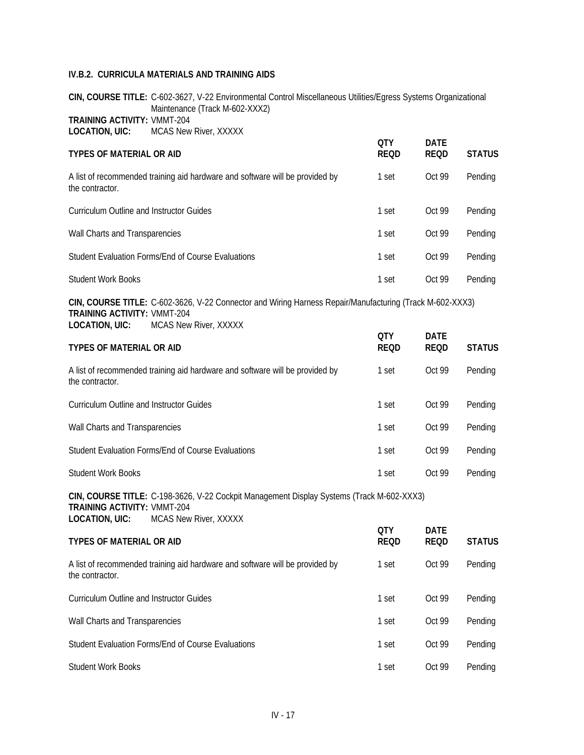**IV.B.2. CURRICULA MATERIALS AND TRAINING AIDS**

**CIN, COURSE TITLE:** C-602-3627, V-22 Environmental Control Miscellaneous Utilities/Egress Systems Organizational Maintenance (Track M-602-XXX2)
**TRAINING ACTIVITY:** VMMT-204
**LOCATION, UIC:** MCAS New River, XXXXX

| TYPES OF MATERIAL OR AID | QTY REQD | DATE REQD | STATUS |
|---|---|---|---|
| A list of recommended training aid hardware and software will be provided by the contractor. | 1 set | Oct 99 | Pending |
| Curriculum Outline and Instructor Guides | 1 set | Oct 99 | Pending |
| Wall Charts and Transparencies | 1 set | Oct 99 | Pending |
| Student Evaluation Forms/End of Course Evaluations | 1 set | Oct 99 | Pending |
| Student Work Books | 1 set | Oct 99 | Pending |

**CIN, COURSE TITLE:** C-602-3626, V-22 Connector and Wiring Harness Repair/Manufacturing (Track M-602-XXX3)
**TRAINING ACTIVITY:** VMMT-204
**LOCATION, UIC:** MCAS New River, XXXXX

| TYPES OF MATERIAL OR AID | QTY REQD | DATE REQD | STATUS |
|---|---|---|---|
| A list of recommended training aid hardware and software will be provided by the contractor. | 1 set | Oct 99 | Pending |
| Curriculum Outline and Instructor Guides | 1 set | Oct 99 | Pending |
| Wall Charts and Transparencies | 1 set | Oct 99 | Pending |
| Student Evaluation Forms/End of Course Evaluations | 1 set | Oct 99 | Pending |
| Student Work Books | 1 set | Oct 99 | Pending |

**CIN, COURSE TITLE:** C-198-3626, V-22 Cockpit Management Display Systems (Track M-602-XXX3)
**TRAINING ACTIVITY:** VMMT-204
**LOCATION, UIC:** MCAS New River, XXXXX

| TYPES OF MATERIAL OR AID | QTY REQD | DATE REQD | STATUS |
|---|---|---|---|
| A list of recommended training aid hardware and software will be provided by the contractor. | 1 set | Oct 99 | Pending |
| Curriculum Outline and Instructor Guides | 1 set | Oct 99 | Pending |
| Wall Charts and Transparencies | 1 set | Oct 99 | Pending |
| Student Evaluation Forms/End of Course Evaluations | 1 set | Oct 99 | Pending |
| Student Work Books | 1 set | Oct 99 | Pending |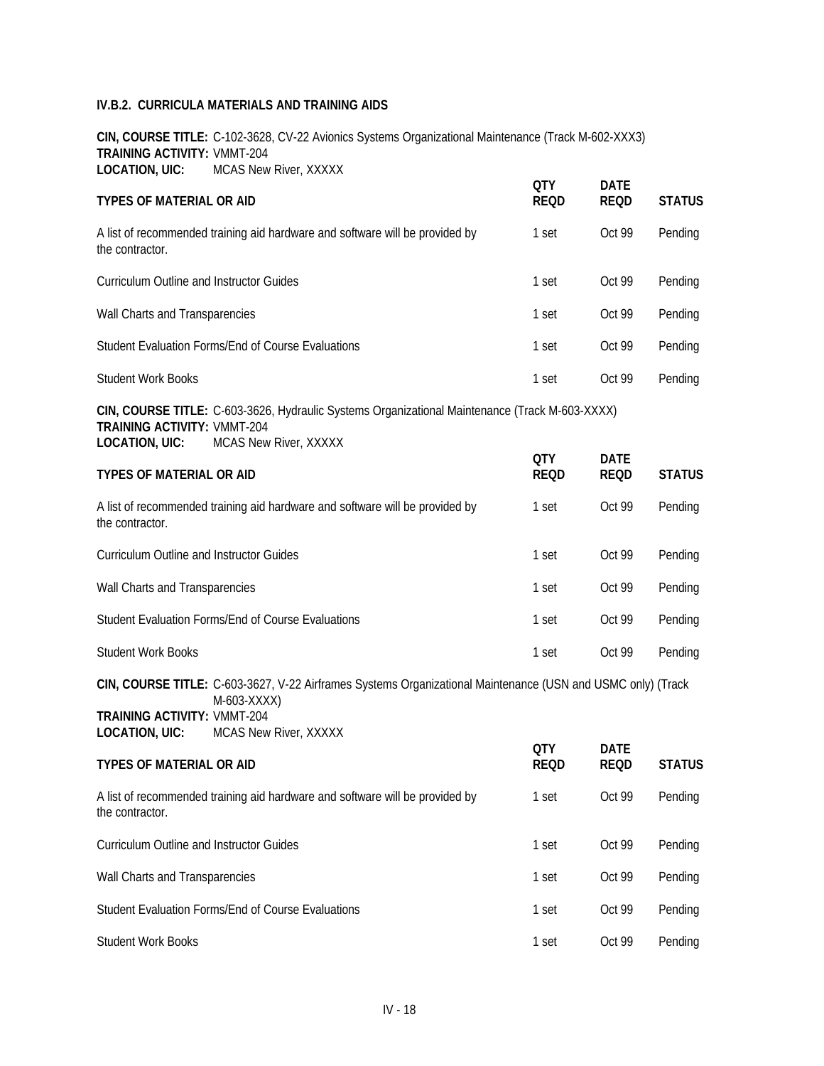## IV.B.2. CURRICULA MATERIALS AND TRAINING AIDS

**CIN, COURSE TITLE:** C-102-3628, CV-22 Avionics Systems Organizational Maintenance (Track M-602-XXX3)
**TRAINING ACTIVITY:** VMMT-204
**LOCATION, UIC:** MCAS New River, XXXXX

| TYPES OF MATERIAL OR AID | QTY REQD | DATE REQD | STATUS |
|---|---|---|---|
| A list of recommended training aid hardware and software will be provided by the contractor. | 1 set | Oct 99 | Pending |
| Curriculum Outline and Instructor Guides | 1 set | Oct 99 | Pending |
| Wall Charts and Transparencies | 1 set | Oct 99 | Pending |
| Student Evaluation Forms/End of Course Evaluations | 1 set | Oct 99 | Pending |
| Student Work Books | 1 set | Oct 99 | Pending |

**CIN, COURSE TITLE:** C-603-3626, Hydraulic Systems Organizational Maintenance (Track M-603-XXXX)
**TRAINING ACTIVITY:** VMMT-204
**LOCATION, UIC:** MCAS New River, XXXXX

| TYPES OF MATERIAL OR AID | QTY REQD | DATE REQD | STATUS |
|---|---|---|---|
| A list of recommended training aid hardware and software will be provided by the contractor. | 1 set | Oct 99 | Pending |
| Curriculum Outline and Instructor Guides | 1 set | Oct 99 | Pending |
| Wall Charts and Transparencies | 1 set | Oct 99 | Pending |
| Student Evaluation Forms/End of Course Evaluations | 1 set | Oct 99 | Pending |
| Student Work Books | 1 set | Oct 99 | Pending |

**CIN, COURSE TITLE:** C-603-3627, V-22 Airframes Systems Organizational Maintenance (USN and USMC only) (Track M-603-XXXX)
**TRAINING ACTIVITY:** VMMT-204
**LOCATION, UIC:** MCAS New River, XXXXX

| TYPES OF MATERIAL OR AID | QTY REQD | DATE REQD | STATUS |
|---|---|---|---|
| A list of recommended training aid hardware and software will be provided by the contractor. | 1 set | Oct 99 | Pending |
| Curriculum Outline and Instructor Guides | 1 set | Oct 99 | Pending |
| Wall Charts and Transparencies | 1 set | Oct 99 | Pending |
| Student Evaluation Forms/End of Course Evaluations | 1 set | Oct 99 | Pending |
| Student Work Books | 1 set | Oct 99 | Pending |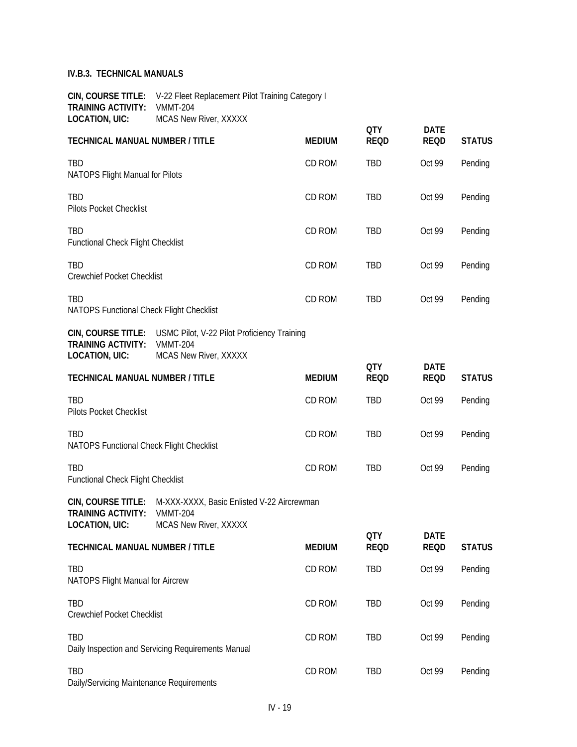### IV.B.3. TECHNICAL MANUALS

**CIN, COURSE TITLE:** V-22 Fleet Replacement Pilot Training Category I
**TRAINING ACTIVITY:** VMMT-204
**LOCATION, UIC:** MCAS New River, XXXXX

| TECHNICAL MANUAL NUMBER / TITLE | MEDIUM | QTY REQD | DATE REQD | STATUS |
|---|---|---|---|---|
| TBD<br>NATOPS Flight Manual for Pilots | CD ROM | TBD | Oct 99 | Pending |
| TBD<br>Pilots Pocket Checklist | CD ROM | TBD | Oct 99 | Pending |
| TBD<br>Functional Check Flight Checklist | CD ROM | TBD | Oct 99 | Pending |
| TBD<br>Crewchief Pocket Checklist | CD ROM | TBD | Oct 99 | Pending |
| TBD<br>NATOPS Functional Check Flight Checklist | CD ROM | TBD | Oct 99 | Pending |

**CIN, COURSE TITLE:** USMC Pilot, V-22 Pilot Proficiency Training
**TRAINING ACTIVITY:** VMMT-204
**LOCATION, UIC:** MCAS New River, XXXXX

| TECHNICAL MANUAL NUMBER / TITLE | MEDIUM | QTY REQD | DATE REQD | STATUS |
|---|---|---|---|---|
| TBD<br>Pilots Pocket Checklist | CD ROM | TBD | Oct 99 | Pending |
| TBD<br>NATOPS Functional Check Flight Checklist | CD ROM | TBD | Oct 99 | Pending |
| TBD<br>Functional Check Flight Checklist | CD ROM | TBD | Oct 99 | Pending |

**CIN, COURSE TITLE:** M-XXX-XXXX, Basic Enlisted V-22 Aircrewman
**TRAINING ACTIVITY:** VMMT-204
**LOCATION, UIC:** MCAS New River, XXXXX

| TECHNICAL MANUAL NUMBER / TITLE | MEDIUM | QTY REQD | DATE REQD | STATUS |
|---|---|---|---|---|
| TBD<br>NATOPS Flight Manual for Aircrew | CD ROM | TBD | Oct 99 | Pending |
| TBD<br>Crewchief Pocket Checklist | CD ROM | TBD | Oct 99 | Pending |
| TBD<br>Daily Inspection and Servicing Requirements Manual | CD ROM | TBD | Oct 99 | Pending |
| TBD<br>Daily/Servicing Maintenance Requirements | CD ROM | TBD | Oct 99 | Pending |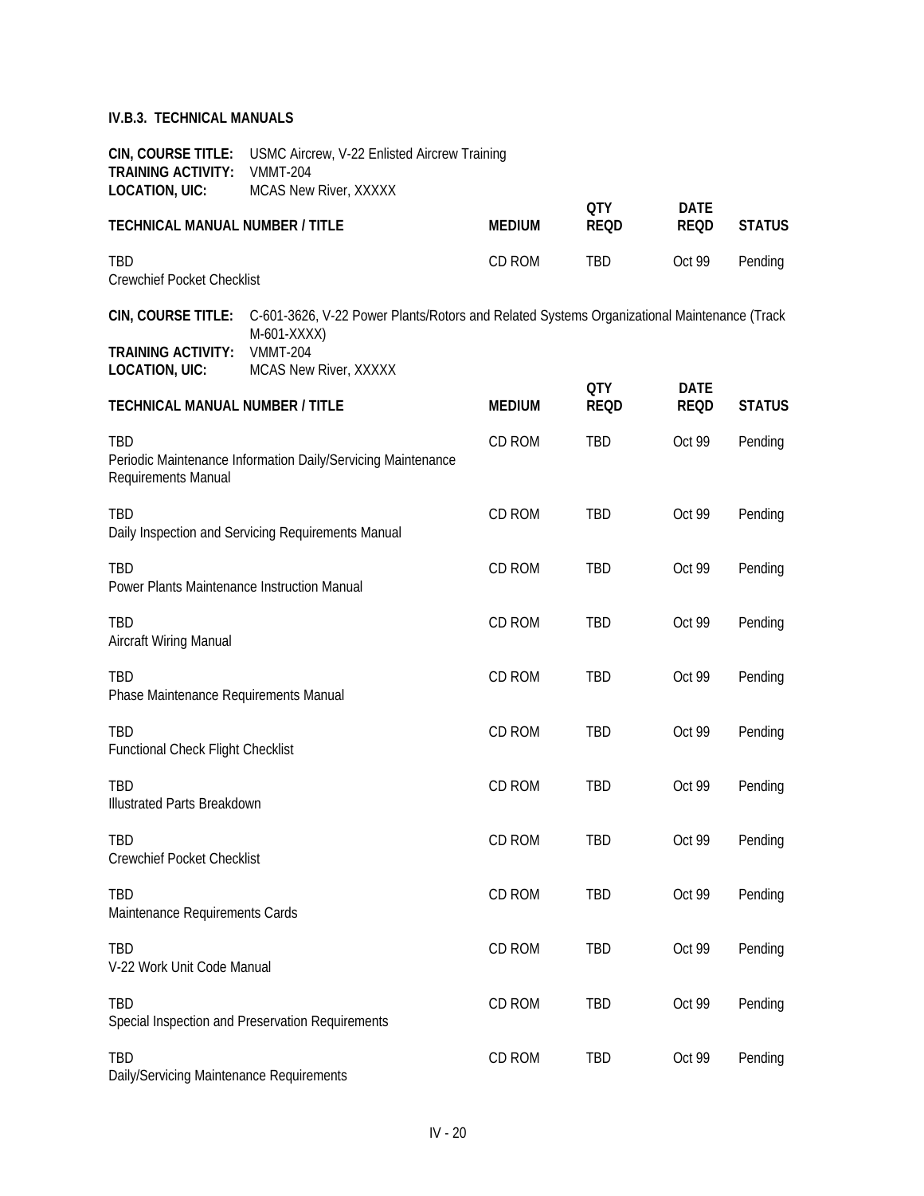### IV.B.3. TECHNICAL MANUALS

**CIN, COURSE TITLE:** USMC Aircrew, V-22 Enlisted Aircrew Training
**TRAINING ACTIVITY:** VMMT-204
**LOCATION, UIC:** MCAS New River, XXXXX

| TECHNICAL MANUAL NUMBER / TITLE | MEDIUM | QTY REQD | DATE REQD | STATUS |
|---|---|---|---|---|
| TBD<br>Crewchief Pocket Checklist | CD ROM | TBD | Oct 99 | Pending |

**CIN, COURSE TITLE:** C-601-3626, V-22 Power Plants/Rotors and Related Systems Organizational Maintenance (Track M-601-XXXX)
**TRAINING ACTIVITY:** VMMT-204
**LOCATION, UIC:** MCAS New River, XXXXX

| TECHNICAL MANUAL NUMBER / TITLE | MEDIUM | QTY REQD | DATE REQD | STATUS |
|---|---|---|---|---|
| TBD<br>Periodic Maintenance Information Daily/Servicing Maintenance Requirements Manual | CD ROM | TBD | Oct 99 | Pending |
| TBD<br>Daily Inspection and Servicing Requirements Manual | CD ROM | TBD | Oct 99 | Pending |
| TBD<br>Power Plants Maintenance Instruction Manual | CD ROM | TBD | Oct 99 | Pending |
| TBD<br>Aircraft Wiring Manual | CD ROM | TBD | Oct 99 | Pending |
| TBD<br>Phase Maintenance Requirements Manual | CD ROM | TBD | Oct 99 | Pending |
| TBD<br>Functional Check Flight Checklist | CD ROM | TBD | Oct 99 | Pending |
| TBD<br>Illustrated Parts Breakdown | CD ROM | TBD | Oct 99 | Pending |
| TBD<br>Crewchief Pocket Checklist | CD ROM | TBD | Oct 99 | Pending |
| TBD<br>Maintenance Requirements Cards | CD ROM | TBD | Oct 99 | Pending |
| TBD<br>V-22 Work Unit Code Manual | CD ROM | TBD | Oct 99 | Pending |
| TBD<br>Special Inspection and Preservation Requirements | CD ROM | TBD | Oct 99 | Pending |
| TBD<br>Daily/Servicing Maintenance Requirements | CD ROM | TBD | Oct 99 | Pending |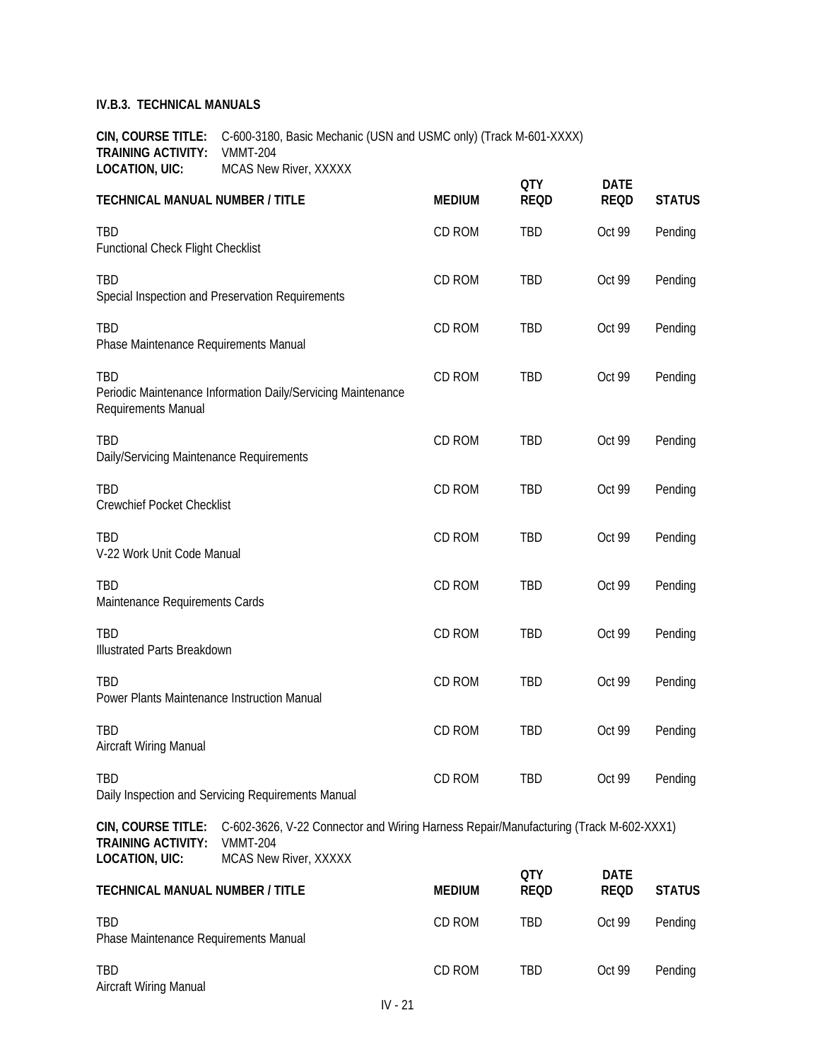### IV.B.3. TECHNICAL MANUALS

**CIN, COURSE TITLE:** C-600-3180, Basic Mechanic (USN and USMC only) (Track M-601-XXXX)
**TRAINING ACTIVITY:** VMMT-204
**LOCATION, UIC:** MCAS New River, XXXXX

| TECHNICAL MANUAL NUMBER / TITLE | MEDIUM | QTY REQD | DATE REQD | STATUS |
|---|---|---|---|---|
| TBD<br>Functional Check Flight Checklist | CD ROM | TBD | Oct 99 | Pending |
| TBD<br>Special Inspection and Preservation Requirements | CD ROM | TBD | Oct 99 | Pending |
| TBD<br>Phase Maintenance Requirements Manual | CD ROM | TBD | Oct 99 | Pending |
| TBD<br>Periodic Maintenance Information Daily/Servicing Maintenance Requirements Manual | CD ROM | TBD | Oct 99 | Pending |
| TBD<br>Daily/Servicing Maintenance Requirements | CD ROM | TBD | Oct 99 | Pending |
| TBD<br>Crewchief Pocket Checklist | CD ROM | TBD | Oct 99 | Pending |
| TBD<br>V-22 Work Unit Code Manual | CD ROM | TBD | Oct 99 | Pending |
| TBD<br>Maintenance Requirements Cards | CD ROM | TBD | Oct 99 | Pending |
| TBD<br>Illustrated Parts Breakdown | CD ROM | TBD | Oct 99 | Pending |
| TBD<br>Power Plants Maintenance Instruction Manual | CD ROM | TBD | Oct 99 | Pending |
| TBD<br>Aircraft Wiring Manual | CD ROM | TBD | Oct 99 | Pending |
| TBD<br>Daily Inspection and Servicing Requirements Manual | CD ROM | TBD | Oct 99 | Pending |

**CIN, COURSE TITLE:** C-602-3626, V-22 Connector and Wiring Harness Repair/Manufacturing (Track M-602-XXX1)
**TRAINING ACTIVITY:** VMMT-204
**LOCATION, UIC:** MCAS New River, XXXXX

| TECHNICAL MANUAL NUMBER / TITLE | MEDIUM | QTY REQD | DATE REQD | STATUS |
|---|---|---|---|---|
| TBD<br>Phase Maintenance Requirements Manual | CD ROM | TBD | Oct 99 | Pending |
| TBD<br>Aircraft Wiring Manual | CD ROM | TBD | Oct 99 | Pending |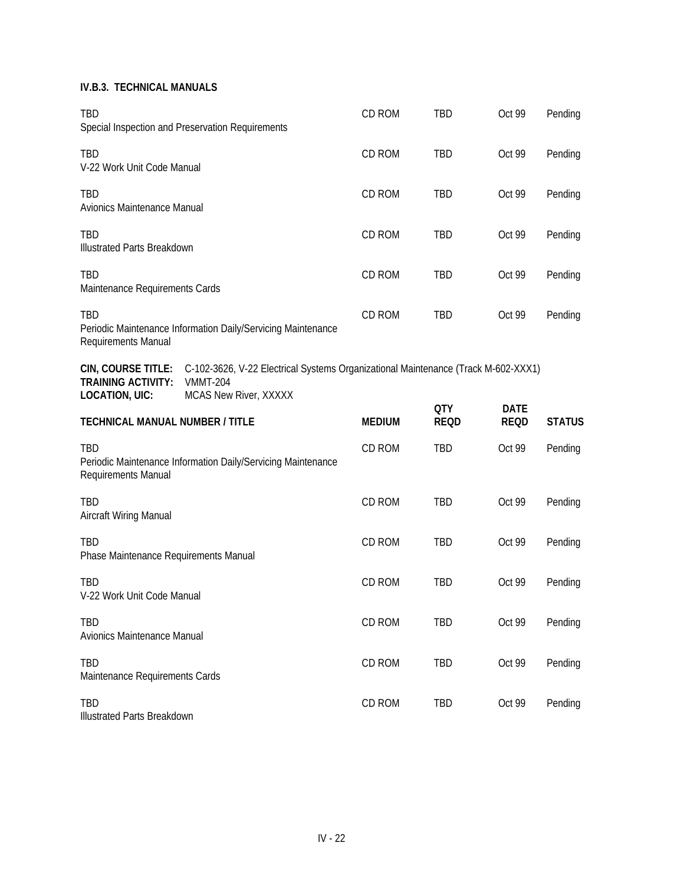**IV.B.3. TECHNICAL MANUALS**

| | | | | |
|---|---|---|---|---|
| TBD<br>Special Inspection and Preservation Requirements | CD ROM | TBD | Oct 99 | Pending |
| TBD<br>V-22 Work Unit Code Manual | CD ROM | TBD | Oct 99 | Pending |
| TBD<br>Avionics Maintenance Manual | CD ROM | TBD | Oct 99 | Pending |
| TBD<br>Illustrated Parts Breakdown | CD ROM | TBD | Oct 99 | Pending |
| TBD<br>Maintenance Requirements Cards | CD ROM | TBD | Oct 99 | Pending |
| TBD<br>Periodic Maintenance Information Daily/Servicing Maintenance Requirements Manual | CD ROM | TBD | Oct 99 | Pending |

**CIN, COURSE TITLE:** C-102-3626, V-22 Electrical Systems Organizational Maintenance (Track M-602-XXX1)
**TRAINING ACTIVITY:** VMMT-204
**LOCATION, UIC:** MCAS New River, XXXXX

| TECHNICAL MANUAL NUMBER / TITLE | MEDIUM | QTY REQD | DATE REQD | STATUS |
|---|---|---|---|---|
| TBD<br>Periodic Maintenance Information Daily/Servicing Maintenance Requirements Manual | CD ROM | TBD | Oct 99 | Pending |
| TBD<br>Aircraft Wiring Manual | CD ROM | TBD | Oct 99 | Pending |
| TBD<br>Phase Maintenance Requirements Manual | CD ROM | TBD | Oct 99 | Pending |
| TBD<br>V-22 Work Unit Code Manual | CD ROM | TBD | Oct 99 | Pending |
| TBD<br>Avionics Maintenance Manual | CD ROM | TBD | Oct 99 | Pending |
| TBD<br>Maintenance Requirements Cards | CD ROM | TBD | Oct 99 | Pending |
| TBD<br>Illustrated Parts Breakdown | CD ROM | TBD | Oct 99 | Pending |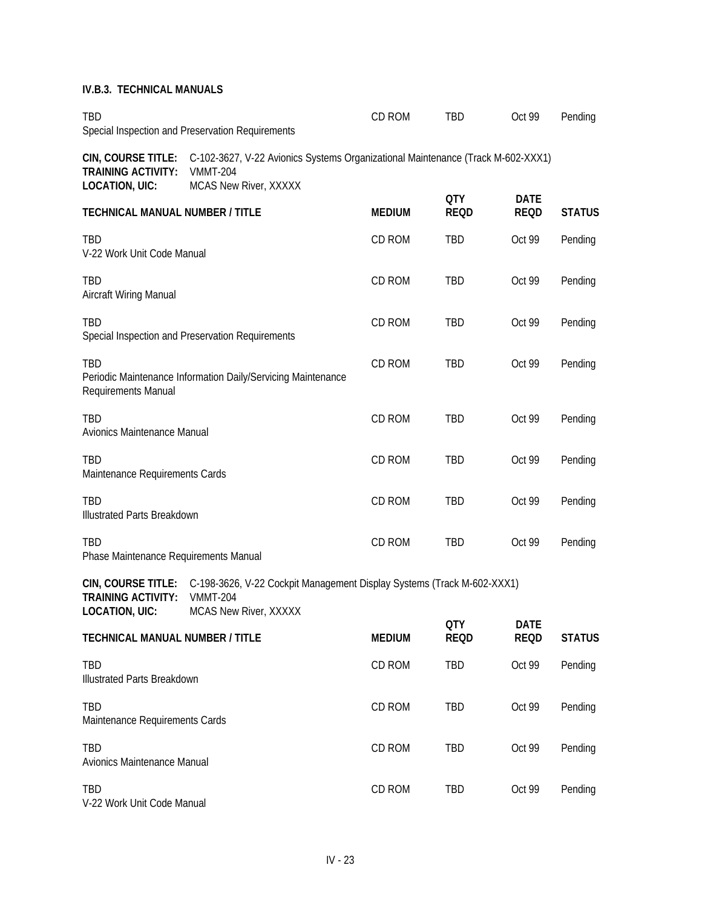**IV.B.3. TECHNICAL MANUALS**

| TECHNICAL MANUAL NUMBER / TITLE | MEDIUM | QTY REQD | DATE REQD | STATUS |
|---|---|---|---|---|
| TBD<br>Special Inspection and Preservation Requirements | CD ROM | TBD | Oct 99 | Pending |

**CIN, COURSE TITLE:** C-102-3627, V-22 Avionics Systems Organizational Maintenance (Track M-602-XXX1)
**TRAINING ACTIVITY:** VMMT-204
**LOCATION, UIC:** MCAS New River, XXXXX

| TECHNICAL MANUAL NUMBER / TITLE | MEDIUM | QTY REQD | DATE REQD | STATUS |
|---|---|---|---|---|
| TBD<br>V-22 Work Unit Code Manual | CD ROM | TBD | Oct 99 | Pending |
| TBD<br>Aircraft Wiring Manual | CD ROM | TBD | Oct 99 | Pending |
| TBD<br>Special Inspection and Preservation Requirements | CD ROM | TBD | Oct 99 | Pending |
| TBD<br>Periodic Maintenance Information Daily/Servicing Maintenance Requirements Manual | CD ROM | TBD | Oct 99 | Pending |
| TBD<br>Avionics Maintenance Manual | CD ROM | TBD | Oct 99 | Pending |
| TBD<br>Maintenance Requirements Cards | CD ROM | TBD | Oct 99 | Pending |
| TBD<br>Illustrated Parts Breakdown | CD ROM | TBD | Oct 99 | Pending |
| TBD<br>Phase Maintenance Requirements Manual | CD ROM | TBD | Oct 99 | Pending |

**CIN, COURSE TITLE:** C-198-3626, V-22 Cockpit Management Display Systems (Track M-602-XXX1)
**TRAINING ACTIVITY:** VMMT-204
**LOCATION, UIC:** MCAS New River, XXXXX

| TECHNICAL MANUAL NUMBER / TITLE | MEDIUM | QTY REQD | DATE REQD | STATUS |
|---|---|---|---|---|
| TBD<br>Illustrated Parts Breakdown | CD ROM | TBD | Oct 99 | Pending |
| TBD<br>Maintenance Requirements Cards | CD ROM | TBD | Oct 99 | Pending |
| TBD<br>Avionics Maintenance Manual | CD ROM | TBD | Oct 99 | Pending |
| TBD<br>V-22 Work Unit Code Manual | CD ROM | TBD | Oct 99 | Pending |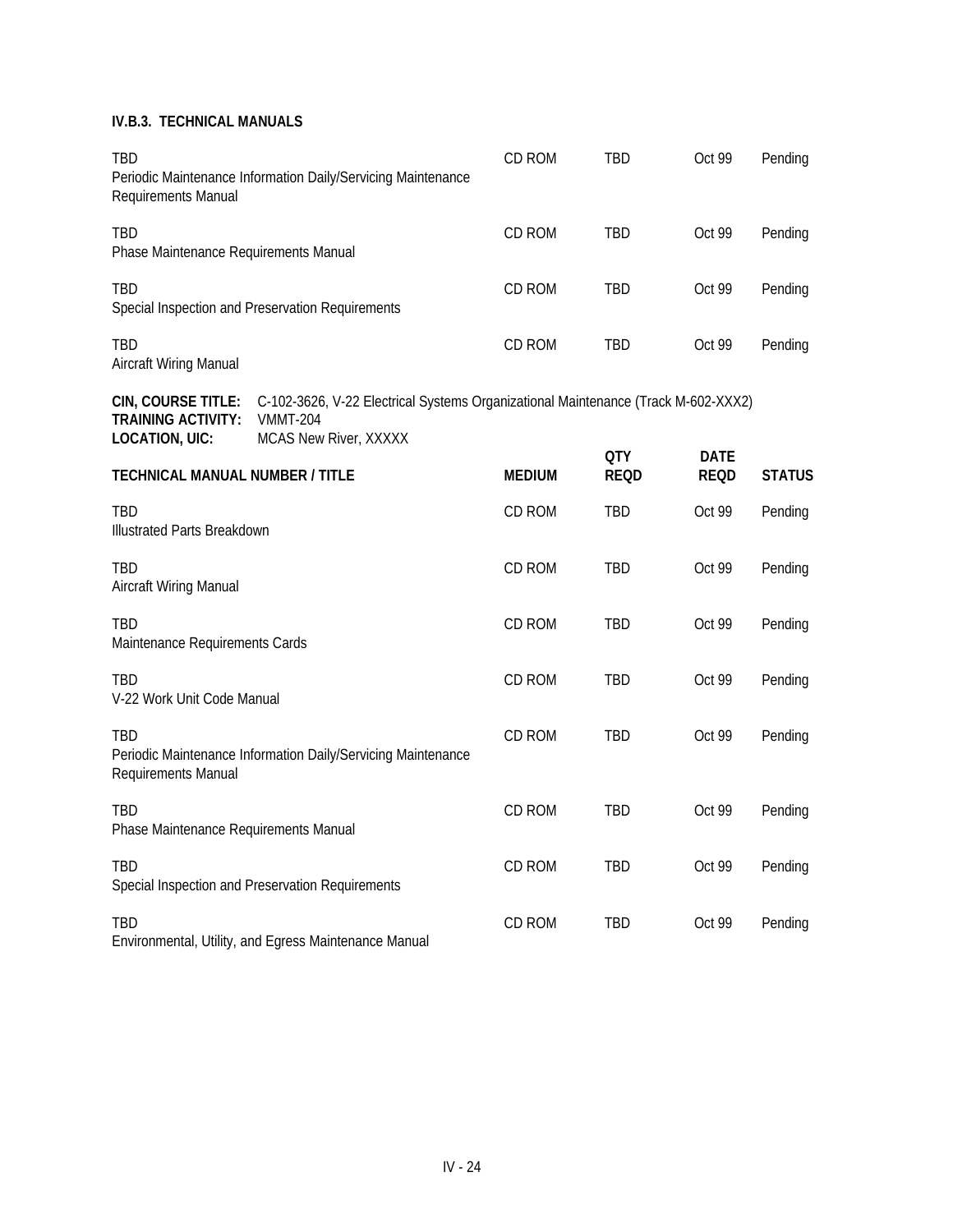**IV.B.3. TECHNICAL MANUALS**

| TECHNICAL MANUAL NUMBER / TITLE | MEDIUM | QTY REQD | DATE REQD | STATUS |
|---|---|---|---|---|
| TBD<br>Periodic Maintenance Information Daily/Servicing Maintenance Requirements Manual | CD ROM | TBD | Oct 99 | Pending |
| TBD<br>Phase Maintenance Requirements Manual | CD ROM | TBD | Oct 99 | Pending |
| TBD<br>Special Inspection and Preservation Requirements | CD ROM | TBD | Oct 99 | Pending |
| TBD<br>Aircraft Wiring Manual | CD ROM | TBD | Oct 99 | Pending |

**CIN, COURSE TITLE:** C-102-3626, V-22 Electrical Systems Organizational Maintenance (Track M-602-XXX2)
**TRAINING ACTIVITY:** VMMT-204
**LOCATION, UIC:** MCAS New River, XXXXX

| TECHNICAL MANUAL NUMBER / TITLE | MEDIUM | QTY REQD | DATE REQD | STATUS |
|---|---|---|---|---|
| TBD<br>Illustrated Parts Breakdown | CD ROM | TBD | Oct 99 | Pending |
| TBD<br>Aircraft Wiring Manual | CD ROM | TBD | Oct 99 | Pending |
| TBD<br>Maintenance Requirements Cards | CD ROM | TBD | Oct 99 | Pending |
| TBD<br>V-22 Work Unit Code Manual | CD ROM | TBD | Oct 99 | Pending |
| TBD<br>Periodic Maintenance Information Daily/Servicing Maintenance Requirements Manual | CD ROM | TBD | Oct 99 | Pending |
| TBD<br>Phase Maintenance Requirements Manual | CD ROM | TBD | Oct 99 | Pending |
| TBD<br>Special Inspection and Preservation Requirements | CD ROM | TBD | Oct 99 | Pending |
| TBD<br>Environmental, Utility, and Egress Maintenance Manual | CD ROM | TBD | Oct 99 | Pending |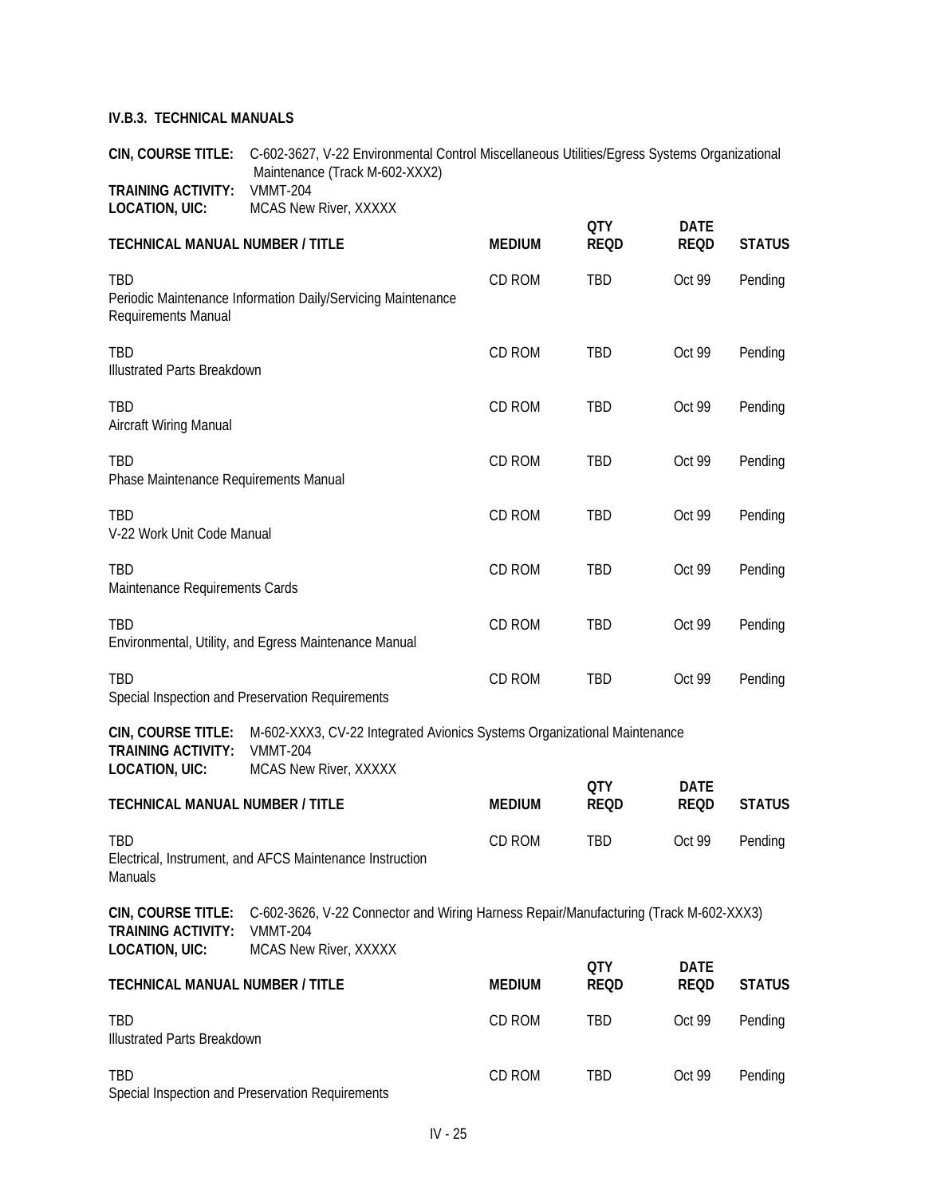**IV.B.3. TECHNICAL MANUALS**

**CIN, COURSE TITLE:** C-602-3627, V-22 Environmental Control Miscellaneous Utilities/Egress Systems Organizational Maintenance (Track M-602-XXX2)
**TRAINING ACTIVITY:** VMMT-204
**LOCATION, UIC:** MCAS New River, XXXXX

| TECHNICAL MANUAL NUMBER / TITLE | MEDIUM | QTY REQD | DATE REQD | STATUS |
|---|---|---|---|---|
| TBD<br>Periodic Maintenance Information Daily/Servicing Maintenance Requirements Manual | CD ROM | TBD | Oct 99 | Pending |
| TBD<br>Illustrated Parts Breakdown | CD ROM | TBD | Oct 99 | Pending |
| TBD<br>Aircraft Wiring Manual | CD ROM | TBD | Oct 99 | Pending |
| TBD<br>Phase Maintenance Requirements Manual | CD ROM | TBD | Oct 99 | Pending |
| TBD<br>V-22 Work Unit Code Manual | CD ROM | TBD | Oct 99 | Pending |
| TBD<br>Maintenance Requirements Cards | CD ROM | TBD | Oct 99 | Pending |
| TBD<br>Environmental, Utility, and Egress Maintenance Manual | CD ROM | TBD | Oct 99 | Pending |
| TBD<br>Special Inspection and Preservation Requirements | CD ROM | TBD | Oct 99 | Pending |

**CIN, COURSE TITLE:** M-602-XXX3, CV-22 Integrated Avionics Systems Organizational Maintenance
**TRAINING ACTIVITY:** VMMT-204
**LOCATION, UIC:** MCAS New River, XXXXX

| TECHNICAL MANUAL NUMBER / TITLE | MEDIUM | QTY REQD | DATE REQD | STATUS |
|---|---|---|---|---|
| TBD<br>Electrical, Instrument, and AFCS Maintenance Instruction Manuals | CD ROM | TBD | Oct 99 | Pending |

**CIN, COURSE TITLE:** C-602-3626, V-22 Connector and Wiring Harness Repair/Manufacturing (Track M-602-XXX3)
**TRAINING ACTIVITY:** VMMT-204
**LOCATION, UIC:** MCAS New River, XXXXX

| TECHNICAL MANUAL NUMBER / TITLE | MEDIUM | QTY REQD | DATE REQD | STATUS |
|---|---|---|---|---|
| TBD<br>Illustrated Parts Breakdown | CD ROM | TBD | Oct 99 | Pending |
| TBD<br>Special Inspection and Preservation Requirements | CD ROM | TBD | Oct 99 | Pending |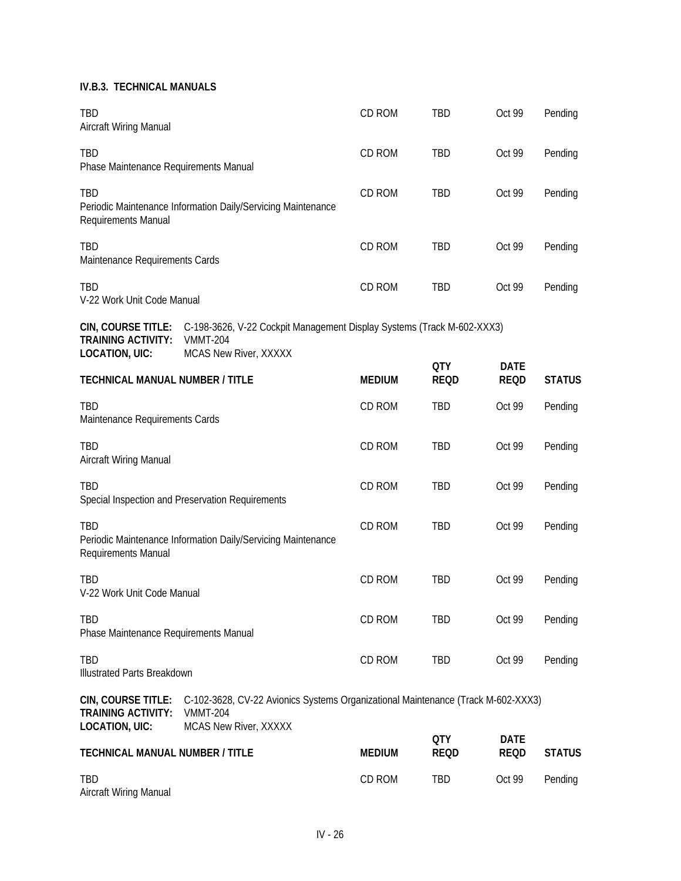**IV.B.3. TECHNICAL MANUALS**

| TECHNICAL MANUAL NUMBER / TITLE | MEDIUM | QTY REQD | DATE REQD | STATUS |
|---|---|---|---|---|
| TBD<br>Aircraft Wiring Manual | CD ROM | TBD | Oct 99 | Pending |
| TBD<br>Phase Maintenance Requirements Manual | CD ROM | TBD | Oct 99 | Pending |
| TBD<br>Periodic Maintenance Information Daily/Servicing Maintenance Requirements Manual | CD ROM | TBD | Oct 99 | Pending |
| TBD<br>Maintenance Requirements Cards | CD ROM | TBD | Oct 99 | Pending |
| TBD<br>V-22 Work Unit Code Manual | CD ROM | TBD | Oct 99 | Pending |

**CIN, COURSE TITLE:** C-198-3626, V-22 Cockpit Management Display Systems (Track M-602-XXX3)
**TRAINING ACTIVITY:** VMMT-204
**LOCATION, UIC:** MCAS New River, XXXXX

| TECHNICAL MANUAL NUMBER / TITLE | MEDIUM | QTY REQD | DATE REQD | STATUS |
|---|---|---|---|---|
| TBD<br>Maintenance Requirements Cards | CD ROM | TBD | Oct 99 | Pending |
| TBD<br>Aircraft Wiring Manual | CD ROM | TBD | Oct 99 | Pending |
| TBD<br>Special Inspection and Preservation Requirements | CD ROM | TBD | Oct 99 | Pending |
| TBD<br>Periodic Maintenance Information Daily/Servicing Maintenance Requirements Manual | CD ROM | TBD | Oct 99 | Pending |
| TBD<br>V-22 Work Unit Code Manual | CD ROM | TBD | Oct 99 | Pending |
| TBD<br>Phase Maintenance Requirements Manual | CD ROM | TBD | Oct 99 | Pending |
| TBD<br>Illustrated Parts Breakdown | CD ROM | TBD | Oct 99 | Pending |

**CIN, COURSE TITLE:** C-102-3628, CV-22 Avionics Systems Organizational Maintenance (Track M-602-XXX3)
**TRAINING ACTIVITY:** VMMT-204
**LOCATION, UIC:** MCAS New River, XXXXX

| TECHNICAL MANUAL NUMBER / TITLE | MEDIUM | QTY REQD | DATE REQD | STATUS |
|---|---|---|---|---|
| TBD<br>Aircraft Wiring Manual | CD ROM | TBD | Oct 99 | Pending |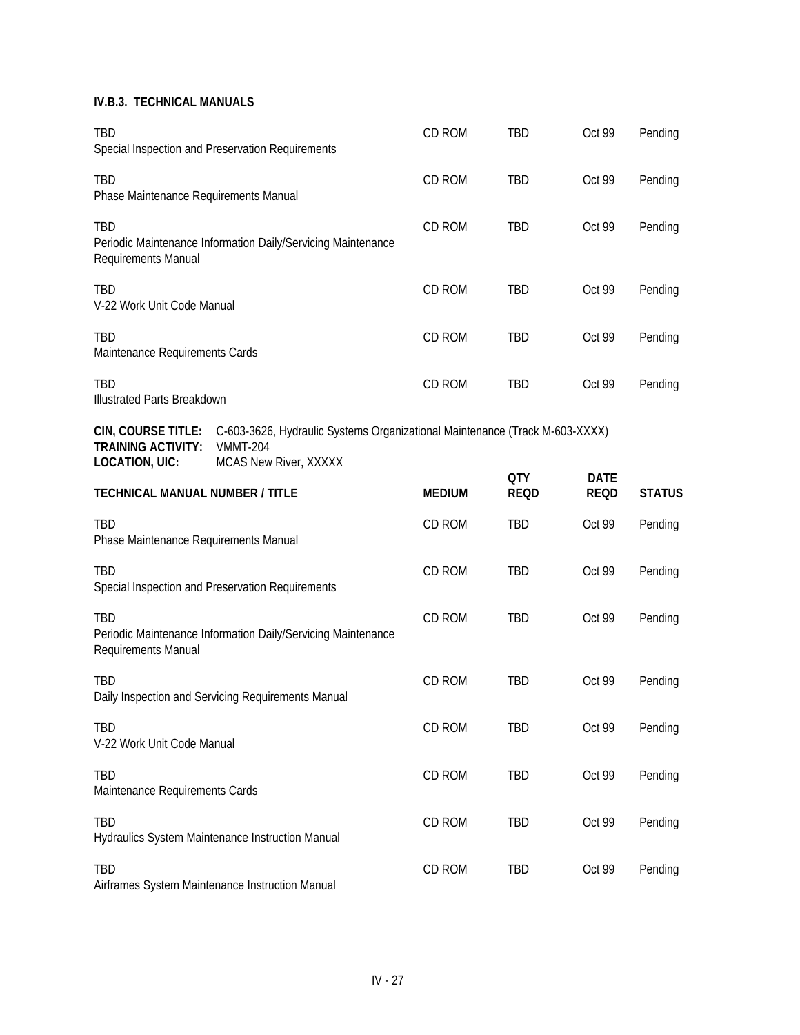### IV.B.3. TECHNICAL MANUALS

| TECHNICAL MANUAL NUMBER / TITLE | MEDIUM | QTY REQD | DATE REQD | STATUS |
|---|---|---|---|---|
| TBD<br>Special Inspection and Preservation Requirements | CD ROM | TBD | Oct 99 | Pending |
| TBD<br>Phase Maintenance Requirements Manual | CD ROM | TBD | Oct 99 | Pending |
| TBD<br>Periodic Maintenance Information Daily/Servicing Maintenance Requirements Manual | CD ROM | TBD | Oct 99 | Pending |
| TBD<br>V-22 Work Unit Code Manual | CD ROM | TBD | Oct 99 | Pending |
| TBD<br>Maintenance Requirements Cards | CD ROM | TBD | Oct 99 | Pending |
| TBD<br>Illustrated Parts Breakdown | CD ROM | TBD | Oct 99 | Pending |

**CIN, COURSE TITLE:** C-603-3626, Hydraulic Systems Organizational Maintenance (Track M-603-XXXX)
**TRAINING ACTIVITY:** VMMT-204
**LOCATION, UIC:** MCAS New River, XXXXX

| TECHNICAL MANUAL NUMBER / TITLE | MEDIUM | QTY REQD | DATE REQD | STATUS |
|---|---|---|---|---|
| TBD<br>Phase Maintenance Requirements Manual | CD ROM | TBD | Oct 99 | Pending |
| TBD<br>Special Inspection and Preservation Requirements | CD ROM | TBD | Oct 99 | Pending |
| TBD<br>Periodic Maintenance Information Daily/Servicing Maintenance Requirements Manual | CD ROM | TBD | Oct 99 | Pending |
| TBD<br>Daily Inspection and Servicing Requirements Manual | CD ROM | TBD | Oct 99 | Pending |
| TBD<br>V-22 Work Unit Code Manual | CD ROM | TBD | Oct 99 | Pending |
| TBD<br>Maintenance Requirements Cards | CD ROM | TBD | Oct 99 | Pending |
| TBD<br>Hydraulics System Maintenance Instruction Manual | CD ROM | TBD | Oct 99 | Pending |
| TBD<br>Airframes System Maintenance Instruction Manual | CD ROM | TBD | Oct 99 | Pending |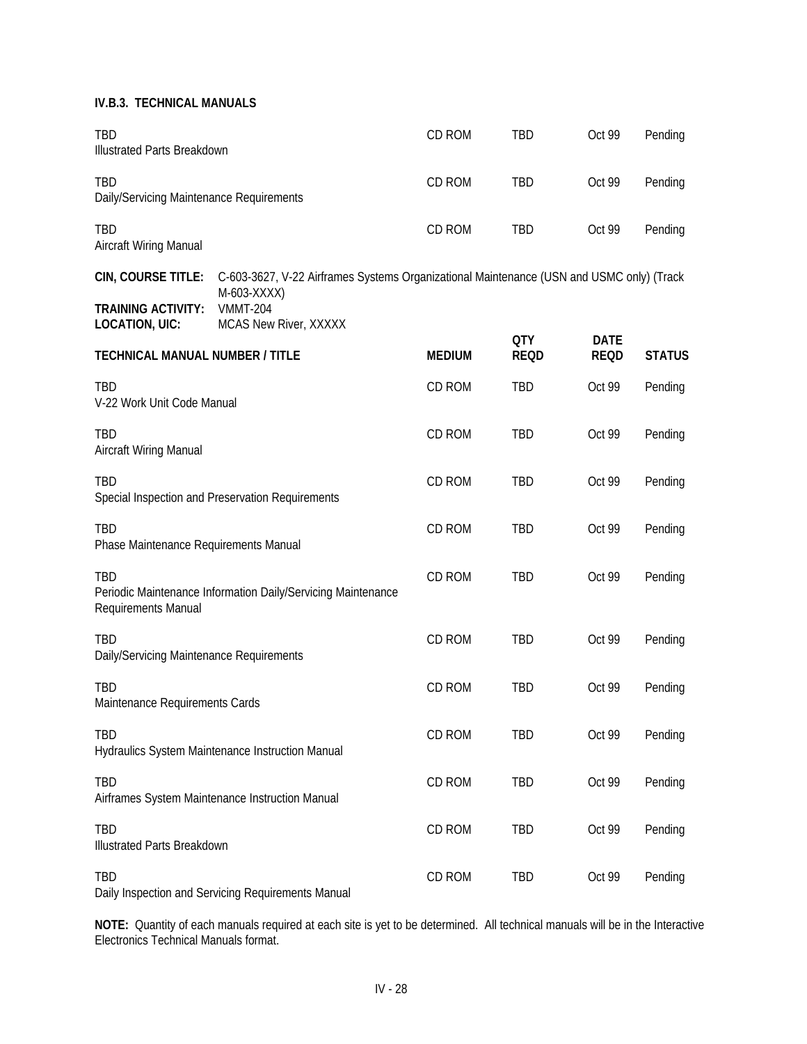**IV.B.3. TECHNICAL MANUALS**

| | | | | |
|---|---|---|---|---|
| TBD<br>Illustrated Parts Breakdown | CD ROM | TBD | Oct 99 | Pending |
| TBD<br>Daily/Servicing Maintenance Requirements | CD ROM | TBD | Oct 99 | Pending |
| TBD<br>Aircraft Wiring Manual | CD ROM | TBD | Oct 99 | Pending |

**CIN, COURSE TITLE:** C-603-3627, V-22 Airframes Systems Organizational Maintenance (USN and USMC only) (Track M-603-XXXX)
**TRAINING ACTIVITY:** VMMT-204
**LOCATION, UIC:** MCAS New River, XXXXX

| TECHNICAL MANUAL NUMBER / TITLE | MEDIUM | QTY REQD | DATE REQD | STATUS |
|---|---|---|---|---|
| TBD<br>V-22 Work Unit Code Manual | CD ROM | TBD | Oct 99 | Pending |
| TBD<br>Aircraft Wiring Manual | CD ROM | TBD | Oct 99 | Pending |
| TBD<br>Special Inspection and Preservation Requirements | CD ROM | TBD | Oct 99 | Pending |
| TBD<br>Phase Maintenance Requirements Manual | CD ROM | TBD | Oct 99 | Pending |
| TBD<br>Periodic Maintenance Information Daily/Servicing Maintenance Requirements Manual | CD ROM | TBD | Oct 99 | Pending |
| TBD<br>Daily/Servicing Maintenance Requirements | CD ROM | TBD | Oct 99 | Pending |
| TBD<br>Maintenance Requirements Cards | CD ROM | TBD | Oct 99 | Pending |
| TBD<br>Hydraulics System Maintenance Instruction Manual | CD ROM | TBD | Oct 99 | Pending |
| TBD<br>Airframes System Maintenance Instruction Manual | CD ROM | TBD | Oct 99 | Pending |
| TBD<br>Illustrated Parts Breakdown | CD ROM | TBD | Oct 99 | Pending |
| TBD<br>Daily Inspection and Servicing Requirements Manual | CD ROM | TBD | Oct 99 | Pending |

**NOTE:** Quantity of each manuals required at each site is yet to be determined. All technical manuals will be in the Interactive Electronics Technical Manuals format.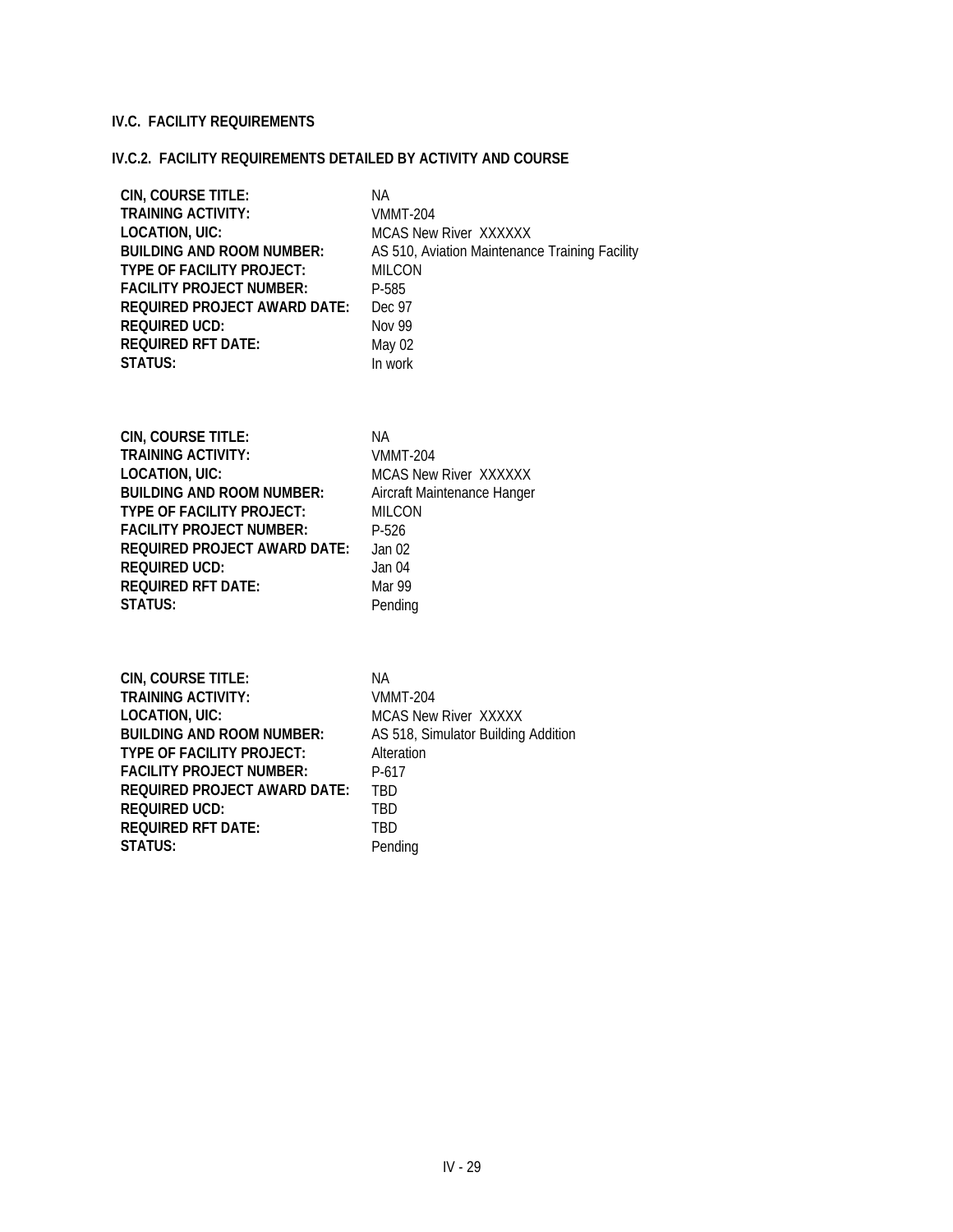## IV.C. FACILITY REQUIREMENTS

### IV.C.2. FACILITY REQUIREMENTS DETAILED BY ACTIVITY AND COURSE

**CIN, COURSE TITLE:** NA
**TRAINING ACTIVITY:** VMMT-204
**LOCATION, UIC:** MCAS New River XXXXXX
**BUILDING AND ROOM NUMBER:** AS 510, Aviation Maintenance Training Facility
**TYPE OF FACILITY PROJECT:** MILCON
**FACILITY PROJECT NUMBER:** P-585
**REQUIRED PROJECT AWARD DATE:** Dec 97
**REQUIRED UCD:** Nov 99
**REQUIRED RFT DATE:** May 02
**STATUS:** In work

**CIN, COURSE TITLE:** NA
**TRAINING ACTIVITY:** VMMT-204
**LOCATION, UIC:** MCAS New River XXXXXX
**BUILDING AND ROOM NUMBER:** Aircraft Maintenance Hanger
**TYPE OF FACILITY PROJECT:** MILCON
**FACILITY PROJECT NUMBER:** P-526
**REQUIRED PROJECT AWARD DATE:** Jan 02
**REQUIRED UCD:** Jan 04
**REQUIRED RFT DATE:** Mar 99
**STATUS:** Pending

**CIN, COURSE TITLE:** NA
**TRAINING ACTIVITY:** VMMT-204
**LOCATION, UIC:** MCAS New River XXXXX
**BUILDING AND ROOM NUMBER:** AS 518, Simulator Building Addition
**TYPE OF FACILITY PROJECT:** Alteration
**FACILITY PROJECT NUMBER:** P-617
**REQUIRED PROJECT AWARD DATE:** TBD
**REQUIRED UCD:** TBD
**REQUIRED RFT DATE:** TBD
**STATUS:** Pending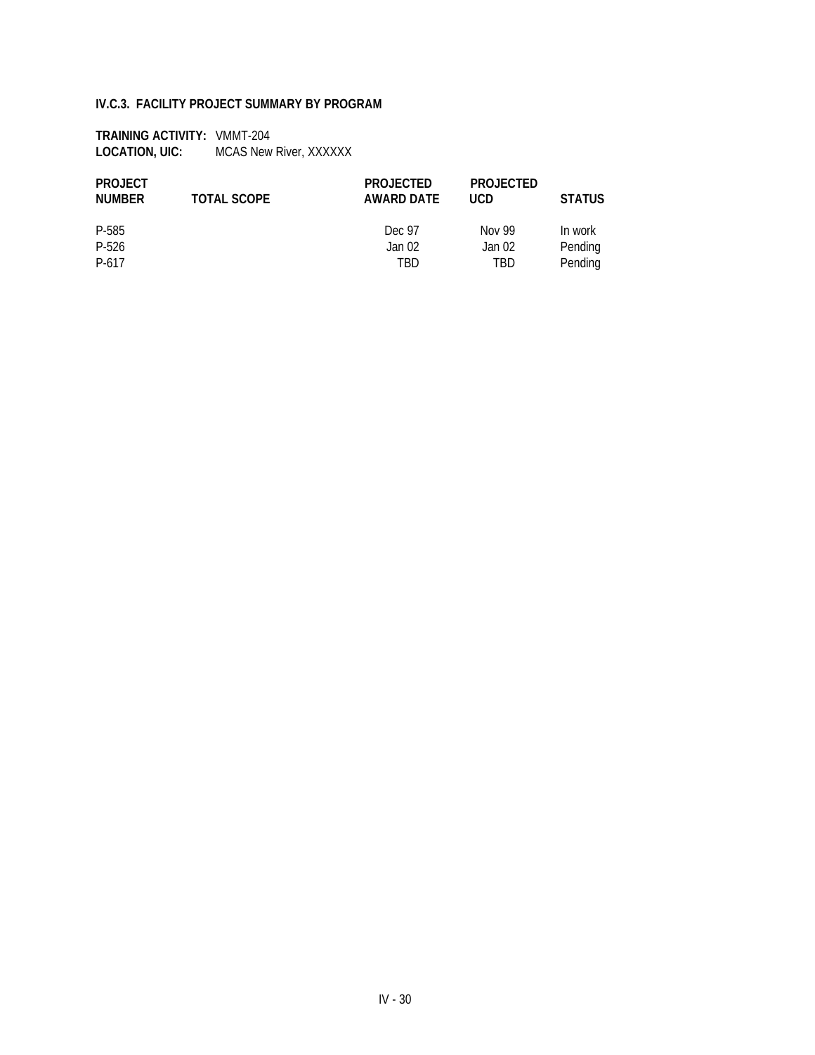### IV.C.3. FACILITY PROJECT SUMMARY BY PROGRAM

**TRAINING ACTIVITY:** VMMT-204
**LOCATION, UIC:** MCAS New River, XXXXXX

| PROJECT NUMBER | TOTAL SCOPE | PROJECTED AWARD DATE | PROJECTED UCD | STATUS |
|---|---|---|---|---|
| P-585 | | Dec 97 | Nov 99 | In work |
| P-526 | | Jan 02 | Jan 02 | Pending |
| P-617 | | TBD | TBD | Pending |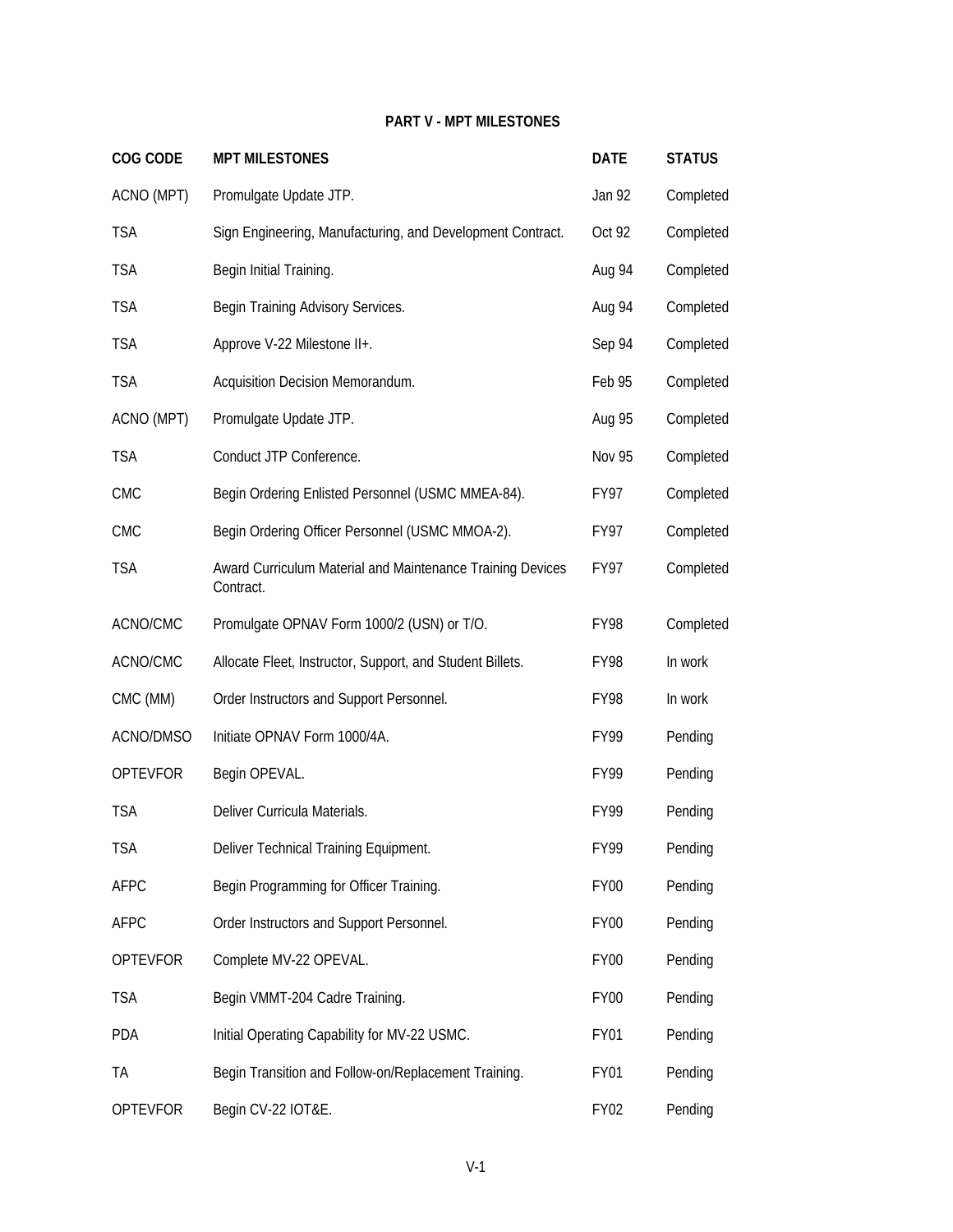## PART V - MPT MILESTONES

| COG CODE | MPT MILESTONES | DATE | STATUS |
|---|---|---|---|
| ACNO (MPT) | Promulgate Update JTP. | Jan 92 | Completed |
| TSA | Sign Engineering, Manufacturing, and Development Contract. | Oct 92 | Completed |
| TSA | Begin Initial Training. | Aug 94 | Completed |
| TSA | Begin Training Advisory Services. | Aug 94 | Completed |
| TSA | Approve V-22 Milestone II+. | Sep 94 | Completed |
| TSA | Acquisition Decision Memorandum. | Feb 95 | Completed |
| ACNO (MPT) | Promulgate Update JTP. | Aug 95 | Completed |
| TSA | Conduct JTP Conference. | Nov 95 | Completed |
| CMC | Begin Ordering Enlisted Personnel (USMC MMEA-84). | FY97 | Completed |
| CMC | Begin Ordering Officer Personnel (USMC MMOA-2). | FY97 | Completed |
| TSA | Award Curriculum Material and Maintenance Training Devices Contract. | FY97 | Completed |
| ACNO/CMC | Promulgate OPNAV Form 1000/2 (USN) or T/O. | FY98 | Completed |
| ACNO/CMC | Allocate Fleet, Instructor, Support, and Student Billets. | FY98 | In work |
| CMC (MM) | Order Instructors and Support Personnel. | FY98 | In work |
| ACNO/DMSO | Initiate OPNAV Form 1000/4A. | FY99 | Pending |
| OPTEVFOR | Begin OPEVAL. | FY99 | Pending |
| TSA | Deliver Curricula Materials. | FY99 | Pending |
| TSA | Deliver Technical Training Equipment. | FY99 | Pending |
| AFPC | Begin Programming for Officer Training. | FY00 | Pending |
| AFPC | Order Instructors and Support Personnel. | FY00 | Pending |
| OPTEVFOR | Complete MV-22 OPEVAL. | FY00 | Pending |
| TSA | Begin VMMT-204 Cadre Training. | FY00 | Pending |
| PDA | Initial Operating Capability for MV-22 USMC. | FY01 | Pending |
| TA | Begin Transition and Follow-on/Replacement Training. | FY01 | Pending |
| OPTEVFOR | Begin CV-22 IOT&E. | FY02 | Pending |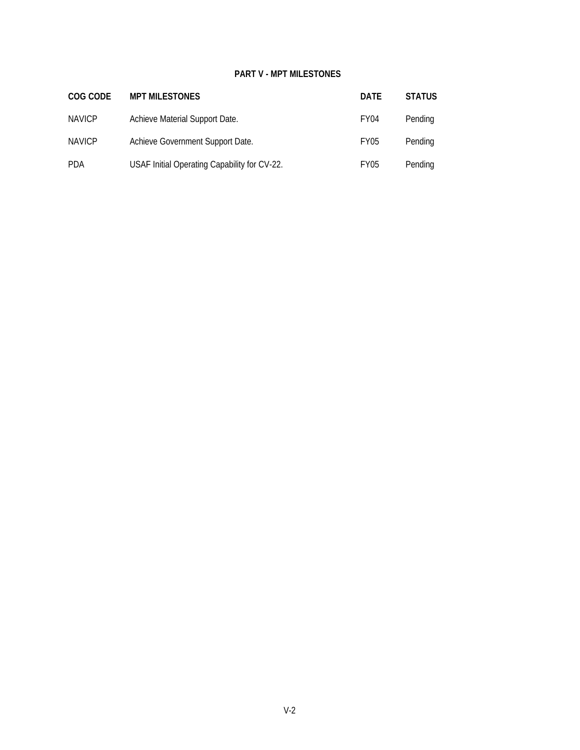## PART V - MPT MILESTONES

| COG CODE | MPT MILESTONES | DATE | STATUS |
|---|---|---|---|
| NAVICP | Achieve Material Support Date. | FY04 | Pending |
| NAVICP | Achieve Government Support Date. | FY05 | Pending |
| PDA | USAF Initial Operating Capability for CV-22. | FY05 | Pending |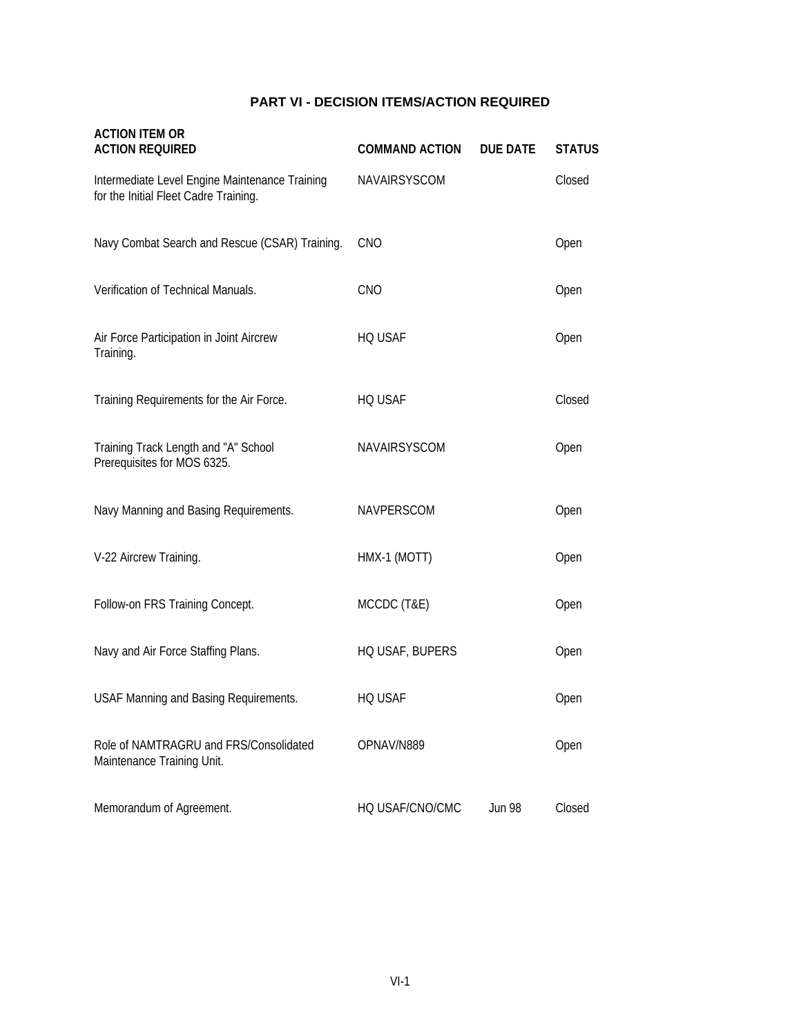# PART VI - DECISION ITEMS/ACTION REQUIRED

| ACTION ITEM OR ACTION REQUIRED | COMMAND ACTION | DUE DATE | STATUS |
|---|---|---|---|
| Intermediate Level Engine Maintenance Training for the Initial Fleet Cadre Training. | NAVAIRSYSCOM | | Closed |
| Navy Combat Search and Rescue (CSAR) Training. | CNO | | Open |
| Verification of Technical Manuals. | CNO | | Open |
| Air Force Participation in Joint Aircrew Training. | HQ USAF | | Open |
| Training Requirements for the Air Force. | HQ USAF | | Closed |
| Training Track Length and "A" School Prerequisites for MOS 6325. | NAVAIRSYSCOM | | Open |
| Navy Manning and Basing Requirements. | NAVPERSCOM | | Open |
| V-22 Aircrew Training. | HMX-1 (MOTT) | | Open |
| Follow-on FRS Training Concept. | MCCDC (T&E) | | Open |
| Navy and Air Force Staffing Plans. | HQ USAF, BUPERS | | Open |
| USAF Manning and Basing Requirements. | HQ USAF | | Open |
| Role of NAMTRAGRU and FRS/Consolidated Maintenance Training Unit. | OPNAV/N889 | | Open |
| Memorandum of Agreement. | HQ USAF/CNO/CMC | Jun 98 | Closed |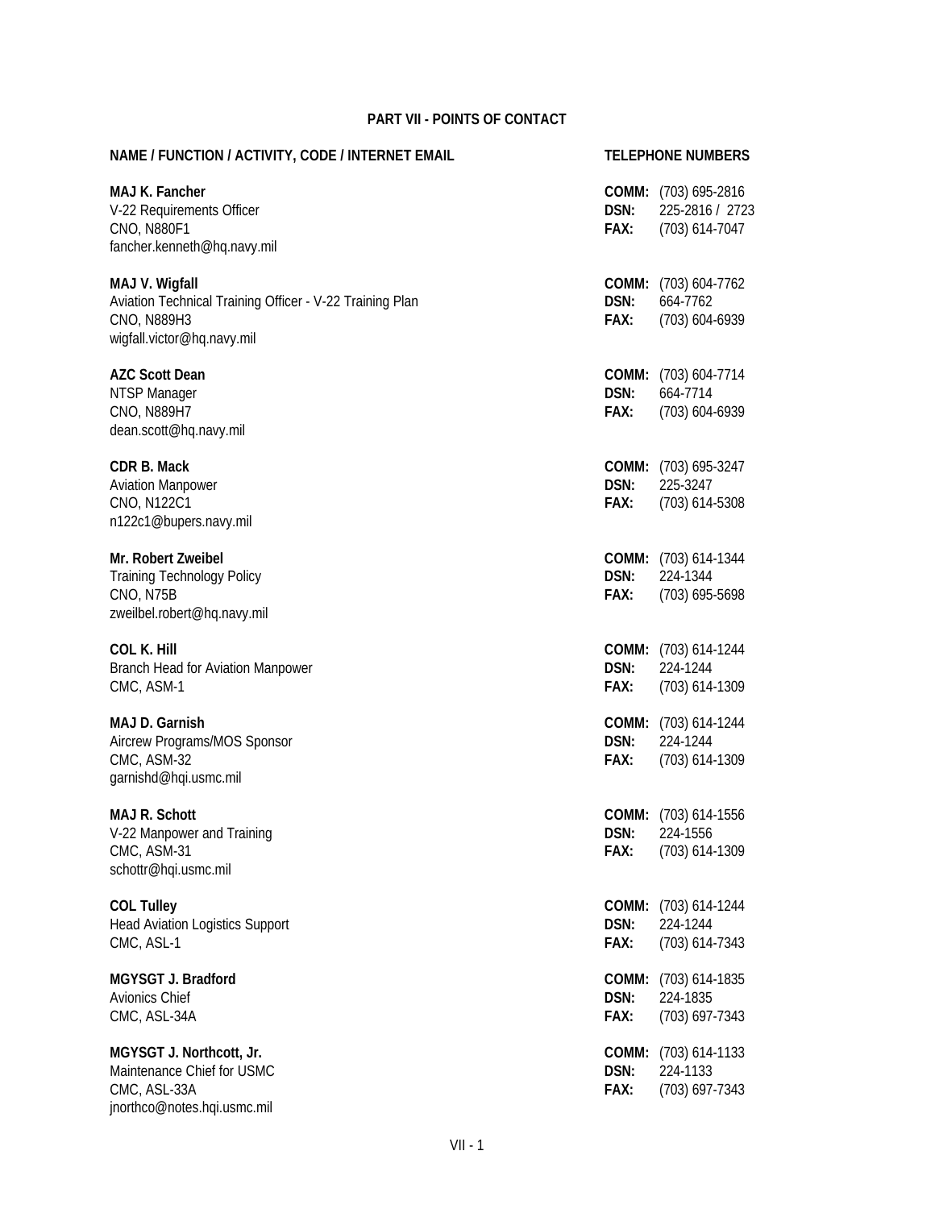## PART VII - POINTS OF CONTACT

| NAME / FUNCTION / ACTIVITY, CODE / INTERNET EMAIL | TELEPHONE NUMBERS |
|---|---|
| **MAJ K. Fancher**<br>V-22 Requirements Officer<br>CNO, N880F1<br>fancher.kenneth@hq.navy.mil | **COMM:** (703) 695-2816<br>**DSN:** 225-2816 / 2723<br>**FAX:** (703) 614-7047 |
| **MAJ V. Wigfall**<br>Aviation Technical Training Officer - V-22 Training Plan<br>CNO, N889H3<br>wigfall.victor@hq.navy.mil | **COMM:** (703) 604-7762<br>**DSN:** 664-7762<br>**FAX:** (703) 604-6939 |
| **AZC Scott Dean**<br>NTSP Manager<br>CNO, N889H7<br>dean.scott@hq.navy.mil | **COMM:** (703) 604-7714<br>**DSN:** 664-7714<br>**FAX:** (703) 604-6939 |
| **CDR B. Mack**<br>Aviation Manpower<br>CNO, N122C1<br>n122c1@bupers.navy.mil | **COMM:** (703) 695-3247<br>**DSN:** 225-3247<br>**FAX:** (703) 614-5308 |
| **Mr. Robert Zweibel**<br>Training Technology Policy<br>CNO, N75B<br>zweilbel.robert@hq.navy.mil | **COMM:** (703) 614-1344<br>**DSN:** 224-1344<br>**FAX:** (703) 695-5698 |
| **COL K. Hill**<br>Branch Head for Aviation Manpower<br>CMC, ASM-1 | **COMM:** (703) 614-1244<br>**DSN:** 224-1244<br>**FAX:** (703) 614-1309 |
| **MAJ D. Garnish**<br>Aircrew Programs/MOS Sponsor<br>CMC, ASM-32<br>garnishd@hqi.usmc.mil | **COMM:** (703) 614-1244<br>**DSN:** 224-1244<br>**FAX:** (703) 614-1309 |
| **MAJ R. Schott**<br>V-22 Manpower and Training<br>CMC, ASM-31<br>schottr@hqi.usmc.mil | **COMM:** (703) 614-1556<br>**DSN:** 224-1556<br>**FAX:** (703) 614-1309 |
| **COL Tulley**<br>Head Aviation Logistics Support<br>CMC, ASL-1 | **COMM:** (703) 614-1244<br>**DSN:** 224-1244<br>**FAX:** (703) 614-7343 |
| **MGYSGT J. Bradford**<br>Avionics Chief<br>CMC, ASL-34A | **COMM:** (703) 614-1835<br>**DSN:** 224-1835<br>**FAX:** (703) 697-7343 |
| **MGYSGT J. Northcott, Jr.**<br>Maintenance Chief for USMC<br>CMC, ASL-33A<br>jnorthco@notes.hqi.usmc.mil | **COMM:** (703) 614-1133<br>**DSN:** 224-1133<br>**FAX:** (703) 697-7343 |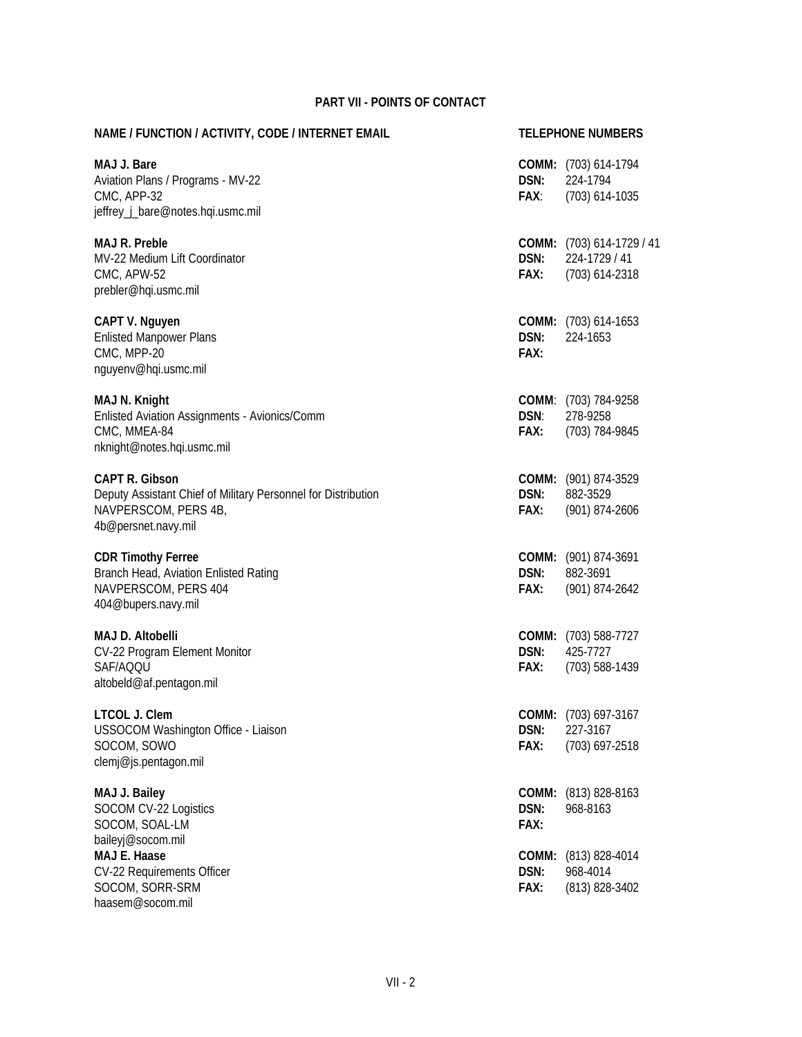## PART VII - POINTS OF CONTACT

| NAME / FUNCTION / ACTIVITY, CODE / INTERNET EMAIL | TELEPHONE NUMBERS |
|---|---|
| **MAJ J. Bare**<br>Aviation Plans / Programs - MV-22<br>CMC, APP-32<br>jeffrey_j_bare@notes.hqi.usmc.mil | **COMM:** (703) 614-1794<br>**DSN:** 224-1794<br>**FAX**: (703) 614-1035 |
| **MAJ R. Preble**<br>MV-22 Medium Lift Coordinator<br>CMC, APW-52<br>prebler@hqi.usmc.mil | **COMM:** (703) 614-1729 / 41<br>**DSN:** 224-1729 / 41<br>**FAX:** (703) 614-2318 |
| **CAPT V. Nguyen**<br>Enlisted Manpower Plans<br>CMC, MPP-20<br>nguyenv@hqi.usmc.mil | **COMM:** (703) 614-1653<br>**DSN:** 224-1653<br>**FAX:** |
| **MAJ N. Knight**<br>Enlisted Aviation Assignments - Avionics/Comm<br>CMC, MMEA-84<br>nknight@notes.hqi.usmc.mil | **COMM**: (703) 784-9258<br>**DSN**: 278-9258<br>**FAX:** (703) 784-9845 |
| **CAPT R. Gibson**<br>Deputy Assistant Chief of Military Personnel for Distribution<br>NAVPERSCOM, PERS 4B,<br>4b@persnet.navy.mil | **COMM:** (901) 874-3529<br>**DSN:** 882-3529<br>**FAX:** (901) 874-2606 |
| **CDR Timothy Ferree**<br>Branch Head, Aviation Enlisted Rating<br>NAVPERSCOM, PERS 404<br>404@bupers.navy.mil | **COMM:** (901) 874-3691<br>**DSN:** 882-3691<br>**FAX:** (901) 874-2642 |
| **MAJ D. Altobelli**<br>CV-22 Program Element Monitor<br>SAF/AQQU<br>altobeld@af.pentagon.mil | **COMM:** (703) 588-7727<br>**DSN:** 425-7727<br>**FAX:** (703) 588-1439 |
| **LTCOL J. Clem**<br>USSOCOM Washington Office - Liaison<br>SOCOM, SOWO<br>clemj@js.pentagon.mil | **COMM:** (703) 697-3167<br>**DSN:** 227-3167<br>**FAX:** (703) 697-2518 |
| **MAJ J. Bailey**<br>SOCOM CV-22 Logistics<br>SOCOM, SOAL-LM<br>baileyj@socom.mil | **COMM:** (813) 828-8163<br>**DSN:** 968-8163<br>**FAX:** |
| **MAJ E. Haase**<br>CV-22 Requirements Officer<br>SOCOM, SORR-SRM<br>haasem@socom.mil | **COMM:** (813) 828-4014<br>**DSN:** 968-4014<br>**FAX:** (813) 828-3402 |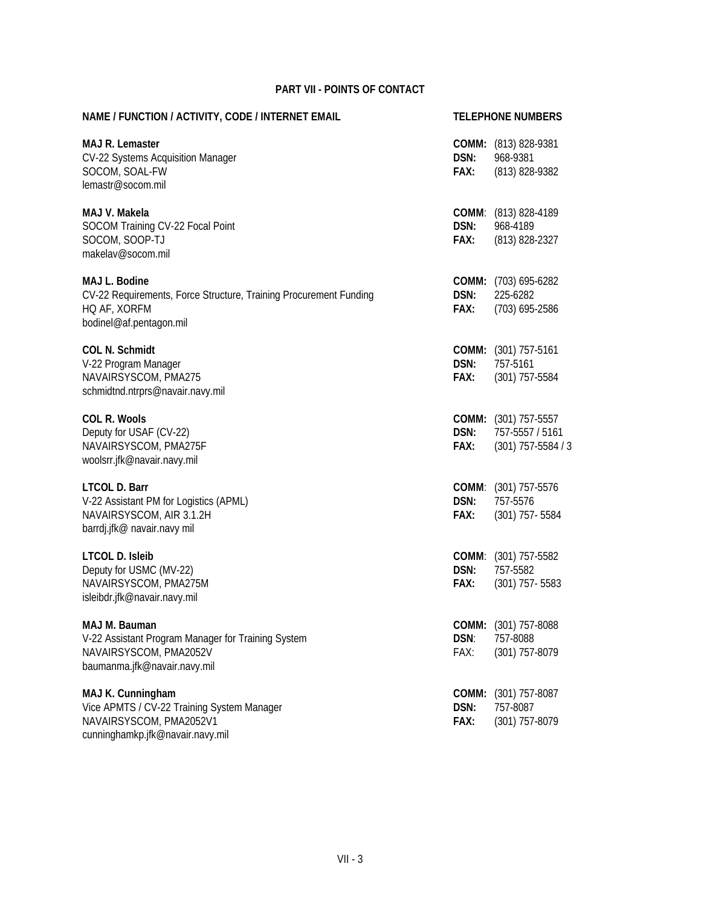## PART VII - POINTS OF CONTACT

| NAME / FUNCTION / ACTIVITY, CODE / INTERNET EMAIL | TELEPHONE NUMBERS |
|---|---|
| **MAJ R. Lemaster**<br>CV-22 Systems Acquisition Manager<br>SOCOM, SOAL-FW<br>lemastr@socom.mil | **COMM:** (813) 828-9381<br>**DSN:** 968-9381<br>**FAX:** (813) 828-9382 |
| **MAJ V. Makela**<br>SOCOM Training CV-22 Focal Point<br>SOCOM, SOOP-TJ<br>makelav@socom.mil | **COMM**: (813) 828-4189<br>**DSN:** 968-4189<br>**FAX:** (813) 828-2327 |
| **MAJ L. Bodine**<br>CV-22 Requirements, Force Structure, Training Procurement Funding<br>HQ AF, XORFM<br>bodinel@af.pentagon.mil | **COMM:** (703) 695-6282<br>**DSN:** 225-6282<br>**FAX:** (703) 695-2586 |
| **COL N. Schmidt**<br>V-22 Program Manager<br>NAVAIRSYSCOM, PMA275<br>schmidtnd.ntrprs@navair.navy.mil | **COMM:** (301) 757-5161<br>**DSN:** 757-5161<br>**FAX:** (301) 757-5584 |
| **COL R. Wools**<br>Deputy for USAF (CV-22)<br>NAVAIRSYSCOM, PMA275F<br>woolsrr.jfk@navair.navy.mil | **COMM:** (301) 757-5557<br>**DSN:** 757-5557 / 5161<br>**FAX:** (301) 757-5584 / 3 |
| **LTCOL D. Barr**<br>V-22 Assistant PM for Logistics (APML)<br>NAVAIRSYSCOM, AIR 3.1.2H<br>barrdj.jfk@ navair.navy mil | **COMM**: (301) 757-5576<br>**DSN:** 757-5576<br>**FAX:** (301) 757- 5584 |
| **LTCOL D. Isleib**<br>Deputy for USMC (MV-22)<br>NAVAIRSYSCOM, PMA275M<br>isleibdr.jfk@navair.navy.mil | **COMM**: (301) 757-5582<br>**DSN:** 757-5582<br>**FAX:** (301) 757- 5583 |
| **MAJ M. Bauman**<br>V-22 Assistant Program Manager for Training System<br>NAVAIRSYSCOM, PMA2052V<br>baumanma.jfk@navair.navy.mil | **COMM:** (301) 757-8088<br>**DSN**: 757-8088<br>FAX: (301) 757-8079 |
| **MAJ K. Cunningham**<br>Vice APMTS / CV-22 Training System Manager<br>NAVAIRSYSCOM, PMA2052V1<br>cunninghamkp.jfk@navair.navy.mil | **COMM:** (301) 757-8087<br>**DSN:** 757-8087<br>**FAX:** (301) 757-8079 |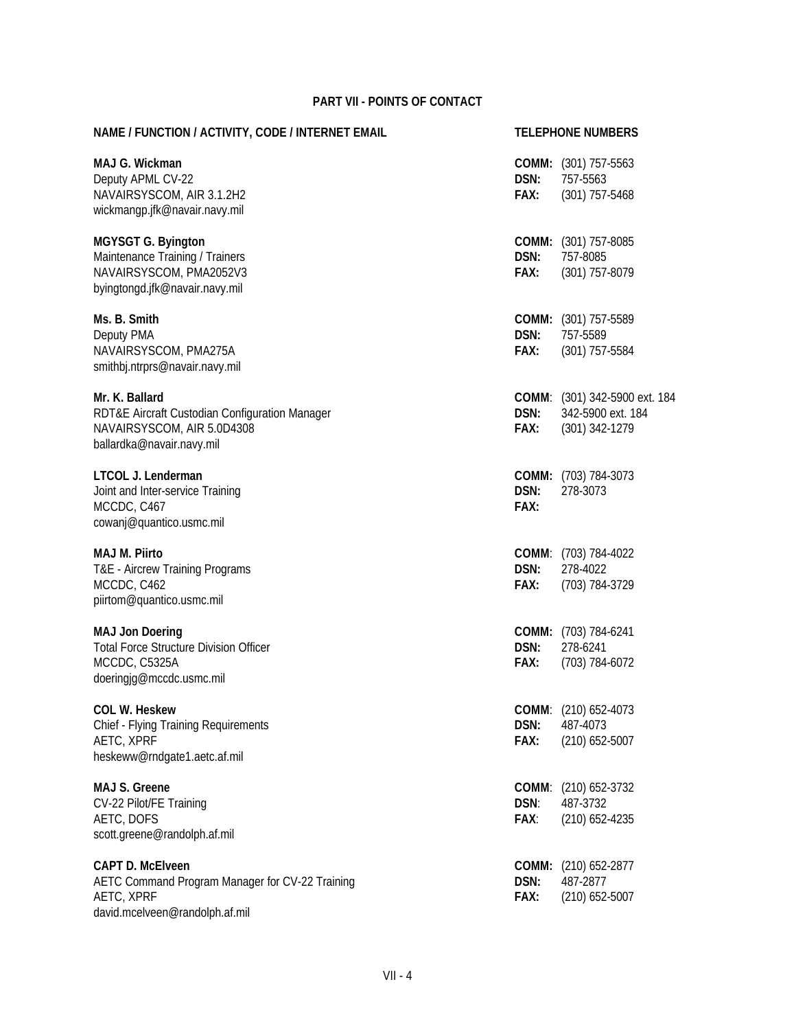## PART VII - POINTS OF CONTACT

| NAME / FUNCTION / ACTIVITY, CODE / INTERNET EMAIL | TELEPHONE NUMBERS |
|---|---|
| **MAJ G. Wickman**<br>Deputy APML CV-22<br>NAVAIRSYSCOM, AIR 3.1.2H2<br>wickmangp.jfk@navair.navy.mil | **COMM:** (301) 757-5563<br>**DSN:** 757-5563<br>**FAX:** (301) 757-5468 |
| **MGYSGT G. Byington**<br>Maintenance Training / Trainers<br>NAVAIRSYSCOM, PMA2052V3<br>byingtongd.jfk@navair.navy.mil | **COMM:** (301) 757-8085<br>**DSN:** 757-8085<br>**FAX:** (301) 757-8079 |
| **Ms. B. Smith**<br>Deputy PMA<br>NAVAIRSYSCOM, PMA275A<br>smithbj.ntrprs@navair.navy.mil | **COMM:** (301) 757-5589<br>**DSN:** 757-5589<br>**FAX:** (301) 757-5584 |
| **Mr. K. Ballard**<br>RDT&E Aircraft Custodian Configuration Manager<br>NAVAIRSYSCOM, AIR 5.0D4308<br>ballardka@navair.navy.mil | **COMM**: (301) 342-5900 ext. 184<br>**DSN:** 342-5900 ext. 184<br>**FAX:** (301) 342-1279 |
| **LTCOL J. Lenderman**<br>Joint and Inter-service Training<br>MCCDC, C467<br>cowanj@quantico.usmc.mil | **COMM:** (703) 784-3073<br>**DSN:** 278-3073<br>**FAX:** |
| **MAJ M. Piirto**<br>T&E - Aircrew Training Programs<br>MCCDC, C462<br>piirtom@quantico.usmc.mil | **COMM**: (703) 784-4022<br>**DSN:** 278-4022<br>**FAX:** (703) 784-3729 |
| **MAJ Jon Doering**<br>Total Force Structure Division Officer<br>MCCDC, C5325A<br>doeringjg@mccdc.usmc.mil | **COMM:** (703) 784-6241<br>**DSN:** 278-6241<br>**FAX:** (703) 784-6072 |
| **COL W. Heskew**<br>Chief - Flying Training Requirements<br>AETC, XPRF<br>heskeww@rndgate1.aetc.af.mil | **COMM**: (210) 652-4073<br>**DSN:** 487-4073<br>**FAX:** (210) 652-5007 |
| **MAJ S. Greene**<br>CV-22 Pilot/FE Training<br>AETC, DOFS<br>scott.greene@randolph.af.mil | **COMM**: (210) 652-3732<br>**DSN**: 487-3732<br>**FAX**: (210) 652-4235 |
| **CAPT D. McElveen**<br>AETC Command Program Manager for CV-22 Training<br>AETC, XPRF<br>david.mcelveen@randolph.af.mil | **COMM:** (210) 652-2877<br>**DSN:** 487-2877<br>**FAX:** (210) 652-5007 |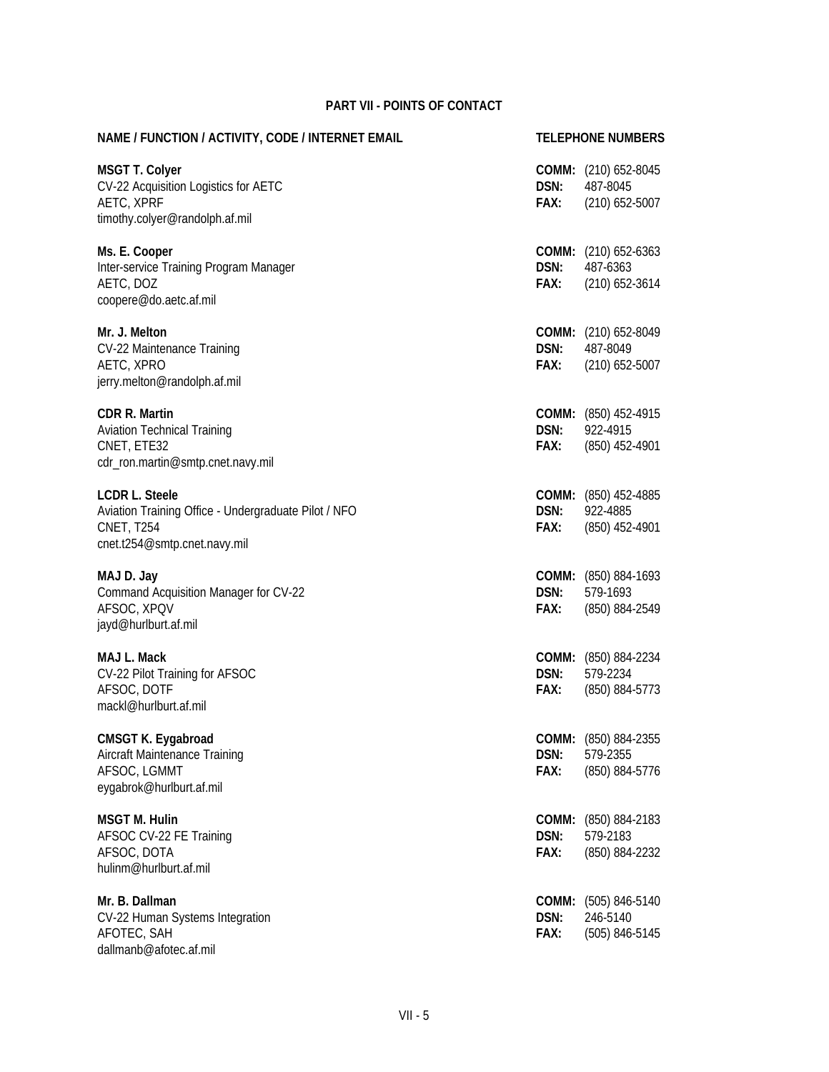## PART VII - POINTS OF CONTACT

| NAME / FUNCTION / ACTIVITY, CODE / INTERNET EMAIL | TELEPHONE NUMBERS |
|---|---|
| **MSGT T. Colyer**<br>CV-22 Acquisition Logistics for AETC<br>AETC, XPRF<br>timothy.colyer@randolph.af.mil | **COMM:** (210) 652-8045<br>**DSN:** 487-8045<br>**FAX:** (210) 652-5007 |
| **Ms. E. Cooper**<br>Inter-service Training Program Manager<br>AETC, DOZ<br>coopere@do.aetc.af.mil | **COMM:** (210) 652-6363<br>**DSN:** 487-6363<br>**FAX:** (210) 652-3614 |
| **Mr. J. Melton**<br>CV-22 Maintenance Training<br>AETC, XPRO<br>jerry.melton@randolph.af.mil | **COMM:** (210) 652-8049<br>**DSN:** 487-8049<br>**FAX:** (210) 652-5007 |
| **CDR R. Martin**<br>Aviation Technical Training<br>CNET, ETE32<br>cdr_ron.martin@smtp.cnet.navy.mil | **COMM:** (850) 452-4915<br>**DSN:** 922-4915<br>**FAX:** (850) 452-4901 |
| **LCDR L. Steele**<br>Aviation Training Office - Undergraduate Pilot / NFO<br>CNET, T254<br>cnet.t254@smtp.cnet.navy.mil | **COMM:** (850) 452-4885<br>**DSN:** 922-4885<br>**FAX:** (850) 452-4901 |
| **MAJ D. Jay**<br>Command Acquisition Manager for CV-22<br>AFSOC, XPQV<br>jayd@hurlburt.af.mil | **COMM:** (850) 884-1693<br>**DSN:** 579-1693<br>**FAX:** (850) 884-2549 |
| **MAJ L. Mack**<br>CV-22 Pilot Training for AFSOC<br>AFSOC, DOTF<br>mackl@hurlburt.af.mil | **COMM:** (850) 884-2234<br>**DSN:** 579-2234<br>**FAX:** (850) 884-5773 |
| **CMSGT K. Eygabroad**<br>Aircraft Maintenance Training<br>AFSOC, LGMMT<br>eygabrok@hurlburt.af.mil | **COMM:** (850) 884-2355<br>**DSN:** 579-2355<br>**FAX:** (850) 884-5776 |
| **MSGT M. Hulin**<br>AFSOC CV-22 FE Training<br>AFSOC, DOTA<br>hulinm@hurlburt.af.mil | **COMM:** (850) 884-2183<br>**DSN:** 579-2183<br>**FAX:** (850) 884-2232 |
| **Mr. B. Dallman**<br>CV-22 Human Systems Integration<br>AFOTEC, SAH<br>dallmanb@afotec.af.mil | **COMM:** (505) 846-5140<br>**DSN:** 246-5140<br>**FAX:** (505) 846-5145 |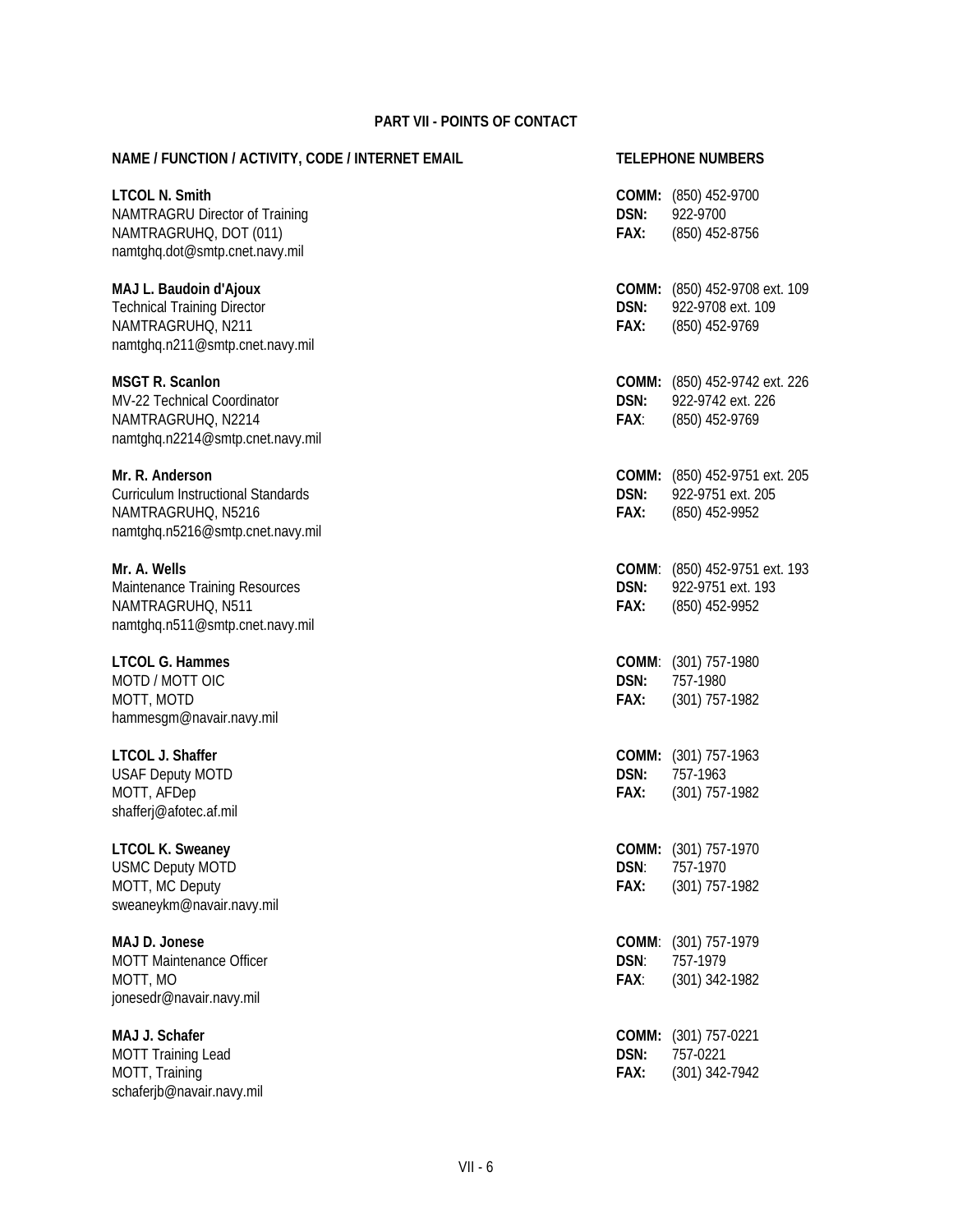## PART VII - POINTS OF CONTACT

| NAME / FUNCTION / ACTIVITY, CODE / INTERNET EMAIL | TELEPHONE NUMBERS |
|---|---|
| **LTCOL N. Smith**<br>NAMTRAGRU Director of Training<br>NAMTRAGRUHQ, DOT (011)<br>namtghq.dot@smtp.cnet.navy.mil | **COMM:** (850) 452-9700<br>**DSN:** 922-9700<br>**FAX:** (850) 452-8756 |
| **MAJ L. Baudoin d'Ajoux**<br>Technical Training Director<br>NAMTRAGRUHQ, N211<br>namtghq.n211@smtp.cnet.navy.mil | **COMM:** (850) 452-9708 ext. 109<br>**DSN:** 922-9708 ext. 109<br>**FAX:** (850) 452-9769 |
| **MSGT R. Scanlon**<br>MV-22 Technical Coordinator<br>NAMTRAGRUHQ, N2214<br>namtghq.n2214@smtp.cnet.navy.mil | **COMM:** (850) 452-9742 ext. 226<br>**DSN:** 922-9742 ext. 226<br>**FAX**: (850) 452-9769 |
| **Mr. R. Anderson**<br>Curriculum Instructional Standards<br>NAMTRAGRUHQ, N5216<br>namtghq.n5216@smtp.cnet.navy.mil | **COMM:** (850) 452-9751 ext. 205<br>**DSN:** 922-9751 ext. 205<br>**FAX:** (850) 452-9952 |
| **Mr. A. Wells**<br>Maintenance Training Resources<br>NAMTRAGRUHQ, N511<br>namtghq.n511@smtp.cnet.navy.mil | **COMM**: (850) 452-9751 ext. 193<br>**DSN:** 922-9751 ext. 193<br>**FAX:** (850) 452-9952 |
| **LTCOL G. Hammes**<br>MOTD / MOTT OIC<br>MOTT, MOTD<br>hammesgm@navair.navy.mil | **COMM**: (301) 757-1980<br>**DSN:** 757-1980<br>**FAX:** (301) 757-1982 |
| **LTCOL J. Shaffer**<br>USAF Deputy MOTD<br>MOTT, AFDep<br>shafferj@afotec.af.mil | **COMM:** (301) 757-1963<br>**DSN:** 757-1963<br>**FAX:** (301) 757-1982 |
| **LTCOL K. Sweaney**<br>USMC Deputy MOTD<br>MOTT, MC Deputy<br>sweaneykm@navair.navy.mil | **COMM:** (301) 757-1970<br>**DSN**: 757-1970<br>**FAX:** (301) 757-1982 |
| **MAJ D. Jonese**<br>MOTT Maintenance Officer<br>MOTT, MO<br>jonesedr@navair.navy.mil | **COMM**: (301) 757-1979<br>**DSN**: 757-1979<br>**FAX**: (301) 342-1982 |
| **MAJ J. Schafer**<br>MOTT Training Lead<br>MOTT, Training<br>schaferjb@navair.navy.mil | **COMM:** (301) 757-0221<br>**DSN:** 757-0221<br>**FAX:** (301) 342-7942 |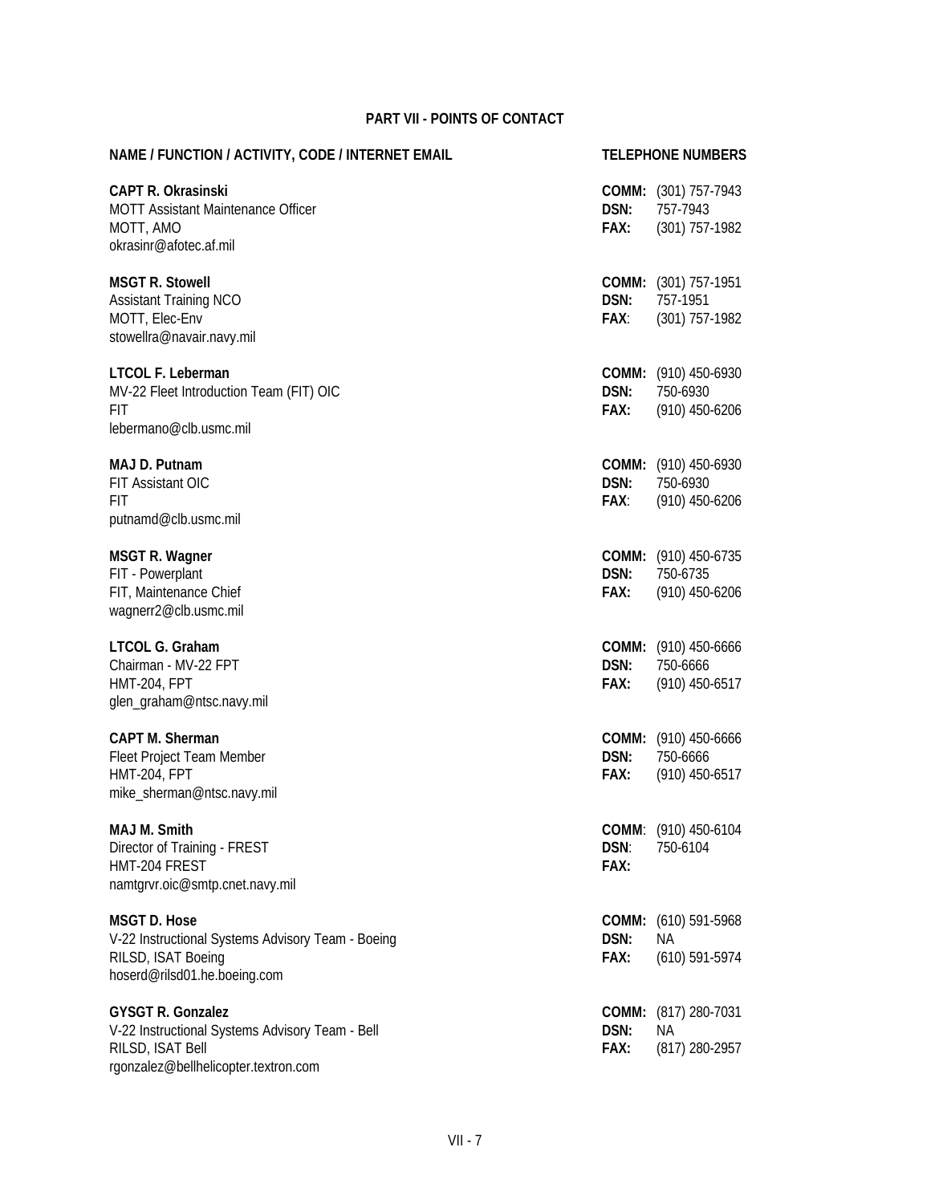## PART VII - POINTS OF CONTACT

| NAME / FUNCTION / ACTIVITY, CODE / INTERNET EMAIL | TELEPHONE NUMBERS | |
|---|---|---|
| **CAPT R. Okrasinski**<br>MOTT Assistant Maintenance Officer<br>MOTT, AMO<br>okrasinr@afotec.af.mil | **COMM:**<br>**DSN:**<br>**FAX:** | (301) 757-7943<br>757-7943<br>(301) 757-1982 |
| **MSGT R. Stowell**<br>Assistant Training NCO<br>MOTT, Elec-Env<br>stowellra@navair.navy.mil | **COMM:**<br>**DSN:**<br>**FAX**: | (301) 757-1951<br>757-1951<br>(301) 757-1982 |
| **LTCOL F. Leberman**<br>MV-22 Fleet Introduction Team (FIT) OIC<br>FIT<br>lebermano@clb.usmc.mil | **COMM:**<br>**DSN:**<br>**FAX:** | (910) 450-6930<br>750-6930<br>(910) 450-6206 |
| **MAJ D. Putnam**<br>FIT Assistant OIC<br>FIT<br>putnamd@clb.usmc.mil | **COMM:**<br>**DSN:**<br>**FAX**: | (910) 450-6930<br>750-6930<br>(910) 450-6206 |
| **MSGT R. Wagner**<br>FIT - Powerplant<br>FIT, Maintenance Chief<br>wagnerr2@clb.usmc.mil | **COMM:**<br>**DSN:**<br>**FAX:** | (910) 450-6735<br>750-6735<br>(910) 450-6206 |
| **LTCOL G. Graham**<br>Chairman - MV-22 FPT<br>HMT-204, FPT<br>glen_graham@ntsc.navy.mil | **COMM:**<br>**DSN:**<br>**FAX:** | (910) 450-6666<br>750-6666<br>(910) 450-6517 |
| **CAPT M. Sherman**<br>Fleet Project Team Member<br>HMT-204, FPT<br>mike_sherman@ntsc.navy.mil | **COMM:**<br>**DSN:**<br>**FAX:** | (910) 450-6666<br>750-6666<br>(910) 450-6517 |
| **MAJ M. Smith**<br>Director of Training - FREST<br>HMT-204 FREST<br>namtgrvr.oic@smtp.cnet.navy.mil | **COMM**:<br>**DSN**:<br>**FAX:** | (910) 450-6104<br>750-6104 |
| **MSGT D. Hose**<br>V-22 Instructional Systems Advisory Team - Boeing<br>RILSD, ISAT Boeing<br>hoserd@rilsd01.he.boeing.com | **COMM:**<br>**DSN:**<br>**FAX:** | (610) 591-5968<br>NA<br>(610) 591-5974 |
| **GYSGT R. Gonzalez**<br>V-22 Instructional Systems Advisory Team - Bell<br>RILSD, ISAT Bell<br>rgonzalez@bellhelicopter.textron.com | **COMM:**<br>**DSN:**<br>**FAX:** | (817) 280-7031<br>NA<br>(817) 280-2957 |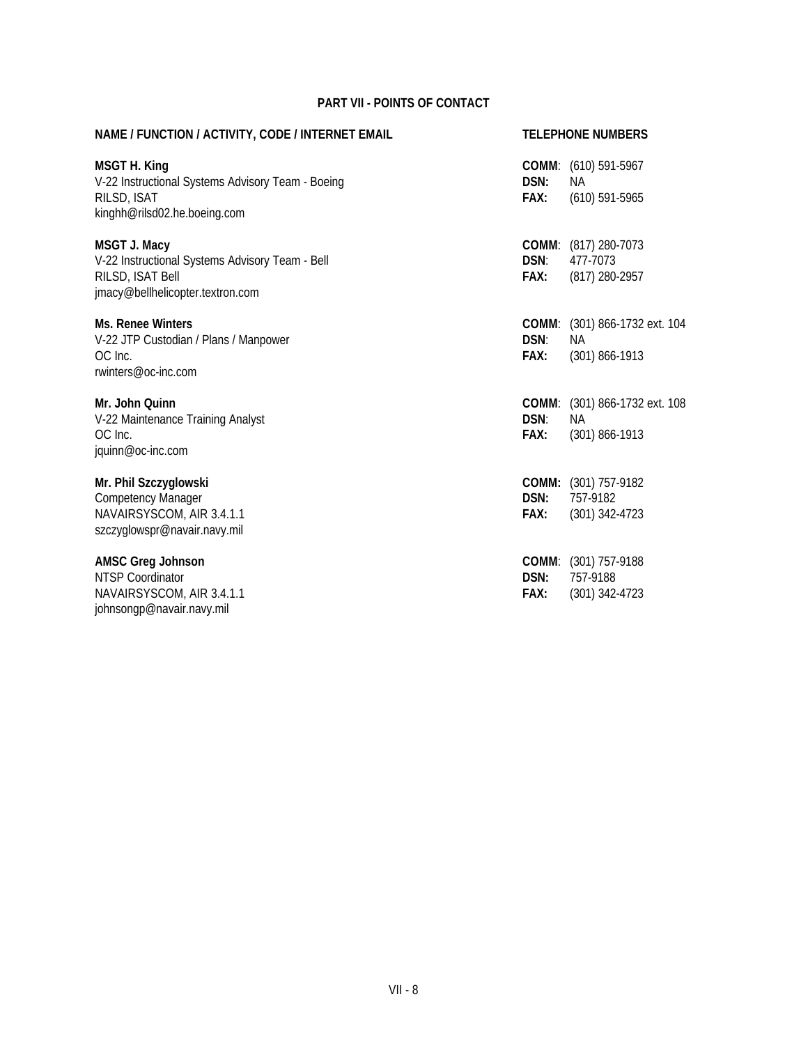## PART VII - POINTS OF CONTACT

| NAME / FUNCTION / ACTIVITY, CODE / INTERNET EMAIL | TELEPHONE NUMBERS |
|---|---|
| **MSGT H. King**<br>V-22 Instructional Systems Advisory Team - Boeing<br>RILSD, ISAT<br>kinghh@rilsd02.he.boeing.com | **COMM**: (610) 591-5967<br>**DSN:** NA<br>**FAX:** (610) 591-5965 |
| **MSGT J. Macy**<br>V-22 Instructional Systems Advisory Team - Bell<br>RILSD, ISAT Bell<br>jmacy@bellhelicopter.textron.com | **COMM**: (817) 280-7073<br>**DSN**: 477-7073<br>**FAX:** (817) 280-2957 |
| **Ms. Renee Winters**<br>V-22 JTP Custodian / Plans / Manpower<br>OC Inc.<br>rwinters@oc-inc.com | **COMM**: (301) 866-1732 ext. 104<br>**DSN**: NA<br>**FAX:** (301) 866-1913 |
| **Mr. John Quinn**<br>V-22 Maintenance Training Analyst<br>OC Inc.<br>jquinn@oc-inc.com | **COMM**: (301) 866-1732 ext. 108<br>**DSN**: NA<br>**FAX:** (301) 866-1913 |
| **Mr. Phil Szczyglowski**<br>Competency Manager<br>NAVAIRSYSCOM, AIR 3.4.1.1<br>szczyglowspr@navair.navy.mil | **COMM:** (301) 757-9182<br>**DSN:** 757-9182<br>**FAX:** (301) 342-4723 |
| **AMSC Greg Johnson**<br>NTSP Coordinator<br>NAVAIRSYSCOM, AIR 3.4.1.1<br>johnsongp@navair.navy.mil | **COMM**: (301) 757-9188<br>**DSN:** 757-9188<br>**FAX:** (301) 342-4723 |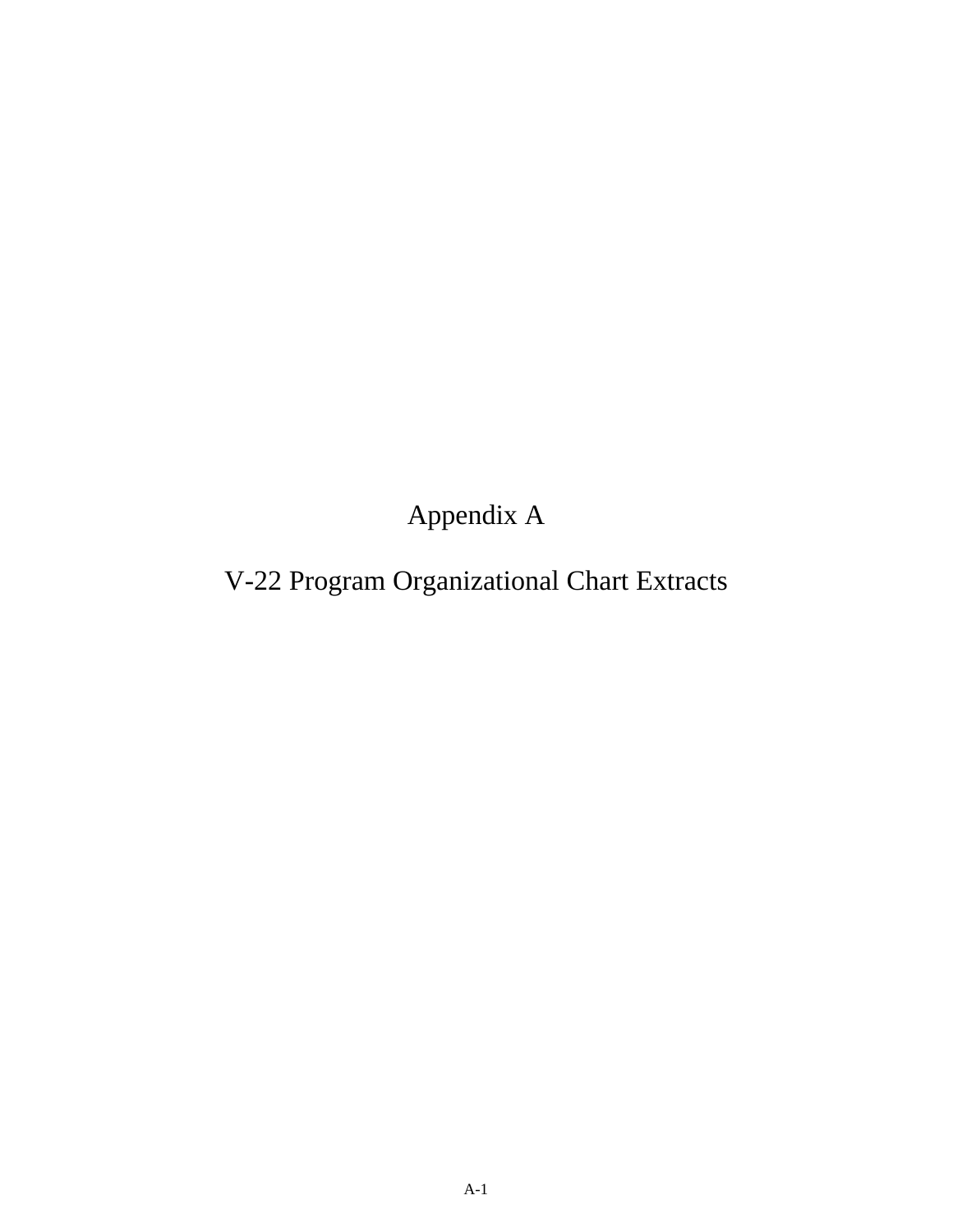# Appendix A

# V-22 Program Organizational Chart Extracts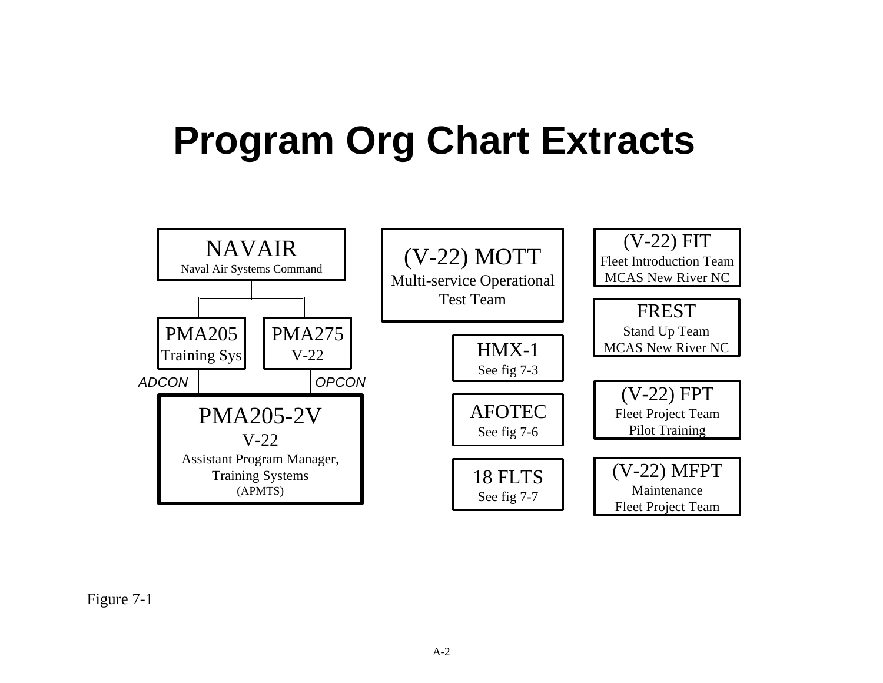# Program Org Chart Extracts

**NAVAIR**
Naval Air Systems Command

- **PMA205** — Training Sys (ADCON)
- **PMA275** — V-22 (OPCON)

**PMA205-2V**
V-22
Assistant Program Manager, Training Systems
(APMTS)

**(V-22) MOTT**
Multi-service Operational Test Team

**HMX-1**
See fig 7-3

**AFOTEC**
See fig 7-6

**18 FLTS**
See fig 7-7

**(V-22) FIT**
Fleet Introduction Team
MCAS New River NC

**FREST**
Stand Up Team
MCAS New River NC

**(V-22) FPT**
Fleet Project Team
Pilot Training

**(V-22) MFPT**
Maintenance
Fleet Project Team

Figure 7-1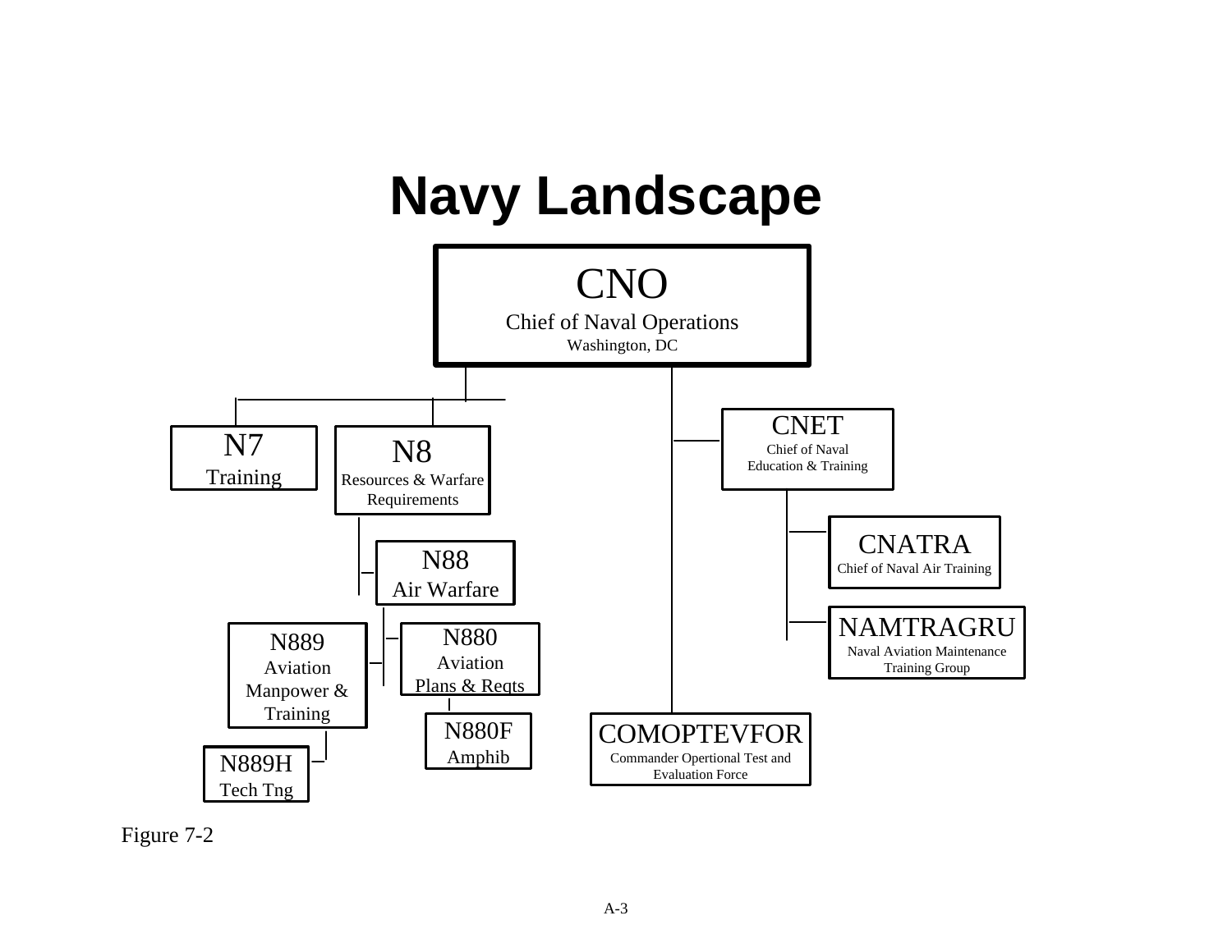# Navy Landscape

- **CNO** – Chief of Naval Operations, Washington, DC
  - **N7** – Training
  - **N8** – Resources & Warfare Requirements
    - **N88** – Air Warfare
      - **N889** – Aviation Manpower & Training
        - **N889H** – Tech Tng
      - **N880** – Aviation Plans & Reqts
        - **N880F** – Amphib
  - **CNET** – Chief of Naval Education & Training
    - **CNATRA** – Chief of Naval Air Training
    - **NAMTRAGRU** – Naval Aviation Maintenance Training Group
  - **COMOPTEVFOR** – Commander Opertional Test and Evaluation Force

Figure 7-2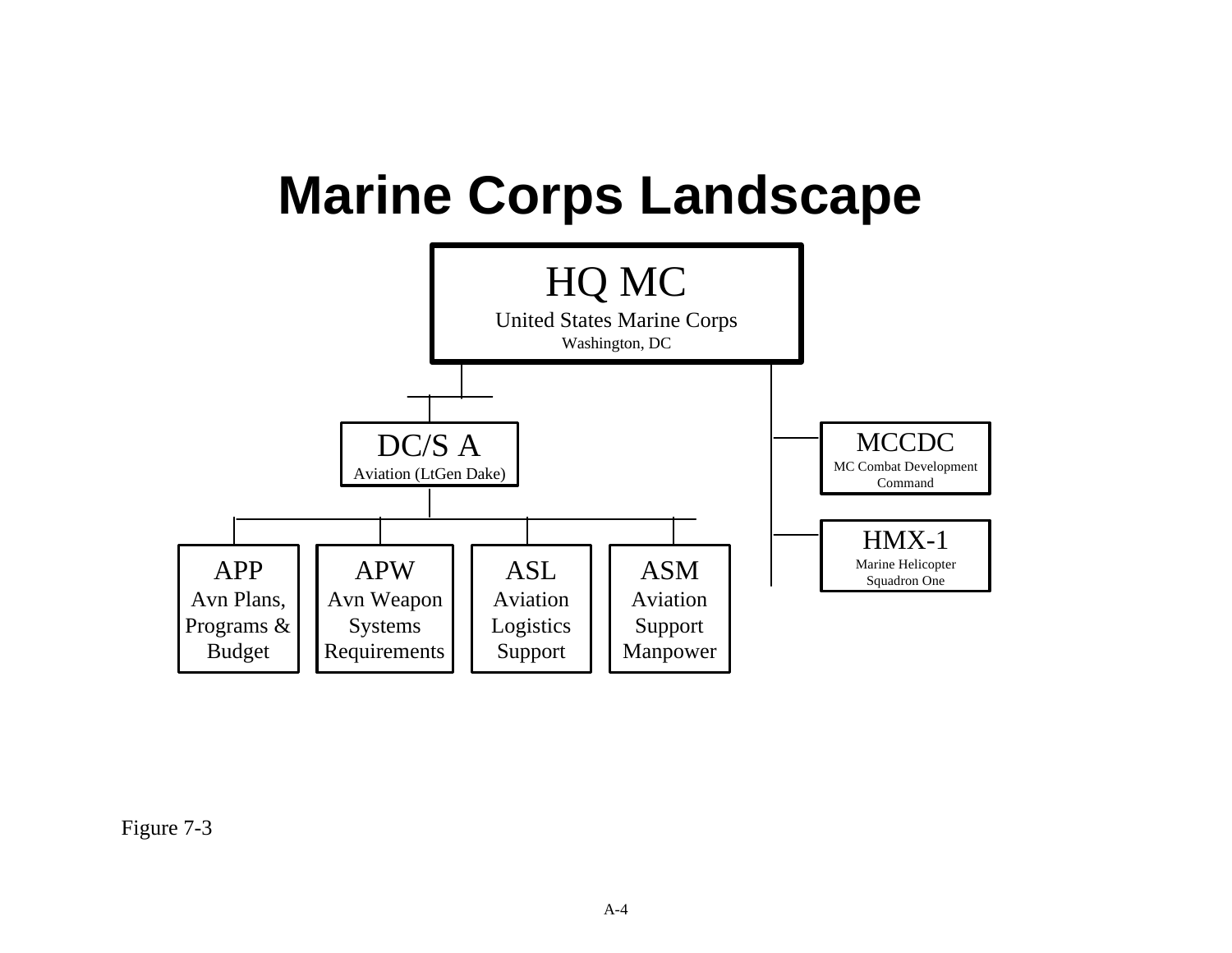# Marine Corps Landscape

- **HQ MC** — United States Marine Corps, Washington, DC
  - **DC/S A** — Aviation (LtGen Dake)
    - **APP** — Avn Plans, Programs & Budget
    - **APW** — Avn Weapon Systems Requirements
    - **ASL** — Aviation Logistics Support
    - **ASM** — Aviation Support Manpower
  - **MCCDC** — MC Combat Development Command
  - **HMX-1** — Marine Helicopter Squadron One

Figure 7-3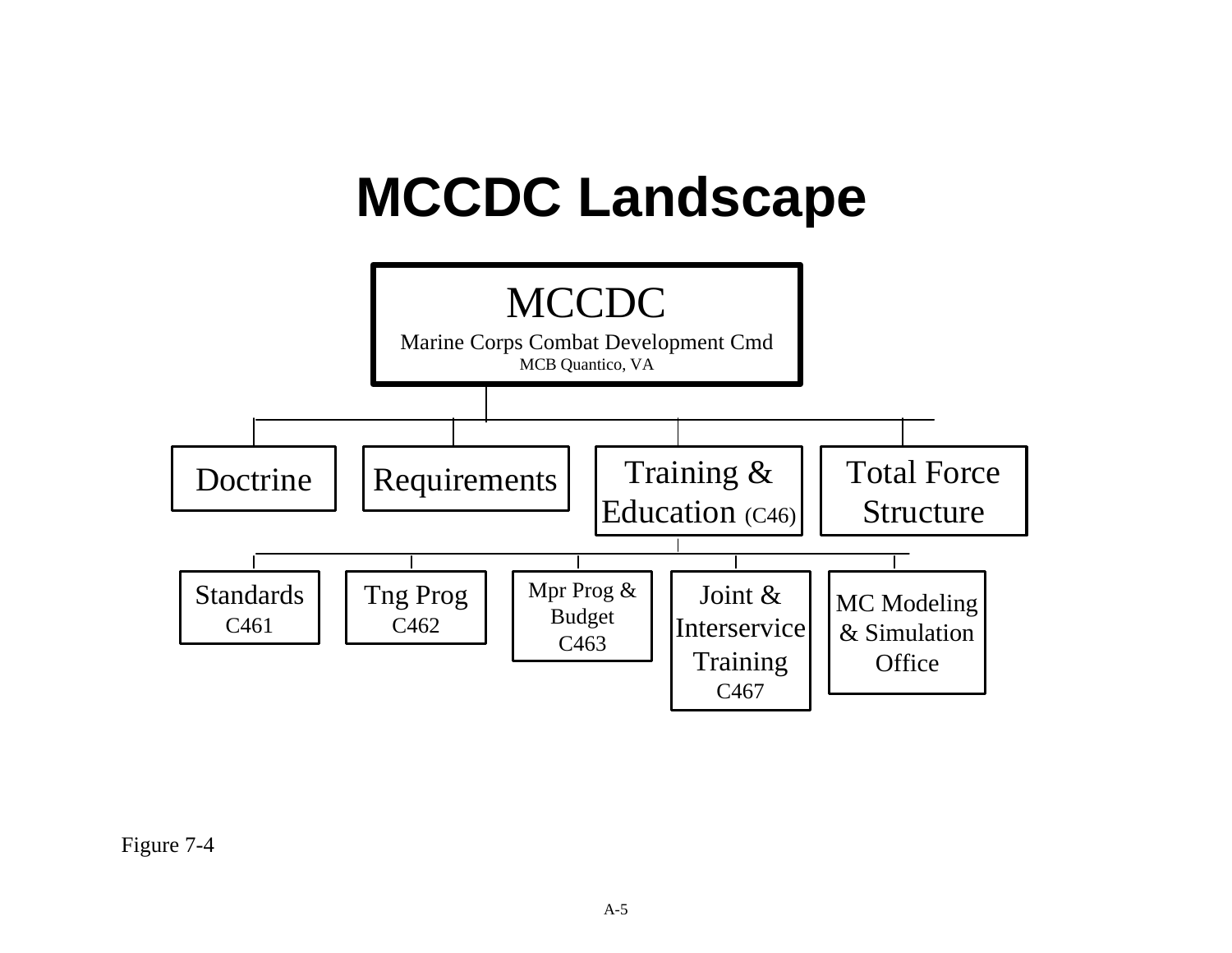# MCCDC Landscape

**MCCDC**
Marine Corps Combat Development Cmd
MCB Quantico, VA

- Doctrine
- Requirements
- Training & Education (C46)
  - Standards C461
  - Tng Prog C462
  - Mpr Prog & Budget C463
  - Joint & Interservice Training C467
  - MC Modeling & Simulation Office
- Total Force Structure

Figure 7-4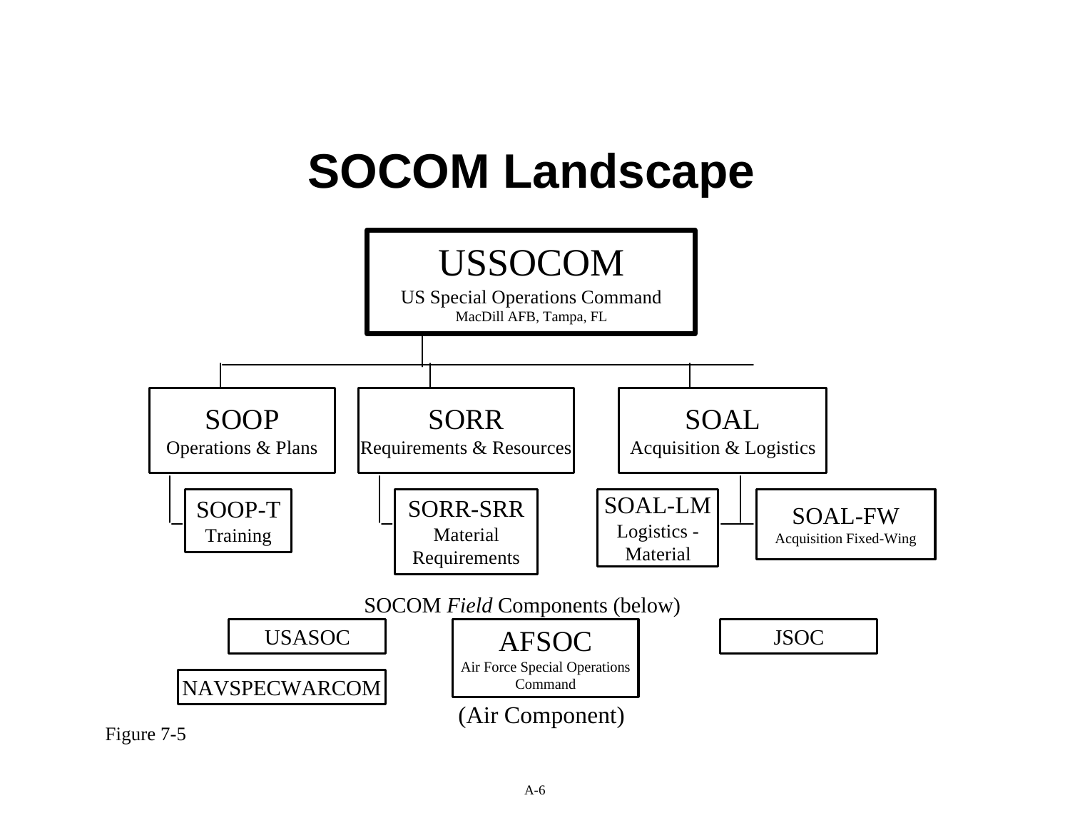# SOCOM Landscape

**USSOCOM**
US Special Operations Command
MacDill AFB, Tampa, FL

- **SOOP** – Operations & Plans
  - **SOOP-T** – Training
- **SORR** – Requirements & Resources
  - **SORR-SRR** – Material Requirements
- **SOAL** – Acquisition & Logistics
  - **SOAL-LM** – Logistics - Material
  - **SOAL-FW** – Acquisition Fixed-Wing

SOCOM *Field* Components (below)

- USASOC
- NAVSPECWARCOM
- AFSOC – Air Force Special Operations Command (Air Component)
- JSOC

Figure 7-5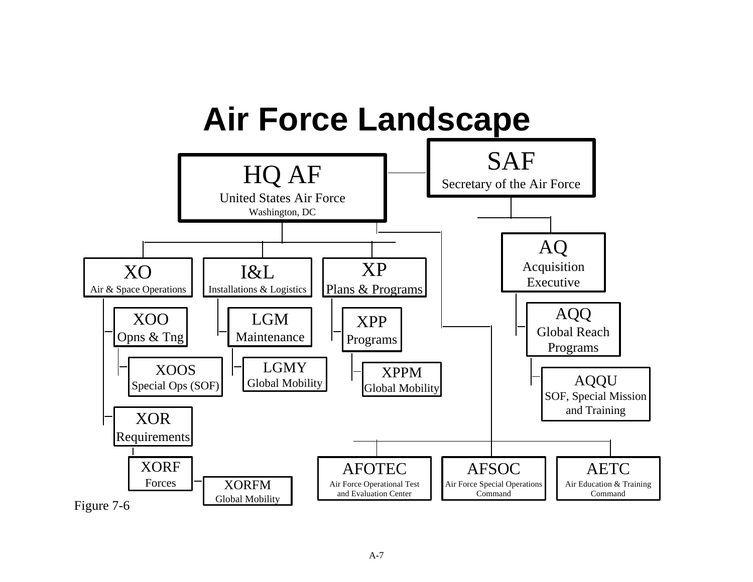# Air Force Landscape

- **SAF** – Secretary of the Air Force
  - **AQ** – Acquisition Executive
    - **AQQ** – Global Reach Programs
      - **AQQU** – SOF, Special Mission and Training
- **HQ AF** – United States Air Force, Washington, DC
  - **XO** – Air & Space Operations
    - **XOO** – Opns & Tng
      - **XOOS** – Special Ops (SOF)
    - **XOR** – Requirements
      - **XORF** – Forces
        - **XORFM** – Global Mobility
  - **I&L** – Installations & Logistics
    - **LGM** – Maintenance
      - **LGMY** – Global Mobility
  - **XP** – Plans & Programs
    - **XPP** – Programs
      - **XPPM** – Global Mobility
  - **AFOTEC** – Air Force Operational Test and Evaluation Center
  - **AFSOC** – Air Force Special Operations Command
  - **AETC** – Air Education & Training Command

Figure 7-6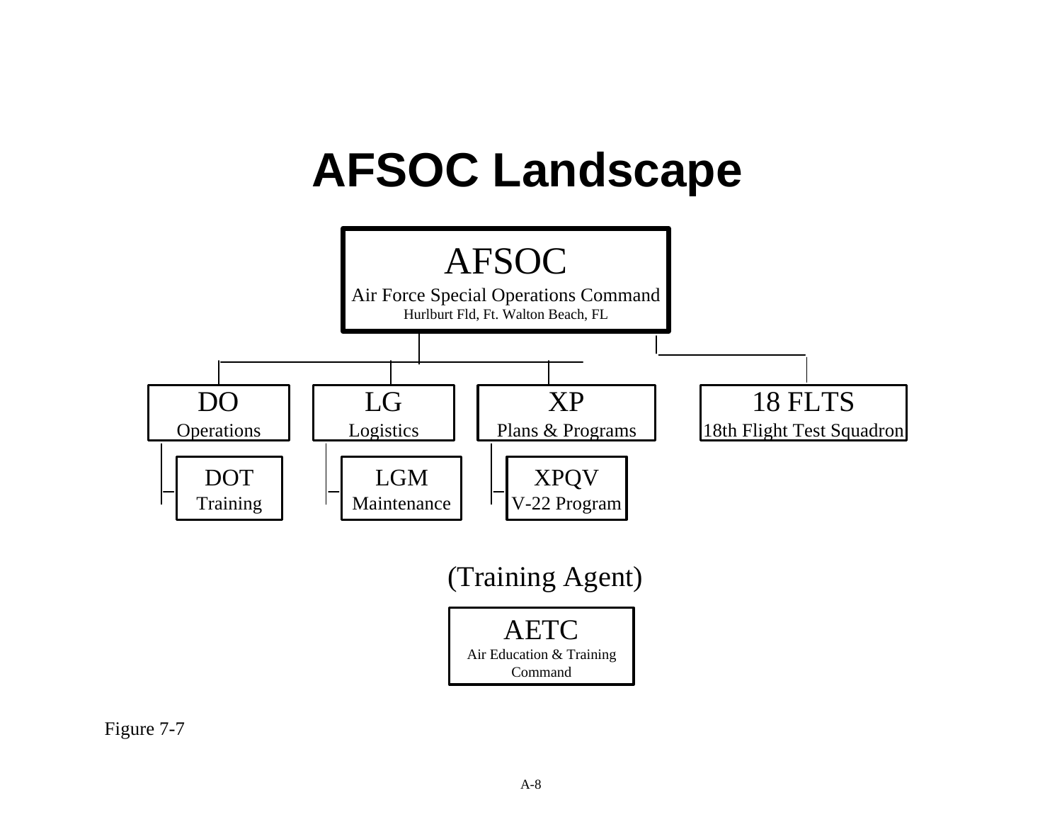# AFSOC Landscape

**AFSOC**
Air Force Special Operations Command
Hurlburt Fld, Ft. Walton Beach, FL

- **DO** — Operations
  - **DOT** — Training
- **LG** — Logistics
  - **LGM** — Maintenance
- **XP** — Plans & Programs
  - **XPQV** — V-22 Program
- **18 FLTS** — 18th Flight Test Squadron

(Training Agent)

**AETC**
Air Education & Training Command

Figure 7-7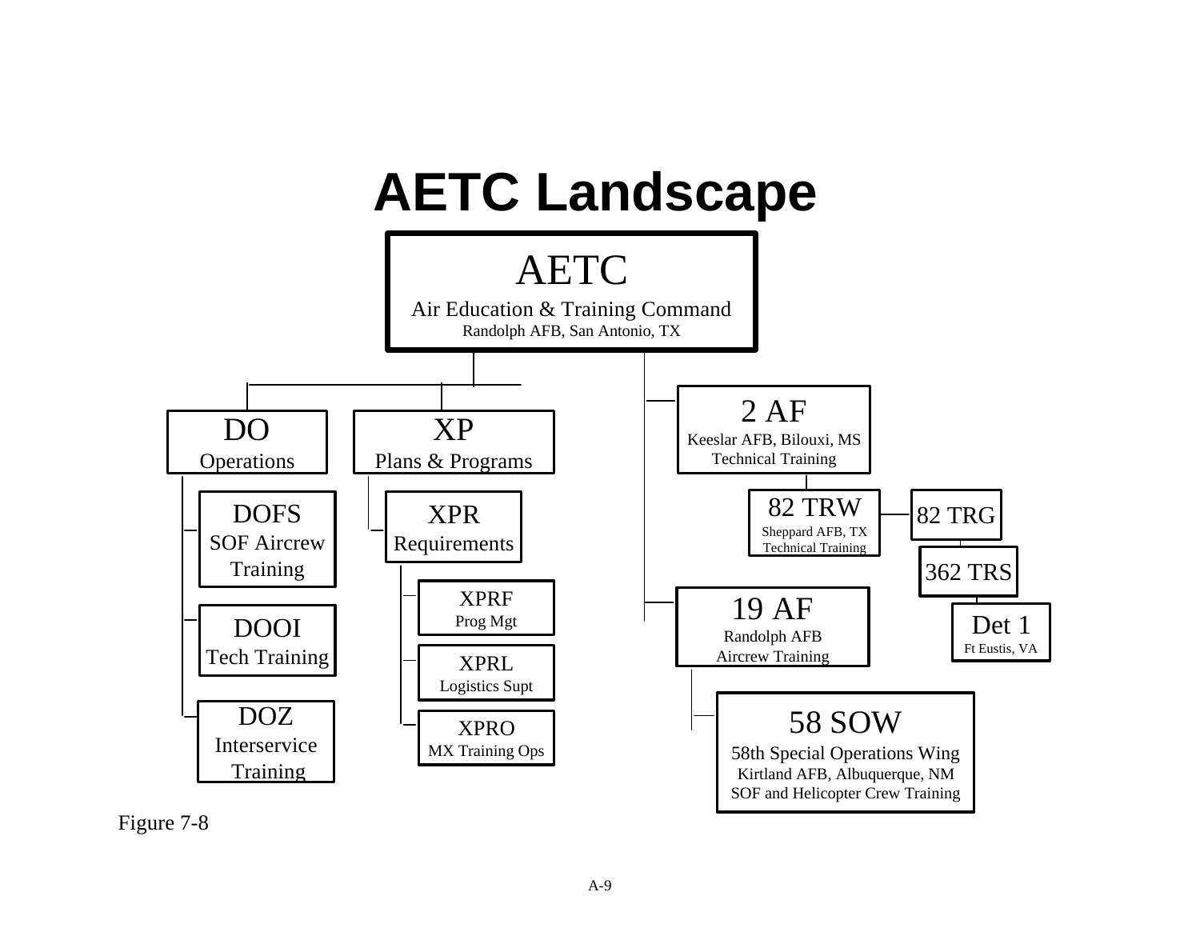# AETC Landscape

- **AETC** — Air Education & Training Command, Randolph AFB, San Antonio, TX
  - **DO** — Operations
    - **DOFS** — SOF Aircrew Training
    - **DOOI** — Tech Training
    - **DOZ** — Interservice Training
  - **XP** — Plans & Programs
    - **XPR** — Requirements
      - **XPRF** — Prog Mgt
      - **XPRL** — Logistics Supt
      - **XPRO** — MX Training Ops
  - **2 AF** — Keeslar AFB, Bilouxi, MS, Technical Training
    - **82 TRW** — Sheppard AFB, TX, Technical Training
      - **82 TRG**
        - **362 TRS**
          - **Det 1** — Ft Eustis, VA
  - **19 AF** — Randolph AFB, Aircrew Training
    - **58 SOW** — 58th Special Operations Wing, Kirtland AFB, Albuquerque, NM, SOF and Helicopter Crew Training

Figure 7-8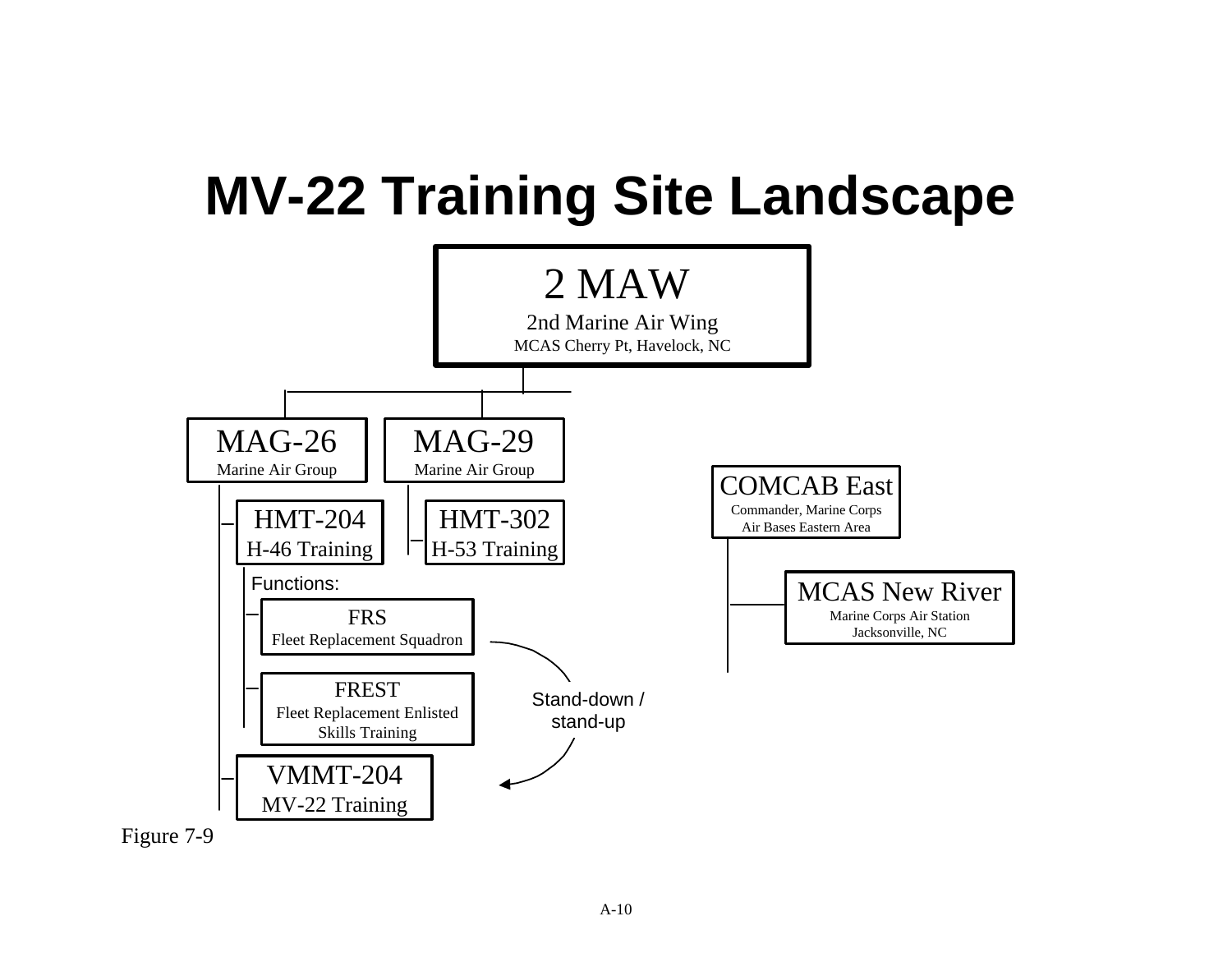# MV-22 Training Site Landscape

- **2 MAW**
  2nd Marine Air Wing
  MCAS Cherry Pt, Havelock, NC
  - **MAG-26**
    Marine Air Group
    - **HMT-204**
      H-46 Training
      - Functions:
        - **FRS**
          Fleet Replacement Squadron
        - **FREST**
          Fleet Replacement Enlisted Skills Training
    - **VMMT-204**
      MV-22 Training
  - **MAG-29**
    Marine Air Group
    - **HMT-302**
      H-53 Training

- **COMCAB East**
  Commander, Marine Corps Air Bases Eastern Area
  - **MCAS New River**
    Marine Corps Air Station
    Jacksonville, NC

Stand-down / stand-up (FRS → VMMT-204)

Figure 7-9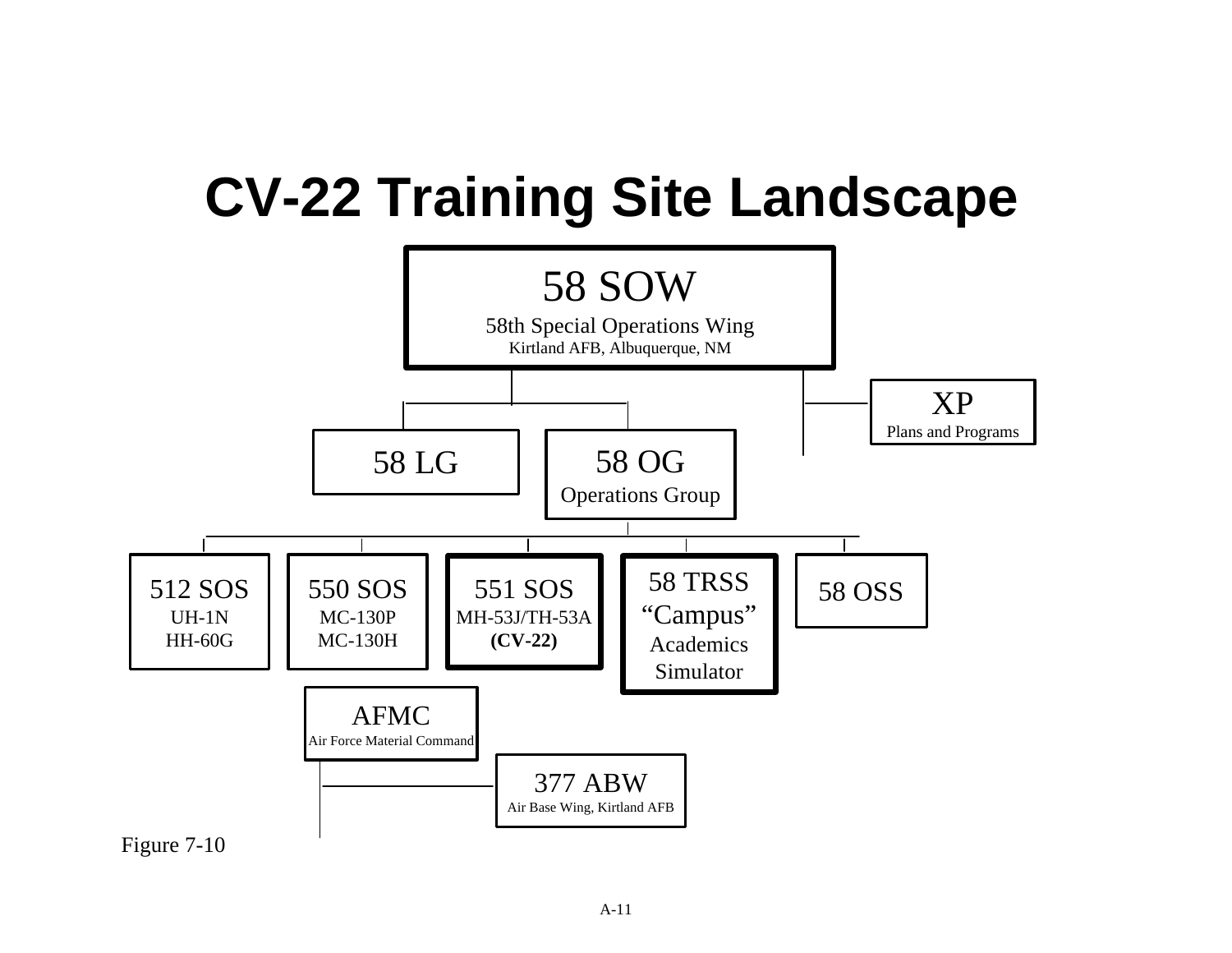# CV-22 Training Site Landscape

58 SOW
58th Special Operations Wing
Kirtland AFB, Albuquerque, NM

XP
Plans and Programs

58 LG

58 OG
Operations Group

512 SOS
UH-1N
HH-60G

550 SOS
MC-130P
MC-130H

551 SOS
MH-53J/TH-53A
**(CV-22)**

58 TRSS
"Campus"
Academics
Simulator

58 OSS

AFMC
Air Force Material Command

377 ABW
Air Base Wing, Kirtland AFB

Figure 7-10